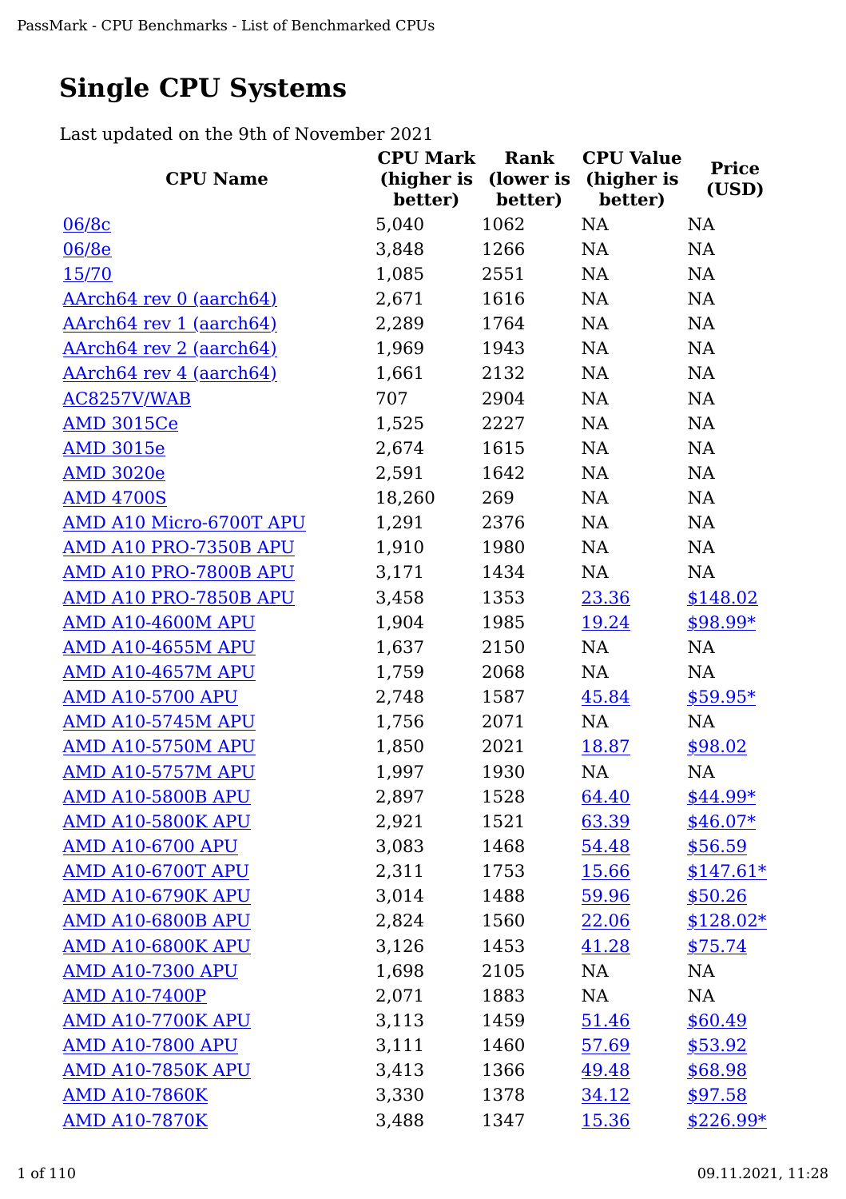# Single CPU Systems

Last updated on the 9th of November 2021

| CPU Name | CPU Mark (higher is better) | Rank (lower is better) | CPU Value (higher is better) | Price (USD) |
|---|---|---|---|---|
| 06/8c | 5,040 | 1062 | NA | NA |
| 06/8e | 3,848 | 1266 | NA | NA |
| 15/70 | 1,085 | 2551 | NA | NA |
| AArch64 rev 0 (aarch64) | 2,671 | 1616 | NA | NA |
| AArch64 rev 1 (aarch64) | 2,289 | 1764 | NA | NA |
| AArch64 rev 2 (aarch64) | 1,969 | 1943 | NA | NA |
| AArch64 rev 4 (aarch64) | 1,661 | 2132 | NA | NA |
| AC8257V/WAB | 707 | 2904 | NA | NA |
| AMD 3015Ce | 1,525 | 2227 | NA | NA |
| AMD 3015e | 2,674 | 1615 | NA | NA |
| AMD 3020e | 2,591 | 1642 | NA | NA |
| AMD 4700S | 18,260 | 269 | NA | NA |
| AMD A10 Micro-6700T APU | 1,291 | 2376 | NA | NA |
| AMD A10 PRO-7350B APU | 1,910 | 1980 | NA | NA |
| AMD A10 PRO-7800B APU | 3,171 | 1434 | NA | NA |
| AMD A10 PRO-7850B APU | 3,458 | 1353 | 23.36 | $148.02 |
| AMD A10-4600M APU | 1,904 | 1985 | 19.24 | $98.99* |
| AMD A10-4655M APU | 1,637 | 2150 | NA | NA |
| AMD A10-4657M APU | 1,759 | 2068 | NA | NA |
| AMD A10-5700 APU | 2,748 | 1587 | 45.84 | $59.95* |
| AMD A10-5745M APU | 1,756 | 2071 | NA | NA |
| AMD A10-5750M APU | 1,850 | 2021 | 18.87 | $98.02 |
| AMD A10-5757M APU | 1,997 | 1930 | NA | NA |
| AMD A10-5800B APU | 2,897 | 1528 | 64.40 | $44.99* |
| AMD A10-5800K APU | 2,921 | 1521 | 63.39 | $46.07* |
| AMD A10-6700 APU | 3,083 | 1468 | 54.48 | $56.59 |
| AMD A10-6700T APU | 2,311 | 1753 | 15.66 | $147.61* |
| AMD A10-6790K APU | 3,014 | 1488 | 59.96 | $50.26 |
| AMD A10-6800B APU | 2,824 | 1560 | 22.06 | $128.02* |
| AMD A10-6800K APU | 3,126 | 1453 | 41.28 | $75.74 |
| AMD A10-7300 APU | 1,698 | 2105 | NA | NA |
| AMD A10-7400P | 2,071 | 1883 | NA | NA |
| AMD A10-7700K APU | 3,113 | 1459 | 51.46 | $60.49 |
| AMD A10-7800 APU | 3,111 | 1460 | 57.69 | $53.92 |
| AMD A10-7850K APU | 3,413 | 1366 | 49.48 | $68.98 |
| AMD A10-7860K | 3,330 | 1378 | 34.12 | $97.58 |
| AMD A10-7870K | 3,488 | 1347 | 15.36 | $226.99* |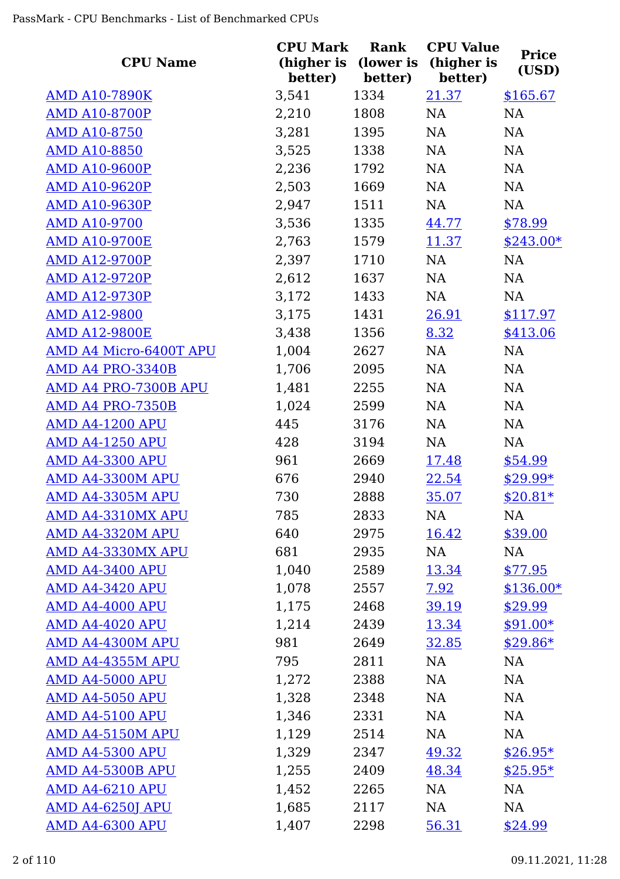| CPU Name | CPU Mark (higher is better) | Rank (lower is better) | CPU Value (higher is better) | Price (USD) |
|---|---|---|---|---|
| AMD A10-7890K | 3,541 | 1334 | 21.37 | $165.67 |
| AMD A10-8700P | 2,210 | 1808 | NA | NA |
| AMD A10-8750 | 3,281 | 1395 | NA | NA |
| AMD A10-8850 | 3,525 | 1338 | NA | NA |
| AMD A10-9600P | 2,236 | 1792 | NA | NA |
| AMD A10-9620P | 2,503 | 1669 | NA | NA |
| AMD A10-9630P | 2,947 | 1511 | NA | NA |
| AMD A10-9700 | 3,536 | 1335 | 44.77 | $78.99 |
| AMD A10-9700E | 2,763 | 1579 | 11.37 | $243.00* |
| AMD A12-9700P | 2,397 | 1710 | NA | NA |
| AMD A12-9720P | 2,612 | 1637 | NA | NA |
| AMD A12-9730P | 3,172 | 1433 | NA | NA |
| AMD A12-9800 | 3,175 | 1431 | 26.91 | $117.97 |
| AMD A12-9800E | 3,438 | 1356 | 8.32 | $413.06 |
| AMD A4 Micro-6400T APU | 1,004 | 2627 | NA | NA |
| AMD A4 PRO-3340B | 1,706 | 2095 | NA | NA |
| AMD A4 PRO-7300B APU | 1,481 | 2255 | NA | NA |
| AMD A4 PRO-7350B | 1,024 | 2599 | NA | NA |
| AMD A4-1200 APU | 445 | 3176 | NA | NA |
| AMD A4-1250 APU | 428 | 3194 | NA | NA |
| AMD A4-3300 APU | 961 | 2669 | 17.48 | $54.99 |
| AMD A4-3300M APU | 676 | 2940 | 22.54 | $29.99* |
| AMD A4-3305M APU | 730 | 2888 | 35.07 | $20.81* |
| AMD A4-3310MX APU | 785 | 2833 | NA | NA |
| AMD A4-3320M APU | 640 | 2975 | 16.42 | $39.00 |
| AMD A4-3330MX APU | 681 | 2935 | NA | NA |
| AMD A4-3400 APU | 1,040 | 2589 | 13.34 | $77.95 |
| AMD A4-3420 APU | 1,078 | 2557 | 7.92 | $136.00* |
| AMD A4-4000 APU | 1,175 | 2468 | 39.19 | $29.99 |
| AMD A4-4020 APU | 1,214 | 2439 | 13.34 | $91.00* |
| AMD A4-4300M APU | 981 | 2649 | 32.85 | $29.86* |
| AMD A4-4355M APU | 795 | 2811 | NA | NA |
| AMD A4-5000 APU | 1,272 | 2388 | NA | NA |
| AMD A4-5050 APU | 1,328 | 2348 | NA | NA |
| AMD A4-5100 APU | 1,346 | 2331 | NA | NA |
| AMD A4-5150M APU | 1,129 | 2514 | NA | NA |
| AMD A4-5300 APU | 1,329 | 2347 | 49.32 | $26.95* |
| AMD A4-5300B APU | 1,255 | 2409 | 48.34 | $25.95* |
| AMD A4-6210 APU | 1,452 | 2265 | NA | NA |
| AMD A4-6250J APU | 1,685 | 2117 | NA | NA |
| AMD A4-6300 APU | 1,407 | 2298 | 56.31 | $24.99 |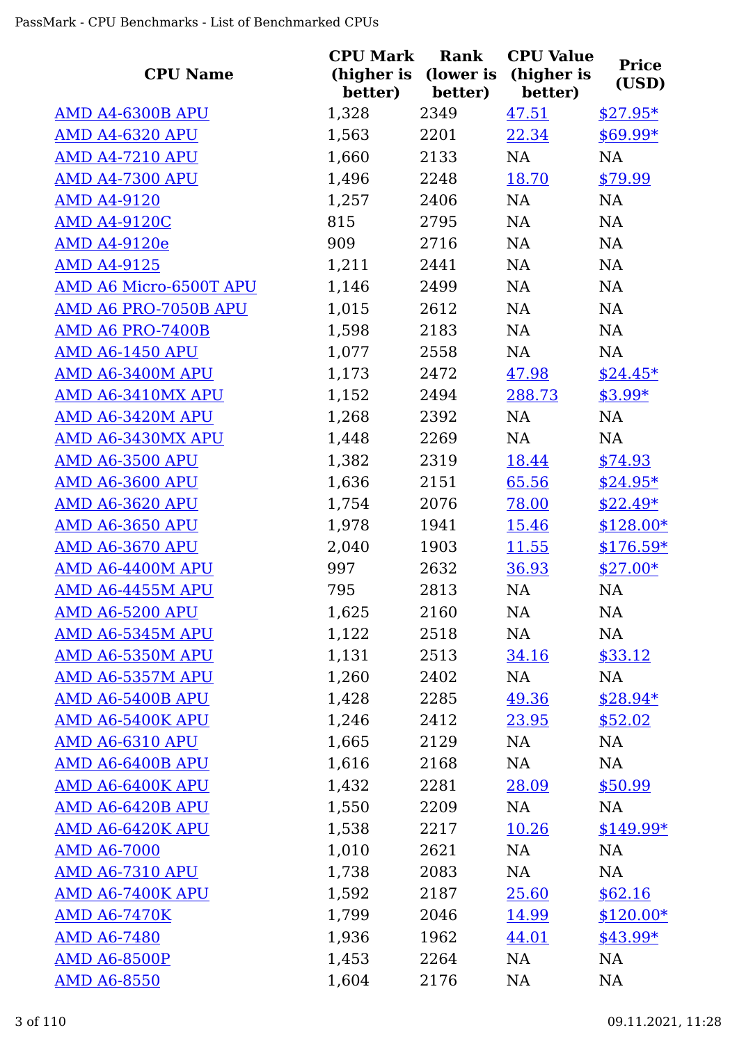| CPU Name | CPU Mark (higher is better) | Rank (lower is better) | CPU Value (higher is better) | Price (USD) |
|---|---|---|---|---|
| AMD A4-6300B APU | 1,328 | 2349 | 47.51 | $27.95* |
| AMD A4-6320 APU | 1,563 | 2201 | 22.34 | $69.99* |
| AMD A4-7210 APU | 1,660 | 2133 | NA | NA |
| AMD A4-7300 APU | 1,496 | 2248 | 18.70 | $79.99 |
| AMD A4-9120 | 1,257 | 2406 | NA | NA |
| AMD A4-9120C | 815 | 2795 | NA | NA |
| AMD A4-9120e | 909 | 2716 | NA | NA |
| AMD A4-9125 | 1,211 | 2441 | NA | NA |
| AMD A6 Micro-6500T APU | 1,146 | 2499 | NA | NA |
| AMD A6 PRO-7050B APU | 1,015 | 2612 | NA | NA |
| AMD A6 PRO-7400B | 1,598 | 2183 | NA | NA |
| AMD A6-1450 APU | 1,077 | 2558 | NA | NA |
| AMD A6-3400M APU | 1,173 | 2472 | 47.98 | $24.45* |
| AMD A6-3410MX APU | 1,152 | 2494 | 288.73 | $3.99* |
| AMD A6-3420M APU | 1,268 | 2392 | NA | NA |
| AMD A6-3430MX APU | 1,448 | 2269 | NA | NA |
| AMD A6-3500 APU | 1,382 | 2319 | 18.44 | $74.93 |
| AMD A6-3600 APU | 1,636 | 2151 | 65.56 | $24.95* |
| AMD A6-3620 APU | 1,754 | 2076 | 78.00 | $22.49* |
| AMD A6-3650 APU | 1,978 | 1941 | 15.46 | $128.00* |
| AMD A6-3670 APU | 2,040 | 1903 | 11.55 | $176.59* |
| AMD A6-4400M APU | 997 | 2632 | 36.93 | $27.00* |
| AMD A6-4455M APU | 795 | 2813 | NA | NA |
| AMD A6-5200 APU | 1,625 | 2160 | NA | NA |
| AMD A6-5345M APU | 1,122 | 2518 | NA | NA |
| AMD A6-5350M APU | 1,131 | 2513 | 34.16 | $33.12 |
| AMD A6-5357M APU | 1,260 | 2402 | NA | NA |
| AMD A6-5400B APU | 1,428 | 2285 | 49.36 | $28.94* |
| AMD A6-5400K APU | 1,246 | 2412 | 23.95 | $52.02 |
| AMD A6-6310 APU | 1,665 | 2129 | NA | NA |
| AMD A6-6400B APU | 1,616 | 2168 | NA | NA |
| AMD A6-6400K APU | 1,432 | 2281 | 28.09 | $50.99 |
| AMD A6-6420B APU | 1,550 | 2209 | NA | NA |
| AMD A6-6420K APU | 1,538 | 2217 | 10.26 | $149.99* |
| AMD A6-7000 | 1,010 | 2621 | NA | NA |
| AMD A6-7310 APU | 1,738 | 2083 | NA | NA |
| AMD A6-7400K APU | 1,592 | 2187 | 25.60 | $62.16 |
| AMD A6-7470K | 1,799 | 2046 | 14.99 | $120.00* |
| AMD A6-7480 | 1,936 | 1962 | 44.01 | $43.99* |
| AMD A6-8500P | 1,453 | 2264 | NA | NA |
| AMD A6-8550 | 1,604 | 2176 | NA | NA |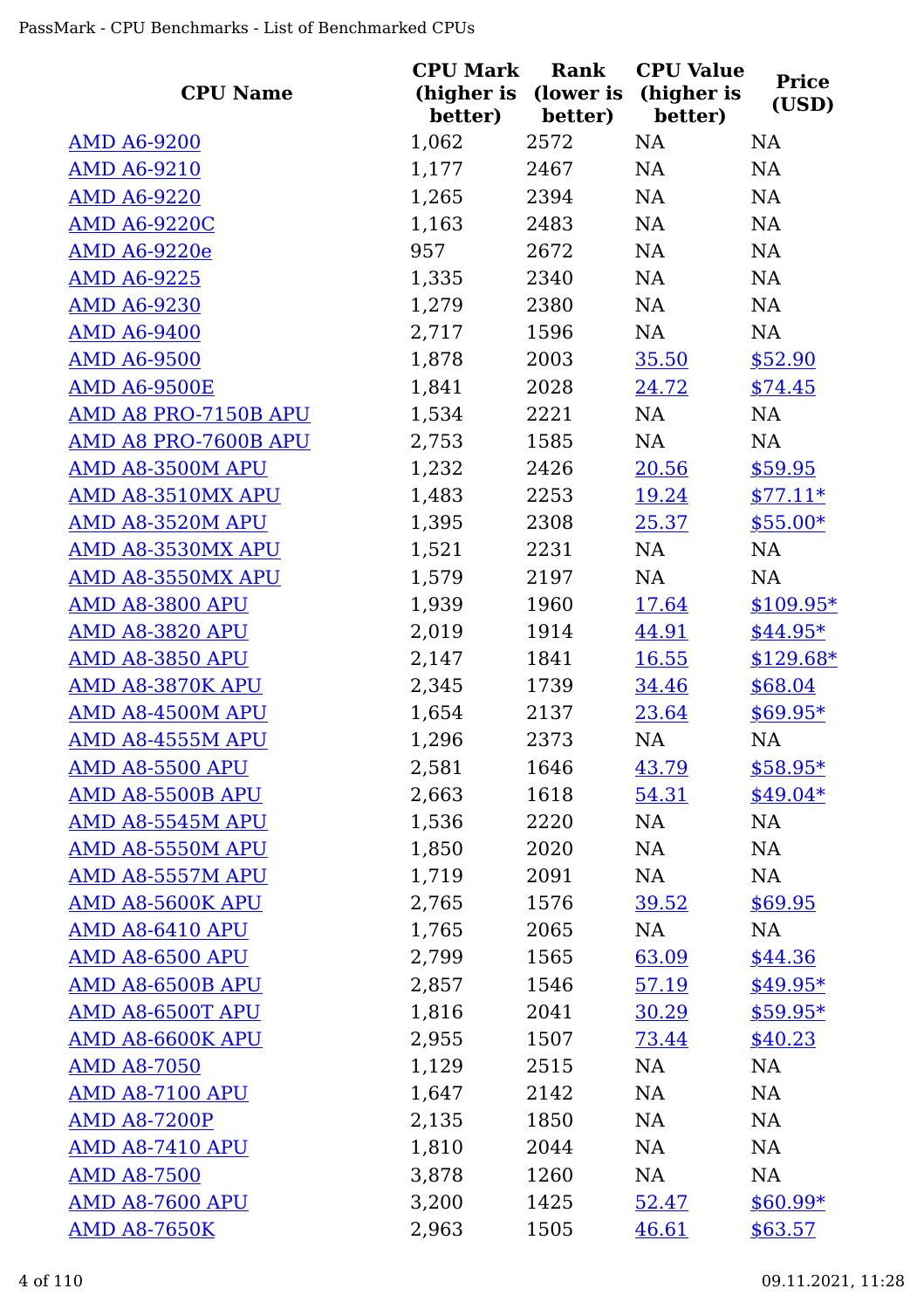| CPU Name | CPU Mark (higher is better) | Rank (lower is better) | CPU Value (higher is better) | Price (USD) |
|---|---|---|---|---|
| AMD A6-9200 | 1,062 | 2572 | NA | NA |
| AMD A6-9210 | 1,177 | 2467 | NA | NA |
| AMD A6-9220 | 1,265 | 2394 | NA | NA |
| AMD A6-9220C | 1,163 | 2483 | NA | NA |
| AMD A6-9220e | 957 | 2672 | NA | NA |
| AMD A6-9225 | 1,335 | 2340 | NA | NA |
| AMD A6-9230 | 1,279 | 2380 | NA | NA |
| AMD A6-9400 | 2,717 | 1596 | NA | NA |
| AMD A6-9500 | 1,878 | 2003 | 35.50 | $52.90 |
| AMD A6-9500E | 1,841 | 2028 | 24.72 | $74.45 |
| AMD A8 PRO-7150B APU | 1,534 | 2221 | NA | NA |
| AMD A8 PRO-7600B APU | 2,753 | 1585 | NA | NA |
| AMD A8-3500M APU | 1,232 | 2426 | 20.56 | $59.95 |
| AMD A8-3510MX APU | 1,483 | 2253 | 19.24 | $77.11* |
| AMD A8-3520M APU | 1,395 | 2308 | 25.37 | $55.00* |
| AMD A8-3530MX APU | 1,521 | 2231 | NA | NA |
| AMD A8-3550MX APU | 1,579 | 2197 | NA | NA |
| AMD A8-3800 APU | 1,939 | 1960 | 17.64 | $109.95* |
| AMD A8-3820 APU | 2,019 | 1914 | 44.91 | $44.95* |
| AMD A8-3850 APU | 2,147 | 1841 | 16.55 | $129.68* |
| AMD A8-3870K APU | 2,345 | 1739 | 34.46 | $68.04 |
| AMD A8-4500M APU | 1,654 | 2137 | 23.64 | $69.95* |
| AMD A8-4555M APU | 1,296 | 2373 | NA | NA |
| AMD A8-5500 APU | 2,581 | 1646 | 43.79 | $58.95* |
| AMD A8-5500B APU | 2,663 | 1618 | 54.31 | $49.04* |
| AMD A8-5545M APU | 1,536 | 2220 | NA | NA |
| AMD A8-5550M APU | 1,850 | 2020 | NA | NA |
| AMD A8-5557M APU | 1,719 | 2091 | NA | NA |
| AMD A8-5600K APU | 2,765 | 1576 | 39.52 | $69.95 |
| AMD A8-6410 APU | 1,765 | 2065 | NA | NA |
| AMD A8-6500 APU | 2,799 | 1565 | 63.09 | $44.36 |
| AMD A8-6500B APU | 2,857 | 1546 | 57.19 | $49.95* |
| AMD A8-6500T APU | 1,816 | 2041 | 30.29 | $59.95* |
| AMD A8-6600K APU | 2,955 | 1507 | 73.44 | $40.23 |
| AMD A8-7050 | 1,129 | 2515 | NA | NA |
| AMD A8-7100 APU | 1,647 | 2142 | NA | NA |
| AMD A8-7200P | 2,135 | 1850 | NA | NA |
| AMD A8-7410 APU | 1,810 | 2044 | NA | NA |
| AMD A8-7500 | 3,878 | 1260 | NA | NA |
| AMD A8-7600 APU | 3,200 | 1425 | 52.47 | $60.99* |
| AMD A8-7650K | 2,963 | 1505 | 46.61 | $63.57 |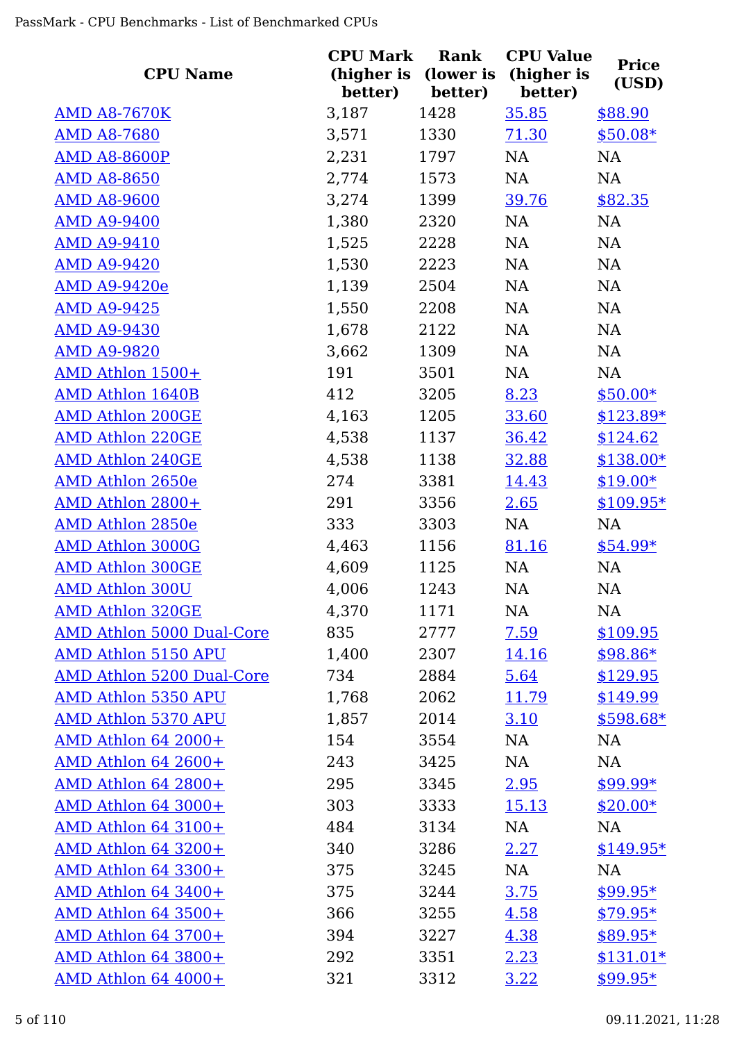| CPU Name | CPU Mark (higher is better) | Rank (lower is better) | CPU Value (higher is better) | Price (USD) |
|---|---|---|---|---|
| AMD A8-7670K | 3,187 | 1428 | 35.85 | $88.90 |
| AMD A8-7680 | 3,571 | 1330 | 71.30 | $50.08* |
| AMD A8-8600P | 2,231 | 1797 | NA | NA |
| AMD A8-8650 | 2,774 | 1573 | NA | NA |
| AMD A8-9600 | 3,274 | 1399 | 39.76 | $82.35 |
| AMD A9-9400 | 1,380 | 2320 | NA | NA |
| AMD A9-9410 | 1,525 | 2228 | NA | NA |
| AMD A9-9420 | 1,530 | 2223 | NA | NA |
| AMD A9-9420e | 1,139 | 2504 | NA | NA |
| AMD A9-9425 | 1,550 | 2208 | NA | NA |
| AMD A9-9430 | 1,678 | 2122 | NA | NA |
| AMD A9-9820 | 3,662 | 1309 | NA | NA |
| AMD Athlon 1500+ | 191 | 3501 | NA | NA |
| AMD Athlon 1640B | 412 | 3205 | 8.23 | $50.00* |
| AMD Athlon 200GE | 4,163 | 1205 | 33.60 | $123.89* |
| AMD Athlon 220GE | 4,538 | 1137 | 36.42 | $124.62 |
| AMD Athlon 240GE | 4,538 | 1138 | 32.88 | $138.00* |
| AMD Athlon 2650e | 274 | 3381 | 14.43 | $19.00* |
| AMD Athlon 2800+ | 291 | 3356 | 2.65 | $109.95* |
| AMD Athlon 2850e | 333 | 3303 | NA | NA |
| AMD Athlon 3000G | 4,463 | 1156 | 81.16 | $54.99* |
| AMD Athlon 300GE | 4,609 | 1125 | NA | NA |
| AMD Athlon 300U | 4,006 | 1243 | NA | NA |
| AMD Athlon 320GE | 4,370 | 1171 | NA | NA |
| AMD Athlon 5000 Dual-Core | 835 | 2777 | 7.59 | $109.95 |
| AMD Athlon 5150 APU | 1,400 | 2307 | 14.16 | $98.86* |
| AMD Athlon 5200 Dual-Core | 734 | 2884 | 5.64 | $129.95 |
| AMD Athlon 5350 APU | 1,768 | 2062 | 11.79 | $149.99 |
| AMD Athlon 5370 APU | 1,857 | 2014 | 3.10 | $598.68* |
| AMD Athlon 64 2000+ | 154 | 3554 | NA | NA |
| AMD Athlon 64 2600+ | 243 | 3425 | NA | NA |
| AMD Athlon 64 2800+ | 295 | 3345 | 2.95 | $99.99* |
| AMD Athlon 64 3000+ | 303 | 3333 | 15.13 | $20.00* |
| AMD Athlon 64 3100+ | 484 | 3134 | NA | NA |
| AMD Athlon 64 3200+ | 340 | 3286 | 2.27 | $149.95* |
| AMD Athlon 64 3300+ | 375 | 3245 | NA | NA |
| AMD Athlon 64 3400+ | 375 | 3244 | 3.75 | $99.95* |
| AMD Athlon 64 3500+ | 366 | 3255 | 4.58 | $79.95* |
| AMD Athlon 64 3700+ | 394 | 3227 | 4.38 | $89.95* |
| AMD Athlon 64 3800+ | 292 | 3351 | 2.23 | $131.01* |
| AMD Athlon 64 4000+ | 321 | 3312 | 3.22 | $99.95* |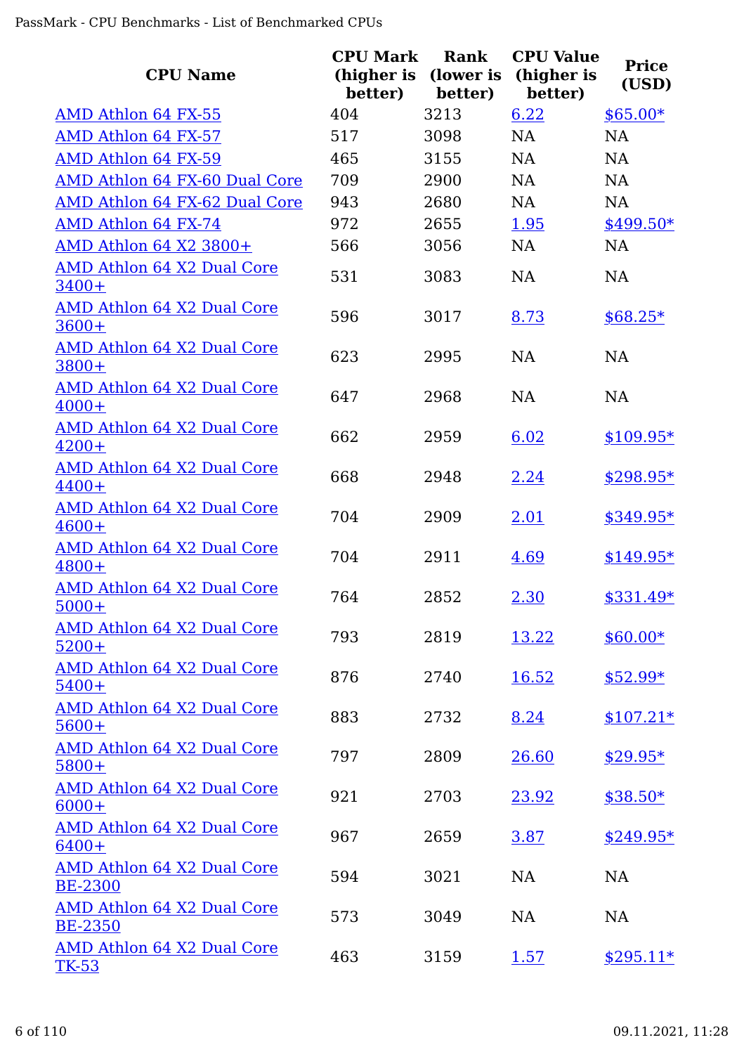| CPU Name | CPU Mark (higher is better) | Rank (lower is better) | CPU Value (higher is better) | Price (USD) |
| --- | --- | --- | --- | --- |
| AMD Athlon 64 FX-55 | 404 | 3213 | 6.22 | $65.00* |
| AMD Athlon 64 FX-57 | 517 | 3098 | NA | NA |
| AMD Athlon 64 FX-59 | 465 | 3155 | NA | NA |
| AMD Athlon 64 FX-60 Dual Core | 709 | 2900 | NA | NA |
| AMD Athlon 64 FX-62 Dual Core | 943 | 2680 | NA | NA |
| AMD Athlon 64 FX-74 | 972 | 2655 | 1.95 | $499.50* |
| AMD Athlon 64 X2 3800+ | 566 | 3056 | NA | NA |
| AMD Athlon 64 X2 Dual Core 3400+ | 531 | 3083 | NA | NA |
| AMD Athlon 64 X2 Dual Core 3600+ | 596 | 3017 | 8.73 | $68.25* |
| AMD Athlon 64 X2 Dual Core 3800+ | 623 | 2995 | NA | NA |
| AMD Athlon 64 X2 Dual Core 4000+ | 647 | 2968 | NA | NA |
| AMD Athlon 64 X2 Dual Core 4200+ | 662 | 2959 | 6.02 | $109.95* |
| AMD Athlon 64 X2 Dual Core 4400+ | 668 | 2948 | 2.24 | $298.95* |
| AMD Athlon 64 X2 Dual Core 4600+ | 704 | 2909 | 2.01 | $349.95* |
| AMD Athlon 64 X2 Dual Core 4800+ | 704 | 2911 | 4.69 | $149.95* |
| AMD Athlon 64 X2 Dual Core 5000+ | 764 | 2852 | 2.30 | $331.49* |
| AMD Athlon 64 X2 Dual Core 5200+ | 793 | 2819 | 13.22 | $60.00* |
| AMD Athlon 64 X2 Dual Core 5400+ | 876 | 2740 | 16.52 | $52.99* |
| AMD Athlon 64 X2 Dual Core 5600+ | 883 | 2732 | 8.24 | $107.21* |
| AMD Athlon 64 X2 Dual Core 5800+ | 797 | 2809 | 26.60 | $29.95* |
| AMD Athlon 64 X2 Dual Core 6000+ | 921 | 2703 | 23.92 | $38.50* |
| AMD Athlon 64 X2 Dual Core 6400+ | 967 | 2659 | 3.87 | $249.95* |
| AMD Athlon 64 X2 Dual Core BE-2300 | 594 | 3021 | NA | NA |
| AMD Athlon 64 X2 Dual Core BE-2350 | 573 | 3049 | NA | NA |
| AMD Athlon 64 X2 Dual Core TK-53 | 463 | 3159 | 1.57 | $295.11* |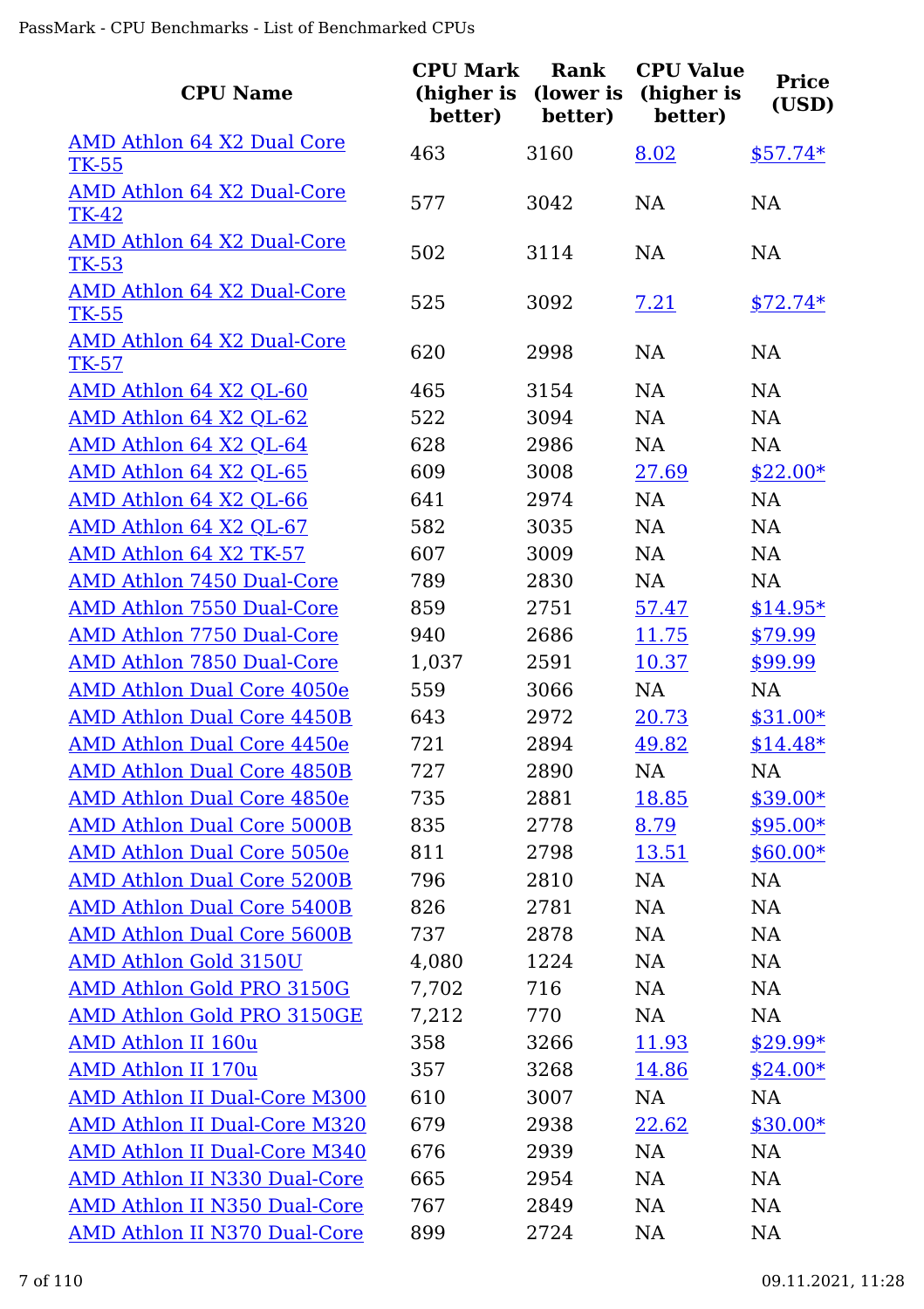| CPU Name | CPU Mark (higher is better) | Rank (lower is better) | CPU Value (higher is better) | Price (USD) |
|---|---|---|---|---|
| AMD Athlon 64 X2 Dual Core TK-55 | 463 | 3160 | 8.02 | $57.74* |
| AMD Athlon 64 X2 Dual-Core TK-42 | 577 | 3042 | NA | NA |
| AMD Athlon 64 X2 Dual-Core TK-53 | 502 | 3114 | NA | NA |
| AMD Athlon 64 X2 Dual-Core TK-55 | 525 | 3092 | 7.21 | $72.74* |
| AMD Athlon 64 X2 Dual-Core TK-57 | 620 | 2998 | NA | NA |
| AMD Athlon 64 X2 QL-60 | 465 | 3154 | NA | NA |
| AMD Athlon 64 X2 QL-62 | 522 | 3094 | NA | NA |
| AMD Athlon 64 X2 QL-64 | 628 | 2986 | NA | NA |
| AMD Athlon 64 X2 QL-65 | 609 | 3008 | 27.69 | $22.00* |
| AMD Athlon 64 X2 QL-66 | 641 | 2974 | NA | NA |
| AMD Athlon 64 X2 QL-67 | 582 | 3035 | NA | NA |
| AMD Athlon 64 X2 TK-57 | 607 | 3009 | NA | NA |
| AMD Athlon 7450 Dual-Core | 789 | 2830 | NA | NA |
| AMD Athlon 7550 Dual-Core | 859 | 2751 | 57.47 | $14.95* |
| AMD Athlon 7750 Dual-Core | 940 | 2686 | 11.75 | $79.99 |
| AMD Athlon 7850 Dual-Core | 1,037 | 2591 | 10.37 | $99.99 |
| AMD Athlon Dual Core 4050e | 559 | 3066 | NA | NA |
| AMD Athlon Dual Core 4450B | 643 | 2972 | 20.73 | $31.00* |
| AMD Athlon Dual Core 4450e | 721 | 2894 | 49.82 | $14.48* |
| AMD Athlon Dual Core 4850B | 727 | 2890 | NA | NA |
| AMD Athlon Dual Core 4850e | 735 | 2881 | 18.85 | $39.00* |
| AMD Athlon Dual Core 5000B | 835 | 2778 | 8.79 | $95.00* |
| AMD Athlon Dual Core 5050e | 811 | 2798 | 13.51 | $60.00* |
| AMD Athlon Dual Core 5200B | 796 | 2810 | NA | NA |
| AMD Athlon Dual Core 5400B | 826 | 2781 | NA | NA |
| AMD Athlon Dual Core 5600B | 737 | 2878 | NA | NA |
| AMD Athlon Gold 3150U | 4,080 | 1224 | NA | NA |
| AMD Athlon Gold PRO 3150G | 7,702 | 716 | NA | NA |
| AMD Athlon Gold PRO 3150GE | 7,212 | 770 | NA | NA |
| AMD Athlon II 160u | 358 | 3266 | 11.93 | $29.99* |
| AMD Athlon II 170u | 357 | 3268 | 14.86 | $24.00* |
| AMD Athlon II Dual-Core M300 | 610 | 3007 | NA | NA |
| AMD Athlon II Dual-Core M320 | 679 | 2938 | 22.62 | $30.00* |
| AMD Athlon II Dual-Core M340 | 676 | 2939 | NA | NA |
| AMD Athlon II N330 Dual-Core | 665 | 2954 | NA | NA |
| AMD Athlon II N350 Dual-Core | 767 | 2849 | NA | NA |
| AMD Athlon II N370 Dual-Core | 899 | 2724 | NA | NA |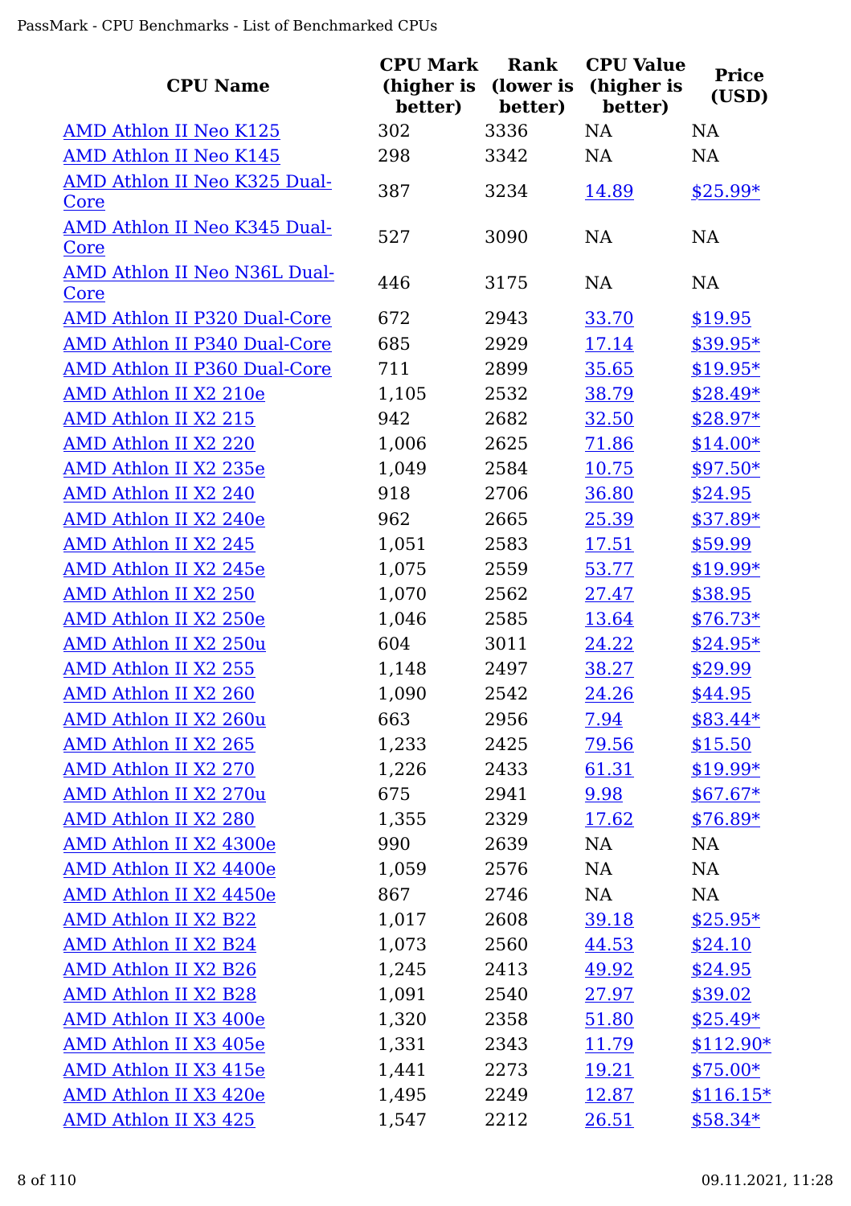| CPU Name | CPU Mark (higher is better) | Rank (lower is better) | CPU Value (higher is better) | Price (USD) |
|---|---|---|---|---|
| AMD Athlon II Neo K125 | 302 | 3336 | NA | NA |
| AMD Athlon II Neo K145 | 298 | 3342 | NA | NA |
| AMD Athlon II Neo K325 Dual-Core | 387 | 3234 | 14.89 | $25.99* |
| AMD Athlon II Neo K345 Dual-Core | 527 | 3090 | NA | NA |
| AMD Athlon II Neo N36L Dual-Core | 446 | 3175 | NA | NA |
| AMD Athlon II P320 Dual-Core | 672 | 2943 | 33.70 | $19.95 |
| AMD Athlon II P340 Dual-Core | 685 | 2929 | 17.14 | $39.95* |
| AMD Athlon II P360 Dual-Core | 711 | 2899 | 35.65 | $19.95* |
| AMD Athlon II X2 210e | 1,105 | 2532 | 38.79 | $28.49* |
| AMD Athlon II X2 215 | 942 | 2682 | 32.50 | $28.97* |
| AMD Athlon II X2 220 | 1,006 | 2625 | 71.86 | $14.00* |
| AMD Athlon II X2 235e | 1,049 | 2584 | 10.75 | $97.50* |
| AMD Athlon II X2 240 | 918 | 2706 | 36.80 | $24.95 |
| AMD Athlon II X2 240e | 962 | 2665 | 25.39 | $37.89* |
| AMD Athlon II X2 245 | 1,051 | 2583 | 17.51 | $59.99 |
| AMD Athlon II X2 245e | 1,075 | 2559 | 53.77 | $19.99* |
| AMD Athlon II X2 250 | 1,070 | 2562 | 27.47 | $38.95 |
| AMD Athlon II X2 250e | 1,046 | 2585 | 13.64 | $76.73* |
| AMD Athlon II X2 250u | 604 | 3011 | 24.22 | $24.95* |
| AMD Athlon II X2 255 | 1,148 | 2497 | 38.27 | $29.99 |
| AMD Athlon II X2 260 | 1,090 | 2542 | 24.26 | $44.95 |
| AMD Athlon II X2 260u | 663 | 2956 | 7.94 | $83.44* |
| AMD Athlon II X2 265 | 1,233 | 2425 | 79.56 | $15.50 |
| AMD Athlon II X2 270 | 1,226 | 2433 | 61.31 | $19.99* |
| AMD Athlon II X2 270u | 675 | 2941 | 9.98 | $67.67* |
| AMD Athlon II X2 280 | 1,355 | 2329 | 17.62 | $76.89* |
| AMD Athlon II X2 4300e | 990 | 2639 | NA | NA |
| AMD Athlon II X2 4400e | 1,059 | 2576 | NA | NA |
| AMD Athlon II X2 4450e | 867 | 2746 | NA | NA |
| AMD Athlon II X2 B22 | 1,017 | 2608 | 39.18 | $25.95* |
| AMD Athlon II X2 B24 | 1,073 | 2560 | 44.53 | $24.10 |
| AMD Athlon II X2 B26 | 1,245 | 2413 | 49.92 | $24.95 |
| AMD Athlon II X2 B28 | 1,091 | 2540 | 27.97 | $39.02 |
| AMD Athlon II X3 400e | 1,320 | 2358 | 51.80 | $25.49* |
| AMD Athlon II X3 405e | 1,331 | 2343 | 11.79 | $112.90* |
| AMD Athlon II X3 415e | 1,441 | 2273 | 19.21 | $75.00* |
| AMD Athlon II X3 420e | 1,495 | 2249 | 12.87 | $116.15* |
| AMD Athlon II X3 425 | 1,547 | 2212 | 26.51 | $58.34* |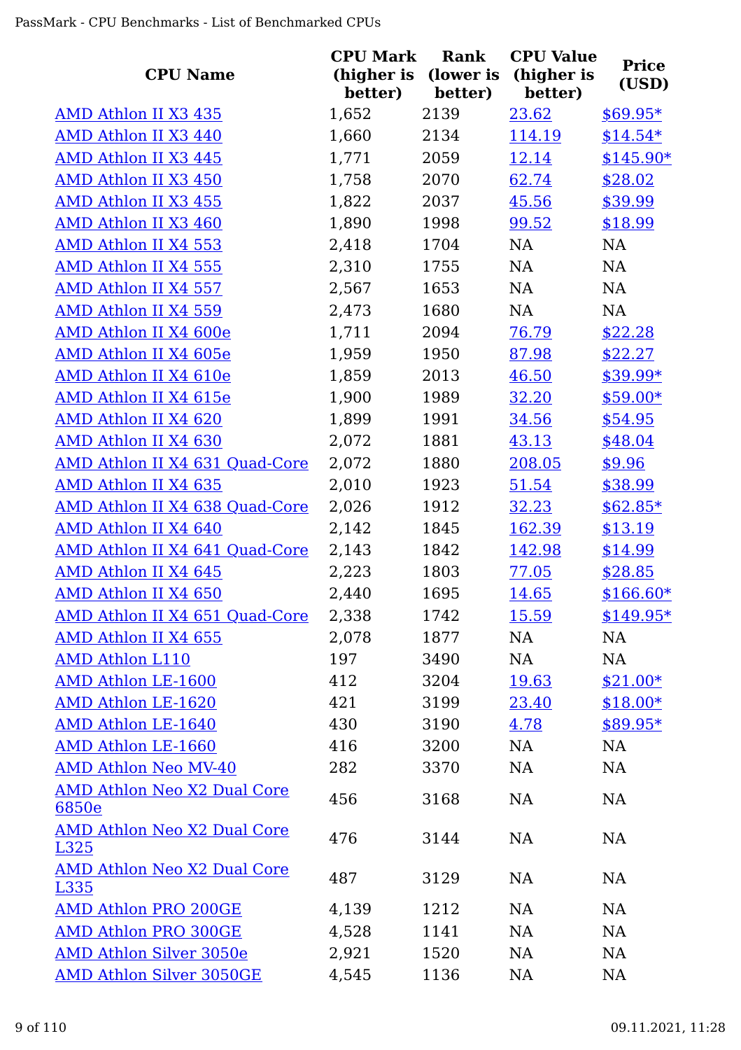| CPU Name | CPU Mark (higher is better) | Rank (lower is better) | CPU Value (higher is better) | Price (USD) |
|---|---|---|---|---|
| AMD Athlon II X3 435 | 1,652 | 2139 | 23.62 | $69.95* |
| AMD Athlon II X3 440 | 1,660 | 2134 | 114.19 | $14.54* |
| AMD Athlon II X3 445 | 1,771 | 2059 | 12.14 | $145.90* |
| AMD Athlon II X3 450 | 1,758 | 2070 | 62.74 | $28.02 |
| AMD Athlon II X3 455 | 1,822 | 2037 | 45.56 | $39.99 |
| AMD Athlon II X3 460 | 1,890 | 1998 | 99.52 | $18.99 |
| AMD Athlon II X4 553 | 2,418 | 1704 | NA | NA |
| AMD Athlon II X4 555 | 2,310 | 1755 | NA | NA |
| AMD Athlon II X4 557 | 2,567 | 1653 | NA | NA |
| AMD Athlon II X4 559 | 2,473 | 1680 | NA | NA |
| AMD Athlon II X4 600e | 1,711 | 2094 | 76.79 | $22.28 |
| AMD Athlon II X4 605e | 1,959 | 1950 | 87.98 | $22.27 |
| AMD Athlon II X4 610e | 1,859 | 2013 | 46.50 | $39.99* |
| AMD Athlon II X4 615e | 1,900 | 1989 | 32.20 | $59.00* |
| AMD Athlon II X4 620 | 1,899 | 1991 | 34.56 | $54.95 |
| AMD Athlon II X4 630 | 2,072 | 1881 | 43.13 | $48.04 |
| AMD Athlon II X4 631 Quad-Core | 2,072 | 1880 | 208.05 | $9.96 |
| AMD Athlon II X4 635 | 2,010 | 1923 | 51.54 | $38.99 |
| AMD Athlon II X4 638 Quad-Core | 2,026 | 1912 | 32.23 | $62.85* |
| AMD Athlon II X4 640 | 2,142 | 1845 | 162.39 | $13.19 |
| AMD Athlon II X4 641 Quad-Core | 2,143 | 1842 | 142.98 | $14.99 |
| AMD Athlon II X4 645 | 2,223 | 1803 | 77.05 | $28.85 |
| AMD Athlon II X4 650 | 2,440 | 1695 | 14.65 | $166.60* |
| AMD Athlon II X4 651 Quad-Core | 2,338 | 1742 | 15.59 | $149.95* |
| AMD Athlon II X4 655 | 2,078 | 1877 | NA | NA |
| AMD Athlon L110 | 197 | 3490 | NA | NA |
| AMD Athlon LE-1600 | 412 | 3204 | 19.63 | $21.00* |
| AMD Athlon LE-1620 | 421 | 3199 | 23.40 | $18.00* |
| AMD Athlon LE-1640 | 430 | 3190 | 4.78 | $89.95* |
| AMD Athlon LE-1660 | 416 | 3200 | NA | NA |
| AMD Athlon Neo MV-40 | 282 | 3370 | NA | NA |
| AMD Athlon Neo X2 Dual Core 6850e | 456 | 3168 | NA | NA |
| AMD Athlon Neo X2 Dual Core L325 | 476 | 3144 | NA | NA |
| AMD Athlon Neo X2 Dual Core L335 | 487 | 3129 | NA | NA |
| AMD Athlon PRO 200GE | 4,139 | 1212 | NA | NA |
| AMD Athlon PRO 300GE | 4,528 | 1141 | NA | NA |
| AMD Athlon Silver 3050e | 2,921 | 1520 | NA | NA |
| AMD Athlon Silver 3050GE | 4,545 | 1136 | NA | NA |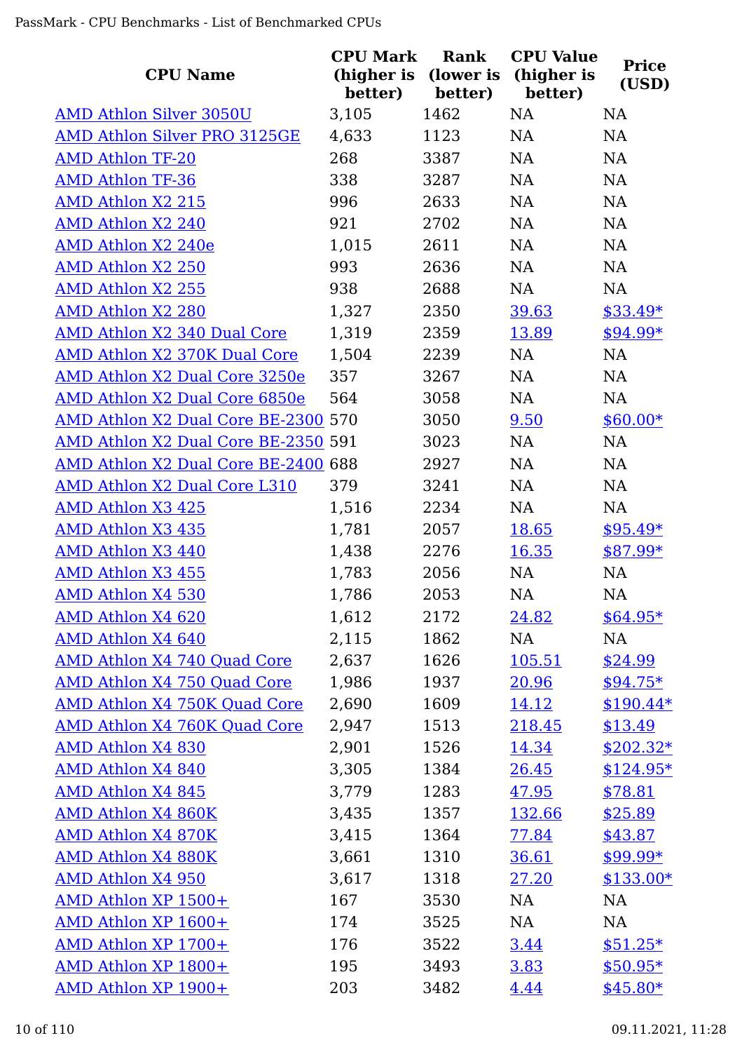| CPU Name | CPU Mark (higher is better) | Rank (lower is better) | CPU Value (higher is better) | Price (USD) |
|---|---|---|---|---|
| AMD Athlon Silver 3050U | 3,105 | 1462 | NA | NA |
| AMD Athlon Silver PRO 3125GE | 4,633 | 1123 | NA | NA |
| AMD Athlon TF-20 | 268 | 3387 | NA | NA |
| AMD Athlon TF-36 | 338 | 3287 | NA | NA |
| AMD Athlon X2 215 | 996 | 2633 | NA | NA |
| AMD Athlon X2 240 | 921 | 2702 | NA | NA |
| AMD Athlon X2 240e | 1,015 | 2611 | NA | NA |
| AMD Athlon X2 250 | 993 | 2636 | NA | NA |
| AMD Athlon X2 255 | 938 | 2688 | NA | NA |
| AMD Athlon X2 280 | 1,327 | 2350 | 39.63 | $33.49* |
| AMD Athlon X2 340 Dual Core | 1,319 | 2359 | 13.89 | $94.99* |
| AMD Athlon X2 370K Dual Core | 1,504 | 2239 | NA | NA |
| AMD Athlon X2 Dual Core 3250e | 357 | 3267 | NA | NA |
| AMD Athlon X2 Dual Core 6850e | 564 | 3058 | NA | NA |
| AMD Athlon X2 Dual Core BE-2300 | 570 | 3050 | 9.50 | $60.00* |
| AMD Athlon X2 Dual Core BE-2350 | 591 | 3023 | NA | NA |
| AMD Athlon X2 Dual Core BE-2400 | 688 | 2927 | NA | NA |
| AMD Athlon X2 Dual Core L310 | 379 | 3241 | NA | NA |
| AMD Athlon X3 425 | 1,516 | 2234 | NA | NA |
| AMD Athlon X3 435 | 1,781 | 2057 | 18.65 | $95.49* |
| AMD Athlon X3 440 | 1,438 | 2276 | 16.35 | $87.99* |
| AMD Athlon X3 455 | 1,783 | 2056 | NA | NA |
| AMD Athlon X4 530 | 1,786 | 2053 | NA | NA |
| AMD Athlon X4 620 | 1,612 | 2172 | 24.82 | $64.95* |
| AMD Athlon X4 640 | 2,115 | 1862 | NA | NA |
| AMD Athlon X4 740 Quad Core | 2,637 | 1626 | 105.51 | $24.99 |
| AMD Athlon X4 750 Quad Core | 1,986 | 1937 | 20.96 | $94.75* |
| AMD Athlon X4 750K Quad Core | 2,690 | 1609 | 14.12 | $190.44* |
| AMD Athlon X4 760K Quad Core | 2,947 | 1513 | 218.45 | $13.49 |
| AMD Athlon X4 830 | 2,901 | 1526 | 14.34 | $202.32* |
| AMD Athlon X4 840 | 3,305 | 1384 | 26.45 | $124.95* |
| AMD Athlon X4 845 | 3,779 | 1283 | 47.95 | $78.81 |
| AMD Athlon X4 860K | 3,435 | 1357 | 132.66 | $25.89 |
| AMD Athlon X4 870K | 3,415 | 1364 | 77.84 | $43.87 |
| AMD Athlon X4 880K | 3,661 | 1310 | 36.61 | $99.99* |
| AMD Athlon X4 950 | 3,617 | 1318 | 27.20 | $133.00* |
| AMD Athlon XP 1500+ | 167 | 3530 | NA | NA |
| AMD Athlon XP 1600+ | 174 | 3525 | NA | NA |
| AMD Athlon XP 1700+ | 176 | 3522 | 3.44 | $51.25* |
| AMD Athlon XP 1800+ | 195 | 3493 | 3.83 | $50.95* |
| AMD Athlon XP 1900+ | 203 | 3482 | 4.44 | $45.80* |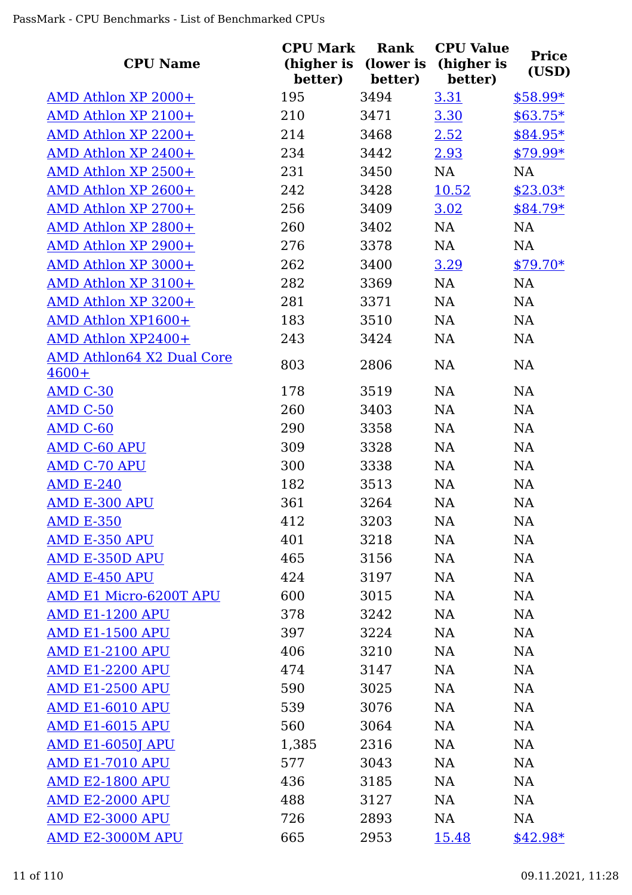| CPU Name | CPU Mark (higher is better) | Rank (lower is better) | CPU Value (higher is better) | Price (USD) |
|---|---|---|---|---|
| AMD Athlon XP 2000+ | 195 | 3494 | 3.31 | $58.99* |
| AMD Athlon XP 2100+ | 210 | 3471 | 3.30 | $63.75* |
| AMD Athlon XP 2200+ | 214 | 3468 | 2.52 | $84.95* |
| AMD Athlon XP 2400+ | 234 | 3442 | 2.93 | $79.99* |
| AMD Athlon XP 2500+ | 231 | 3450 | NA | NA |
| AMD Athlon XP 2600+ | 242 | 3428 | 10.52 | $23.03* |
| AMD Athlon XP 2700+ | 256 | 3409 | 3.02 | $84.79* |
| AMD Athlon XP 2800+ | 260 | 3402 | NA | NA |
| AMD Athlon XP 2900+ | 276 | 3378 | NA | NA |
| AMD Athlon XP 3000+ | 262 | 3400 | 3.29 | $79.70* |
| AMD Athlon XP 3100+ | 282 | 3369 | NA | NA |
| AMD Athlon XP 3200+ | 281 | 3371 | NA | NA |
| AMD Athlon XP1600+ | 183 | 3510 | NA | NA |
| AMD Athlon XP2400+ | 243 | 3424 | NA | NA |
| AMD Athlon64 X2 Dual Core 4600+ | 803 | 2806 | NA | NA |
| AMD C-30 | 178 | 3519 | NA | NA |
| AMD C-50 | 260 | 3403 | NA | NA |
| AMD C-60 | 290 | 3358 | NA | NA |
| AMD C-60 APU | 309 | 3328 | NA | NA |
| AMD C-70 APU | 300 | 3338 | NA | NA |
| AMD E-240 | 182 | 3513 | NA | NA |
| AMD E-300 APU | 361 | 3264 | NA | NA |
| AMD E-350 | 412 | 3203 | NA | NA |
| AMD E-350 APU | 401 | 3218 | NA | NA |
| AMD E-350D APU | 465 | 3156 | NA | NA |
| AMD E-450 APU | 424 | 3197 | NA | NA |
| AMD E1 Micro-6200T APU | 600 | 3015 | NA | NA |
| AMD E1-1200 APU | 378 | 3242 | NA | NA |
| AMD E1-1500 APU | 397 | 3224 | NA | NA |
| AMD E1-2100 APU | 406 | 3210 | NA | NA |
| AMD E1-2200 APU | 474 | 3147 | NA | NA |
| AMD E1-2500 APU | 590 | 3025 | NA | NA |
| AMD E1-6010 APU | 539 | 3076 | NA | NA |
| AMD E1-6015 APU | 560 | 3064 | NA | NA |
| AMD E1-6050J APU | 1,385 | 2316 | NA | NA |
| AMD E1-7010 APU | 577 | 3043 | NA | NA |
| AMD E2-1800 APU | 436 | 3185 | NA | NA |
| AMD E2-2000 APU | 488 | 3127 | NA | NA |
| AMD E2-3000 APU | 726 | 2893 | NA | NA |
| AMD E2-3000M APU | 665 | 2953 | 15.48 | $42.98* |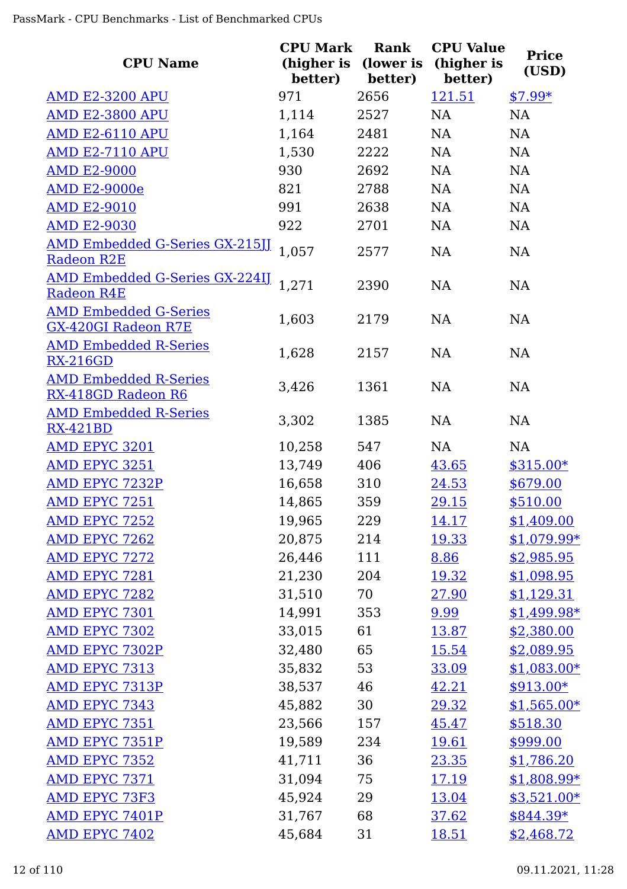| CPU Name | CPU Mark (higher is better) | Rank (lower is better) | CPU Value (higher is better) | Price (USD) |
|---|---|---|---|---|
| AMD E2-3200 APU | 971 | 2656 | 121.51 | $7.99* |
| AMD E2-3800 APU | 1,114 | 2527 | NA | NA |
| AMD E2-6110 APU | 1,164 | 2481 | NA | NA |
| AMD E2-7110 APU | 1,530 | 2222 | NA | NA |
| AMD E2-9000 | 930 | 2692 | NA | NA |
| AMD E2-9000e | 821 | 2788 | NA | NA |
| AMD E2-9010 | 991 | 2638 | NA | NA |
| AMD E2-9030 | 922 | 2701 | NA | NA |
| AMD Embedded G-Series GX-215JJ Radeon R2E | 1,057 | 2577 | NA | NA |
| AMD Embedded G-Series GX-224IJ Radeon R4E | 1,271 | 2390 | NA | NA |
| AMD Embedded G-Series GX-420GI Radeon R7E | 1,603 | 2179 | NA | NA |
| AMD Embedded R-Series RX-216GD | 1,628 | 2157 | NA | NA |
| AMD Embedded R-Series RX-418GD Radeon R6 | 3,426 | 1361 | NA | NA |
| AMD Embedded R-Series RX-421BD | 3,302 | 1385 | NA | NA |
| AMD EPYC 3201 | 10,258 | 547 | NA | NA |
| AMD EPYC 3251 | 13,749 | 406 | 43.65 | $315.00* |
| AMD EPYC 7232P | 16,658 | 310 | 24.53 | $679.00 |
| AMD EPYC 7251 | 14,865 | 359 | 29.15 | $510.00 |
| AMD EPYC 7252 | 19,965 | 229 | 14.17 | $1,409.00 |
| AMD EPYC 7262 | 20,875 | 214 | 19.33 | $1,079.99* |
| AMD EPYC 7272 | 26,446 | 111 | 8.86 | $2,985.95 |
| AMD EPYC 7281 | 21,230 | 204 | 19.32 | $1,098.95 |
| AMD EPYC 7282 | 31,510 | 70 | 27.90 | $1,129.31 |
| AMD EPYC 7301 | 14,991 | 353 | 9.99 | $1,499.98* |
| AMD EPYC 7302 | 33,015 | 61 | 13.87 | $2,380.00 |
| AMD EPYC 7302P | 32,480 | 65 | 15.54 | $2,089.95 |
| AMD EPYC 7313 | 35,832 | 53 | 33.09 | $1,083.00* |
| AMD EPYC 7313P | 38,537 | 46 | 42.21 | $913.00* |
| AMD EPYC 7343 | 45,882 | 30 | 29.32 | $1,565.00* |
| AMD EPYC 7351 | 23,566 | 157 | 45.47 | $518.30 |
| AMD EPYC 7351P | 19,589 | 234 | 19.61 | $999.00 |
| AMD EPYC 7352 | 41,711 | 36 | 23.35 | $1,786.20 |
| AMD EPYC 7371 | 31,094 | 75 | 17.19 | $1,808.99* |
| AMD EPYC 73F3 | 45,924 | 29 | 13.04 | $3,521.00* |
| AMD EPYC 7401P | 31,767 | 68 | 37.62 | $844.39* |
| AMD EPYC 7402 | 45,684 | 31 | 18.51 | $2,468.72 |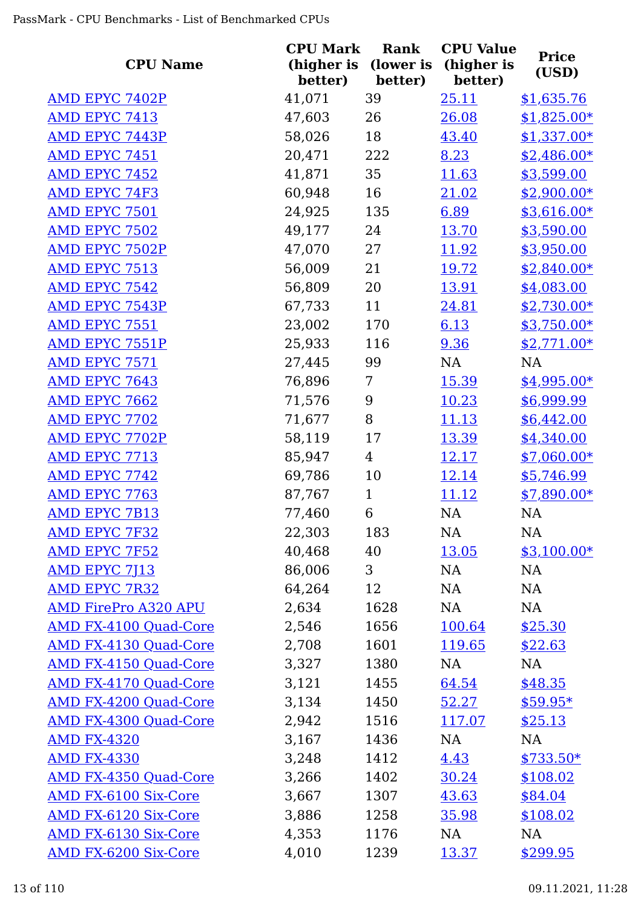| CPU Name | CPU Mark (higher is better) | Rank (lower is better) | CPU Value (higher is better) | Price (USD) |
|---|---|---|---|---|
| AMD EPYC 7402P | 41,071 | 39 | 25.11 | $1,635.76 |
| AMD EPYC 7413 | 47,603 | 26 | 26.08 | $1,825.00* |
| AMD EPYC 7443P | 58,026 | 18 | 43.40 | $1,337.00* |
| AMD EPYC 7451 | 20,471 | 222 | 8.23 | $2,486.00* |
| AMD EPYC 7452 | 41,871 | 35 | 11.63 | $3,599.00 |
| AMD EPYC 74F3 | 60,948 | 16 | 21.02 | $2,900.00* |
| AMD EPYC 7501 | 24,925 | 135 | 6.89 | $3,616.00* |
| AMD EPYC 7502 | 49,177 | 24 | 13.70 | $3,590.00 |
| AMD EPYC 7502P | 47,070 | 27 | 11.92 | $3,950.00 |
| AMD EPYC 7513 | 56,009 | 21 | 19.72 | $2,840.00* |
| AMD EPYC 7542 | 56,809 | 20 | 13.91 | $4,083.00 |
| AMD EPYC 7543P | 67,733 | 11 | 24.81 | $2,730.00* |
| AMD EPYC 7551 | 23,002 | 170 | 6.13 | $3,750.00* |
| AMD EPYC 7551P | 25,933 | 116 | 9.36 | $2,771.00* |
| AMD EPYC 7571 | 27,445 | 99 | NA | NA |
| AMD EPYC 7643 | 76,896 | 7 | 15.39 | $4,995.00* |
| AMD EPYC 7662 | 71,576 | 9 | 10.23 | $6,999.99 |
| AMD EPYC 7702 | 71,677 | 8 | 11.13 | $6,442.00 |
| AMD EPYC 7702P | 58,119 | 17 | 13.39 | $4,340.00 |
| AMD EPYC 7713 | 85,947 | 4 | 12.17 | $7,060.00* |
| AMD EPYC 7742 | 69,786 | 10 | 12.14 | $5,746.99 |
| AMD EPYC 7763 | 87,767 | 1 | 11.12 | $7,890.00* |
| AMD EPYC 7B13 | 77,460 | 6 | NA | NA |
| AMD EPYC 7F32 | 22,303 | 183 | NA | NA |
| AMD EPYC 7F52 | 40,468 | 40 | 13.05 | $3,100.00* |
| AMD EPYC 7J13 | 86,006 | 3 | NA | NA |
| AMD EPYC 7R32 | 64,264 | 12 | NA | NA |
| AMD FirePro A320 APU | 2,634 | 1628 | NA | NA |
| AMD FX-4100 Quad-Core | 2,546 | 1656 | 100.64 | $25.30 |
| AMD FX-4130 Quad-Core | 2,708 | 1601 | 119.65 | $22.63 |
| AMD FX-4150 Quad-Core | 3,327 | 1380 | NA | NA |
| AMD FX-4170 Quad-Core | 3,121 | 1455 | 64.54 | $48.35 |
| AMD FX-4200 Quad-Core | 3,134 | 1450 | 52.27 | $59.95* |
| AMD FX-4300 Quad-Core | 2,942 | 1516 | 117.07 | $25.13 |
| AMD FX-4320 | 3,167 | 1436 | NA | NA |
| AMD FX-4330 | 3,248 | 1412 | 4.43 | $733.50* |
| AMD FX-4350 Quad-Core | 3,266 | 1402 | 30.24 | $108.02 |
| AMD FX-6100 Six-Core | 3,667 | 1307 | 43.63 | $84.04 |
| AMD FX-6120 Six-Core | 3,886 | 1258 | 35.98 | $108.02 |
| AMD FX-6130 Six-Core | 4,353 | 1176 | NA | NA |
| AMD FX-6200 Six-Core | 4,010 | 1239 | 13.37 | $299.95 |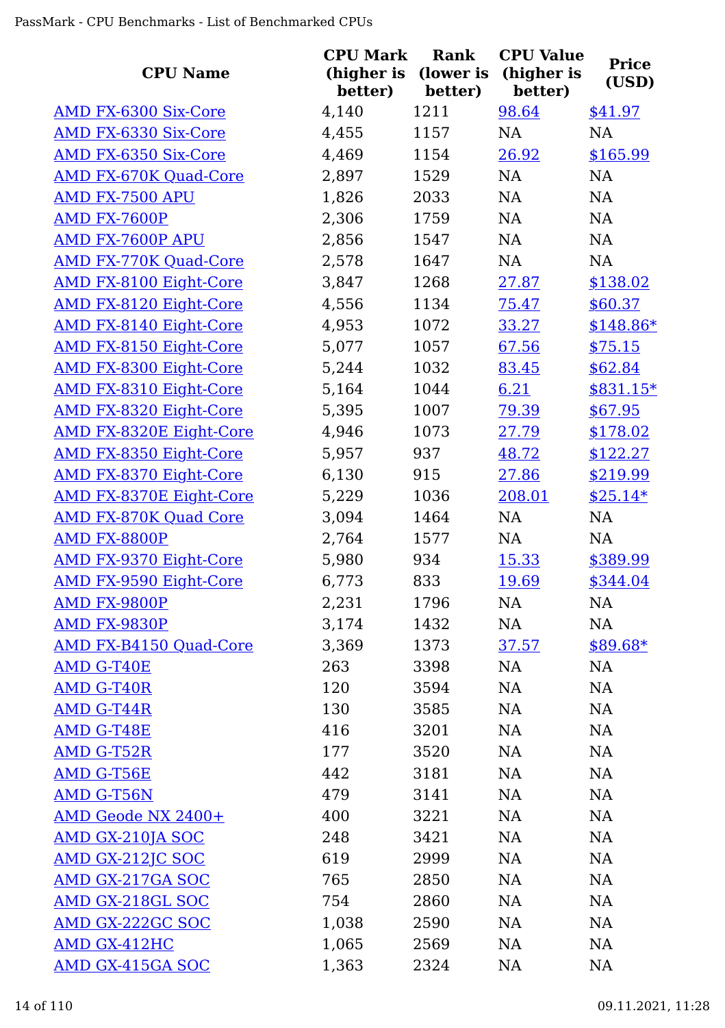| CPU Name | CPU Mark (higher is better) | Rank (lower is better) | CPU Value (higher is better) | Price (USD) |
|---|---|---|---|---|
| AMD FX-6300 Six-Core | 4,140 | 1211 | 98.64 | $41.97 |
| AMD FX-6330 Six-Core | 4,455 | 1157 | NA | NA |
| AMD FX-6350 Six-Core | 4,469 | 1154 | 26.92 | $165.99 |
| AMD FX-670K Quad-Core | 2,897 | 1529 | NA | NA |
| AMD FX-7500 APU | 1,826 | 2033 | NA | NA |
| AMD FX-7600P | 2,306 | 1759 | NA | NA |
| AMD FX-7600P APU | 2,856 | 1547 | NA | NA |
| AMD FX-770K Quad-Core | 2,578 | 1647 | NA | NA |
| AMD FX-8100 Eight-Core | 3,847 | 1268 | 27.87 | $138.02 |
| AMD FX-8120 Eight-Core | 4,556 | 1134 | 75.47 | $60.37 |
| AMD FX-8140 Eight-Core | 4,953 | 1072 | 33.27 | $148.86* |
| AMD FX-8150 Eight-Core | 5,077 | 1057 | 67.56 | $75.15 |
| AMD FX-8300 Eight-Core | 5,244 | 1032 | 83.45 | $62.84 |
| AMD FX-8310 Eight-Core | 5,164 | 1044 | 6.21 | $831.15* |
| AMD FX-8320 Eight-Core | 5,395 | 1007 | 79.39 | $67.95 |
| AMD FX-8320E Eight-Core | 4,946 | 1073 | 27.79 | $178.02 |
| AMD FX-8350 Eight-Core | 5,957 | 937 | 48.72 | $122.27 |
| AMD FX-8370 Eight-Core | 6,130 | 915 | 27.86 | $219.99 |
| AMD FX-8370E Eight-Core | 5,229 | 1036 | 208.01 | $25.14* |
| AMD FX-870K Quad Core | 3,094 | 1464 | NA | NA |
| AMD FX-8800P | 2,764 | 1577 | NA | NA |
| AMD FX-9370 Eight-Core | 5,980 | 934 | 15.33 | $389.99 |
| AMD FX-9590 Eight-Core | 6,773 | 833 | 19.69 | $344.04 |
| AMD FX-9800P | 2,231 | 1796 | NA | NA |
| AMD FX-9830P | 3,174 | 1432 | NA | NA |
| AMD FX-B4150 Quad-Core | 3,369 | 1373 | 37.57 | $89.68* |
| AMD G-T40E | 263 | 3398 | NA | NA |
| AMD G-T40R | 120 | 3594 | NA | NA |
| AMD G-T44R | 130 | 3585 | NA | NA |
| AMD G-T48E | 416 | 3201 | NA | NA |
| AMD G-T52R | 177 | 3520 | NA | NA |
| AMD G-T56E | 442 | 3181 | NA | NA |
| AMD G-T56N | 479 | 3141 | NA | NA |
| AMD Geode NX 2400+ | 400 | 3221 | NA | NA |
| AMD GX-210JA SOC | 248 | 3421 | NA | NA |
| AMD GX-212JC SOC | 619 | 2999 | NA | NA |
| AMD GX-217GA SOC | 765 | 2850 | NA | NA |
| AMD GX-218GL SOC | 754 | 2860 | NA | NA |
| AMD GX-222GC SOC | 1,038 | 2590 | NA | NA |
| AMD GX-412HC | 1,065 | 2569 | NA | NA |
| AMD GX-415GA SOC | 1,363 | 2324 | NA | NA |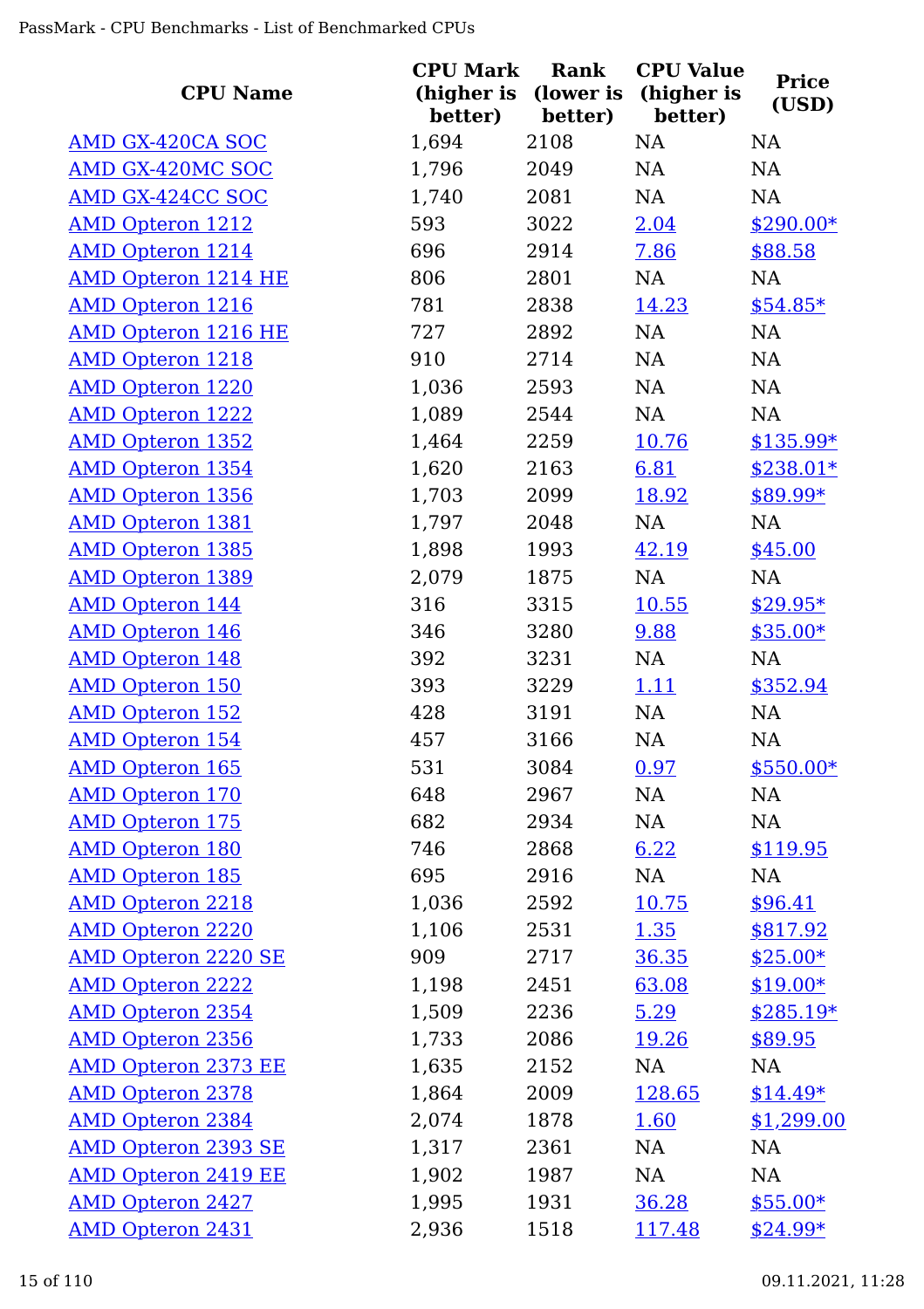| CPU Name | CPU Mark (higher is better) | Rank (lower is better) | CPU Value (higher is better) | Price (USD) |
|---|---|---|---|---|
| AMD GX-420CA SOC | 1,694 | 2108 | NA | NA |
| AMD GX-420MC SOC | 1,796 | 2049 | NA | NA |
| AMD GX-424CC SOC | 1,740 | 2081 | NA | NA |
| AMD Opteron 1212 | 593 | 3022 | 2.04 | $290.00* |
| AMD Opteron 1214 | 696 | 2914 | 7.86 | $88.58 |
| AMD Opteron 1214 HE | 806 | 2801 | NA | NA |
| AMD Opteron 1216 | 781 | 2838 | 14.23 | $54.85* |
| AMD Opteron 1216 HE | 727 | 2892 | NA | NA |
| AMD Opteron 1218 | 910 | 2714 | NA | NA |
| AMD Opteron 1220 | 1,036 | 2593 | NA | NA |
| AMD Opteron 1222 | 1,089 | 2544 | NA | NA |
| AMD Opteron 1352 | 1,464 | 2259 | 10.76 | $135.99* |
| AMD Opteron 1354 | 1,620 | 2163 | 6.81 | $238.01* |
| AMD Opteron 1356 | 1,703 | 2099 | 18.92 | $89.99* |
| AMD Opteron 1381 | 1,797 | 2048 | NA | NA |
| AMD Opteron 1385 | 1,898 | 1993 | 42.19 | $45.00 |
| AMD Opteron 1389 | 2,079 | 1875 | NA | NA |
| AMD Opteron 144 | 316 | 3315 | 10.55 | $29.95* |
| AMD Opteron 146 | 346 | 3280 | 9.88 | $35.00* |
| AMD Opteron 148 | 392 | 3231 | NA | NA |
| AMD Opteron 150 | 393 | 3229 | 1.11 | $352.94 |
| AMD Opteron 152 | 428 | 3191 | NA | NA |
| AMD Opteron 154 | 457 | 3166 | NA | NA |
| AMD Opteron 165 | 531 | 3084 | 0.97 | $550.00* |
| AMD Opteron 170 | 648 | 2967 | NA | NA |
| AMD Opteron 175 | 682 | 2934 | NA | NA |
| AMD Opteron 180 | 746 | 2868 | 6.22 | $119.95 |
| AMD Opteron 185 | 695 | 2916 | NA | NA |
| AMD Opteron 2218 | 1,036 | 2592 | 10.75 | $96.41 |
| AMD Opteron 2220 | 1,106 | 2531 | 1.35 | $817.92 |
| AMD Opteron 2220 SE | 909 | 2717 | 36.35 | $25.00* |
| AMD Opteron 2222 | 1,198 | 2451 | 63.08 | $19.00* |
| AMD Opteron 2354 | 1,509 | 2236 | 5.29 | $285.19* |
| AMD Opteron 2356 | 1,733 | 2086 | 19.26 | $89.95 |
| AMD Opteron 2373 EE | 1,635 | 2152 | NA | NA |
| AMD Opteron 2378 | 1,864 | 2009 | 128.65 | $14.49* |
| AMD Opteron 2384 | 2,074 | 1878 | 1.60 | $1,299.00 |
| AMD Opteron 2393 SE | 1,317 | 2361 | NA | NA |
| AMD Opteron 2419 EE | 1,902 | 1987 | NA | NA |
| AMD Opteron 2427 | 1,995 | 1931 | 36.28 | $55.00* |
| AMD Opteron 2431 | 2,936 | 1518 | 117.48 | $24.99* |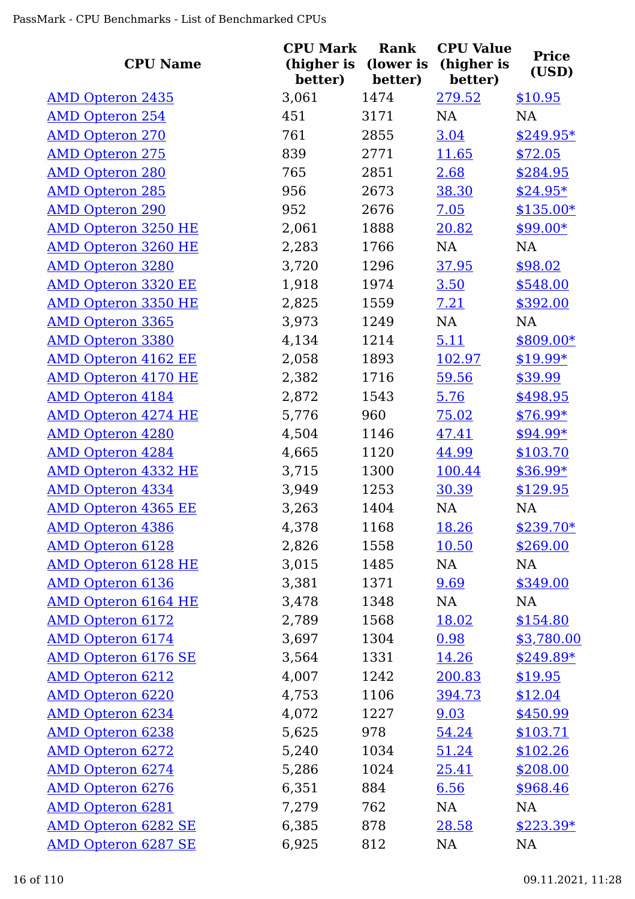| CPU Name | CPU Mark (higher is better) | Rank (lower is better) | CPU Value (higher is better) | Price (USD) |
|---|---|---|---|---|
| AMD Opteron 2435 | 3,061 | 1474 | 279.52 | $10.95 |
| AMD Opteron 254 | 451 | 3171 | NA | NA |
| AMD Opteron 270 | 761 | 2855 | 3.04 | $249.95* |
| AMD Opteron 275 | 839 | 2771 | 11.65 | $72.05 |
| AMD Opteron 280 | 765 | 2851 | 2.68 | $284.95 |
| AMD Opteron 285 | 956 | 2673 | 38.30 | $24.95* |
| AMD Opteron 290 | 952 | 2676 | 7.05 | $135.00* |
| AMD Opteron 3250 HE | 2,061 | 1888 | 20.82 | $99.00* |
| AMD Opteron 3260 HE | 2,283 | 1766 | NA | NA |
| AMD Opteron 3280 | 3,720 | 1296 | 37.95 | $98.02 |
| AMD Opteron 3320 EE | 1,918 | 1974 | 3.50 | $548.00 |
| AMD Opteron 3350 HE | 2,825 | 1559 | 7.21 | $392.00 |
| AMD Opteron 3365 | 3,973 | 1249 | NA | NA |
| AMD Opteron 3380 | 4,134 | 1214 | 5.11 | $809.00* |
| AMD Opteron 4162 EE | 2,058 | 1893 | 102.97 | $19.99* |
| AMD Opteron 4170 HE | 2,382 | 1716 | 59.56 | $39.99 |
| AMD Opteron 4184 | 2,872 | 1543 | 5.76 | $498.95 |
| AMD Opteron 4274 HE | 5,776 | 960 | 75.02 | $76.99* |
| AMD Opteron 4280 | 4,504 | 1146 | 47.41 | $94.99* |
| AMD Opteron 4284 | 4,665 | 1120 | 44.99 | $103.70 |
| AMD Opteron 4332 HE | 3,715 | 1300 | 100.44 | $36.99* |
| AMD Opteron 4334 | 3,949 | 1253 | 30.39 | $129.95 |
| AMD Opteron 4365 EE | 3,263 | 1404 | NA | NA |
| AMD Opteron 4386 | 4,378 | 1168 | 18.26 | $239.70* |
| AMD Opteron 6128 | 2,826 | 1558 | 10.50 | $269.00 |
| AMD Opteron 6128 HE | 3,015 | 1485 | NA | NA |
| AMD Opteron 6136 | 3,381 | 1371 | 9.69 | $349.00 |
| AMD Opteron 6164 HE | 3,478 | 1348 | NA | NA |
| AMD Opteron 6172 | 2,789 | 1568 | 18.02 | $154.80 |
| AMD Opteron 6174 | 3,697 | 1304 | 0.98 | $3,780.00 |
| AMD Opteron 6176 SE | 3,564 | 1331 | 14.26 | $249.89* |
| AMD Opteron 6212 | 4,007 | 1242 | 200.83 | $19.95 |
| AMD Opteron 6220 | 4,753 | 1106 | 394.73 | $12.04 |
| AMD Opteron 6234 | 4,072 | 1227 | 9.03 | $450.99 |
| AMD Opteron 6238 | 5,625 | 978 | 54.24 | $103.71 |
| AMD Opteron 6272 | 5,240 | 1034 | 51.24 | $102.26 |
| AMD Opteron 6274 | 5,286 | 1024 | 25.41 | $208.00 |
| AMD Opteron 6276 | 6,351 | 884 | 6.56 | $968.46 |
| AMD Opteron 6281 | 7,279 | 762 | NA | NA |
| AMD Opteron 6282 SE | 6,385 | 878 | 28.58 | $223.39* |
| AMD Opteron 6287 SE | 6,925 | 812 | NA | NA |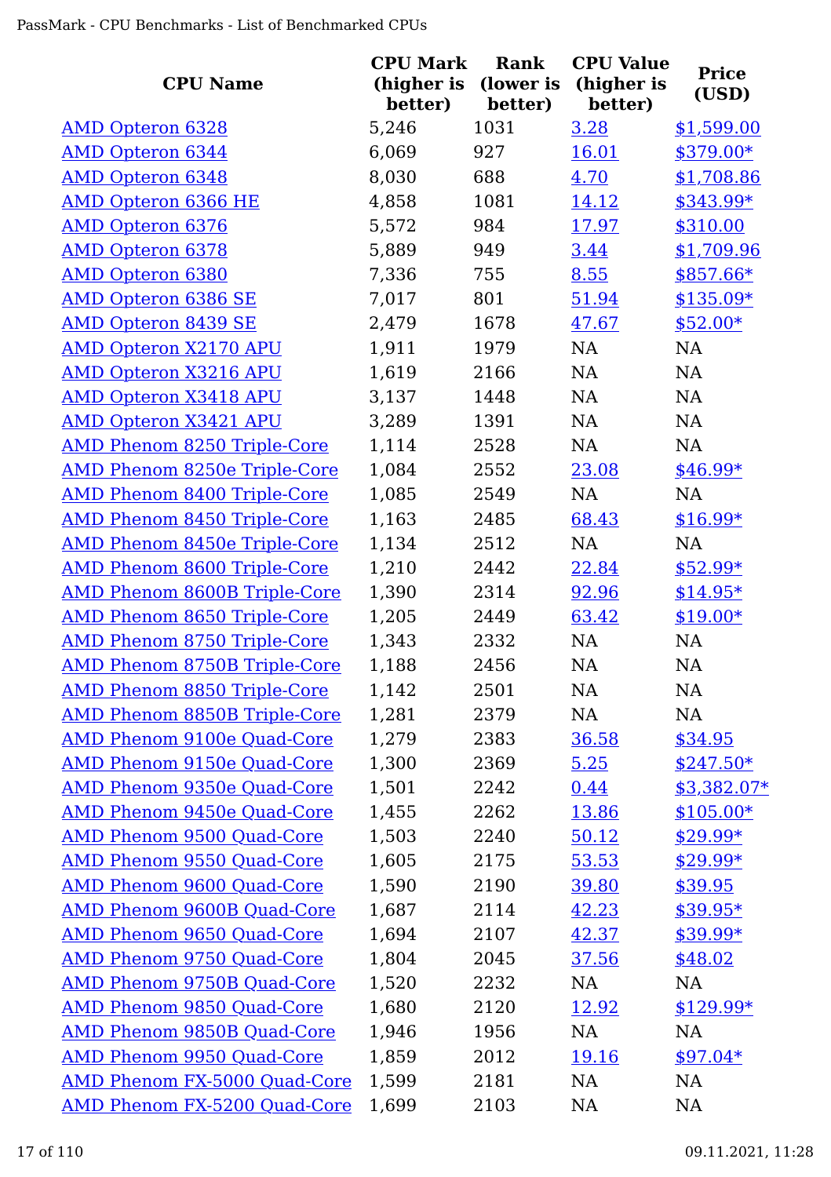| CPU Name | CPU Mark (higher is better) | Rank (lower is better) | CPU Value (higher is better) | Price (USD) |
|---|---|---|---|---|
| AMD Opteron 6328 | 5,246 | 1031 | 3.28 | $1,599.00 |
| AMD Opteron 6344 | 6,069 | 927 | 16.01 | $379.00* |
| AMD Opteron 6348 | 8,030 | 688 | 4.70 | $1,708.86 |
| AMD Opteron 6366 HE | 4,858 | 1081 | 14.12 | $343.99* |
| AMD Opteron 6376 | 5,572 | 984 | 17.97 | $310.00 |
| AMD Opteron 6378 | 5,889 | 949 | 3.44 | $1,709.96 |
| AMD Opteron 6380 | 7,336 | 755 | 8.55 | $857.66* |
| AMD Opteron 6386 SE | 7,017 | 801 | 51.94 | $135.09* |
| AMD Opteron 8439 SE | 2,479 | 1678 | 47.67 | $52.00* |
| AMD Opteron X2170 APU | 1,911 | 1979 | NA | NA |
| AMD Opteron X3216 APU | 1,619 | 2166 | NA | NA |
| AMD Opteron X3418 APU | 3,137 | 1448 | NA | NA |
| AMD Opteron X3421 APU | 3,289 | 1391 | NA | NA |
| AMD Phenom 8250 Triple-Core | 1,114 | 2528 | NA | NA |
| AMD Phenom 8250e Triple-Core | 1,084 | 2552 | 23.08 | $46.99* |
| AMD Phenom 8400 Triple-Core | 1,085 | 2549 | NA | NA |
| AMD Phenom 8450 Triple-Core | 1,163 | 2485 | 68.43 | $16.99* |
| AMD Phenom 8450e Triple-Core | 1,134 | 2512 | NA | NA |
| AMD Phenom 8600 Triple-Core | 1,210 | 2442 | 22.84 | $52.99* |
| AMD Phenom 8600B Triple-Core | 1,390 | 2314 | 92.96 | $14.95* |
| AMD Phenom 8650 Triple-Core | 1,205 | 2449 | 63.42 | $19.00* |
| AMD Phenom 8750 Triple-Core | 1,343 | 2332 | NA | NA |
| AMD Phenom 8750B Triple-Core | 1,188 | 2456 | NA | NA |
| AMD Phenom 8850 Triple-Core | 1,142 | 2501 | NA | NA |
| AMD Phenom 8850B Triple-Core | 1,281 | 2379 | NA | NA |
| AMD Phenom 9100e Quad-Core | 1,279 | 2383 | 36.58 | $34.95 |
| AMD Phenom 9150e Quad-Core | 1,300 | 2369 | 5.25 | $247.50* |
| AMD Phenom 9350e Quad-Core | 1,501 | 2242 | 0.44 | $3,382.07* |
| AMD Phenom 9450e Quad-Core | 1,455 | 2262 | 13.86 | $105.00* |
| AMD Phenom 9500 Quad-Core | 1,503 | 2240 | 50.12 | $29.99* |
| AMD Phenom 9550 Quad-Core | 1,605 | 2175 | 53.53 | $29.99* |
| AMD Phenom 9600 Quad-Core | 1,590 | 2190 | 39.80 | $39.95 |
| AMD Phenom 9600B Quad-Core | 1,687 | 2114 | 42.23 | $39.95* |
| AMD Phenom 9650 Quad-Core | 1,694 | 2107 | 42.37 | $39.99* |
| AMD Phenom 9750 Quad-Core | 1,804 | 2045 | 37.56 | $48.02 |
| AMD Phenom 9750B Quad-Core | 1,520 | 2232 | NA | NA |
| AMD Phenom 9850 Quad-Core | 1,680 | 2120 | 12.92 | $129.99* |
| AMD Phenom 9850B Quad-Core | 1,946 | 1956 | NA | NA |
| AMD Phenom 9950 Quad-Core | 1,859 | 2012 | 19.16 | $97.04* |
| AMD Phenom FX-5000 Quad-Core | 1,599 | 2181 | NA | NA |
| AMD Phenom FX-5200 Quad-Core | 1,699 | 2103 | NA | NA |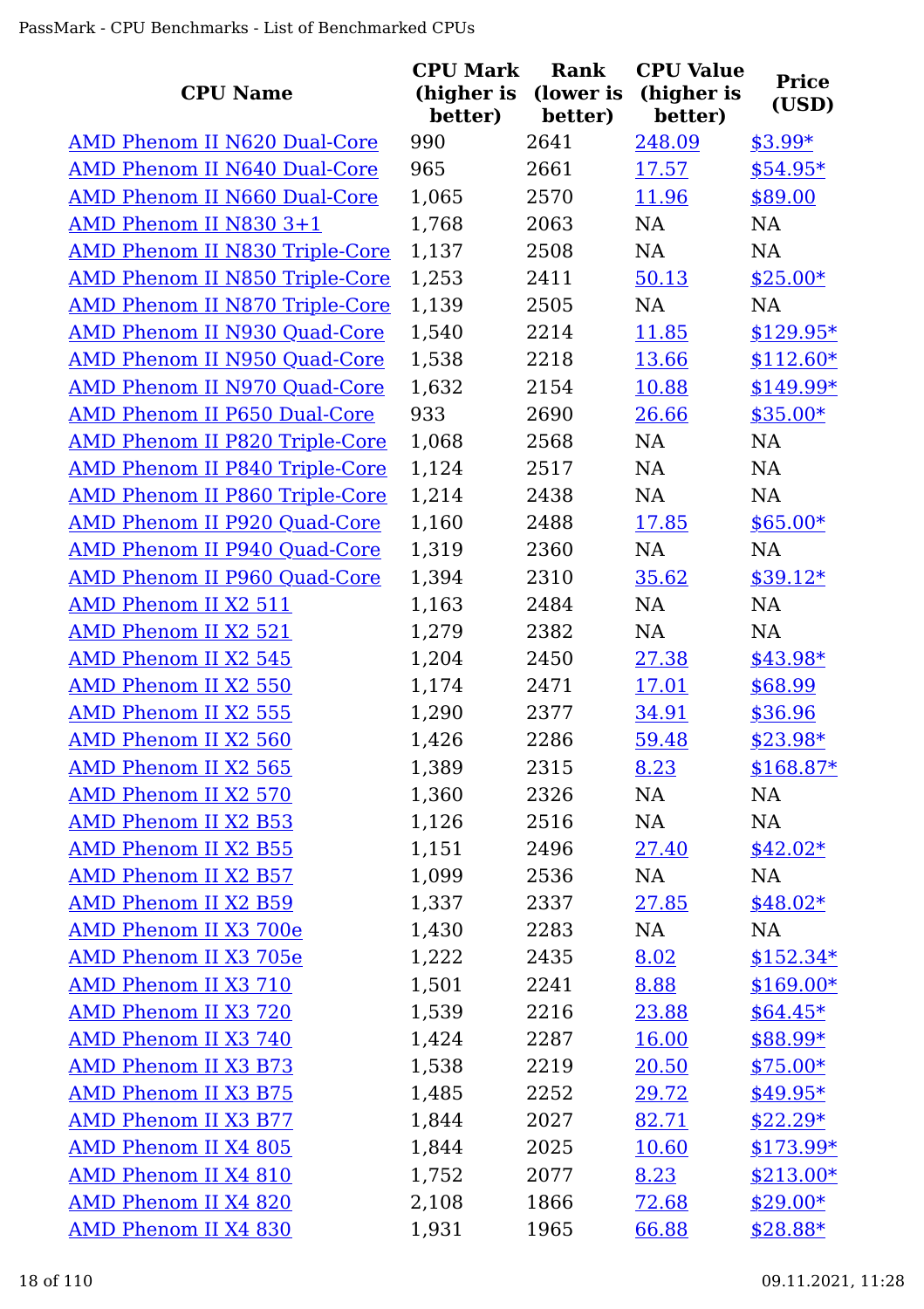| CPU Name | CPU Mark (higher is better) | Rank (lower is better) | CPU Value (higher is better) | Price (USD) |
|---|---|---|---|---|
| AMD Phenom II N620 Dual-Core | 990 | 2641 | 248.09 | $3.99* |
| AMD Phenom II N640 Dual-Core | 965 | 2661 | 17.57 | $54.95* |
| AMD Phenom II N660 Dual-Core | 1,065 | 2570 | 11.96 | $89.00 |
| AMD Phenom II N830 3+1 | 1,768 | 2063 | NA | NA |
| AMD Phenom II N830 Triple-Core | 1,137 | 2508 | NA | NA |
| AMD Phenom II N850 Triple-Core | 1,253 | 2411 | 50.13 | $25.00* |
| AMD Phenom II N870 Triple-Core | 1,139 | 2505 | NA | NA |
| AMD Phenom II N930 Quad-Core | 1,540 | 2214 | 11.85 | $129.95* |
| AMD Phenom II N950 Quad-Core | 1,538 | 2218 | 13.66 | $112.60* |
| AMD Phenom II N970 Quad-Core | 1,632 | 2154 | 10.88 | $149.99* |
| AMD Phenom II P650 Dual-Core | 933 | 2690 | 26.66 | $35.00* |
| AMD Phenom II P820 Triple-Core | 1,068 | 2568 | NA | NA |
| AMD Phenom II P840 Triple-Core | 1,124 | 2517 | NA | NA |
| AMD Phenom II P860 Triple-Core | 1,214 | 2438 | NA | NA |
| AMD Phenom II P920 Quad-Core | 1,160 | 2488 | 17.85 | $65.00* |
| AMD Phenom II P940 Quad-Core | 1,319 | 2360 | NA | NA |
| AMD Phenom II P960 Quad-Core | 1,394 | 2310 | 35.62 | $39.12* |
| AMD Phenom II X2 511 | 1,163 | 2484 | NA | NA |
| AMD Phenom II X2 521 | 1,279 | 2382 | NA | NA |
| AMD Phenom II X2 545 | 1,204 | 2450 | 27.38 | $43.98* |
| AMD Phenom II X2 550 | 1,174 | 2471 | 17.01 | $68.99 |
| AMD Phenom II X2 555 | 1,290 | 2377 | 34.91 | $36.96 |
| AMD Phenom II X2 560 | 1,426 | 2286 | 59.48 | $23.98* |
| AMD Phenom II X2 565 | 1,389 | 2315 | 8.23 | $168.87* |
| AMD Phenom II X2 570 | 1,360 | 2326 | NA | NA |
| AMD Phenom II X2 B53 | 1,126 | 2516 | NA | NA |
| AMD Phenom II X2 B55 | 1,151 | 2496 | 27.40 | $42.02* |
| AMD Phenom II X2 B57 | 1,099 | 2536 | NA | NA |
| AMD Phenom II X2 B59 | 1,337 | 2337 | 27.85 | $48.02* |
| AMD Phenom II X3 700e | 1,430 | 2283 | NA | NA |
| AMD Phenom II X3 705e | 1,222 | 2435 | 8.02 | $152.34* |
| AMD Phenom II X3 710 | 1,501 | 2241 | 8.88 | $169.00* |
| AMD Phenom II X3 720 | 1,539 | 2216 | 23.88 | $64.45* |
| AMD Phenom II X3 740 | 1,424 | 2287 | 16.00 | $88.99* |
| AMD Phenom II X3 B73 | 1,538 | 2219 | 20.50 | $75.00* |
| AMD Phenom II X3 B75 | 1,485 | 2252 | 29.72 | $49.95* |
| AMD Phenom II X3 B77 | 1,844 | 2027 | 82.71 | $22.29* |
| AMD Phenom II X4 805 | 1,844 | 2025 | 10.60 | $173.99* |
| AMD Phenom II X4 810 | 1,752 | 2077 | 8.23 | $213.00* |
| AMD Phenom II X4 820 | 2,108 | 1866 | 72.68 | $29.00* |
| AMD Phenom II X4 830 | 1,931 | 1965 | 66.88 | $28.88* |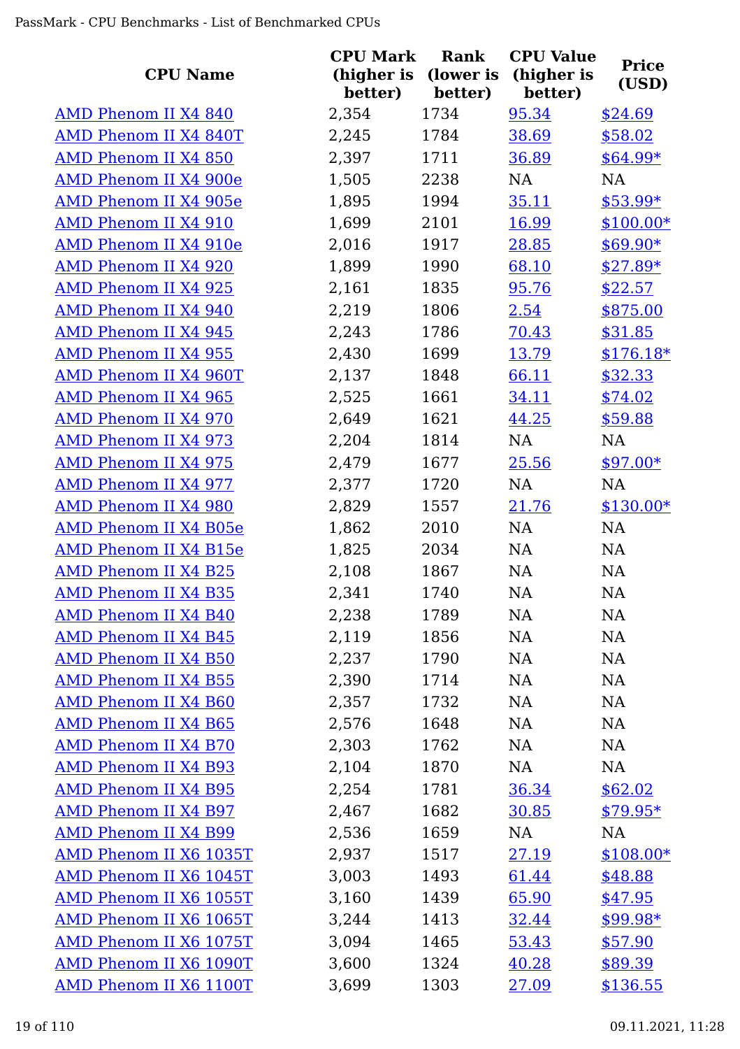| CPU Name | CPU Mark (higher is better) | Rank (lower is better) | CPU Value (higher is better) | Price (USD) |
|---|---|---|---|---|
| AMD Phenom II X4 840 | 2,354 | 1734 | 95.34 | $24.69 |
| AMD Phenom II X4 840T | 2,245 | 1784 | 38.69 | $58.02 |
| AMD Phenom II X4 850 | 2,397 | 1711 | 36.89 | $64.99* |
| AMD Phenom II X4 900e | 1,505 | 2238 | NA | NA |
| AMD Phenom II X4 905e | 1,895 | 1994 | 35.11 | $53.99* |
| AMD Phenom II X4 910 | 1,699 | 2101 | 16.99 | $100.00* |
| AMD Phenom II X4 910e | 2,016 | 1917 | 28.85 | $69.90* |
| AMD Phenom II X4 920 | 1,899 | 1990 | 68.10 | $27.89* |
| AMD Phenom II X4 925 | 2,161 | 1835 | 95.76 | $22.57 |
| AMD Phenom II X4 940 | 2,219 | 1806 | 2.54 | $875.00 |
| AMD Phenom II X4 945 | 2,243 | 1786 | 70.43 | $31.85 |
| AMD Phenom II X4 955 | 2,430 | 1699 | 13.79 | $176.18* |
| AMD Phenom II X4 960T | 2,137 | 1848 | 66.11 | $32.33 |
| AMD Phenom II X4 965 | 2,525 | 1661 | 34.11 | $74.02 |
| AMD Phenom II X4 970 | 2,649 | 1621 | 44.25 | $59.88 |
| AMD Phenom II X4 973 | 2,204 | 1814 | NA | NA |
| AMD Phenom II X4 975 | 2,479 | 1677 | 25.56 | $97.00* |
| AMD Phenom II X4 977 | 2,377 | 1720 | NA | NA |
| AMD Phenom II X4 980 | 2,829 | 1557 | 21.76 | $130.00* |
| AMD Phenom II X4 B05e | 1,862 | 2010 | NA | NA |
| AMD Phenom II X4 B15e | 1,825 | 2034 | NA | NA |
| AMD Phenom II X4 B25 | 2,108 | 1867 | NA | NA |
| AMD Phenom II X4 B35 | 2,341 | 1740 | NA | NA |
| AMD Phenom II X4 B40 | 2,238 | 1789 | NA | NA |
| AMD Phenom II X4 B45 | 2,119 | 1856 | NA | NA |
| AMD Phenom II X4 B50 | 2,237 | 1790 | NA | NA |
| AMD Phenom II X4 B55 | 2,390 | 1714 | NA | NA |
| AMD Phenom II X4 B60 | 2,357 | 1732 | NA | NA |
| AMD Phenom II X4 B65 | 2,576 | 1648 | NA | NA |
| AMD Phenom II X4 B70 | 2,303 | 1762 | NA | NA |
| AMD Phenom II X4 B93 | 2,104 | 1870 | NA | NA |
| AMD Phenom II X4 B95 | 2,254 | 1781 | 36.34 | $62.02 |
| AMD Phenom II X4 B97 | 2,467 | 1682 | 30.85 | $79.95* |
| AMD Phenom II X4 B99 | 2,536 | 1659 | NA | NA |
| AMD Phenom II X6 1035T | 2,937 | 1517 | 27.19 | $108.00* |
| AMD Phenom II X6 1045T | 3,003 | 1493 | 61.44 | $48.88 |
| AMD Phenom II X6 1055T | 3,160 | 1439 | 65.90 | $47.95 |
| AMD Phenom II X6 1065T | 3,244 | 1413 | 32.44 | $99.98* |
| AMD Phenom II X6 1075T | 3,094 | 1465 | 53.43 | $57.90 |
| AMD Phenom II X6 1090T | 3,600 | 1324 | 40.28 | $89.39 |
| AMD Phenom II X6 1100T | 3,699 | 1303 | 27.09 | $136.55 |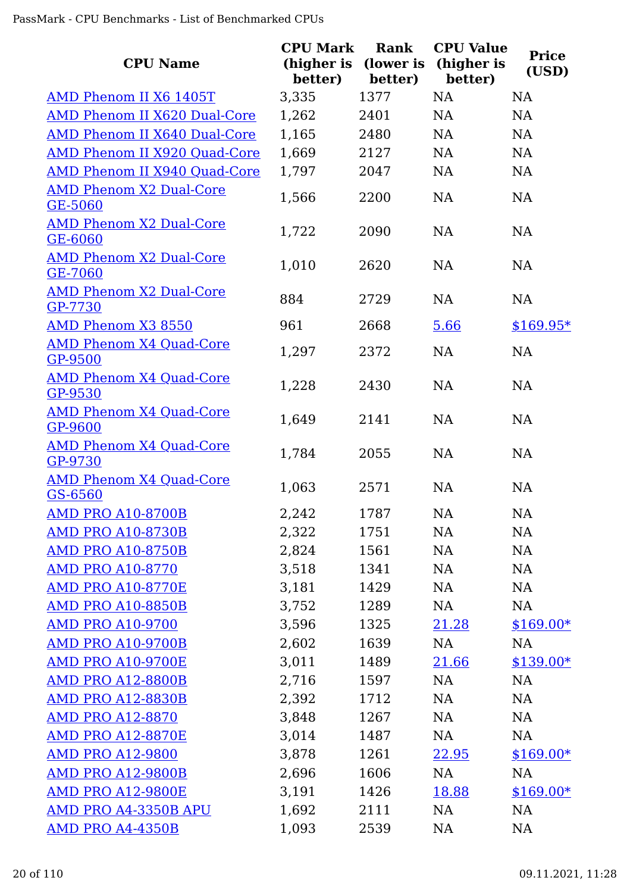| CPU Name | CPU Mark (higher is better) | Rank (lower is better) | CPU Value (higher is better) | Price (USD) |
|---|---|---|---|---|
| AMD Phenom II X6 1405T | 3,335 | 1377 | NA | NA |
| AMD Phenom II X620 Dual-Core | 1,262 | 2401 | NA | NA |
| AMD Phenom II X640 Dual-Core | 1,165 | 2480 | NA | NA |
| AMD Phenom II X920 Quad-Core | 1,669 | 2127 | NA | NA |
| AMD Phenom II X940 Quad-Core | 1,797 | 2047 | NA | NA |
| AMD Phenom X2 Dual-Core GE-5060 | 1,566 | 2200 | NA | NA |
| AMD Phenom X2 Dual-Core GE-6060 | 1,722 | 2090 | NA | NA |
| AMD Phenom X2 Dual-Core GE-7060 | 1,010 | 2620 | NA | NA |
| AMD Phenom X2 Dual-Core GP-7730 | 884 | 2729 | NA | NA |
| AMD Phenom X3 8550 | 961 | 2668 | 5.66 | $169.95* |
| AMD Phenom X4 Quad-Core GP-9500 | 1,297 | 2372 | NA | NA |
| AMD Phenom X4 Quad-Core GP-9530 | 1,228 | 2430 | NA | NA |
| AMD Phenom X4 Quad-Core GP-9600 | 1,649 | 2141 | NA | NA |
| AMD Phenom X4 Quad-Core GP-9730 | 1,784 | 2055 | NA | NA |
| AMD Phenom X4 Quad-Core GS-6560 | 1,063 | 2571 | NA | NA |
| AMD PRO A10-8700B | 2,242 | 1787 | NA | NA |
| AMD PRO A10-8730B | 2,322 | 1751 | NA | NA |
| AMD PRO A10-8750B | 2,824 | 1561 | NA | NA |
| AMD PRO A10-8770 | 3,518 | 1341 | NA | NA |
| AMD PRO A10-8770E | 3,181 | 1429 | NA | NA |
| AMD PRO A10-8850B | 3,752 | 1289 | NA | NA |
| AMD PRO A10-9700 | 3,596 | 1325 | 21.28 | $169.00* |
| AMD PRO A10-9700B | 2,602 | 1639 | NA | NA |
| AMD PRO A10-9700E | 3,011 | 1489 | 21.66 | $139.00* |
| AMD PRO A12-8800B | 2,716 | 1597 | NA | NA |
| AMD PRO A12-8830B | 2,392 | 1712 | NA | NA |
| AMD PRO A12-8870 | 3,848 | 1267 | NA | NA |
| AMD PRO A12-8870E | 3,014 | 1487 | NA | NA |
| AMD PRO A12-9800 | 3,878 | 1261 | 22.95 | $169.00* |
| AMD PRO A12-9800B | 2,696 | 1606 | NA | NA |
| AMD PRO A12-9800E | 3,191 | 1426 | 18.88 | $169.00* |
| AMD PRO A4-3350B APU | 1,692 | 2111 | NA | NA |
| AMD PRO A4-4350B | 1,093 | 2539 | NA | NA |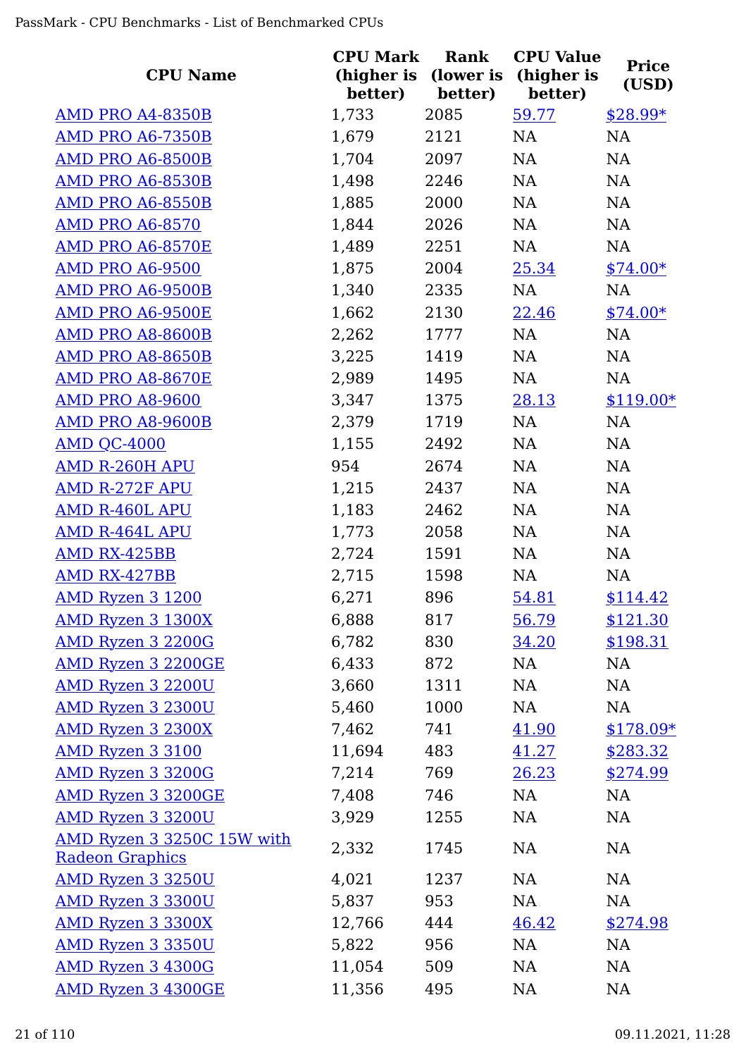| CPU Name | CPU Mark (higher is better) | Rank (lower is better) | CPU Value (higher is better) | Price (USD) |
|---|---|---|---|---|
| AMD PRO A4-8350B | 1,733 | 2085 | 59.77 | $28.99* |
| AMD PRO A6-7350B | 1,679 | 2121 | NA | NA |
| AMD PRO A6-8500B | 1,704 | 2097 | NA | NA |
| AMD PRO A6-8530B | 1,498 | 2246 | NA | NA |
| AMD PRO A6-8550B | 1,885 | 2000 | NA | NA |
| AMD PRO A6-8570 | 1,844 | 2026 | NA | NA |
| AMD PRO A6-8570E | 1,489 | 2251 | NA | NA |
| AMD PRO A6-9500 | 1,875 | 2004 | 25.34 | $74.00* |
| AMD PRO A6-9500B | 1,340 | 2335 | NA | NA |
| AMD PRO A6-9500E | 1,662 | 2130 | 22.46 | $74.00* |
| AMD PRO A8-8600B | 2,262 | 1777 | NA | NA |
| AMD PRO A8-8650B | 3,225 | 1419 | NA | NA |
| AMD PRO A8-8670E | 2,989 | 1495 | NA | NA |
| AMD PRO A8-9600 | 3,347 | 1375 | 28.13 | $119.00* |
| AMD PRO A8-9600B | 2,379 | 1719 | NA | NA |
| AMD QC-4000 | 1,155 | 2492 | NA | NA |
| AMD R-260H APU | 954 | 2674 | NA | NA |
| AMD R-272F APU | 1,215 | 2437 | NA | NA |
| AMD R-460L APU | 1,183 | 2462 | NA | NA |
| AMD R-464L APU | 1,773 | 2058 | NA | NA |
| AMD RX-425BB | 2,724 | 1591 | NA | NA |
| AMD RX-427BB | 2,715 | 1598 | NA | NA |
| AMD Ryzen 3 1200 | 6,271 | 896 | 54.81 | $114.42 |
| AMD Ryzen 3 1300X | 6,888 | 817 | 56.79 | $121.30 |
| AMD Ryzen 3 2200G | 6,782 | 830 | 34.20 | $198.31 |
| AMD Ryzen 3 2200GE | 6,433 | 872 | NA | NA |
| AMD Ryzen 3 2200U | 3,660 | 1311 | NA | NA |
| AMD Ryzen 3 2300U | 5,460 | 1000 | NA | NA |
| AMD Ryzen 3 2300X | 7,462 | 741 | 41.90 | $178.09* |
| AMD Ryzen 3 3100 | 11,694 | 483 | 41.27 | $283.32 |
| AMD Ryzen 3 3200G | 7,214 | 769 | 26.23 | $274.99 |
| AMD Ryzen 3 3200GE | 7,408 | 746 | NA | NA |
| AMD Ryzen 3 3200U | 3,929 | 1255 | NA | NA |
| AMD Ryzen 3 3250C 15W with Radeon Graphics | 2,332 | 1745 | NA | NA |
| AMD Ryzen 3 3250U | 4,021 | 1237 | NA | NA |
| AMD Ryzen 3 3300U | 5,837 | 953 | NA | NA |
| AMD Ryzen 3 3300X | 12,766 | 444 | 46.42 | $274.98 |
| AMD Ryzen 3 3350U | 5,822 | 956 | NA | NA |
| AMD Ryzen 3 4300G | 11,054 | 509 | NA | NA |
| AMD Ryzen 3 4300GE | 11,356 | 495 | NA | NA |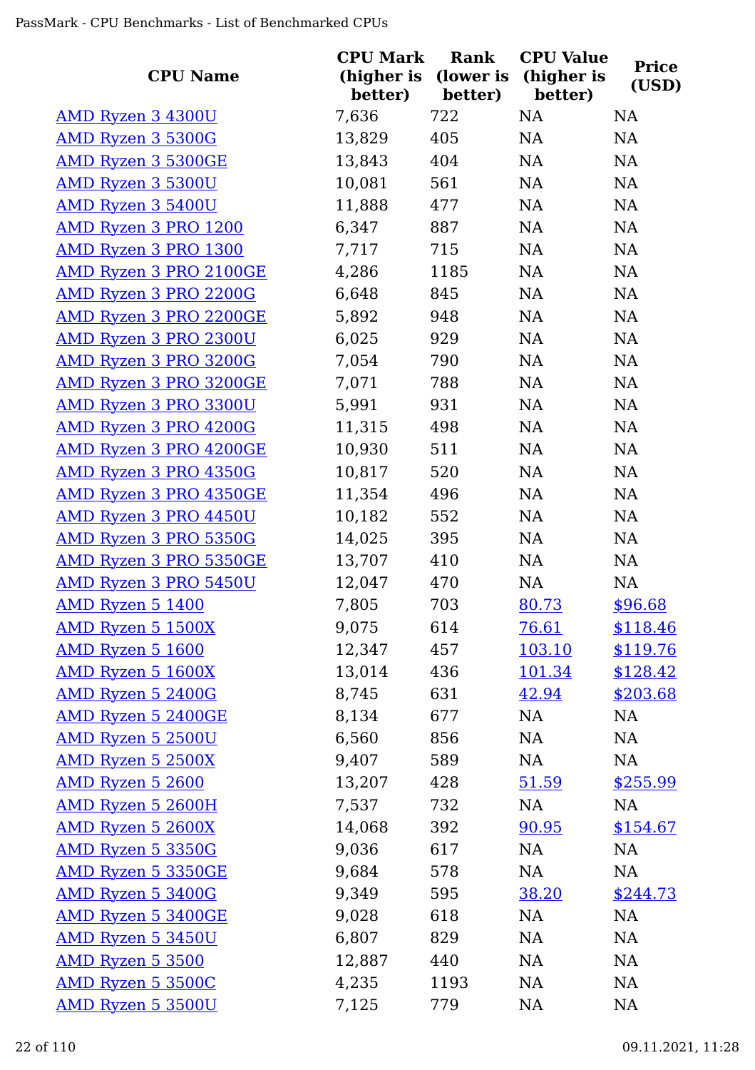| CPU Name | CPU Mark (higher is better) | Rank (lower is better) | CPU Value (higher is better) | Price (USD) |
|---|---|---|---|---|
| AMD Ryzen 3 4300U | 7,636 | 722 | NA | NA |
| AMD Ryzen 3 5300G | 13,829 | 405 | NA | NA |
| AMD Ryzen 3 5300GE | 13,843 | 404 | NA | NA |
| AMD Ryzen 3 5300U | 10,081 | 561 | NA | NA |
| AMD Ryzen 3 5400U | 11,888 | 477 | NA | NA |
| AMD Ryzen 3 PRO 1200 | 6,347 | 887 | NA | NA |
| AMD Ryzen 3 PRO 1300 | 7,717 | 715 | NA | NA |
| AMD Ryzen 3 PRO 2100GE | 4,286 | 1185 | NA | NA |
| AMD Ryzen 3 PRO 2200G | 6,648 | 845 | NA | NA |
| AMD Ryzen 3 PRO 2200GE | 5,892 | 948 | NA | NA |
| AMD Ryzen 3 PRO 2300U | 6,025 | 929 | NA | NA |
| AMD Ryzen 3 PRO 3200G | 7,054 | 790 | NA | NA |
| AMD Ryzen 3 PRO 3200GE | 7,071 | 788 | NA | NA |
| AMD Ryzen 3 PRO 3300U | 5,991 | 931 | NA | NA |
| AMD Ryzen 3 PRO 4200G | 11,315 | 498 | NA | NA |
| AMD Ryzen 3 PRO 4200GE | 10,930 | 511 | NA | NA |
| AMD Ryzen 3 PRO 4350G | 10,817 | 520 | NA | NA |
| AMD Ryzen 3 PRO 4350GE | 11,354 | 496 | NA | NA |
| AMD Ryzen 3 PRO 4450U | 10,182 | 552 | NA | NA |
| AMD Ryzen 3 PRO 5350G | 14,025 | 395 | NA | NA |
| AMD Ryzen 3 PRO 5350GE | 13,707 | 410 | NA | NA |
| AMD Ryzen 3 PRO 5450U | 12,047 | 470 | NA | NA |
| AMD Ryzen 5 1400 | 7,805 | 703 | 80.73 | $96.68 |
| AMD Ryzen 5 1500X | 9,075 | 614 | 76.61 | $118.46 |
| AMD Ryzen 5 1600 | 12,347 | 457 | 103.10 | $119.76 |
| AMD Ryzen 5 1600X | 13,014 | 436 | 101.34 | $128.42 |
| AMD Ryzen 5 2400G | 8,745 | 631 | 42.94 | $203.68 |
| AMD Ryzen 5 2400GE | 8,134 | 677 | NA | NA |
| AMD Ryzen 5 2500U | 6,560 | 856 | NA | NA |
| AMD Ryzen 5 2500X | 9,407 | 589 | NA | NA |
| AMD Ryzen 5 2600 | 13,207 | 428 | 51.59 | $255.99 |
| AMD Ryzen 5 2600H | 7,537 | 732 | NA | NA |
| AMD Ryzen 5 2600X | 14,068 | 392 | 90.95 | $154.67 |
| AMD Ryzen 5 3350G | 9,036 | 617 | NA | NA |
| AMD Ryzen 5 3350GE | 9,684 | 578 | NA | NA |
| AMD Ryzen 5 3400G | 9,349 | 595 | 38.20 | $244.73 |
| AMD Ryzen 5 3400GE | 9,028 | 618 | NA | NA |
| AMD Ryzen 5 3450U | 6,807 | 829 | NA | NA |
| AMD Ryzen 5 3500 | 12,887 | 440 | NA | NA |
| AMD Ryzen 5 3500C | 4,235 | 1193 | NA | NA |
| AMD Ryzen 5 3500U | 7,125 | 779 | NA | NA |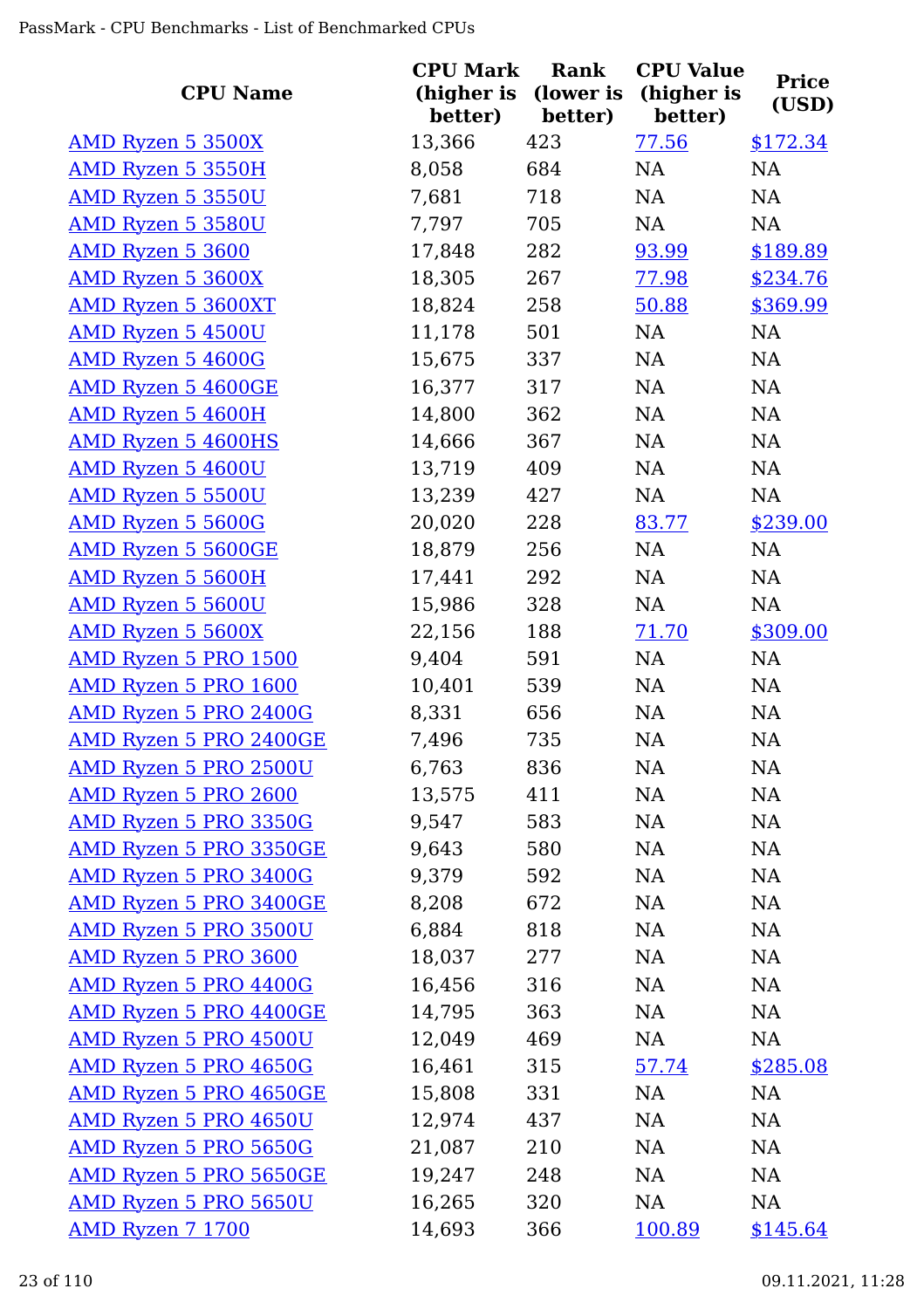| CPU Name | CPU Mark (higher is better) | Rank (lower is better) | CPU Value (higher is better) | Price (USD) |
|---|---|---|---|---|
| AMD Ryzen 5 3500X | 13,366 | 423 | 77.56 | $172.34 |
| AMD Ryzen 5 3550H | 8,058 | 684 | NA | NA |
| AMD Ryzen 5 3550U | 7,681 | 718 | NA | NA |
| AMD Ryzen 5 3580U | 7,797 | 705 | NA | NA |
| AMD Ryzen 5 3600 | 17,848 | 282 | 93.99 | $189.89 |
| AMD Ryzen 5 3600X | 18,305 | 267 | 77.98 | $234.76 |
| AMD Ryzen 5 3600XT | 18,824 | 258 | 50.88 | $369.99 |
| AMD Ryzen 5 4500U | 11,178 | 501 | NA | NA |
| AMD Ryzen 5 4600G | 15,675 | 337 | NA | NA |
| AMD Ryzen 5 4600GE | 16,377 | 317 | NA | NA |
| AMD Ryzen 5 4600H | 14,800 | 362 | NA | NA |
| AMD Ryzen 5 4600HS | 14,666 | 367 | NA | NA |
| AMD Ryzen 5 4600U | 13,719 | 409 | NA | NA |
| AMD Ryzen 5 5500U | 13,239 | 427 | NA | NA |
| AMD Ryzen 5 5600G | 20,020 | 228 | 83.77 | $239.00 |
| AMD Ryzen 5 5600GE | 18,879 | 256 | NA | NA |
| AMD Ryzen 5 5600H | 17,441 | 292 | NA | NA |
| AMD Ryzen 5 5600U | 15,986 | 328 | NA | NA |
| AMD Ryzen 5 5600X | 22,156 | 188 | 71.70 | $309.00 |
| AMD Ryzen 5 PRO 1500 | 9,404 | 591 | NA | NA |
| AMD Ryzen 5 PRO 1600 | 10,401 | 539 | NA | NA |
| AMD Ryzen 5 PRO 2400G | 8,331 | 656 | NA | NA |
| AMD Ryzen 5 PRO 2400GE | 7,496 | 735 | NA | NA |
| AMD Ryzen 5 PRO 2500U | 6,763 | 836 | NA | NA |
| AMD Ryzen 5 PRO 2600 | 13,575 | 411 | NA | NA |
| AMD Ryzen 5 PRO 3350G | 9,547 | 583 | NA | NA |
| AMD Ryzen 5 PRO 3350GE | 9,643 | 580 | NA | NA |
| AMD Ryzen 5 PRO 3400G | 9,379 | 592 | NA | NA |
| AMD Ryzen 5 PRO 3400GE | 8,208 | 672 | NA | NA |
| AMD Ryzen 5 PRO 3500U | 6,884 | 818 | NA | NA |
| AMD Ryzen 5 PRO 3600 | 18,037 | 277 | NA | NA |
| AMD Ryzen 5 PRO 4400G | 16,456 | 316 | NA | NA |
| AMD Ryzen 5 PRO 4400GE | 14,795 | 363 | NA | NA |
| AMD Ryzen 5 PRO 4500U | 12,049 | 469 | NA | NA |
| AMD Ryzen 5 PRO 4650G | 16,461 | 315 | 57.74 | $285.08 |
| AMD Ryzen 5 PRO 4650GE | 15,808 | 331 | NA | NA |
| AMD Ryzen 5 PRO 4650U | 12,974 | 437 | NA | NA |
| AMD Ryzen 5 PRO 5650G | 21,087 | 210 | NA | NA |
| AMD Ryzen 5 PRO 5650GE | 19,247 | 248 | NA | NA |
| AMD Ryzen 5 PRO 5650U | 16,265 | 320 | NA | NA |
| AMD Ryzen 7 1700 | 14,693 | 366 | 100.89 | $145.64 |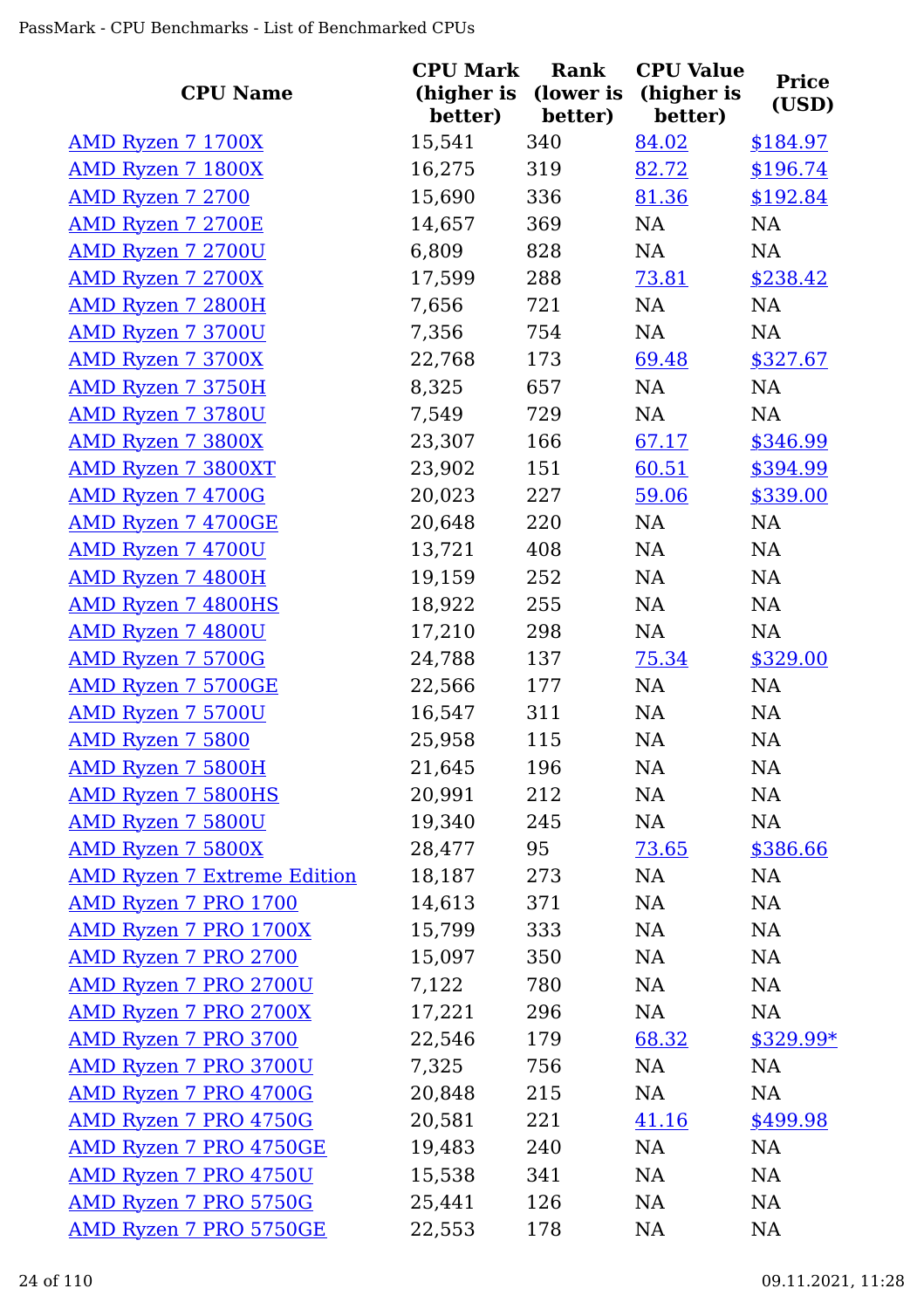| CPU Name | CPU Mark (higher is better) | Rank (lower is better) | CPU Value (higher is better) | Price (USD) |
|---|---|---|---|---|
| AMD Ryzen 7 1700X | 15,541 | 340 | 84.02 | $184.97 |
| AMD Ryzen 7 1800X | 16,275 | 319 | 82.72 | $196.74 |
| AMD Ryzen 7 2700 | 15,690 | 336 | 81.36 | $192.84 |
| AMD Ryzen 7 2700E | 14,657 | 369 | NA | NA |
| AMD Ryzen 7 2700U | 6,809 | 828 | NA | NA |
| AMD Ryzen 7 2700X | 17,599 | 288 | 73.81 | $238.42 |
| AMD Ryzen 7 2800H | 7,656 | 721 | NA | NA |
| AMD Ryzen 7 3700U | 7,356 | 754 | NA | NA |
| AMD Ryzen 7 3700X | 22,768 | 173 | 69.48 | $327.67 |
| AMD Ryzen 7 3750H | 8,325 | 657 | NA | NA |
| AMD Ryzen 7 3780U | 7,549 | 729 | NA | NA |
| AMD Ryzen 7 3800X | 23,307 | 166 | 67.17 | $346.99 |
| AMD Ryzen 7 3800XT | 23,902 | 151 | 60.51 | $394.99 |
| AMD Ryzen 7 4700G | 20,023 | 227 | 59.06 | $339.00 |
| AMD Ryzen 7 4700GE | 20,648 | 220 | NA | NA |
| AMD Ryzen 7 4700U | 13,721 | 408 | NA | NA |
| AMD Ryzen 7 4800H | 19,159 | 252 | NA | NA |
| AMD Ryzen 7 4800HS | 18,922 | 255 | NA | NA |
| AMD Ryzen 7 4800U | 17,210 | 298 | NA | NA |
| AMD Ryzen 7 5700G | 24,788 | 137 | 75.34 | $329.00 |
| AMD Ryzen 7 5700GE | 22,566 | 177 | NA | NA |
| AMD Ryzen 7 5700U | 16,547 | 311 | NA | NA |
| AMD Ryzen 7 5800 | 25,958 | 115 | NA | NA |
| AMD Ryzen 7 5800H | 21,645 | 196 | NA | NA |
| AMD Ryzen 7 5800HS | 20,991 | 212 | NA | NA |
| AMD Ryzen 7 5800U | 19,340 | 245 | NA | NA |
| AMD Ryzen 7 5800X | 28,477 | 95 | 73.65 | $386.66 |
| AMD Ryzen 7 Extreme Edition | 18,187 | 273 | NA | NA |
| AMD Ryzen 7 PRO 1700 | 14,613 | 371 | NA | NA |
| AMD Ryzen 7 PRO 1700X | 15,799 | 333 | NA | NA |
| AMD Ryzen 7 PRO 2700 | 15,097 | 350 | NA | NA |
| AMD Ryzen 7 PRO 2700U | 7,122 | 780 | NA | NA |
| AMD Ryzen 7 PRO 2700X | 17,221 | 296 | NA | NA |
| AMD Ryzen 7 PRO 3700 | 22,546 | 179 | 68.32 | $329.99* |
| AMD Ryzen 7 PRO 3700U | 7,325 | 756 | NA | NA |
| AMD Ryzen 7 PRO 4700G | 20,848 | 215 | NA | NA |
| AMD Ryzen 7 PRO 4750G | 20,581 | 221 | 41.16 | $499.98 |
| AMD Ryzen 7 PRO 4750GE | 19,483 | 240 | NA | NA |
| AMD Ryzen 7 PRO 4750U | 15,538 | 341 | NA | NA |
| AMD Ryzen 7 PRO 5750G | 25,441 | 126 | NA | NA |
| AMD Ryzen 7 PRO 5750GE | 22,553 | 178 | NA | NA |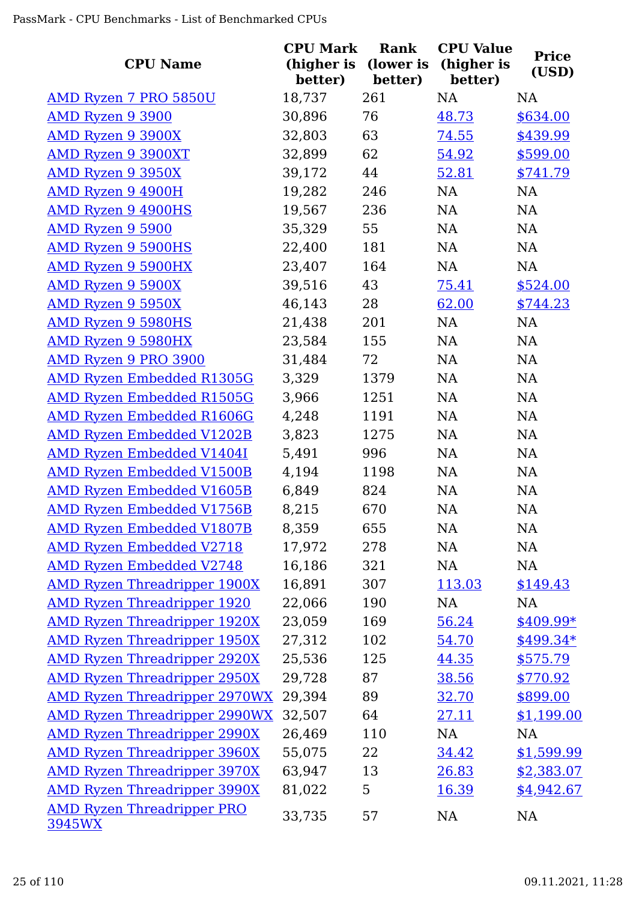| CPU Name | CPU Mark (higher is better) | Rank (lower is better) | CPU Value (higher is better) | Price (USD) |
|---|---|---|---|---|
| AMD Ryzen 7 PRO 5850U | 18,737 | 261 | NA | NA |
| AMD Ryzen 9 3900 | 30,896 | 76 | 48.73 | $634.00 |
| AMD Ryzen 9 3900X | 32,803 | 63 | 74.55 | $439.99 |
| AMD Ryzen 9 3900XT | 32,899 | 62 | 54.92 | $599.00 |
| AMD Ryzen 9 3950X | 39,172 | 44 | 52.81 | $741.79 |
| AMD Ryzen 9 4900H | 19,282 | 246 | NA | NA |
| AMD Ryzen 9 4900HS | 19,567 | 236 | NA | NA |
| AMD Ryzen 9 5900 | 35,329 | 55 | NA | NA |
| AMD Ryzen 9 5900HS | 22,400 | 181 | NA | NA |
| AMD Ryzen 9 5900HX | 23,407 | 164 | NA | NA |
| AMD Ryzen 9 5900X | 39,516 | 43 | 75.41 | $524.00 |
| AMD Ryzen 9 5950X | 46,143 | 28 | 62.00 | $744.23 |
| AMD Ryzen 9 5980HS | 21,438 | 201 | NA | NA |
| AMD Ryzen 9 5980HX | 23,584 | 155 | NA | NA |
| AMD Ryzen 9 PRO 3900 | 31,484 | 72 | NA | NA |
| AMD Ryzen Embedded R1305G | 3,329 | 1379 | NA | NA |
| AMD Ryzen Embedded R1505G | 3,966 | 1251 | NA | NA |
| AMD Ryzen Embedded R1606G | 4,248 | 1191 | NA | NA |
| AMD Ryzen Embedded V1202B | 3,823 | 1275 | NA | NA |
| AMD Ryzen Embedded V1404I | 5,491 | 996 | NA | NA |
| AMD Ryzen Embedded V1500B | 4,194 | 1198 | NA | NA |
| AMD Ryzen Embedded V1605B | 6,849 | 824 | NA | NA |
| AMD Ryzen Embedded V1756B | 8,215 | 670 | NA | NA |
| AMD Ryzen Embedded V1807B | 8,359 | 655 | NA | NA |
| AMD Ryzen Embedded V2718 | 17,972 | 278 | NA | NA |
| AMD Ryzen Embedded V2748 | 16,186 | 321 | NA | NA |
| AMD Ryzen Threadripper 1900X | 16,891 | 307 | 113.03 | $149.43 |
| AMD Ryzen Threadripper 1920 | 22,066 | 190 | NA | NA |
| AMD Ryzen Threadripper 1920X | 23,059 | 169 | 56.24 | $409.99* |
| AMD Ryzen Threadripper 1950X | 27,312 | 102 | 54.70 | $499.34* |
| AMD Ryzen Threadripper 2920X | 25,536 | 125 | 44.35 | $575.79 |
| AMD Ryzen Threadripper 2950X | 29,728 | 87 | 38.56 | $770.92 |
| AMD Ryzen Threadripper 2970WX | 29,394 | 89 | 32.70 | $899.00 |
| AMD Ryzen Threadripper 2990WX | 32,507 | 64 | 27.11 | $1,199.00 |
| AMD Ryzen Threadripper 2990X | 26,469 | 110 | NA | NA |
| AMD Ryzen Threadripper 3960X | 55,075 | 22 | 34.42 | $1,599.99 |
| AMD Ryzen Threadripper 3970X | 63,947 | 13 | 26.83 | $2,383.07 |
| AMD Ryzen Threadripper 3990X | 81,022 | 5 | 16.39 | $4,942.67 |
| AMD Ryzen Threadripper PRO 3945WX | 33,735 | 57 | NA | NA |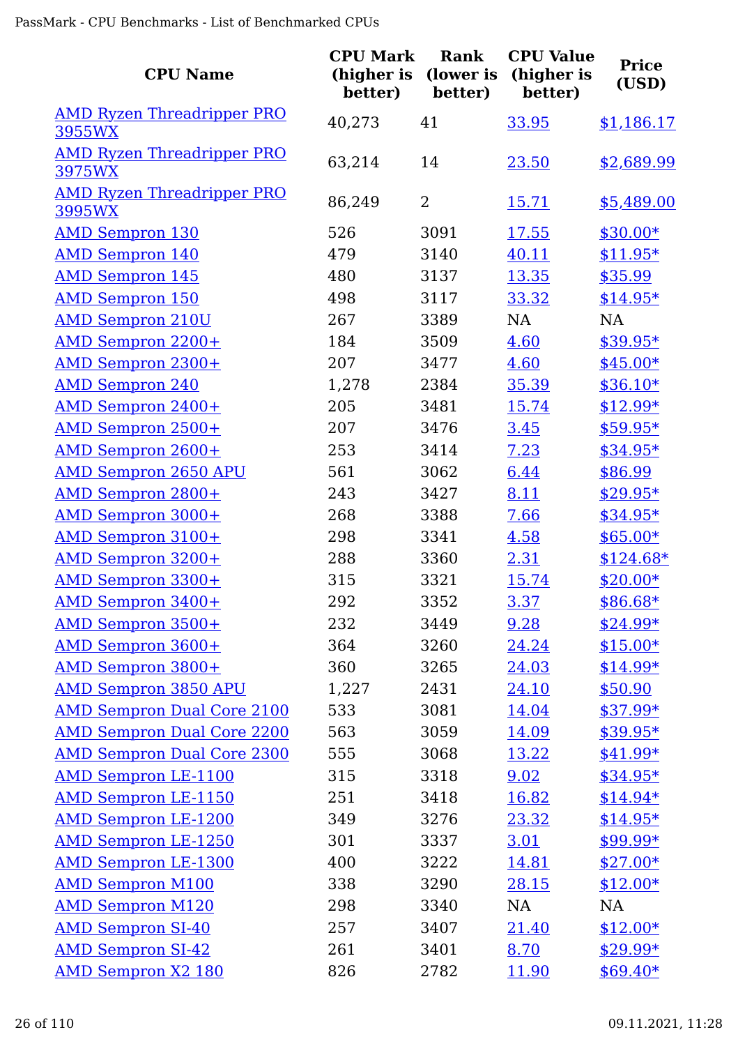| CPU Name | CPU Mark (higher is better) | Rank (lower is better) | CPU Value (higher is better) | Price (USD) |
|---|---|---|---|---|
| AMD Ryzen Threadripper PRO 3955WX | 40,273 | 41 | 33.95 | $1,186.17 |
| AMD Ryzen Threadripper PRO 3975WX | 63,214 | 14 | 23.50 | $2,689.99 |
| AMD Ryzen Threadripper PRO 3995WX | 86,249 | 2 | 15.71 | $5,489.00 |
| AMD Sempron 130 | 526 | 3091 | 17.55 | $30.00* |
| AMD Sempron 140 | 479 | 3140 | 40.11 | $11.95* |
| AMD Sempron 145 | 480 | 3137 | 13.35 | $35.99 |
| AMD Sempron 150 | 498 | 3117 | 33.32 | $14.95* |
| AMD Sempron 210U | 267 | 3389 | NA | NA |
| AMD Sempron 2200+ | 184 | 3509 | 4.60 | $39.95* |
| AMD Sempron 2300+ | 207 | 3477 | 4.60 | $45.00* |
| AMD Sempron 240 | 1,278 | 2384 | 35.39 | $36.10* |
| AMD Sempron 2400+ | 205 | 3481 | 15.74 | $12.99* |
| AMD Sempron 2500+ | 207 | 3476 | 3.45 | $59.95* |
| AMD Sempron 2600+ | 253 | 3414 | 7.23 | $34.95* |
| AMD Sempron 2650 APU | 561 | 3062 | 6.44 | $86.99 |
| AMD Sempron 2800+ | 243 | 3427 | 8.11 | $29.95* |
| AMD Sempron 3000+ | 268 | 3388 | 7.66 | $34.95* |
| AMD Sempron 3100+ | 298 | 3341 | 4.58 | $65.00* |
| AMD Sempron 3200+ | 288 | 3360 | 2.31 | $124.68* |
| AMD Sempron 3300+ | 315 | 3321 | 15.74 | $20.00* |
| AMD Sempron 3400+ | 292 | 3352 | 3.37 | $86.68* |
| AMD Sempron 3500+ | 232 | 3449 | 9.28 | $24.99* |
| AMD Sempron 3600+ | 364 | 3260 | 24.24 | $15.00* |
| AMD Sempron 3800+ | 360 | 3265 | 24.03 | $14.99* |
| AMD Sempron 3850 APU | 1,227 | 2431 | 24.10 | $50.90 |
| AMD Sempron Dual Core 2100 | 533 | 3081 | 14.04 | $37.99* |
| AMD Sempron Dual Core 2200 | 563 | 3059 | 14.09 | $39.95* |
| AMD Sempron Dual Core 2300 | 555 | 3068 | 13.22 | $41.99* |
| AMD Sempron LE-1100 | 315 | 3318 | 9.02 | $34.95* |
| AMD Sempron LE-1150 | 251 | 3418 | 16.82 | $14.94* |
| AMD Sempron LE-1200 | 349 | 3276 | 23.32 | $14.95* |
| AMD Sempron LE-1250 | 301 | 3337 | 3.01 | $99.99* |
| AMD Sempron LE-1300 | 400 | 3222 | 14.81 | $27.00* |
| AMD Sempron M100 | 338 | 3290 | 28.15 | $12.00* |
| AMD Sempron M120 | 298 | 3340 | NA | NA |
| AMD Sempron SI-40 | 257 | 3407 | 21.40 | $12.00* |
| AMD Sempron SI-42 | 261 | 3401 | 8.70 | $29.99* |
| AMD Sempron X2 180 | 826 | 2782 | 11.90 | $69.40* |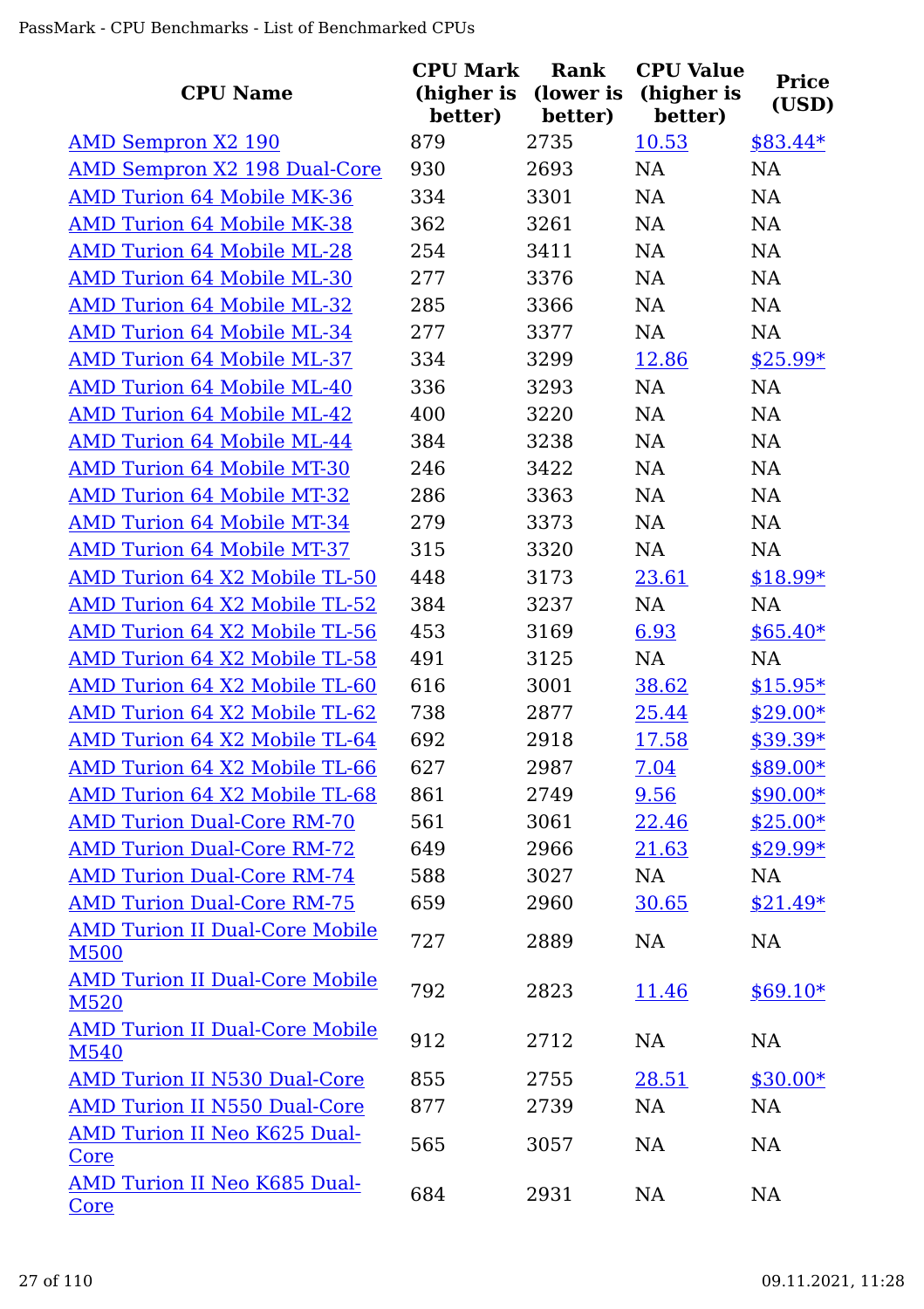| CPU Name | CPU Mark (higher is better) | Rank (lower is better) | CPU Value (higher is better) | Price (USD) |
|---|---|---|---|---|
| AMD Sempron X2 190 | 879 | 2735 | 10.53 | $83.44* |
| AMD Sempron X2 198 Dual-Core | 930 | 2693 | NA | NA |
| AMD Turion 64 Mobile MK-36 | 334 | 3301 | NA | NA |
| AMD Turion 64 Mobile MK-38 | 362 | 3261 | NA | NA |
| AMD Turion 64 Mobile ML-28 | 254 | 3411 | NA | NA |
| AMD Turion 64 Mobile ML-30 | 277 | 3376 | NA | NA |
| AMD Turion 64 Mobile ML-32 | 285 | 3366 | NA | NA |
| AMD Turion 64 Mobile ML-34 | 277 | 3377 | NA | NA |
| AMD Turion 64 Mobile ML-37 | 334 | 3299 | 12.86 | $25.99* |
| AMD Turion 64 Mobile ML-40 | 336 | 3293 | NA | NA |
| AMD Turion 64 Mobile ML-42 | 400 | 3220 | NA | NA |
| AMD Turion 64 Mobile ML-44 | 384 | 3238 | NA | NA |
| AMD Turion 64 Mobile MT-30 | 246 | 3422 | NA | NA |
| AMD Turion 64 Mobile MT-32 | 286 | 3363 | NA | NA |
| AMD Turion 64 Mobile MT-34 | 279 | 3373 | NA | NA |
| AMD Turion 64 Mobile MT-37 | 315 | 3320 | NA | NA |
| AMD Turion 64 X2 Mobile TL-50 | 448 | 3173 | 23.61 | $18.99* |
| AMD Turion 64 X2 Mobile TL-52 | 384 | 3237 | NA | NA |
| AMD Turion 64 X2 Mobile TL-56 | 453 | 3169 | 6.93 | $65.40* |
| AMD Turion 64 X2 Mobile TL-58 | 491 | 3125 | NA | NA |
| AMD Turion 64 X2 Mobile TL-60 | 616 | 3001 | 38.62 | $15.95* |
| AMD Turion 64 X2 Mobile TL-62 | 738 | 2877 | 25.44 | $29.00* |
| AMD Turion 64 X2 Mobile TL-64 | 692 | 2918 | 17.58 | $39.39* |
| AMD Turion 64 X2 Mobile TL-66 | 627 | 2987 | 7.04 | $89.00* |
| AMD Turion 64 X2 Mobile TL-68 | 861 | 2749 | 9.56 | $90.00* |
| AMD Turion Dual-Core RM-70 | 561 | 3061 | 22.46 | $25.00* |
| AMD Turion Dual-Core RM-72 | 649 | 2966 | 21.63 | $29.99* |
| AMD Turion Dual-Core RM-74 | 588 | 3027 | NA | NA |
| AMD Turion Dual-Core RM-75 | 659 | 2960 | 30.65 | $21.49* |
| AMD Turion II Dual-Core Mobile M500 | 727 | 2889 | NA | NA |
| AMD Turion II Dual-Core Mobile M520 | 792 | 2823 | 11.46 | $69.10* |
| AMD Turion II Dual-Core Mobile M540 | 912 | 2712 | NA | NA |
| AMD Turion II N530 Dual-Core | 855 | 2755 | 28.51 | $30.00* |
| AMD Turion II N550 Dual-Core | 877 | 2739 | NA | NA |
| AMD Turion II Neo K625 Dual-Core | 565 | 3057 | NA | NA |
| AMD Turion II Neo K685 Dual-Core | 684 | 2931 | NA | NA |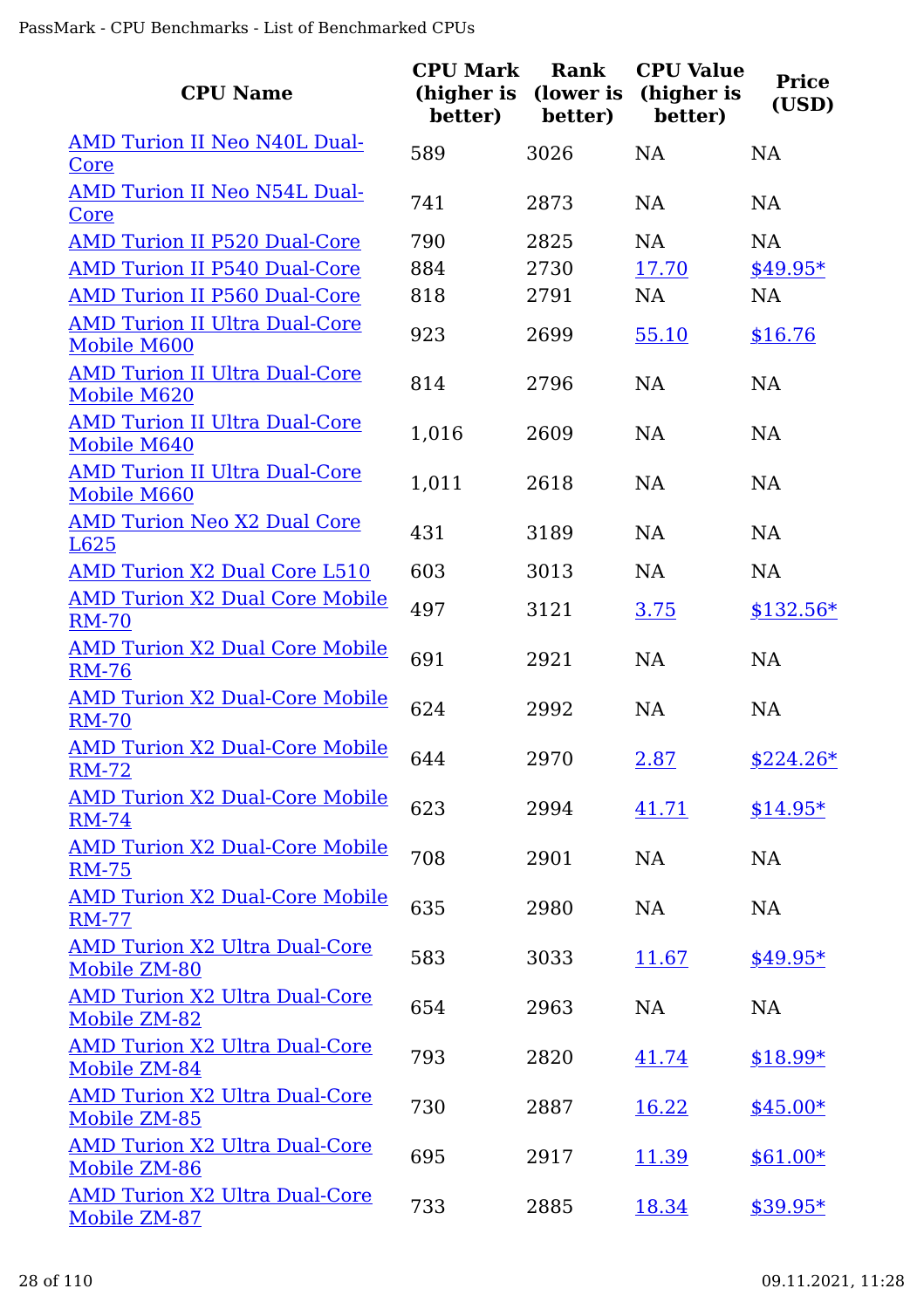| CPU Name | CPU Mark (higher is better) | Rank (lower is better) | CPU Value (higher is better) | Price (USD) |
|---|---|---|---|---|
| AMD Turion II Neo N40L Dual-Core | 589 | 3026 | NA | NA |
| AMD Turion II Neo N54L Dual-Core | 741 | 2873 | NA | NA |
| AMD Turion II P520 Dual-Core | 790 | 2825 | NA | NA |
| AMD Turion II P540 Dual-Core | 884 | 2730 | 17.70 | $49.95* |
| AMD Turion II P560 Dual-Core | 818 | 2791 | NA | NA |
| AMD Turion II Ultra Dual-Core Mobile M600 | 923 | 2699 | 55.10 | $16.76 |
| AMD Turion II Ultra Dual-Core Mobile M620 | 814 | 2796 | NA | NA |
| AMD Turion II Ultra Dual-Core Mobile M640 | 1,016 | 2609 | NA | NA |
| AMD Turion II Ultra Dual-Core Mobile M660 | 1,011 | 2618 | NA | NA |
| AMD Turion Neo X2 Dual Core L625 | 431 | 3189 | NA | NA |
| AMD Turion X2 Dual Core L510 | 603 | 3013 | NA | NA |
| AMD Turion X2 Dual Core Mobile RM-70 | 497 | 3121 | 3.75 | $132.56* |
| AMD Turion X2 Dual Core Mobile RM-76 | 691 | 2921 | NA | NA |
| AMD Turion X2 Dual-Core Mobile RM-70 | 624 | 2992 | NA | NA |
| AMD Turion X2 Dual-Core Mobile RM-72 | 644 | 2970 | 2.87 | $224.26* |
| AMD Turion X2 Dual-Core Mobile RM-74 | 623 | 2994 | 41.71 | $14.95* |
| AMD Turion X2 Dual-Core Mobile RM-75 | 708 | 2901 | NA | NA |
| AMD Turion X2 Dual-Core Mobile RM-77 | 635 | 2980 | NA | NA |
| AMD Turion X2 Ultra Dual-Core Mobile ZM-80 | 583 | 3033 | 11.67 | $49.95* |
| AMD Turion X2 Ultra Dual-Core Mobile ZM-82 | 654 | 2963 | NA | NA |
| AMD Turion X2 Ultra Dual-Core Mobile ZM-84 | 793 | 2820 | 41.74 | $18.99* |
| AMD Turion X2 Ultra Dual-Core Mobile ZM-85 | 730 | 2887 | 16.22 | $45.00* |
| AMD Turion X2 Ultra Dual-Core Mobile ZM-86 | 695 | 2917 | 11.39 | $61.00* |
| AMD Turion X2 Ultra Dual-Core Mobile ZM-87 | 733 | 2885 | 18.34 | $39.95* |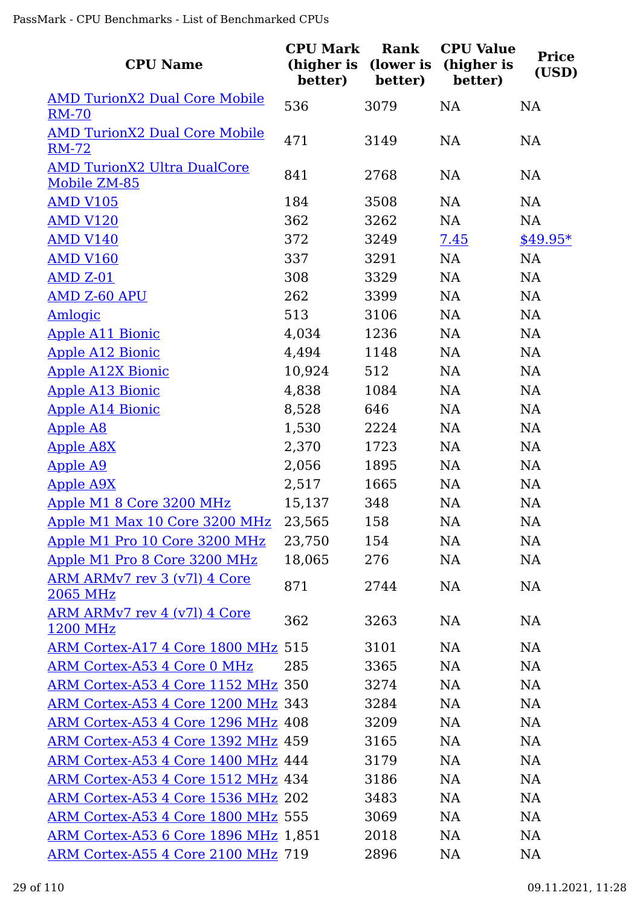| CPU Name | CPU Mark (higher is better) | Rank (lower is better) | CPU Value (higher is better) | Price (USD) |
|---|---|---|---|---|
| AMD TurionX2 Dual Core Mobile RM-70 | 536 | 3079 | NA | NA |
| AMD TurionX2 Dual Core Mobile RM-72 | 471 | 3149 | NA | NA |
| AMD TurionX2 Ultra DualCore Mobile ZM-85 | 841 | 2768 | NA | NA |
| AMD V105 | 184 | 3508 | NA | NA |
| AMD V120 | 362 | 3262 | NA | NA |
| AMD V140 | 372 | 3249 | 7.45 | $49.95* |
| AMD V160 | 337 | 3291 | NA | NA |
| AMD Z-01 | 308 | 3329 | NA | NA |
| AMD Z-60 APU | 262 | 3399 | NA | NA |
| Amlogic | 513 | 3106 | NA | NA |
| Apple A11 Bionic | 4,034 | 1236 | NA | NA |
| Apple A12 Bionic | 4,494 | 1148 | NA | NA |
| Apple A12X Bionic | 10,924 | 512 | NA | NA |
| Apple A13 Bionic | 4,838 | 1084 | NA | NA |
| Apple A14 Bionic | 8,528 | 646 | NA | NA |
| Apple A8 | 1,530 | 2224 | NA | NA |
| Apple A8X | 2,370 | 1723 | NA | NA |
| Apple A9 | 2,056 | 1895 | NA | NA |
| Apple A9X | 2,517 | 1665 | NA | NA |
| Apple M1 8 Core 3200 MHz | 15,137 | 348 | NA | NA |
| Apple M1 Max 10 Core 3200 MHz | 23,565 | 158 | NA | NA |
| Apple M1 Pro 10 Core 3200 MHz | 23,750 | 154 | NA | NA |
| Apple M1 Pro 8 Core 3200 MHz | 18,065 | 276 | NA | NA |
| ARM ARMv7 rev 3 (v7l) 4 Core 2065 MHz | 871 | 2744 | NA | NA |
| ARM ARMv7 rev 4 (v7l) 4 Core 1200 MHz | 362 | 3263 | NA | NA |
| ARM Cortex-A17 4 Core 1800 MHz | 515 | 3101 | NA | NA |
| ARM Cortex-A53 4 Core 0 MHz | 285 | 3365 | NA | NA |
| ARM Cortex-A53 4 Core 1152 MHz | 350 | 3274 | NA | NA |
| ARM Cortex-A53 4 Core 1200 MHz | 343 | 3284 | NA | NA |
| ARM Cortex-A53 4 Core 1296 MHz | 408 | 3209 | NA | NA |
| ARM Cortex-A53 4 Core 1392 MHz | 459 | 3165 | NA | NA |
| ARM Cortex-A53 4 Core 1400 MHz | 444 | 3179 | NA | NA |
| ARM Cortex-A53 4 Core 1512 MHz | 434 | 3186 | NA | NA |
| ARM Cortex-A53 4 Core 1536 MHz | 202 | 3483 | NA | NA |
| ARM Cortex-A53 4 Core 1800 MHz | 555 | 3069 | NA | NA |
| ARM Cortex-A53 6 Core 1896 MHz | 1,851 | 2018 | NA | NA |
| ARM Cortex-A55 4 Core 2100 MHz | 719 | 2896 | NA | NA |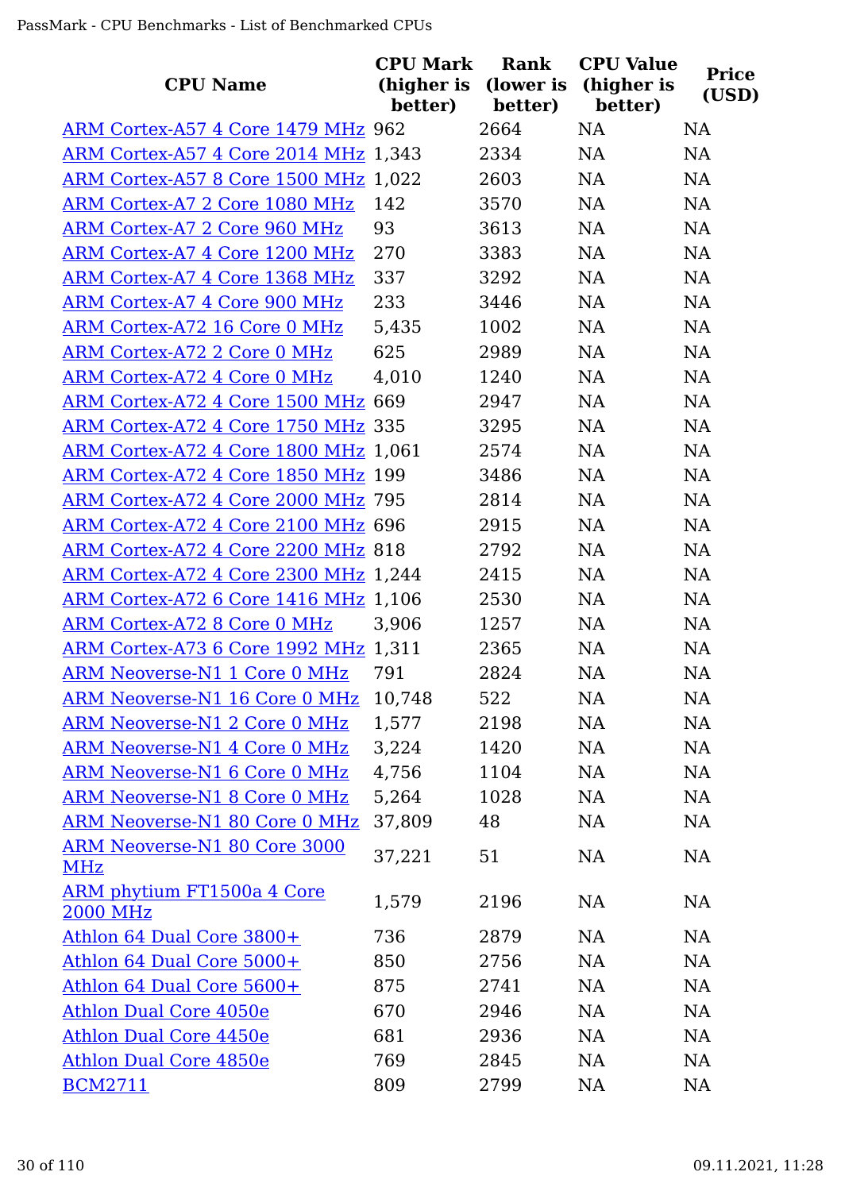| CPU Name | CPU Mark (higher is better) | Rank (lower is better) | CPU Value (higher is better) | Price (USD) |
|---|---|---|---|---|
| ARM Cortex-A57 4 Core 1479 MHz | 962 | 2664 | NA | NA |
| ARM Cortex-A57 4 Core 2014 MHz | 1,343 | 2334 | NA | NA |
| ARM Cortex-A57 8 Core 1500 MHz | 1,022 | 2603 | NA | NA |
| ARM Cortex-A7 2 Core 1080 MHz | 142 | 3570 | NA | NA |
| ARM Cortex-A7 2 Core 960 MHz | 93 | 3613 | NA | NA |
| ARM Cortex-A7 4 Core 1200 MHz | 270 | 3383 | NA | NA |
| ARM Cortex-A7 4 Core 1368 MHz | 337 | 3292 | NA | NA |
| ARM Cortex-A7 4 Core 900 MHz | 233 | 3446 | NA | NA |
| ARM Cortex-A72 16 Core 0 MHz | 5,435 | 1002 | NA | NA |
| ARM Cortex-A72 2 Core 0 MHz | 625 | 2989 | NA | NA |
| ARM Cortex-A72 4 Core 0 MHz | 4,010 | 1240 | NA | NA |
| ARM Cortex-A72 4 Core 1500 MHz | 669 | 2947 | NA | NA |
| ARM Cortex-A72 4 Core 1750 MHz | 335 | 3295 | NA | NA |
| ARM Cortex-A72 4 Core 1800 MHz | 1,061 | 2574 | NA | NA |
| ARM Cortex-A72 4 Core 1850 MHz | 199 | 3486 | NA | NA |
| ARM Cortex-A72 4 Core 2000 MHz | 795 | 2814 | NA | NA |
| ARM Cortex-A72 4 Core 2100 MHz | 696 | 2915 | NA | NA |
| ARM Cortex-A72 4 Core 2200 MHz | 818 | 2792 | NA | NA |
| ARM Cortex-A72 4 Core 2300 MHz | 1,244 | 2415 | NA | NA |
| ARM Cortex-A72 6 Core 1416 MHz | 1,106 | 2530 | NA | NA |
| ARM Cortex-A72 8 Core 0 MHz | 3,906 | 1257 | NA | NA |
| ARM Cortex-A73 6 Core 1992 MHz | 1,311 | 2365 | NA | NA |
| ARM Neoverse-N1 1 Core 0 MHz | 791 | 2824 | NA | NA |
| ARM Neoverse-N1 16 Core 0 MHz | 10,748 | 522 | NA | NA |
| ARM Neoverse-N1 2 Core 0 MHz | 1,577 | 2198 | NA | NA |
| ARM Neoverse-N1 4 Core 0 MHz | 3,224 | 1420 | NA | NA |
| ARM Neoverse-N1 6 Core 0 MHz | 4,756 | 1104 | NA | NA |
| ARM Neoverse-N1 8 Core 0 MHz | 5,264 | 1028 | NA | NA |
| ARM Neoverse-N1 80 Core 0 MHz | 37,809 | 48 | NA | NA |
| ARM Neoverse-N1 80 Core 3000 MHz | 37,221 | 51 | NA | NA |
| ARM phytium FT1500a 4 Core 2000 MHz | 1,579 | 2196 | NA | NA |
| Athlon 64 Dual Core 3800+ | 736 | 2879 | NA | NA |
| Athlon 64 Dual Core 5000+ | 850 | 2756 | NA | NA |
| Athlon 64 Dual Core 5600+ | 875 | 2741 | NA | NA |
| Athlon Dual Core 4050e | 670 | 2946 | NA | NA |
| Athlon Dual Core 4450e | 681 | 2936 | NA | NA |
| Athlon Dual Core 4850e | 769 | 2845 | NA | NA |
| BCM2711 | 809 | 2799 | NA | NA |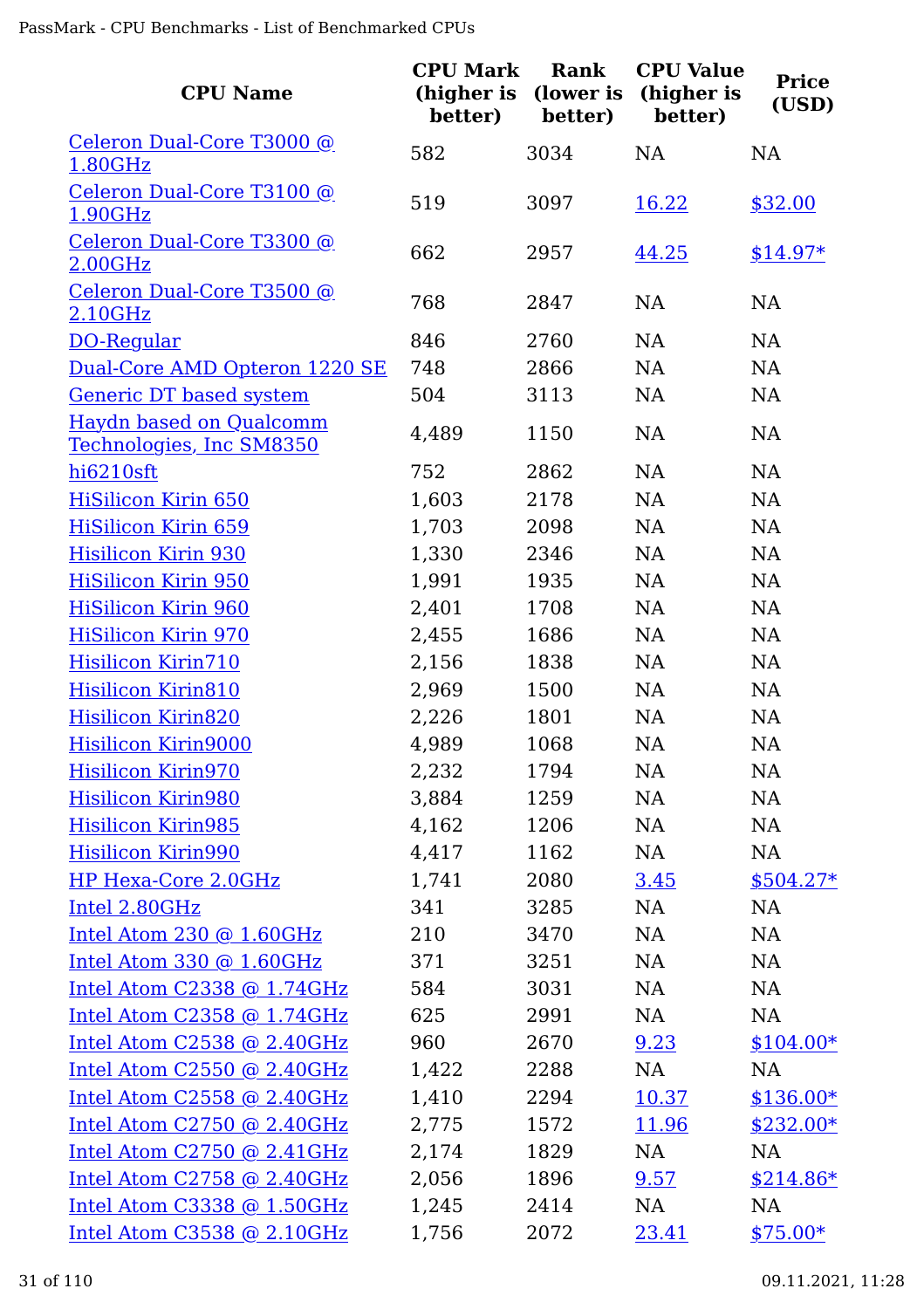| CPU Name | CPU Mark (higher is better) | Rank (lower is better) | CPU Value (higher is better) | Price (USD) |
|---|---|---|---|---|
| Celeron Dual-Core T3000 @ 1.80GHz | 582 | 3034 | NA | NA |
| Celeron Dual-Core T3100 @ 1.90GHz | 519 | 3097 | 16.22 | $32.00 |
| Celeron Dual-Core T3300 @ 2.00GHz | 662 | 2957 | 44.25 | $14.97* |
| Celeron Dual-Core T3500 @ 2.10GHz | 768 | 2847 | NA | NA |
| DO-Regular | 846 | 2760 | NA | NA |
| Dual-Core AMD Opteron 1220 SE | 748 | 2866 | NA | NA |
| Generic DT based system | 504 | 3113 | NA | NA |
| Haydn based on Qualcomm Technologies, Inc SM8350 | 4,489 | 1150 | NA | NA |
| hi6210sft | 752 | 2862 | NA | NA |
| HiSilicon Kirin 650 | 1,603 | 2178 | NA | NA |
| HiSilicon Kirin 659 | 1,703 | 2098 | NA | NA |
| Hisilicon Kirin 930 | 1,330 | 2346 | NA | NA |
| HiSilicon Kirin 950 | 1,991 | 1935 | NA | NA |
| HiSilicon Kirin 960 | 2,401 | 1708 | NA | NA |
| HiSilicon Kirin 970 | 2,455 | 1686 | NA | NA |
| Hisilicon Kirin710 | 2,156 | 1838 | NA | NA |
| Hisilicon Kirin810 | 2,969 | 1500 | NA | NA |
| Hisilicon Kirin820 | 2,226 | 1801 | NA | NA |
| Hisilicon Kirin9000 | 4,989 | 1068 | NA | NA |
| Hisilicon Kirin970 | 2,232 | 1794 | NA | NA |
| Hisilicon Kirin980 | 3,884 | 1259 | NA | NA |
| Hisilicon Kirin985 | 4,162 | 1206 | NA | NA |
| Hisilicon Kirin990 | 4,417 | 1162 | NA | NA |
| HP Hexa-Core 2.0GHz | 1,741 | 2080 | 3.45 | $504.27* |
| Intel 2.80GHz | 341 | 3285 | NA | NA |
| Intel Atom 230 @ 1.60GHz | 210 | 3470 | NA | NA |
| Intel Atom 330 @ 1.60GHz | 371 | 3251 | NA | NA |
| Intel Atom C2338 @ 1.74GHz | 584 | 3031 | NA | NA |
| Intel Atom C2358 @ 1.74GHz | 625 | 2991 | NA | NA |
| Intel Atom C2538 @ 2.40GHz | 960 | 2670 | 9.23 | $104.00* |
| Intel Atom C2550 @ 2.40GHz | 1,422 | 2288 | NA | NA |
| Intel Atom C2558 @ 2.40GHz | 1,410 | 2294 | 10.37 | $136.00* |
| Intel Atom C2750 @ 2.40GHz | 2,775 | 1572 | 11.96 | $232.00* |
| Intel Atom C2750 @ 2.41GHz | 2,174 | 1829 | NA | NA |
| Intel Atom C2758 @ 2.40GHz | 2,056 | 1896 | 9.57 | $214.86* |
| Intel Atom C3338 @ 1.50GHz | 1,245 | 2414 | NA | NA |
| Intel Atom C3538 @ 2.10GHz | 1,756 | 2072 | 23.41 | $75.00* |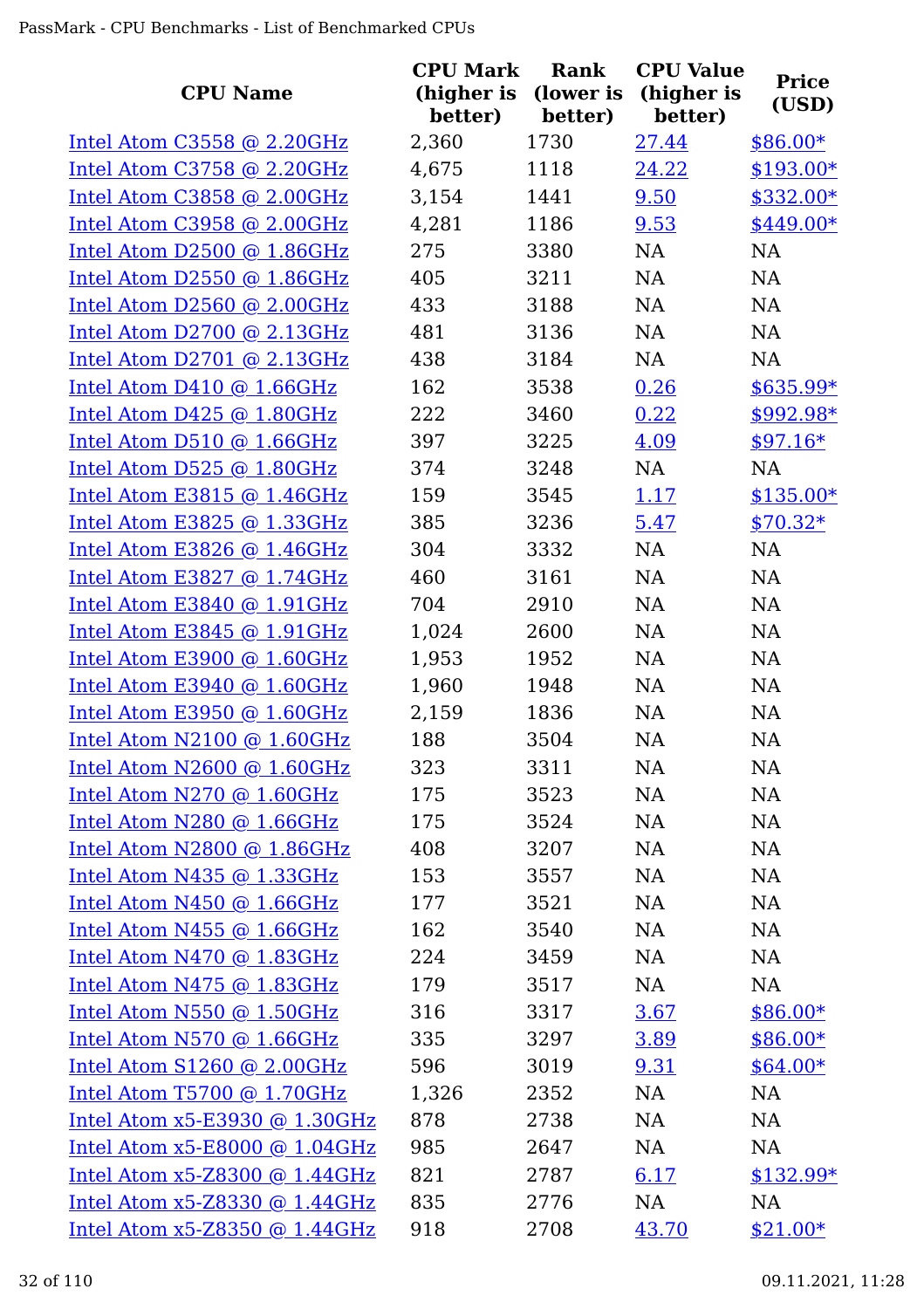| CPU Name | CPU Mark (higher is better) | Rank (lower is better) | CPU Value (higher is better) | Price (USD) |
|---|---|---|---|---|
| Intel Atom C3558 @ 2.20GHz | 2,360 | 1730 | 27.44 | $86.00* |
| Intel Atom C3758 @ 2.20GHz | 4,675 | 1118 | 24.22 | $193.00* |
| Intel Atom C3858 @ 2.00GHz | 3,154 | 1441 | 9.50 | $332.00* |
| Intel Atom C3958 @ 2.00GHz | 4,281 | 1186 | 9.53 | $449.00* |
| Intel Atom D2500 @ 1.86GHz | 275 | 3380 | NA | NA |
| Intel Atom D2550 @ 1.86GHz | 405 | 3211 | NA | NA |
| Intel Atom D2560 @ 2.00GHz | 433 | 3188 | NA | NA |
| Intel Atom D2700 @ 2.13GHz | 481 | 3136 | NA | NA |
| Intel Atom D2701 @ 2.13GHz | 438 | 3184 | NA | NA |
| Intel Atom D410 @ 1.66GHz | 162 | 3538 | 0.26 | $635.99* |
| Intel Atom D425 @ 1.80GHz | 222 | 3460 | 0.22 | $992.98* |
| Intel Atom D510 @ 1.66GHz | 397 | 3225 | 4.09 | $97.16* |
| Intel Atom D525 @ 1.80GHz | 374 | 3248 | NA | NA |
| Intel Atom E3815 @ 1.46GHz | 159 | 3545 | 1.17 | $135.00* |
| Intel Atom E3825 @ 1.33GHz | 385 | 3236 | 5.47 | $70.32* |
| Intel Atom E3826 @ 1.46GHz | 304 | 3332 | NA | NA |
| Intel Atom E3827 @ 1.74GHz | 460 | 3161 | NA | NA |
| Intel Atom E3840 @ 1.91GHz | 704 | 2910 | NA | NA |
| Intel Atom E3845 @ 1.91GHz | 1,024 | 2600 | NA | NA |
| Intel Atom E3900 @ 1.60GHz | 1,953 | 1952 | NA | NA |
| Intel Atom E3940 @ 1.60GHz | 1,960 | 1948 | NA | NA |
| Intel Atom E3950 @ 1.60GHz | 2,159 | 1836 | NA | NA |
| Intel Atom N2100 @ 1.60GHz | 188 | 3504 | NA | NA |
| Intel Atom N2600 @ 1.60GHz | 323 | 3311 | NA | NA |
| Intel Atom N270 @ 1.60GHz | 175 | 3523 | NA | NA |
| Intel Atom N280 @ 1.66GHz | 175 | 3524 | NA | NA |
| Intel Atom N2800 @ 1.86GHz | 408 | 3207 | NA | NA |
| Intel Atom N435 @ 1.33GHz | 153 | 3557 | NA | NA |
| Intel Atom N450 @ 1.66GHz | 177 | 3521 | NA | NA |
| Intel Atom N455 @ 1.66GHz | 162 | 3540 | NA | NA |
| Intel Atom N470 @ 1.83GHz | 224 | 3459 | NA | NA |
| Intel Atom N475 @ 1.83GHz | 179 | 3517 | NA | NA |
| Intel Atom N550 @ 1.50GHz | 316 | 3317 | 3.67 | $86.00* |
| Intel Atom N570 @ 1.66GHz | 335 | 3297 | 3.89 | $86.00* |
| Intel Atom S1260 @ 2.00GHz | 596 | 3019 | 9.31 | $64.00* |
| Intel Atom T5700 @ 1.70GHz | 1,326 | 2352 | NA | NA |
| Intel Atom x5-E3930 @ 1.30GHz | 878 | 2738 | NA | NA |
| Intel Atom x5-E8000 @ 1.04GHz | 985 | 2647 | NA | NA |
| Intel Atom x5-Z8300 @ 1.44GHz | 821 | 2787 | 6.17 | $132.99* |
| Intel Atom x5-Z8330 @ 1.44GHz | 835 | 2776 | NA | NA |
| Intel Atom x5-Z8350 @ 1.44GHz | 918 | 2708 | 43.70 | $21.00* |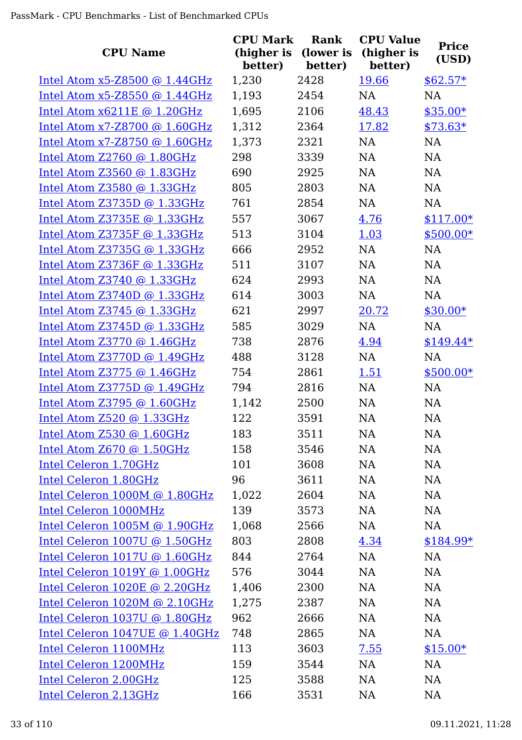| CPU Name | CPU Mark (higher is better) | Rank (lower is better) | CPU Value (higher is better) | Price (USD) |
|---|---|---|---|---|
| Intel Atom x5-Z8500 @ 1.44GHz | 1,230 | 2428 | 19.66 | $62.57* |
| Intel Atom x5-Z8550 @ 1.44GHz | 1,193 | 2454 | NA | NA |
| Intel Atom x6211E @ 1.20GHz | 1,695 | 2106 | 48.43 | $35.00* |
| Intel Atom x7-Z8700 @ 1.60GHz | 1,312 | 2364 | 17.82 | $73.63* |
| Intel Atom x7-Z8750 @ 1.60GHz | 1,373 | 2321 | NA | NA |
| Intel Atom Z2760 @ 1.80GHz | 298 | 3339 | NA | NA |
| Intel Atom Z3560 @ 1.83GHz | 690 | 2925 | NA | NA |
| Intel Atom Z3580 @ 1.33GHz | 805 | 2803 | NA | NA |
| Intel Atom Z3735D @ 1.33GHz | 761 | 2854 | NA | NA |
| Intel Atom Z3735E @ 1.33GHz | 557 | 3067 | 4.76 | $117.00* |
| Intel Atom Z3735F @ 1.33GHz | 513 | 3104 | 1.03 | $500.00* |
| Intel Atom Z3735G @ 1.33GHz | 666 | 2952 | NA | NA |
| Intel Atom Z3736F @ 1.33GHz | 511 | 3107 | NA | NA |
| Intel Atom Z3740 @ 1.33GHz | 624 | 2993 | NA | NA |
| Intel Atom Z3740D @ 1.33GHz | 614 | 3003 | NA | NA |
| Intel Atom Z3745 @ 1.33GHz | 621 | 2997 | 20.72 | $30.00* |
| Intel Atom Z3745D @ 1.33GHz | 585 | 3029 | NA | NA |
| Intel Atom Z3770 @ 1.46GHz | 738 | 2876 | 4.94 | $149.44* |
| Intel Atom Z3770D @ 1.49GHz | 488 | 3128 | NA | NA |
| Intel Atom Z3775 @ 1.46GHz | 754 | 2861 | 1.51 | $500.00* |
| Intel Atom Z3775D @ 1.49GHz | 794 | 2816 | NA | NA |
| Intel Atom Z3795 @ 1.60GHz | 1,142 | 2500 | NA | NA |
| Intel Atom Z520 @ 1.33GHz | 122 | 3591 | NA | NA |
| Intel Atom Z530 @ 1.60GHz | 183 | 3511 | NA | NA |
| Intel Atom Z670 @ 1.50GHz | 158 | 3546 | NA | NA |
| Intel Celeron 1.70GHz | 101 | 3608 | NA | NA |
| Intel Celeron 1.80GHz | 96 | 3611 | NA | NA |
| Intel Celeron 1000M @ 1.80GHz | 1,022 | 2604 | NA | NA |
| Intel Celeron 1000MHz | 139 | 3573 | NA | NA |
| Intel Celeron 1005M @ 1.90GHz | 1,068 | 2566 | NA | NA |
| Intel Celeron 1007U @ 1.50GHz | 803 | 2808 | 4.34 | $184.99* |
| Intel Celeron 1017U @ 1.60GHz | 844 | 2764 | NA | NA |
| Intel Celeron 1019Y @ 1.00GHz | 576 | 3044 | NA | NA |
| Intel Celeron 1020E @ 2.20GHz | 1,406 | 2300 | NA | NA |
| Intel Celeron 1020M @ 2.10GHz | 1,275 | 2387 | NA | NA |
| Intel Celeron 1037U @ 1.80GHz | 962 | 2666 | NA | NA |
| Intel Celeron 1047UE @ 1.40GHz | 748 | 2865 | NA | NA |
| Intel Celeron 1100MHz | 113 | 3603 | 7.55 | $15.00* |
| Intel Celeron 1200MHz | 159 | 3544 | NA | NA |
| Intel Celeron 2.00GHz | 125 | 3588 | NA | NA |
| Intel Celeron 2.13GHz | 166 | 3531 | NA | NA |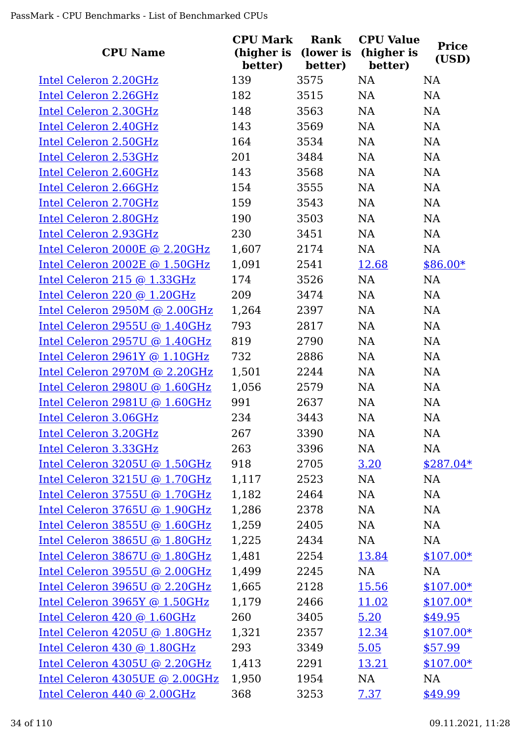| CPU Name | CPU Mark (higher is better) | Rank (lower is better) | CPU Value (higher is better) | Price (USD) |
| --- | --- | --- | --- | --- |
| Intel Celeron 2.20GHz | 139 | 3575 | NA | NA |
| Intel Celeron 2.26GHz | 182 | 3515 | NA | NA |
| Intel Celeron 2.30GHz | 148 | 3563 | NA | NA |
| Intel Celeron 2.40GHz | 143 | 3569 | NA | NA |
| Intel Celeron 2.50GHz | 164 | 3534 | NA | NA |
| Intel Celeron 2.53GHz | 201 | 3484 | NA | NA |
| Intel Celeron 2.60GHz | 143 | 3568 | NA | NA |
| Intel Celeron 2.66GHz | 154 | 3555 | NA | NA |
| Intel Celeron 2.70GHz | 159 | 3543 | NA | NA |
| Intel Celeron 2.80GHz | 190 | 3503 | NA | NA |
| Intel Celeron 2.93GHz | 230 | 3451 | NA | NA |
| Intel Celeron 2000E @ 2.20GHz | 1,607 | 2174 | NA | NA |
| Intel Celeron 2002E @ 1.50GHz | 1,091 | 2541 | 12.68 | $86.00* |
| Intel Celeron 215 @ 1.33GHz | 174 | 3526 | NA | NA |
| Intel Celeron 220 @ 1.20GHz | 209 | 3474 | NA | NA |
| Intel Celeron 2950M @ 2.00GHz | 1,264 | 2397 | NA | NA |
| Intel Celeron 2955U @ 1.40GHz | 793 | 2817 | NA | NA |
| Intel Celeron 2957U @ 1.40GHz | 819 | 2790 | NA | NA |
| Intel Celeron 2961Y @ 1.10GHz | 732 | 2886 | NA | NA |
| Intel Celeron 2970M @ 2.20GHz | 1,501 | 2244 | NA | NA |
| Intel Celeron 2980U @ 1.60GHz | 1,056 | 2579 | NA | NA |
| Intel Celeron 2981U @ 1.60GHz | 991 | 2637 | NA | NA |
| Intel Celeron 3.06GHz | 234 | 3443 | NA | NA |
| Intel Celeron 3.20GHz | 267 | 3390 | NA | NA |
| Intel Celeron 3.33GHz | 263 | 3396 | NA | NA |
| Intel Celeron 3205U @ 1.50GHz | 918 | 2705 | 3.20 | $287.04* |
| Intel Celeron 3215U @ 1.70GHz | 1,117 | 2523 | NA | NA |
| Intel Celeron 3755U @ 1.70GHz | 1,182 | 2464 | NA | NA |
| Intel Celeron 3765U @ 1.90GHz | 1,286 | 2378 | NA | NA |
| Intel Celeron 3855U @ 1.60GHz | 1,259 | 2405 | NA | NA |
| Intel Celeron 3865U @ 1.80GHz | 1,225 | 2434 | NA | NA |
| Intel Celeron 3867U @ 1.80GHz | 1,481 | 2254 | 13.84 | $107.00* |
| Intel Celeron 3955U @ 2.00GHz | 1,499 | 2245 | NA | NA |
| Intel Celeron 3965U @ 2.20GHz | 1,665 | 2128 | 15.56 | $107.00* |
| Intel Celeron 3965Y @ 1.50GHz | 1,179 | 2466 | 11.02 | $107.00* |
| Intel Celeron 420 @ 1.60GHz | 260 | 3405 | 5.20 | $49.95 |
| Intel Celeron 4205U @ 1.80GHz | 1,321 | 2357 | 12.34 | $107.00* |
| Intel Celeron 430 @ 1.80GHz | 293 | 3349 | 5.05 | $57.99 |
| Intel Celeron 4305U @ 2.20GHz | 1,413 | 2291 | 13.21 | $107.00* |
| Intel Celeron 4305UE @ 2.00GHz | 1,950 | 1954 | NA | NA |
| Intel Celeron 440 @ 2.00GHz | 368 | 3253 | 7.37 | $49.99 |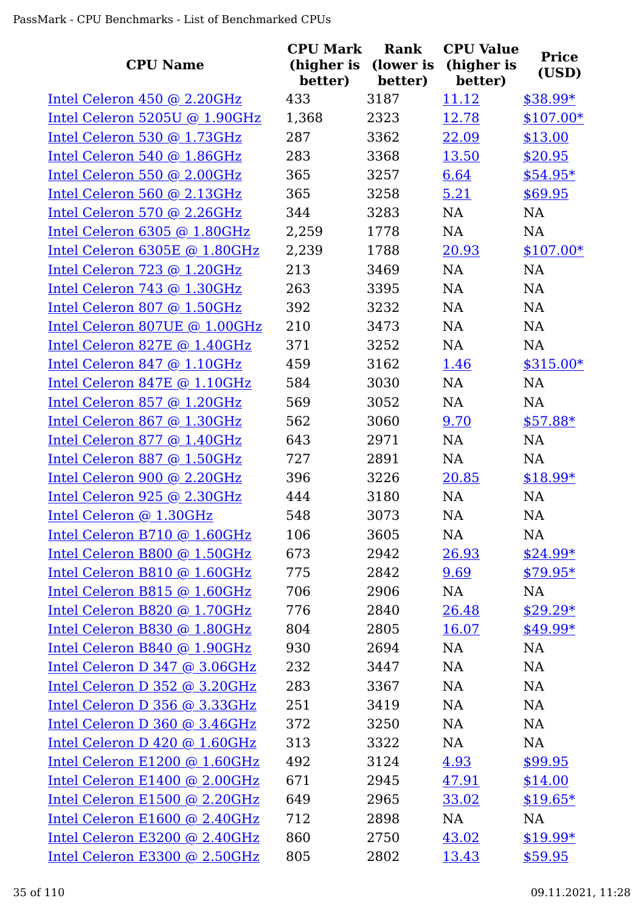| CPU Name | CPU Mark (higher is better) | Rank (lower is better) | CPU Value (higher is better) | Price (USD) |
|---|---|---|---|---|
| Intel Celeron 450 @ 2.20GHz | 433 | 3187 | 11.12 | $38.99* |
| Intel Celeron 5205U @ 1.90GHz | 1,368 | 2323 | 12.78 | $107.00* |
| Intel Celeron 530 @ 1.73GHz | 287 | 3362 | 22.09 | $13.00 |
| Intel Celeron 540 @ 1.86GHz | 283 | 3368 | 13.50 | $20.95 |
| Intel Celeron 550 @ 2.00GHz | 365 | 3257 | 6.64 | $54.95* |
| Intel Celeron 560 @ 2.13GHz | 365 | 3258 | 5.21 | $69.95 |
| Intel Celeron 570 @ 2.26GHz | 344 | 3283 | NA | NA |
| Intel Celeron 6305 @ 1.80GHz | 2,259 | 1778 | NA | NA |
| Intel Celeron 6305E @ 1.80GHz | 2,239 | 1788 | 20.93 | $107.00* |
| Intel Celeron 723 @ 1.20GHz | 213 | 3469 | NA | NA |
| Intel Celeron 743 @ 1.30GHz | 263 | 3395 | NA | NA |
| Intel Celeron 807 @ 1.50GHz | 392 | 3232 | NA | NA |
| Intel Celeron 807UE @ 1.00GHz | 210 | 3473 | NA | NA |
| Intel Celeron 827E @ 1.40GHz | 371 | 3252 | NA | NA |
| Intel Celeron 847 @ 1.10GHz | 459 | 3162 | 1.46 | $315.00* |
| Intel Celeron 847E @ 1.10GHz | 584 | 3030 | NA | NA |
| Intel Celeron 857 @ 1.20GHz | 569 | 3052 | NA | NA |
| Intel Celeron 867 @ 1.30GHz | 562 | 3060 | 9.70 | $57.88* |
| Intel Celeron 877 @ 1.40GHz | 643 | 2971 | NA | NA |
| Intel Celeron 887 @ 1.50GHz | 727 | 2891 | NA | NA |
| Intel Celeron 900 @ 2.20GHz | 396 | 3226 | 20.85 | $18.99* |
| Intel Celeron 925 @ 2.30GHz | 444 | 3180 | NA | NA |
| Intel Celeron @ 1.30GHz | 548 | 3073 | NA | NA |
| Intel Celeron B710 @ 1.60GHz | 106 | 3605 | NA | NA |
| Intel Celeron B800 @ 1.50GHz | 673 | 2942 | 26.93 | $24.99* |
| Intel Celeron B810 @ 1.60GHz | 775 | 2842 | 9.69 | $79.95* |
| Intel Celeron B815 @ 1.60GHz | 706 | 2906 | NA | NA |
| Intel Celeron B820 @ 1.70GHz | 776 | 2840 | 26.48 | $29.29* |
| Intel Celeron B830 @ 1.80GHz | 804 | 2805 | 16.07 | $49.99* |
| Intel Celeron B840 @ 1.90GHz | 930 | 2694 | NA | NA |
| Intel Celeron D 347 @ 3.06GHz | 232 | 3447 | NA | NA |
| Intel Celeron D 352 @ 3.20GHz | 283 | 3367 | NA | NA |
| Intel Celeron D 356 @ 3.33GHz | 251 | 3419 | NA | NA |
| Intel Celeron D 360 @ 3.46GHz | 372 | 3250 | NA | NA |
| Intel Celeron D 420 @ 1.60GHz | 313 | 3322 | NA | NA |
| Intel Celeron E1200 @ 1.60GHz | 492 | 3124 | 4.93 | $99.95 |
| Intel Celeron E1400 @ 2.00GHz | 671 | 2945 | 47.91 | $14.00 |
| Intel Celeron E1500 @ 2.20GHz | 649 | 2965 | 33.02 | $19.65* |
| Intel Celeron E1600 @ 2.40GHz | 712 | 2898 | NA | NA |
| Intel Celeron E3200 @ 2.40GHz | 860 | 2750 | 43.02 | $19.99* |
| Intel Celeron E3300 @ 2.50GHz | 805 | 2802 | 13.43 | $59.95 |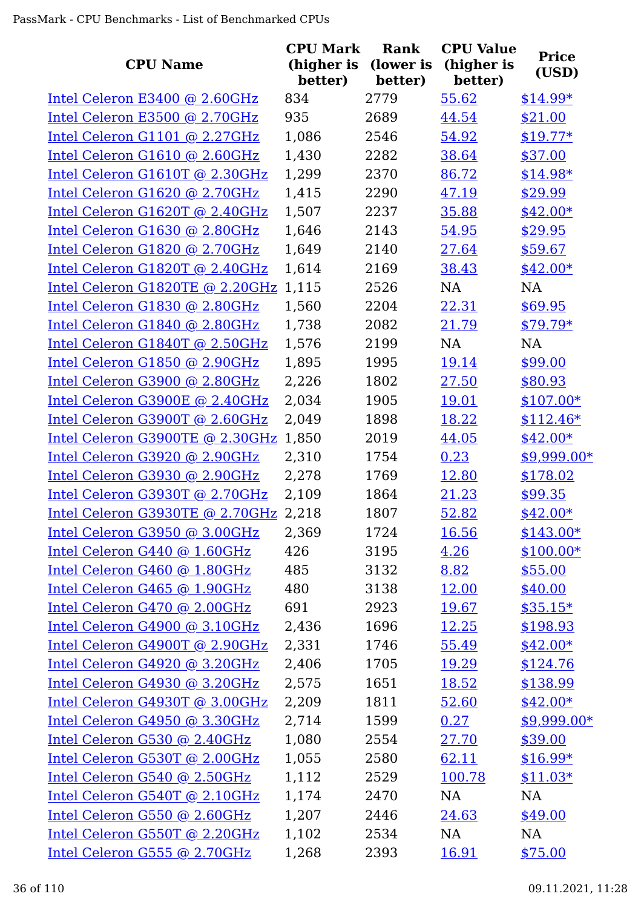| CPU Name | CPU Mark (higher is better) | Rank (lower is better) | CPU Value (higher is better) | Price (USD) |
|---|---|---|---|---|
| Intel Celeron E3400 @ 2.60GHz | 834 | 2779 | 55.62 | $14.99* |
| Intel Celeron E3500 @ 2.70GHz | 935 | 2689 | 44.54 | $21.00 |
| Intel Celeron G1101 @ 2.27GHz | 1,086 | 2546 | 54.92 | $19.77* |
| Intel Celeron G1610 @ 2.60GHz | 1,430 | 2282 | 38.64 | $37.00 |
| Intel Celeron G1610T @ 2.30GHz | 1,299 | 2370 | 86.72 | $14.98* |
| Intel Celeron G1620 @ 2.70GHz | 1,415 | 2290 | 47.19 | $29.99 |
| Intel Celeron G1620T @ 2.40GHz | 1,507 | 2237 | 35.88 | $42.00* |
| Intel Celeron G1630 @ 2.80GHz | 1,646 | 2143 | 54.95 | $29.95 |
| Intel Celeron G1820 @ 2.70GHz | 1,649 | 2140 | 27.64 | $59.67 |
| Intel Celeron G1820T @ 2.40GHz | 1,614 | 2169 | 38.43 | $42.00* |
| Intel Celeron G1820TE @ 2.20GHz | 1,115 | 2526 | NA | NA |
| Intel Celeron G1830 @ 2.80GHz | 1,560 | 2204 | 22.31 | $69.95 |
| Intel Celeron G1840 @ 2.80GHz | 1,738 | 2082 | 21.79 | $79.79* |
| Intel Celeron G1840T @ 2.50GHz | 1,576 | 2199 | NA | NA |
| Intel Celeron G1850 @ 2.90GHz | 1,895 | 1995 | 19.14 | $99.00 |
| Intel Celeron G3900 @ 2.80GHz | 2,226 | 1802 | 27.50 | $80.93 |
| Intel Celeron G3900E @ 2.40GHz | 2,034 | 1905 | 19.01 | $107.00* |
| Intel Celeron G3900T @ 2.60GHz | 2,049 | 1898 | 18.22 | $112.46* |
| Intel Celeron G3900TE @ 2.30GHz | 1,850 | 2019 | 44.05 | $42.00* |
| Intel Celeron G3920 @ 2.90GHz | 2,310 | 1754 | 0.23 | $9,999.00* |
| Intel Celeron G3930 @ 2.90GHz | 2,278 | 1769 | 12.80 | $178.02 |
| Intel Celeron G3930T @ 2.70GHz | 2,109 | 1864 | 21.23 | $99.35 |
| Intel Celeron G3930TE @ 2.70GHz | 2,218 | 1807 | 52.82 | $42.00* |
| Intel Celeron G3950 @ 3.00GHz | 2,369 | 1724 | 16.56 | $143.00* |
| Intel Celeron G440 @ 1.60GHz | 426 | 3195 | 4.26 | $100.00* |
| Intel Celeron G460 @ 1.80GHz | 485 | 3132 | 8.82 | $55.00 |
| Intel Celeron G465 @ 1.90GHz | 480 | 3138 | 12.00 | $40.00 |
| Intel Celeron G470 @ 2.00GHz | 691 | 2923 | 19.67 | $35.15* |
| Intel Celeron G4900 @ 3.10GHz | 2,436 | 1696 | 12.25 | $198.93 |
| Intel Celeron G4900T @ 2.90GHz | 2,331 | 1746 | 55.49 | $42.00* |
| Intel Celeron G4920 @ 3.20GHz | 2,406 | 1705 | 19.29 | $124.76 |
| Intel Celeron G4930 @ 3.20GHz | 2,575 | 1651 | 18.52 | $138.99 |
| Intel Celeron G4930T @ 3.00GHz | 2,209 | 1811 | 52.60 | $42.00* |
| Intel Celeron G4950 @ 3.30GHz | 2,714 | 1599 | 0.27 | $9,999.00* |
| Intel Celeron G530 @ 2.40GHz | 1,080 | 2554 | 27.70 | $39.00 |
| Intel Celeron G530T @ 2.00GHz | 1,055 | 2580 | 62.11 | $16.99* |
| Intel Celeron G540 @ 2.50GHz | 1,112 | 2529 | 100.78 | $11.03* |
| Intel Celeron G540T @ 2.10GHz | 1,174 | 2470 | NA | NA |
| Intel Celeron G550 @ 2.60GHz | 1,207 | 2446 | 24.63 | $49.00 |
| Intel Celeron G550T @ 2.20GHz | 1,102 | 2534 | NA | NA |
| Intel Celeron G555 @ 2.70GHz | 1,268 | 2393 | 16.91 | $75.00 |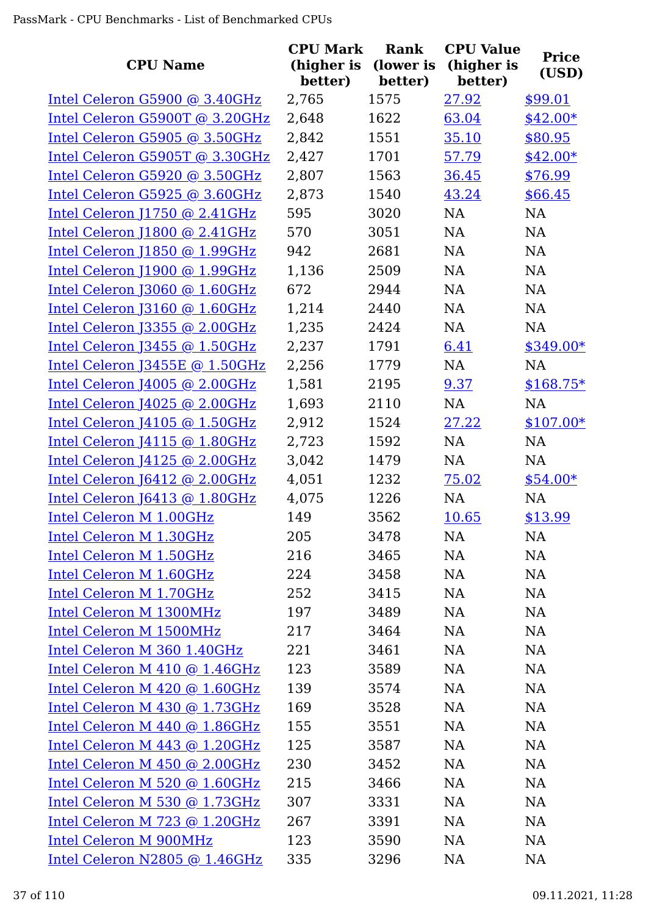| CPU Name | CPU Mark (higher is better) | Rank (lower is better) | CPU Value (higher is better) | Price (USD) |
|---|---|---|---|---|
| Intel Celeron G5900 @ 3.40GHz | 2,765 | 1575 | 27.92 | $99.01 |
| Intel Celeron G5900T @ 3.20GHz | 2,648 | 1622 | 63.04 | $42.00* |
| Intel Celeron G5905 @ 3.50GHz | 2,842 | 1551 | 35.10 | $80.95 |
| Intel Celeron G5905T @ 3.30GHz | 2,427 | 1701 | 57.79 | $42.00* |
| Intel Celeron G5920 @ 3.50GHz | 2,807 | 1563 | 36.45 | $76.99 |
| Intel Celeron G5925 @ 3.60GHz | 2,873 | 1540 | 43.24 | $66.45 |
| Intel Celeron J1750 @ 2.41GHz | 595 | 3020 | NA | NA |
| Intel Celeron J1800 @ 2.41GHz | 570 | 3051 | NA | NA |
| Intel Celeron J1850 @ 1.99GHz | 942 | 2681 | NA | NA |
| Intel Celeron J1900 @ 1.99GHz | 1,136 | 2509 | NA | NA |
| Intel Celeron J3060 @ 1.60GHz | 672 | 2944 | NA | NA |
| Intel Celeron J3160 @ 1.60GHz | 1,214 | 2440 | NA | NA |
| Intel Celeron J3355 @ 2.00GHz | 1,235 | 2424 | NA | NA |
| Intel Celeron J3455 @ 1.50GHz | 2,237 | 1791 | 6.41 | $349.00* |
| Intel Celeron J3455E @ 1.50GHz | 2,256 | 1779 | NA | NA |
| Intel Celeron J4005 @ 2.00GHz | 1,581 | 2195 | 9.37 | $168.75* |
| Intel Celeron J4025 @ 2.00GHz | 1,693 | 2110 | NA | NA |
| Intel Celeron J4105 @ 1.50GHz | 2,912 | 1524 | 27.22 | $107.00* |
| Intel Celeron J4115 @ 1.80GHz | 2,723 | 1592 | NA | NA |
| Intel Celeron J4125 @ 2.00GHz | 3,042 | 1479 | NA | NA |
| Intel Celeron J6412 @ 2.00GHz | 4,051 | 1232 | 75.02 | $54.00* |
| Intel Celeron J6413 @ 1.80GHz | 4,075 | 1226 | NA | NA |
| Intel Celeron M 1.00GHz | 149 | 3562 | 10.65 | $13.99 |
| Intel Celeron M 1.30GHz | 205 | 3478 | NA | NA |
| Intel Celeron M 1.50GHz | 216 | 3465 | NA | NA |
| Intel Celeron M 1.60GHz | 224 | 3458 | NA | NA |
| Intel Celeron M 1.70GHz | 252 | 3415 | NA | NA |
| Intel Celeron M 1300MHz | 197 | 3489 | NA | NA |
| Intel Celeron M 1500MHz | 217 | 3464 | NA | NA |
| Intel Celeron M 360 1.40GHz | 221 | 3461 | NA | NA |
| Intel Celeron M 410 @ 1.46GHz | 123 | 3589 | NA | NA |
| Intel Celeron M 420 @ 1.60GHz | 139 | 3574 | NA | NA |
| Intel Celeron M 430 @ 1.73GHz | 169 | 3528 | NA | NA |
| Intel Celeron M 440 @ 1.86GHz | 155 | 3551 | NA | NA |
| Intel Celeron M 443 @ 1.20GHz | 125 | 3587 | NA | NA |
| Intel Celeron M 450 @ 2.00GHz | 230 | 3452 | NA | NA |
| Intel Celeron M 520 @ 1.60GHz | 215 | 3466 | NA | NA |
| Intel Celeron M 530 @ 1.73GHz | 307 | 3331 | NA | NA |
| Intel Celeron M 723 @ 1.20GHz | 267 | 3391 | NA | NA |
| Intel Celeron M 900MHz | 123 | 3590 | NA | NA |
| Intel Celeron N2805 @ 1.46GHz | 335 | 3296 | NA | NA |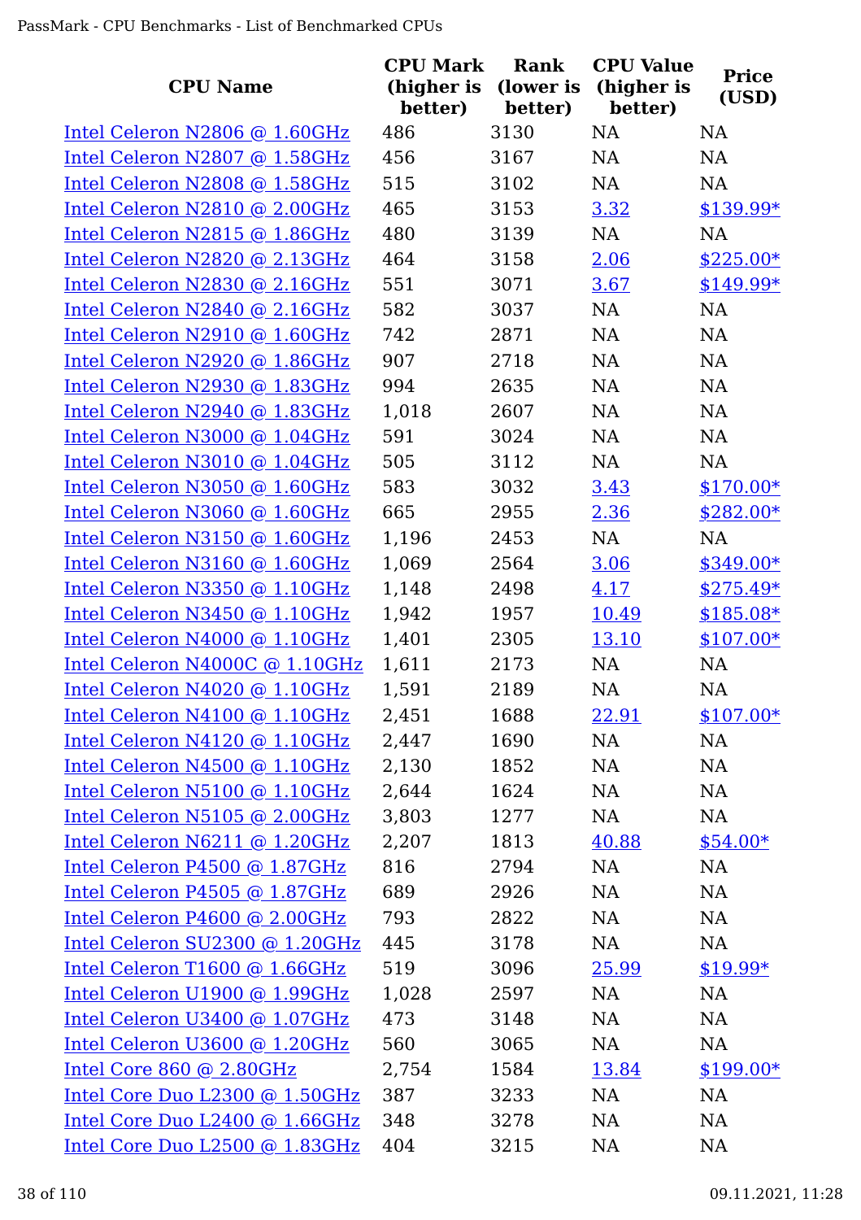| CPU Name | CPU Mark (higher is better) | Rank (lower is better) | CPU Value (higher is better) | Price (USD) |
|---|---|---|---|---|
| Intel Celeron N2806 @ 1.60GHz | 486 | 3130 | NA | NA |
| Intel Celeron N2807 @ 1.58GHz | 456 | 3167 | NA | NA |
| Intel Celeron N2808 @ 1.58GHz | 515 | 3102 | NA | NA |
| Intel Celeron N2810 @ 2.00GHz | 465 | 3153 | 3.32 | $139.99* |
| Intel Celeron N2815 @ 1.86GHz | 480 | 3139 | NA | NA |
| Intel Celeron N2820 @ 2.13GHz | 464 | 3158 | 2.06 | $225.00* |
| Intel Celeron N2830 @ 2.16GHz | 551 | 3071 | 3.67 | $149.99* |
| Intel Celeron N2840 @ 2.16GHz | 582 | 3037 | NA | NA |
| Intel Celeron N2910 @ 1.60GHz | 742 | 2871 | NA | NA |
| Intel Celeron N2920 @ 1.86GHz | 907 | 2718 | NA | NA |
| Intel Celeron N2930 @ 1.83GHz | 994 | 2635 | NA | NA |
| Intel Celeron N2940 @ 1.83GHz | 1,018 | 2607 | NA | NA |
| Intel Celeron N3000 @ 1.04GHz | 591 | 3024 | NA | NA |
| Intel Celeron N3010 @ 1.04GHz | 505 | 3112 | NA | NA |
| Intel Celeron N3050 @ 1.60GHz | 583 | 3032 | 3.43 | $170.00* |
| Intel Celeron N3060 @ 1.60GHz | 665 | 2955 | 2.36 | $282.00* |
| Intel Celeron N3150 @ 1.60GHz | 1,196 | 2453 | NA | NA |
| Intel Celeron N3160 @ 1.60GHz | 1,069 | 2564 | 3.06 | $349.00* |
| Intel Celeron N3350 @ 1.10GHz | 1,148 | 2498 | 4.17 | $275.49* |
| Intel Celeron N3450 @ 1.10GHz | 1,942 | 1957 | 10.49 | $185.08* |
| Intel Celeron N4000 @ 1.10GHz | 1,401 | 2305 | 13.10 | $107.00* |
| Intel Celeron N4000C @ 1.10GHz | 1,611 | 2173 | NA | NA |
| Intel Celeron N4020 @ 1.10GHz | 1,591 | 2189 | NA | NA |
| Intel Celeron N4100 @ 1.10GHz | 2,451 | 1688 | 22.91 | $107.00* |
| Intel Celeron N4120 @ 1.10GHz | 2,447 | 1690 | NA | NA |
| Intel Celeron N4500 @ 1.10GHz | 2,130 | 1852 | NA | NA |
| Intel Celeron N5100 @ 1.10GHz | 2,644 | 1624 | NA | NA |
| Intel Celeron N5105 @ 2.00GHz | 3,803 | 1277 | NA | NA |
| Intel Celeron N6211 @ 1.20GHz | 2,207 | 1813 | 40.88 | $54.00* |
| Intel Celeron P4500 @ 1.87GHz | 816 | 2794 | NA | NA |
| Intel Celeron P4505 @ 1.87GHz | 689 | 2926 | NA | NA |
| Intel Celeron P4600 @ 2.00GHz | 793 | 2822 | NA | NA |
| Intel Celeron SU2300 @ 1.20GHz | 445 | 3178 | NA | NA |
| Intel Celeron T1600 @ 1.66GHz | 519 | 3096 | 25.99 | $19.99* |
| Intel Celeron U1900 @ 1.99GHz | 1,028 | 2597 | NA | NA |
| Intel Celeron U3400 @ 1.07GHz | 473 | 3148 | NA | NA |
| Intel Celeron U3600 @ 1.20GHz | 560 | 3065 | NA | NA |
| Intel Core 860 @ 2.80GHz | 2,754 | 1584 | 13.84 | $199.00* |
| Intel Core Duo L2300 @ 1.50GHz | 387 | 3233 | NA | NA |
| Intel Core Duo L2400 @ 1.66GHz | 348 | 3278 | NA | NA |
| Intel Core Duo L2500 @ 1.83GHz | 404 | 3215 | NA | NA |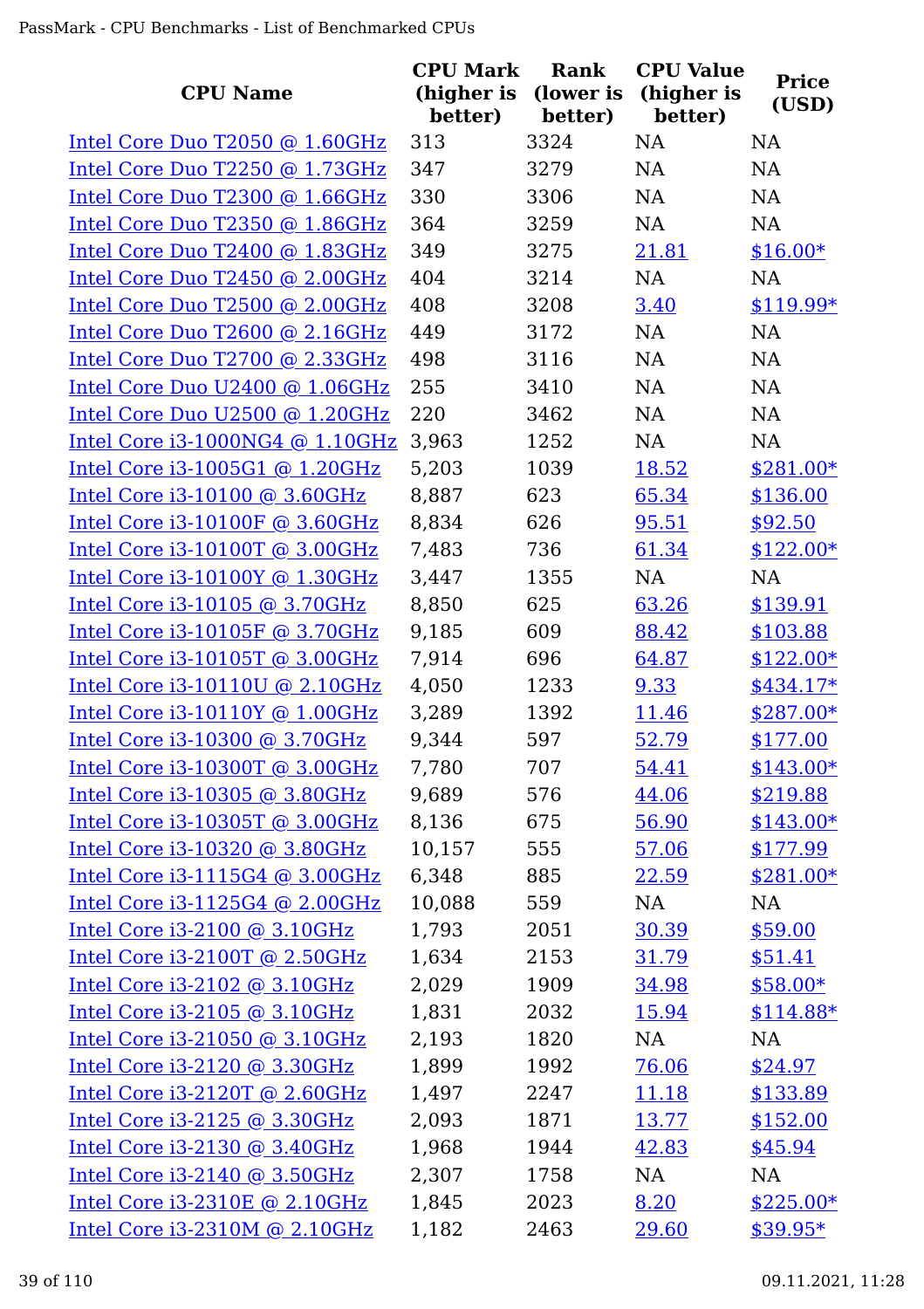| CPU Name | CPU Mark (higher is better) | Rank (lower is better) | CPU Value (higher is better) | Price (USD) |
|---|---|---|---|---|
| Intel Core Duo T2050 @ 1.60GHz | 313 | 3324 | NA | NA |
| Intel Core Duo T2250 @ 1.73GHz | 347 | 3279 | NA | NA |
| Intel Core Duo T2300 @ 1.66GHz | 330 | 3306 | NA | NA |
| Intel Core Duo T2350 @ 1.86GHz | 364 | 3259 | NA | NA |
| Intel Core Duo T2400 @ 1.83GHz | 349 | 3275 | 21.81 | $16.00* |
| Intel Core Duo T2450 @ 2.00GHz | 404 | 3214 | NA | NA |
| Intel Core Duo T2500 @ 2.00GHz | 408 | 3208 | 3.40 | $119.99* |
| Intel Core Duo T2600 @ 2.16GHz | 449 | 3172 | NA | NA |
| Intel Core Duo T2700 @ 2.33GHz | 498 | 3116 | NA | NA |
| Intel Core Duo U2400 @ 1.06GHz | 255 | 3410 | NA | NA |
| Intel Core Duo U2500 @ 1.20GHz | 220 | 3462 | NA | NA |
| Intel Core i3-1000NG4 @ 1.10GHz | 3,963 | 1252 | NA | NA |
| Intel Core i3-1005G1 @ 1.20GHz | 5,203 | 1039 | 18.52 | $281.00* |
| Intel Core i3-10100 @ 3.60GHz | 8,887 | 623 | 65.34 | $136.00 |
| Intel Core i3-10100F @ 3.60GHz | 8,834 | 626 | 95.51 | $92.50 |
| Intel Core i3-10100T @ 3.00GHz | 7,483 | 736 | 61.34 | $122.00* |
| Intel Core i3-10100Y @ 1.30GHz | 3,447 | 1355 | NA | NA |
| Intel Core i3-10105 @ 3.70GHz | 8,850 | 625 | 63.26 | $139.91 |
| Intel Core i3-10105F @ 3.70GHz | 9,185 | 609 | 88.42 | $103.88 |
| Intel Core i3-10105T @ 3.00GHz | 7,914 | 696 | 64.87 | $122.00* |
| Intel Core i3-10110U @ 2.10GHz | 4,050 | 1233 | 9.33 | $434.17* |
| Intel Core i3-10110Y @ 1.00GHz | 3,289 | 1392 | 11.46 | $287.00* |
| Intel Core i3-10300 @ 3.70GHz | 9,344 | 597 | 52.79 | $177.00 |
| Intel Core i3-10300T @ 3.00GHz | 7,780 | 707 | 54.41 | $143.00* |
| Intel Core i3-10305 @ 3.80GHz | 9,689 | 576 | 44.06 | $219.88 |
| Intel Core i3-10305T @ 3.00GHz | 8,136 | 675 | 56.90 | $143.00* |
| Intel Core i3-10320 @ 3.80GHz | 10,157 | 555 | 57.06 | $177.99 |
| Intel Core i3-1115G4 @ 3.00GHz | 6,348 | 885 | 22.59 | $281.00* |
| Intel Core i3-1125G4 @ 2.00GHz | 10,088 | 559 | NA | NA |
| Intel Core i3-2100 @ 3.10GHz | 1,793 | 2051 | 30.39 | $59.00 |
| Intel Core i3-2100T @ 2.50GHz | 1,634 | 2153 | 31.79 | $51.41 |
| Intel Core i3-2102 @ 3.10GHz | 2,029 | 1909 | 34.98 | $58.00* |
| Intel Core i3-2105 @ 3.10GHz | 1,831 | 2032 | 15.94 | $114.88* |
| Intel Core i3-21050 @ 3.10GHz | 2,193 | 1820 | NA | NA |
| Intel Core i3-2120 @ 3.30GHz | 1,899 | 1992 | 76.06 | $24.97 |
| Intel Core i3-2120T @ 2.60GHz | 1,497 | 2247 | 11.18 | $133.89 |
| Intel Core i3-2125 @ 3.30GHz | 2,093 | 1871 | 13.77 | $152.00 |
| Intel Core i3-2130 @ 3.40GHz | 1,968 | 1944 | 42.83 | $45.94 |
| Intel Core i3-2140 @ 3.50GHz | 2,307 | 1758 | NA | NA |
| Intel Core i3-2310E @ 2.10GHz | 1,845 | 2023 | 8.20 | $225.00* |
| Intel Core i3-2310M @ 2.10GHz | 1,182 | 2463 | 29.60 | $39.95* |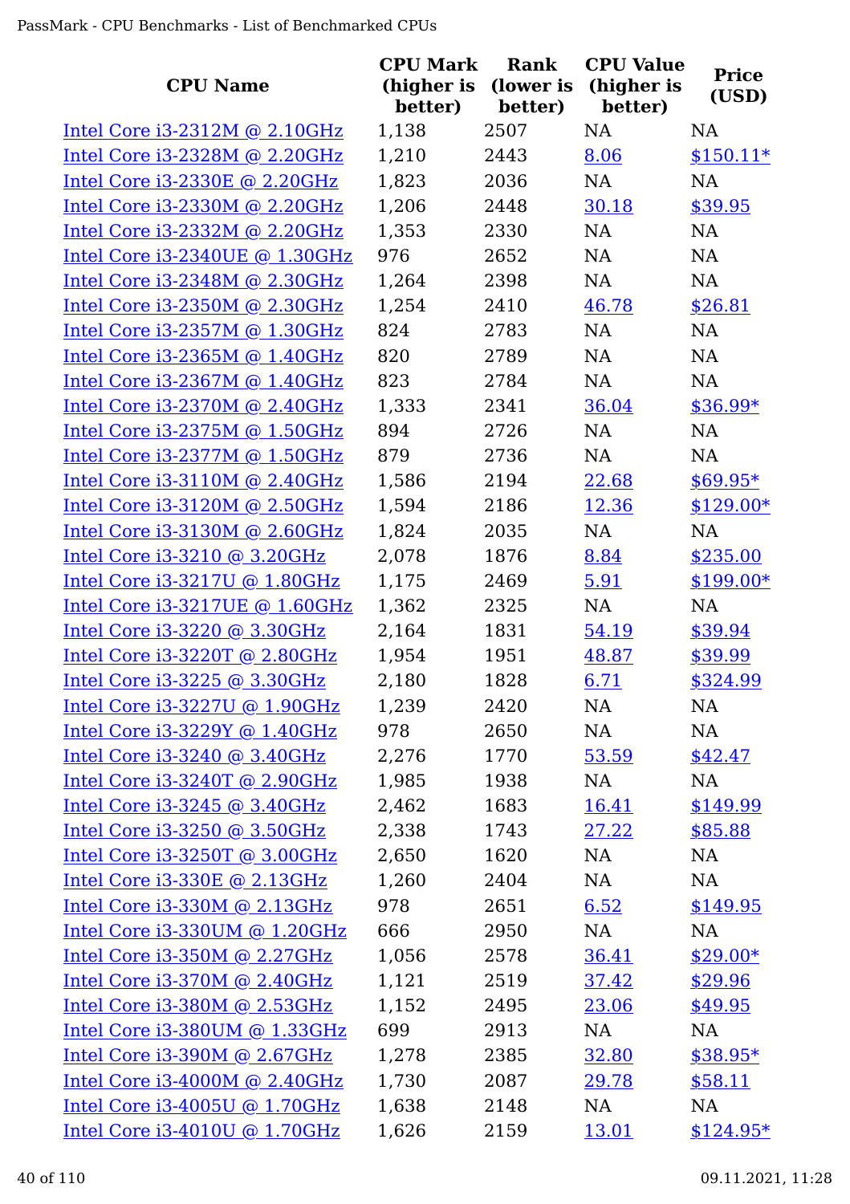| CPU Name | CPU Mark (higher is better) | Rank (lower is better) | CPU Value (higher is better) | Price (USD) |
|---|---|---|---|---|
| Intel Core i3-2312M @ 2.10GHz | 1,138 | 2507 | NA | NA |
| Intel Core i3-2328M @ 2.20GHz | 1,210 | 2443 | 8.06 | $150.11* |
| Intel Core i3-2330E @ 2.20GHz | 1,823 | 2036 | NA | NA |
| Intel Core i3-2330M @ 2.20GHz | 1,206 | 2448 | 30.18 | $39.95 |
| Intel Core i3-2332M @ 2.20GHz | 1,353 | 2330 | NA | NA |
| Intel Core i3-2340UE @ 1.30GHz | 976 | 2652 | NA | NA |
| Intel Core i3-2348M @ 2.30GHz | 1,264 | 2398 | NA | NA |
| Intel Core i3-2350M @ 2.30GHz | 1,254 | 2410 | 46.78 | $26.81 |
| Intel Core i3-2357M @ 1.30GHz | 824 | 2783 | NA | NA |
| Intel Core i3-2365M @ 1.40GHz | 820 | 2789 | NA | NA |
| Intel Core i3-2367M @ 1.40GHz | 823 | 2784 | NA | NA |
| Intel Core i3-2370M @ 2.40GHz | 1,333 | 2341 | 36.04 | $36.99* |
| Intel Core i3-2375M @ 1.50GHz | 894 | 2726 | NA | NA |
| Intel Core i3-2377M @ 1.50GHz | 879 | 2736 | NA | NA |
| Intel Core i3-3110M @ 2.40GHz | 1,586 | 2194 | 22.68 | $69.95* |
| Intel Core i3-3120M @ 2.50GHz | 1,594 | 2186 | 12.36 | $129.00* |
| Intel Core i3-3130M @ 2.60GHz | 1,824 | 2035 | NA | NA |
| Intel Core i3-3210 @ 3.20GHz | 2,078 | 1876 | 8.84 | $235.00 |
| Intel Core i3-3217U @ 1.80GHz | 1,175 | 2469 | 5.91 | $199.00* |
| Intel Core i3-3217UE @ 1.60GHz | 1,362 | 2325 | NA | NA |
| Intel Core i3-3220 @ 3.30GHz | 2,164 | 1831 | 54.19 | $39.94 |
| Intel Core i3-3220T @ 2.80GHz | 1,954 | 1951 | 48.87 | $39.99 |
| Intel Core i3-3225 @ 3.30GHz | 2,180 | 1828 | 6.71 | $324.99 |
| Intel Core i3-3227U @ 1.90GHz | 1,239 | 2420 | NA | NA |
| Intel Core i3-3229Y @ 1.40GHz | 978 | 2650 | NA | NA |
| Intel Core i3-3240 @ 3.40GHz | 2,276 | 1770 | 53.59 | $42.47 |
| Intel Core i3-3240T @ 2.90GHz | 1,985 | 1938 | NA | NA |
| Intel Core i3-3245 @ 3.40GHz | 2,462 | 1683 | 16.41 | $149.99 |
| Intel Core i3-3250 @ 3.50GHz | 2,338 | 1743 | 27.22 | $85.88 |
| Intel Core i3-3250T @ 3.00GHz | 2,650 | 1620 | NA | NA |
| Intel Core i3-330E @ 2.13GHz | 1,260 | 2404 | NA | NA |
| Intel Core i3-330M @ 2.13GHz | 978 | 2651 | 6.52 | $149.95 |
| Intel Core i3-330UM @ 1.20GHz | 666 | 2950 | NA | NA |
| Intel Core i3-350M @ 2.27GHz | 1,056 | 2578 | 36.41 | $29.00* |
| Intel Core i3-370M @ 2.40GHz | 1,121 | 2519 | 37.42 | $29.96 |
| Intel Core i3-380M @ 2.53GHz | 1,152 | 2495 | 23.06 | $49.95 |
| Intel Core i3-380UM @ 1.33GHz | 699 | 2913 | NA | NA |
| Intel Core i3-390M @ 2.67GHz | 1,278 | 2385 | 32.80 | $38.95* |
| Intel Core i3-4000M @ 2.40GHz | 1,730 | 2087 | 29.78 | $58.11 |
| Intel Core i3-4005U @ 1.70GHz | 1,638 | 2148 | NA | NA |
| Intel Core i3-4010U @ 1.70GHz | 1,626 | 2159 | 13.01 | $124.95* |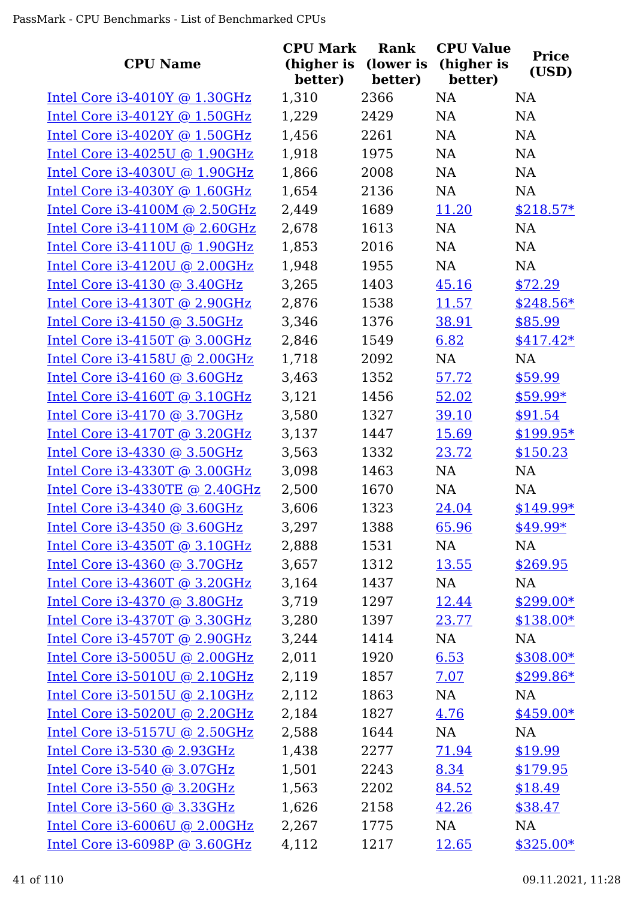| CPU Name | CPU Mark (higher is better) | Rank (lower is better) | CPU Value (higher is better) | Price (USD) |
|---|---|---|---|---|
| Intel Core i3-4010Y @ 1.30GHz | 1,310 | 2366 | NA | NA |
| Intel Core i3-4012Y @ 1.50GHz | 1,229 | 2429 | NA | NA |
| Intel Core i3-4020Y @ 1.50GHz | 1,456 | 2261 | NA | NA |
| Intel Core i3-4025U @ 1.90GHz | 1,918 | 1975 | NA | NA |
| Intel Core i3-4030U @ 1.90GHz | 1,866 | 2008 | NA | NA |
| Intel Core i3-4030Y @ 1.60GHz | 1,654 | 2136 | NA | NA |
| Intel Core i3-4100M @ 2.50GHz | 2,449 | 1689 | 11.20 | $218.57* |
| Intel Core i3-4110M @ 2.60GHz | 2,678 | 1613 | NA | NA |
| Intel Core i3-4110U @ 1.90GHz | 1,853 | 2016 | NA | NA |
| Intel Core i3-4120U @ 2.00GHz | 1,948 | 1955 | NA | NA |
| Intel Core i3-4130 @ 3.40GHz | 3,265 | 1403 | 45.16 | $72.29 |
| Intel Core i3-4130T @ 2.90GHz | 2,876 | 1538 | 11.57 | $248.56* |
| Intel Core i3-4150 @ 3.50GHz | 3,346 | 1376 | 38.91 | $85.99 |
| Intel Core i3-4150T @ 3.00GHz | 2,846 | 1549 | 6.82 | $417.42* |
| Intel Core i3-4158U @ 2.00GHz | 1,718 | 2092 | NA | NA |
| Intel Core i3-4160 @ 3.60GHz | 3,463 | 1352 | 57.72 | $59.99 |
| Intel Core i3-4160T @ 3.10GHz | 3,121 | 1456 | 52.02 | $59.99* |
| Intel Core i3-4170 @ 3.70GHz | 3,580 | 1327 | 39.10 | $91.54 |
| Intel Core i3-4170T @ 3.20GHz | 3,137 | 1447 | 15.69 | $199.95* |
| Intel Core i3-4330 @ 3.50GHz | 3,563 | 1332 | 23.72 | $150.23 |
| Intel Core i3-4330T @ 3.00GHz | 3,098 | 1463 | NA | NA |
| Intel Core i3-4330TE @ 2.40GHz | 2,500 | 1670 | NA | NA |
| Intel Core i3-4340 @ 3.60GHz | 3,606 | 1323 | 24.04 | $149.99* |
| Intel Core i3-4350 @ 3.60GHz | 3,297 | 1388 | 65.96 | $49.99* |
| Intel Core i3-4350T @ 3.10GHz | 2,888 | 1531 | NA | NA |
| Intel Core i3-4360 @ 3.70GHz | 3,657 | 1312 | 13.55 | $269.95 |
| Intel Core i3-4360T @ 3.20GHz | 3,164 | 1437 | NA | NA |
| Intel Core i3-4370 @ 3.80GHz | 3,719 | 1297 | 12.44 | $299.00* |
| Intel Core i3-4370T @ 3.30GHz | 3,280 | 1397 | 23.77 | $138.00* |
| Intel Core i3-4570T @ 2.90GHz | 3,244 | 1414 | NA | NA |
| Intel Core i3-5005U @ 2.00GHz | 2,011 | 1920 | 6.53 | $308.00* |
| Intel Core i3-5010U @ 2.10GHz | 2,119 | 1857 | 7.07 | $299.86* |
| Intel Core i3-5015U @ 2.10GHz | 2,112 | 1863 | NA | NA |
| Intel Core i3-5020U @ 2.20GHz | 2,184 | 1827 | 4.76 | $459.00* |
| Intel Core i3-5157U @ 2.50GHz | 2,588 | 1644 | NA | NA |
| Intel Core i3-530 @ 2.93GHz | 1,438 | 2277 | 71.94 | $19.99 |
| Intel Core i3-540 @ 3.07GHz | 1,501 | 2243 | 8.34 | $179.95 |
| Intel Core i3-550 @ 3.20GHz | 1,563 | 2202 | 84.52 | $18.49 |
| Intel Core i3-560 @ 3.33GHz | 1,626 | 2158 | 42.26 | $38.47 |
| Intel Core i3-6006U @ 2.00GHz | 2,267 | 1775 | NA | NA |
| Intel Core i3-6098P @ 3.60GHz | 4,112 | 1217 | 12.65 | $325.00* |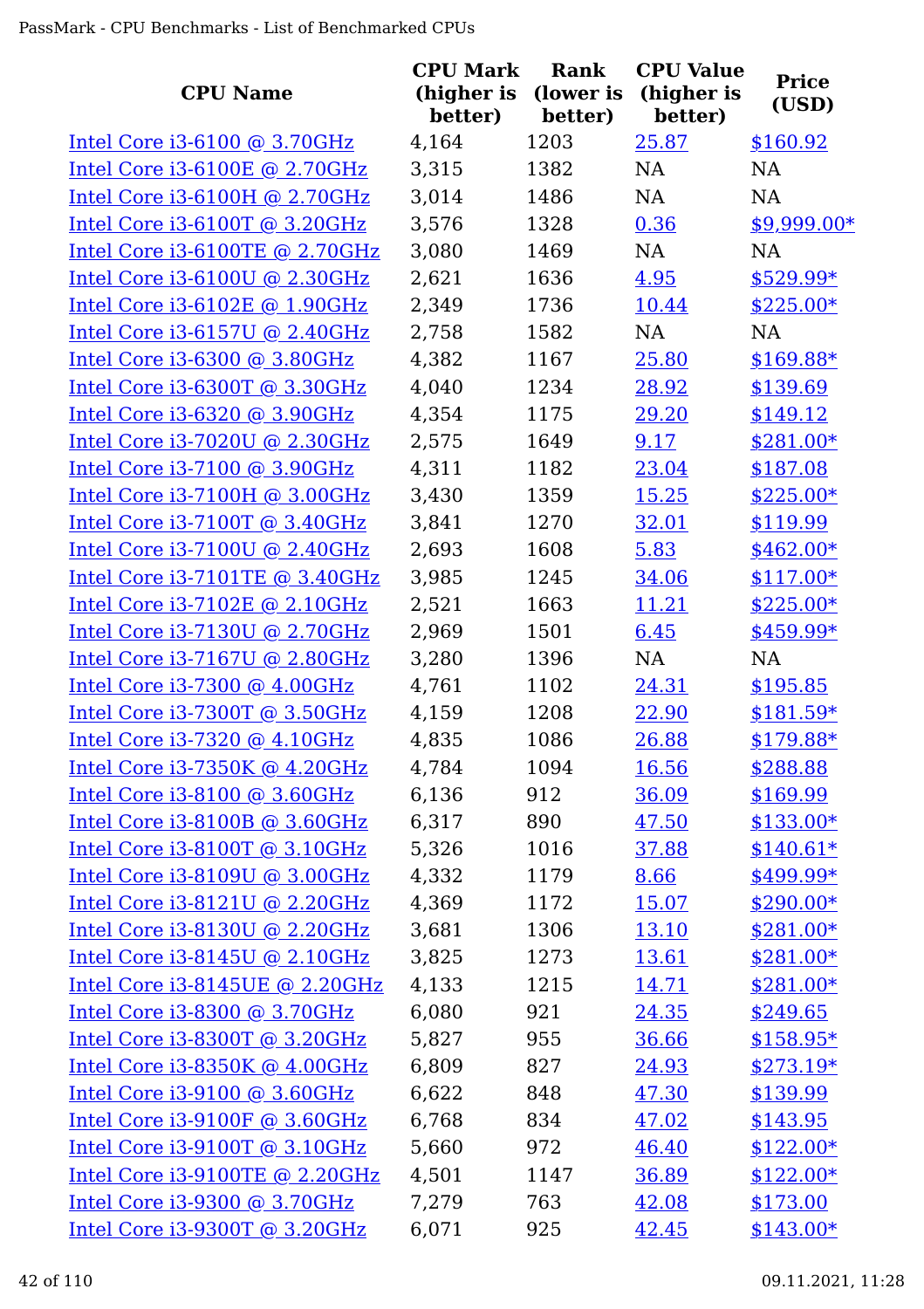| CPU Name | CPU Mark (higher is better) | Rank (lower is better) | CPU Value (higher is better) | Price (USD) |
|---|---|---|---|---|
| Intel Core i3-6100 @ 3.70GHz | 4,164 | 1203 | 25.87 | $160.92 |
| Intel Core i3-6100E @ 2.70GHz | 3,315 | 1382 | NA | NA |
| Intel Core i3-6100H @ 2.70GHz | 3,014 | 1486 | NA | NA |
| Intel Core i3-6100T @ 3.20GHz | 3,576 | 1328 | 0.36 | $9,999.00* |
| Intel Core i3-6100TE @ 2.70GHz | 3,080 | 1469 | NA | NA |
| Intel Core i3-6100U @ 2.30GHz | 2,621 | 1636 | 4.95 | $529.99* |
| Intel Core i3-6102E @ 1.90GHz | 2,349 | 1736 | 10.44 | $225.00* |
| Intel Core i3-6157U @ 2.40GHz | 2,758 | 1582 | NA | NA |
| Intel Core i3-6300 @ 3.80GHz | 4,382 | 1167 | 25.80 | $169.88* |
| Intel Core i3-6300T @ 3.30GHz | 4,040 | 1234 | 28.92 | $139.69 |
| Intel Core i3-6320 @ 3.90GHz | 4,354 | 1175 | 29.20 | $149.12 |
| Intel Core i3-7020U @ 2.30GHz | 2,575 | 1649 | 9.17 | $281.00* |
| Intel Core i3-7100 @ 3.90GHz | 4,311 | 1182 | 23.04 | $187.08 |
| Intel Core i3-7100H @ 3.00GHz | 3,430 | 1359 | 15.25 | $225.00* |
| Intel Core i3-7100T @ 3.40GHz | 3,841 | 1270 | 32.01 | $119.99 |
| Intel Core i3-7100U @ 2.40GHz | 2,693 | 1608 | 5.83 | $462.00* |
| Intel Core i3-7101TE @ 3.40GHz | 3,985 | 1245 | 34.06 | $117.00* |
| Intel Core i3-7102E @ 2.10GHz | 2,521 | 1663 | 11.21 | $225.00* |
| Intel Core i3-7130U @ 2.70GHz | 2,969 | 1501 | 6.45 | $459.99* |
| Intel Core i3-7167U @ 2.80GHz | 3,280 | 1396 | NA | NA |
| Intel Core i3-7300 @ 4.00GHz | 4,761 | 1102 | 24.31 | $195.85 |
| Intel Core i3-7300T @ 3.50GHz | 4,159 | 1208 | 22.90 | $181.59* |
| Intel Core i3-7320 @ 4.10GHz | 4,835 | 1086 | 26.88 | $179.88* |
| Intel Core i3-7350K @ 4.20GHz | 4,784 | 1094 | 16.56 | $288.88 |
| Intel Core i3-8100 @ 3.60GHz | 6,136 | 912 | 36.09 | $169.99 |
| Intel Core i3-8100B @ 3.60GHz | 6,317 | 890 | 47.50 | $133.00* |
| Intel Core i3-8100T @ 3.10GHz | 5,326 | 1016 | 37.88 | $140.61* |
| Intel Core i3-8109U @ 3.00GHz | 4,332 | 1179 | 8.66 | $499.99* |
| Intel Core i3-8121U @ 2.20GHz | 4,369 | 1172 | 15.07 | $290.00* |
| Intel Core i3-8130U @ 2.20GHz | 3,681 | 1306 | 13.10 | $281.00* |
| Intel Core i3-8145U @ 2.10GHz | 3,825 | 1273 | 13.61 | $281.00* |
| Intel Core i3-8145UE @ 2.20GHz | 4,133 | 1215 | 14.71 | $281.00* |
| Intel Core i3-8300 @ 3.70GHz | 6,080 | 921 | 24.35 | $249.65 |
| Intel Core i3-8300T @ 3.20GHz | 5,827 | 955 | 36.66 | $158.95* |
| Intel Core i3-8350K @ 4.00GHz | 6,809 | 827 | 24.93 | $273.19* |
| Intel Core i3-9100 @ 3.60GHz | 6,622 | 848 | 47.30 | $139.99 |
| Intel Core i3-9100F @ 3.60GHz | 6,768 | 834 | 47.02 | $143.95 |
| Intel Core i3-9100T @ 3.10GHz | 5,660 | 972 | 46.40 | $122.00* |
| Intel Core i3-9100TE @ 2.20GHz | 4,501 | 1147 | 36.89 | $122.00* |
| Intel Core i3-9300 @ 3.70GHz | 7,279 | 763 | 42.08 | $173.00 |
| Intel Core i3-9300T @ 3.20GHz | 6,071 | 925 | 42.45 | $143.00* |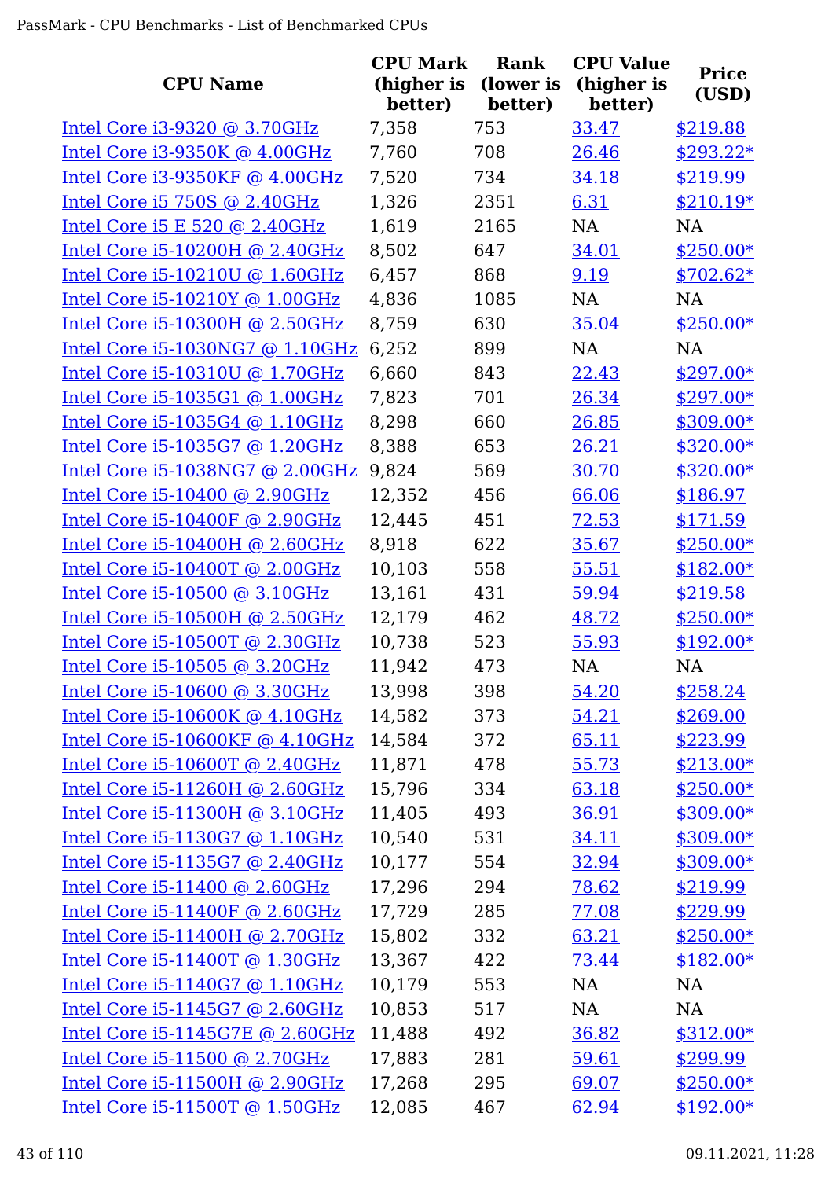| CPU Name | CPU Mark (higher is better) | Rank (lower is better) | CPU Value (higher is better) | Price (USD) |
|---|---|---|---|---|
| Intel Core i3-9320 @ 3.70GHz | 7,358 | 753 | 33.47 | $219.88 |
| Intel Core i3-9350K @ 4.00GHz | 7,760 | 708 | 26.46 | $293.22* |
| Intel Core i3-9350KF @ 4.00GHz | 7,520 | 734 | 34.18 | $219.99 |
| Intel Core i5 750S @ 2.40GHz | 1,326 | 2351 | 6.31 | $210.19* |
| Intel Core i5 E 520 @ 2.40GHz | 1,619 | 2165 | NA | NA |
| Intel Core i5-10200H @ 2.40GHz | 8,502 | 647 | 34.01 | $250.00* |
| Intel Core i5-10210U @ 1.60GHz | 6,457 | 868 | 9.19 | $702.62* |
| Intel Core i5-10210Y @ 1.00GHz | 4,836 | 1085 | NA | NA |
| Intel Core i5-10300H @ 2.50GHz | 8,759 | 630 | 35.04 | $250.00* |
| Intel Core i5-1030NG7 @ 1.10GHz | 6,252 | 899 | NA | NA |
| Intel Core i5-10310U @ 1.70GHz | 6,660 | 843 | 22.43 | $297.00* |
| Intel Core i5-1035G1 @ 1.00GHz | 7,823 | 701 | 26.34 | $297.00* |
| Intel Core i5-1035G4 @ 1.10GHz | 8,298 | 660 | 26.85 | $309.00* |
| Intel Core i5-1035G7 @ 1.20GHz | 8,388 | 653 | 26.21 | $320.00* |
| Intel Core i5-1038NG7 @ 2.00GHz | 9,824 | 569 | 30.70 | $320.00* |
| Intel Core i5-10400 @ 2.90GHz | 12,352 | 456 | 66.06 | $186.97 |
| Intel Core i5-10400F @ 2.90GHz | 12,445 | 451 | 72.53 | $171.59 |
| Intel Core i5-10400H @ 2.60GHz | 8,918 | 622 | 35.67 | $250.00* |
| Intel Core i5-10400T @ 2.00GHz | 10,103 | 558 | 55.51 | $182.00* |
| Intel Core i5-10500 @ 3.10GHz | 13,161 | 431 | 59.94 | $219.58 |
| Intel Core i5-10500H @ 2.50GHz | 12,179 | 462 | 48.72 | $250.00* |
| Intel Core i5-10500T @ 2.30GHz | 10,738 | 523 | 55.93 | $192.00* |
| Intel Core i5-10505 @ 3.20GHz | 11,942 | 473 | NA | NA |
| Intel Core i5-10600 @ 3.30GHz | 13,998 | 398 | 54.20 | $258.24 |
| Intel Core i5-10600K @ 4.10GHz | 14,582 | 373 | 54.21 | $269.00 |
| Intel Core i5-10600KF @ 4.10GHz | 14,584 | 372 | 65.11 | $223.99 |
| Intel Core i5-10600T @ 2.40GHz | 11,871 | 478 | 55.73 | $213.00* |
| Intel Core i5-11260H @ 2.60GHz | 15,796 | 334 | 63.18 | $250.00* |
| Intel Core i5-11300H @ 3.10GHz | 11,405 | 493 | 36.91 | $309.00* |
| Intel Core i5-1130G7 @ 1.10GHz | 10,540 | 531 | 34.11 | $309.00* |
| Intel Core i5-1135G7 @ 2.40GHz | 10,177 | 554 | 32.94 | $309.00* |
| Intel Core i5-11400 @ 2.60GHz | 17,296 | 294 | 78.62 | $219.99 |
| Intel Core i5-11400F @ 2.60GHz | 17,729 | 285 | 77.08 | $229.99 |
| Intel Core i5-11400H @ 2.70GHz | 15,802 | 332 | 63.21 | $250.00* |
| Intel Core i5-11400T @ 1.30GHz | 13,367 | 422 | 73.44 | $182.00* |
| Intel Core i5-1140G7 @ 1.10GHz | 10,179 | 553 | NA | NA |
| Intel Core i5-1145G7 @ 2.60GHz | 10,853 | 517 | NA | NA |
| Intel Core i5-1145G7E @ 2.60GHz | 11,488 | 492 | 36.82 | $312.00* |
| Intel Core i5-11500 @ 2.70GHz | 17,883 | 281 | 59.61 | $299.99 |
| Intel Core i5-11500H @ 2.90GHz | 17,268 | 295 | 69.07 | $250.00* |
| Intel Core i5-11500T @ 1.50GHz | 12,085 | 467 | 62.94 | $192.00* |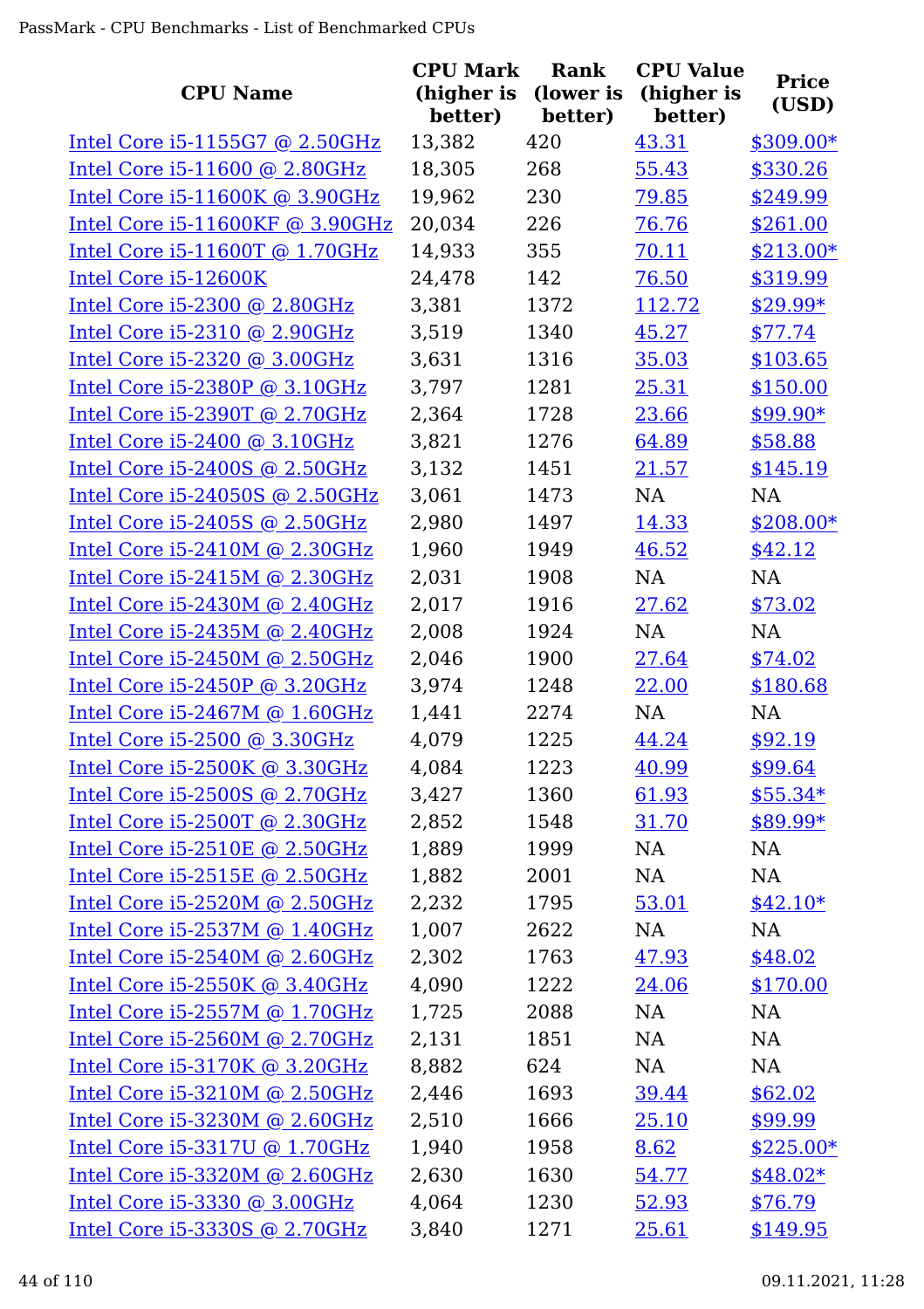| CPU Name | CPU Mark (higher is better) | Rank (lower is better) | CPU Value (higher is better) | Price (USD) |
|---|---|---|---|---|
| Intel Core i5-1155G7 @ 2.50GHz | 13,382 | 420 | 43.31 | $309.00* |
| Intel Core i5-11600 @ 2.80GHz | 18,305 | 268 | 55.43 | $330.26 |
| Intel Core i5-11600K @ 3.90GHz | 19,962 | 230 | 79.85 | $249.99 |
| Intel Core i5-11600KF @ 3.90GHz | 20,034 | 226 | 76.76 | $261.00 |
| Intel Core i5-11600T @ 1.70GHz | 14,933 | 355 | 70.11 | $213.00* |
| Intel Core i5-12600K | 24,478 | 142 | 76.50 | $319.99 |
| Intel Core i5-2300 @ 2.80GHz | 3,381 | 1372 | 112.72 | $29.99* |
| Intel Core i5-2310 @ 2.90GHz | 3,519 | 1340 | 45.27 | $77.74 |
| Intel Core i5-2320 @ 3.00GHz | 3,631 | 1316 | 35.03 | $103.65 |
| Intel Core i5-2380P @ 3.10GHz | 3,797 | 1281 | 25.31 | $150.00 |
| Intel Core i5-2390T @ 2.70GHz | 2,364 | 1728 | 23.66 | $99.90* |
| Intel Core i5-2400 @ 3.10GHz | 3,821 | 1276 | 64.89 | $58.88 |
| Intel Core i5-2400S @ 2.50GHz | 3,132 | 1451 | 21.57 | $145.19 |
| Intel Core i5-24050S @ 2.50GHz | 3,061 | 1473 | NA | NA |
| Intel Core i5-2405S @ 2.50GHz | 2,980 | 1497 | 14.33 | $208.00* |
| Intel Core i5-2410M @ 2.30GHz | 1,960 | 1949 | 46.52 | $42.12 |
| Intel Core i5-2415M @ 2.30GHz | 2,031 | 1908 | NA | NA |
| Intel Core i5-2430M @ 2.40GHz | 2,017 | 1916 | 27.62 | $73.02 |
| Intel Core i5-2435M @ 2.40GHz | 2,008 | 1924 | NA | NA |
| Intel Core i5-2450M @ 2.50GHz | 2,046 | 1900 | 27.64 | $74.02 |
| Intel Core i5-2450P @ 3.20GHz | 3,974 | 1248 | 22.00 | $180.68 |
| Intel Core i5-2467M @ 1.60GHz | 1,441 | 2274 | NA | NA |
| Intel Core i5-2500 @ 3.30GHz | 4,079 | 1225 | 44.24 | $92.19 |
| Intel Core i5-2500K @ 3.30GHz | 4,084 | 1223 | 40.99 | $99.64 |
| Intel Core i5-2500S @ 2.70GHz | 3,427 | 1360 | 61.93 | $55.34* |
| Intel Core i5-2500T @ 2.30GHz | 2,852 | 1548 | 31.70 | $89.99* |
| Intel Core i5-2510E @ 2.50GHz | 1,889 | 1999 | NA | NA |
| Intel Core i5-2515E @ 2.50GHz | 1,882 | 2001 | NA | NA |
| Intel Core i5-2520M @ 2.50GHz | 2,232 | 1795 | 53.01 | $42.10* |
| Intel Core i5-2537M @ 1.40GHz | 1,007 | 2622 | NA | NA |
| Intel Core i5-2540M @ 2.60GHz | 2,302 | 1763 | 47.93 | $48.02 |
| Intel Core i5-2550K @ 3.40GHz | 4,090 | 1222 | 24.06 | $170.00 |
| Intel Core i5-2557M @ 1.70GHz | 1,725 | 2088 | NA | NA |
| Intel Core i5-2560M @ 2.70GHz | 2,131 | 1851 | NA | NA |
| Intel Core i5-3170K @ 3.20GHz | 8,882 | 624 | NA | NA |
| Intel Core i5-3210M @ 2.50GHz | 2,446 | 1693 | 39.44 | $62.02 |
| Intel Core i5-3230M @ 2.60GHz | 2,510 | 1666 | 25.10 | $99.99 |
| Intel Core i5-3317U @ 1.70GHz | 1,940 | 1958 | 8.62 | $225.00* |
| Intel Core i5-3320M @ 2.60GHz | 2,630 | 1630 | 54.77 | $48.02* |
| Intel Core i5-3330 @ 3.00GHz | 4,064 | 1230 | 52.93 | $76.79 |
| Intel Core i5-3330S @ 2.70GHz | 3,840 | 1271 | 25.61 | $149.95 |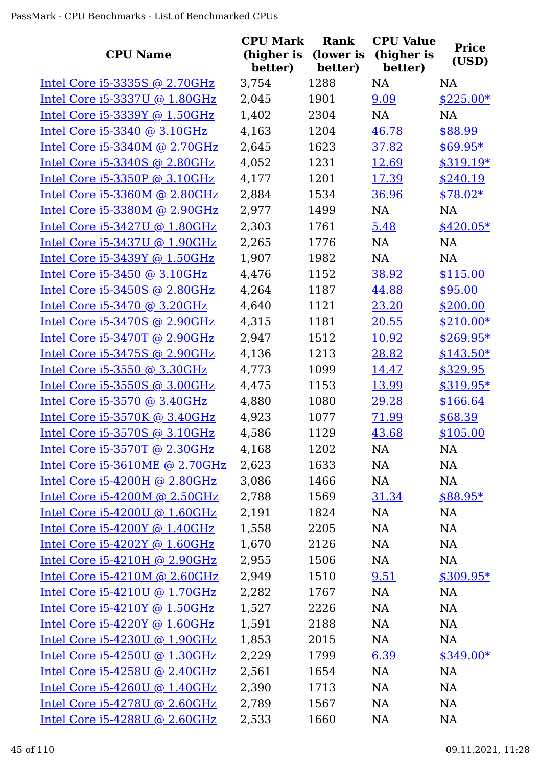| CPU Name | CPU Mark (higher is better) | Rank (lower is better) | CPU Value (higher is better) | Price (USD) |
|---|---|---|---|---|
| Intel Core i5-3335S @ 2.70GHz | 3,754 | 1288 | NA | NA |
| Intel Core i5-3337U @ 1.80GHz | 2,045 | 1901 | 9.09 | $225.00* |
| Intel Core i5-3339Y @ 1.50GHz | 1,402 | 2304 | NA | NA |
| Intel Core i5-3340 @ 3.10GHz | 4,163 | 1204 | 46.78 | $88.99 |
| Intel Core i5-3340M @ 2.70GHz | 2,645 | 1623 | 37.82 | $69.95* |
| Intel Core i5-3340S @ 2.80GHz | 4,052 | 1231 | 12.69 | $319.19* |
| Intel Core i5-3350P @ 3.10GHz | 4,177 | 1201 | 17.39 | $240.19 |
| Intel Core i5-3360M @ 2.80GHz | 2,884 | 1534 | 36.96 | $78.02* |
| Intel Core i5-3380M @ 2.90GHz | 2,977 | 1499 | NA | NA |
| Intel Core i5-3427U @ 1.80GHz | 2,303 | 1761 | 5.48 | $420.05* |
| Intel Core i5-3437U @ 1.90GHz | 2,265 | 1776 | NA | NA |
| Intel Core i5-3439Y @ 1.50GHz | 1,907 | 1982 | NA | NA |
| Intel Core i5-3450 @ 3.10GHz | 4,476 | 1152 | 38.92 | $115.00 |
| Intel Core i5-3450S @ 2.80GHz | 4,264 | 1187 | 44.88 | $95.00 |
| Intel Core i5-3470 @ 3.20GHz | 4,640 | 1121 | 23.20 | $200.00 |
| Intel Core i5-3470S @ 2.90GHz | 4,315 | 1181 | 20.55 | $210.00* |
| Intel Core i5-3470T @ 2.90GHz | 2,947 | 1512 | 10.92 | $269.95* |
| Intel Core i5-3475S @ 2.90GHz | 4,136 | 1213 | 28.82 | $143.50* |
| Intel Core i5-3550 @ 3.30GHz | 4,773 | 1099 | 14.47 | $329.95 |
| Intel Core i5-3550S @ 3.00GHz | 4,475 | 1153 | 13.99 | $319.95* |
| Intel Core i5-3570 @ 3.40GHz | 4,880 | 1080 | 29.28 | $166.64 |
| Intel Core i5-3570K @ 3.40GHz | 4,923 | 1077 | 71.99 | $68.39 |
| Intel Core i5-3570S @ 3.10GHz | 4,586 | 1129 | 43.68 | $105.00 |
| Intel Core i5-3570T @ 2.30GHz | 4,168 | 1202 | NA | NA |
| Intel Core i5-3610ME @ 2.70GHz | 2,623 | 1633 | NA | NA |
| Intel Core i5-4200H @ 2.80GHz | 3,086 | 1466 | NA | NA |
| Intel Core i5-4200M @ 2.50GHz | 2,788 | 1569 | 31.34 | $88.95* |
| Intel Core i5-4200U @ 1.60GHz | 2,191 | 1824 | NA | NA |
| Intel Core i5-4200Y @ 1.40GHz | 1,558 | 2205 | NA | NA |
| Intel Core i5-4202Y @ 1.60GHz | 1,670 | 2126 | NA | NA |
| Intel Core i5-4210H @ 2.90GHz | 2,955 | 1506 | NA | NA |
| Intel Core i5-4210M @ 2.60GHz | 2,949 | 1510 | 9.51 | $309.95* |
| Intel Core i5-4210U @ 1.70GHz | 2,282 | 1767 | NA | NA |
| Intel Core i5-4210Y @ 1.50GHz | 1,527 | 2226 | NA | NA |
| Intel Core i5-4220Y @ 1.60GHz | 1,591 | 2188 | NA | NA |
| Intel Core i5-4230U @ 1.90GHz | 1,853 | 2015 | NA | NA |
| Intel Core i5-4250U @ 1.30GHz | 2,229 | 1799 | 6.39 | $349.00* |
| Intel Core i5-4258U @ 2.40GHz | 2,561 | 1654 | NA | NA |
| Intel Core i5-4260U @ 1.40GHz | 2,390 | 1713 | NA | NA |
| Intel Core i5-4278U @ 2.60GHz | 2,789 | 1567 | NA | NA |
| Intel Core i5-4288U @ 2.60GHz | 2,533 | 1660 | NA | NA |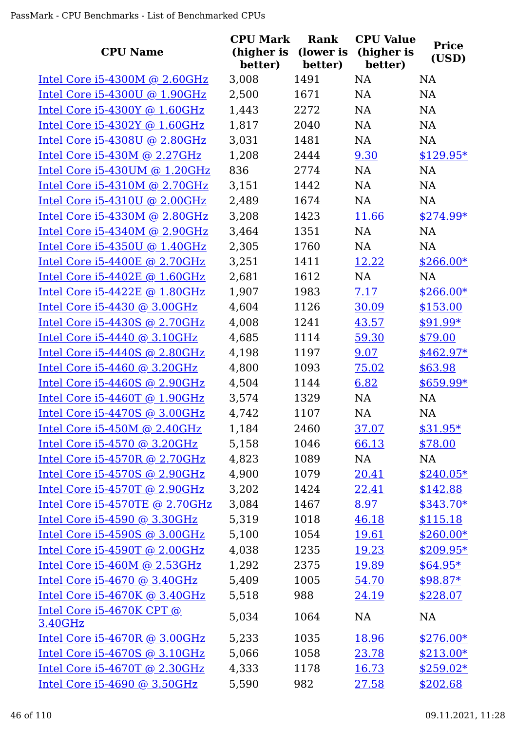| CPU Name | CPU Mark (higher is better) | Rank (lower is better) | CPU Value (higher is better) | Price (USD) |
|---|---|---|---|---|
| Intel Core i5-4300M @ 2.60GHz | 3,008 | 1491 | NA | NA |
| Intel Core i5-4300U @ 1.90GHz | 2,500 | 1671 | NA | NA |
| Intel Core i5-4300Y @ 1.60GHz | 1,443 | 2272 | NA | NA |
| Intel Core i5-4302Y @ 1.60GHz | 1,817 | 2040 | NA | NA |
| Intel Core i5-4308U @ 2.80GHz | 3,031 | 1481 | NA | NA |
| Intel Core i5-430M @ 2.27GHz | 1,208 | 2444 | 9.30 | $129.95* |
| Intel Core i5-430UM @ 1.20GHz | 836 | 2774 | NA | NA |
| Intel Core i5-4310M @ 2.70GHz | 3,151 | 1442 | NA | NA |
| Intel Core i5-4310U @ 2.00GHz | 2,489 | 1674 | NA | NA |
| Intel Core i5-4330M @ 2.80GHz | 3,208 | 1423 | 11.66 | $274.99* |
| Intel Core i5-4340M @ 2.90GHz | 3,464 | 1351 | NA | NA |
| Intel Core i5-4350U @ 1.40GHz | 2,305 | 1760 | NA | NA |
| Intel Core i5-4400E @ 2.70GHz | 3,251 | 1411 | 12.22 | $266.00* |
| Intel Core i5-4402E @ 1.60GHz | 2,681 | 1612 | NA | NA |
| Intel Core i5-4422E @ 1.80GHz | 1,907 | 1983 | 7.17 | $266.00* |
| Intel Core i5-4430 @ 3.00GHz | 4,604 | 1126 | 30.09 | $153.00 |
| Intel Core i5-4430S @ 2.70GHz | 4,008 | 1241 | 43.57 | $91.99* |
| Intel Core i5-4440 @ 3.10GHz | 4,685 | 1114 | 59.30 | $79.00 |
| Intel Core i5-4440S @ 2.80GHz | 4,198 | 1197 | 9.07 | $462.97* |
| Intel Core i5-4460 @ 3.20GHz | 4,800 | 1093 | 75.02 | $63.98 |
| Intel Core i5-4460S @ 2.90GHz | 4,504 | 1144 | 6.82 | $659.99* |
| Intel Core i5-4460T @ 1.90GHz | 3,574 | 1329 | NA | NA |
| Intel Core i5-4470S @ 3.00GHz | 4,742 | 1107 | NA | NA |
| Intel Core i5-450M @ 2.40GHz | 1,184 | 2460 | 37.07 | $31.95* |
| Intel Core i5-4570 @ 3.20GHz | 5,158 | 1046 | 66.13 | $78.00 |
| Intel Core i5-4570R @ 2.70GHz | 4,823 | 1089 | NA | NA |
| Intel Core i5-4570S @ 2.90GHz | 4,900 | 1079 | 20.41 | $240.05* |
| Intel Core i5-4570T @ 2.90GHz | 3,202 | 1424 | 22.41 | $142.88 |
| Intel Core i5-4570TE @ 2.70GHz | 3,084 | 1467 | 8.97 | $343.70* |
| Intel Core i5-4590 @ 3.30GHz | 5,319 | 1018 | 46.18 | $115.18 |
| Intel Core i5-4590S @ 3.00GHz | 5,100 | 1054 | 19.61 | $260.00* |
| Intel Core i5-4590T @ 2.00GHz | 4,038 | 1235 | 19.23 | $209.95* |
| Intel Core i5-460M @ 2.53GHz | 1,292 | 2375 | 19.89 | $64.95* |
| Intel Core i5-4670 @ 3.40GHz | 5,409 | 1005 | 54.70 | $98.87* |
| Intel Core i5-4670K @ 3.40GHz | 5,518 | 988 | 24.19 | $228.07 |
| Intel Core i5-4670K CPT @ 3.40GHz | 5,034 | 1064 | NA | NA |
| Intel Core i5-4670R @ 3.00GHz | 5,233 | 1035 | 18.96 | $276.00* |
| Intel Core i5-4670S @ 3.10GHz | 5,066 | 1058 | 23.78 | $213.00* |
| Intel Core i5-4670T @ 2.30GHz | 4,333 | 1178 | 16.73 | $259.02* |
| Intel Core i5-4690 @ 3.50GHz | 5,590 | 982 | 27.58 | $202.68 |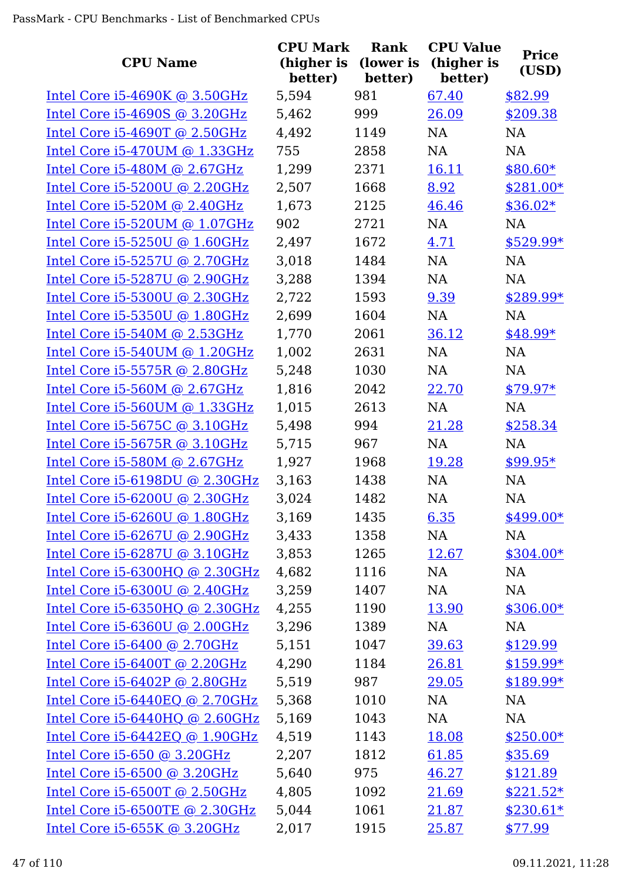| CPU Name | CPU Mark (higher is better) | Rank (lower is better) | CPU Value (higher is better) | Price (USD) |
|---|---|---|---|---|
| Intel Core i5-4690K @ 3.50GHz | 5,594 | 981 | 67.40 | $82.99 |
| Intel Core i5-4690S @ 3.20GHz | 5,462 | 999 | 26.09 | $209.38 |
| Intel Core i5-4690T @ 2.50GHz | 4,492 | 1149 | NA | NA |
| Intel Core i5-470UM @ 1.33GHz | 755 | 2858 | NA | NA |
| Intel Core i5-480M @ 2.67GHz | 1,299 | 2371 | 16.11 | $80.60* |
| Intel Core i5-5200U @ 2.20GHz | 2,507 | 1668 | 8.92 | $281.00* |
| Intel Core i5-520M @ 2.40GHz | 1,673 | 2125 | 46.46 | $36.02* |
| Intel Core i5-520UM @ 1.07GHz | 902 | 2721 | NA | NA |
| Intel Core i5-5250U @ 1.60GHz | 2,497 | 1672 | 4.71 | $529.99* |
| Intel Core i5-5257U @ 2.70GHz | 3,018 | 1484 | NA | NA |
| Intel Core i5-5287U @ 2.90GHz | 3,288 | 1394 | NA | NA |
| Intel Core i5-5300U @ 2.30GHz | 2,722 | 1593 | 9.39 | $289.99* |
| Intel Core i5-5350U @ 1.80GHz | 2,699 | 1604 | NA | NA |
| Intel Core i5-540M @ 2.53GHz | 1,770 | 2061 | 36.12 | $48.99* |
| Intel Core i5-540UM @ 1.20GHz | 1,002 | 2631 | NA | NA |
| Intel Core i5-5575R @ 2.80GHz | 5,248 | 1030 | NA | NA |
| Intel Core i5-560M @ 2.67GHz | 1,816 | 2042 | 22.70 | $79.97* |
| Intel Core i5-560UM @ 1.33GHz | 1,015 | 2613 | NA | NA |
| Intel Core i5-5675C @ 3.10GHz | 5,498 | 994 | 21.28 | $258.34 |
| Intel Core i5-5675R @ 3.10GHz | 5,715 | 967 | NA | NA |
| Intel Core i5-580M @ 2.67GHz | 1,927 | 1968 | 19.28 | $99.95* |
| Intel Core i5-6198DU @ 2.30GHz | 3,163 | 1438 | NA | NA |
| Intel Core i5-6200U @ 2.30GHz | 3,024 | 1482 | NA | NA |
| Intel Core i5-6260U @ 1.80GHz | 3,169 | 1435 | 6.35 | $499.00* |
| Intel Core i5-6267U @ 2.90GHz | 3,433 | 1358 | NA | NA |
| Intel Core i5-6287U @ 3.10GHz | 3,853 | 1265 | 12.67 | $304.00* |
| Intel Core i5-6300HQ @ 2.30GHz | 4,682 | 1116 | NA | NA |
| Intel Core i5-6300U @ 2.40GHz | 3,259 | 1407 | NA | NA |
| Intel Core i5-6350HQ @ 2.30GHz | 4,255 | 1190 | 13.90 | $306.00* |
| Intel Core i5-6360U @ 2.00GHz | 3,296 | 1389 | NA | NA |
| Intel Core i5-6400 @ 2.70GHz | 5,151 | 1047 | 39.63 | $129.99 |
| Intel Core i5-6400T @ 2.20GHz | 4,290 | 1184 | 26.81 | $159.99* |
| Intel Core i5-6402P @ 2.80GHz | 5,519 | 987 | 29.05 | $189.99* |
| Intel Core i5-6440EQ @ 2.70GHz | 5,368 | 1010 | NA | NA |
| Intel Core i5-6440HQ @ 2.60GHz | 5,169 | 1043 | NA | NA |
| Intel Core i5-6442EQ @ 1.90GHz | 4,519 | 1143 | 18.08 | $250.00* |
| Intel Core i5-650 @ 3.20GHz | 2,207 | 1812 | 61.85 | $35.69 |
| Intel Core i5-6500 @ 3.20GHz | 5,640 | 975 | 46.27 | $121.89 |
| Intel Core i5-6500T @ 2.50GHz | 4,805 | 1092 | 21.69 | $221.52* |
| Intel Core i5-6500TE @ 2.30GHz | 5,044 | 1061 | 21.87 | $230.61* |
| Intel Core i5-655K @ 3.20GHz | 2,017 | 1915 | 25.87 | $77.99 |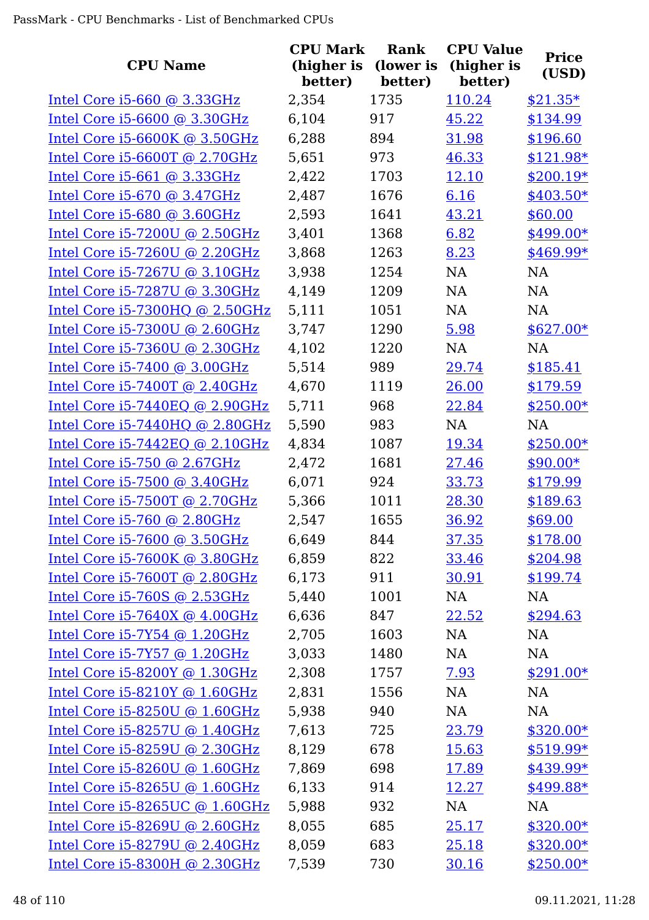| CPU Name | CPU Mark (higher is better) | Rank (lower is better) | CPU Value (higher is better) | Price (USD) |
|---|---|---|---|---|
| Intel Core i5-660 @ 3.33GHz | 2,354 | 1735 | 110.24 | $21.35* |
| Intel Core i5-6600 @ 3.30GHz | 6,104 | 917 | 45.22 | $134.99 |
| Intel Core i5-6600K @ 3.50GHz | 6,288 | 894 | 31.98 | $196.60 |
| Intel Core i5-6600T @ 2.70GHz | 5,651 | 973 | 46.33 | $121.98* |
| Intel Core i5-661 @ 3.33GHz | 2,422 | 1703 | 12.10 | $200.19* |
| Intel Core i5-670 @ 3.47GHz | 2,487 | 1676 | 6.16 | $403.50* |
| Intel Core i5-680 @ 3.60GHz | 2,593 | 1641 | 43.21 | $60.00 |
| Intel Core i5-7200U @ 2.50GHz | 3,401 | 1368 | 6.82 | $499.00* |
| Intel Core i5-7260U @ 2.20GHz | 3,868 | 1263 | 8.23 | $469.99* |
| Intel Core i5-7267U @ 3.10GHz | 3,938 | 1254 | NA | NA |
| Intel Core i5-7287U @ 3.30GHz | 4,149 | 1209 | NA | NA |
| Intel Core i5-7300HQ @ 2.50GHz | 5,111 | 1051 | NA | NA |
| Intel Core i5-7300U @ 2.60GHz | 3,747 | 1290 | 5.98 | $627.00* |
| Intel Core i5-7360U @ 2.30GHz | 4,102 | 1220 | NA | NA |
| Intel Core i5-7400 @ 3.00GHz | 5,514 | 989 | 29.74 | $185.41 |
| Intel Core i5-7400T @ 2.40GHz | 4,670 | 1119 | 26.00 | $179.59 |
| Intel Core i5-7440EQ @ 2.90GHz | 5,711 | 968 | 22.84 | $250.00* |
| Intel Core i5-7440HQ @ 2.80GHz | 5,590 | 983 | NA | NA |
| Intel Core i5-7442EQ @ 2.10GHz | 4,834 | 1087 | 19.34 | $250.00* |
| Intel Core i5-750 @ 2.67GHz | 2,472 | 1681 | 27.46 | $90.00* |
| Intel Core i5-7500 @ 3.40GHz | 6,071 | 924 | 33.73 | $179.99 |
| Intel Core i5-7500T @ 2.70GHz | 5,366 | 1011 | 28.30 | $189.63 |
| Intel Core i5-760 @ 2.80GHz | 2,547 | 1655 | 36.92 | $69.00 |
| Intel Core i5-7600 @ 3.50GHz | 6,649 | 844 | 37.35 | $178.00 |
| Intel Core i5-7600K @ 3.80GHz | 6,859 | 822 | 33.46 | $204.98 |
| Intel Core i5-7600T @ 2.80GHz | 6,173 | 911 | 30.91 | $199.74 |
| Intel Core i5-760S @ 2.53GHz | 5,440 | 1001 | NA | NA |
| Intel Core i5-7640X @ 4.00GHz | 6,636 | 847 | 22.52 | $294.63 |
| Intel Core i5-7Y54 @ 1.20GHz | 2,705 | 1603 | NA | NA |
| Intel Core i5-7Y57 @ 1.20GHz | 3,033 | 1480 | NA | NA |
| Intel Core i5-8200Y @ 1.30GHz | 2,308 | 1757 | 7.93 | $291.00* |
| Intel Core i5-8210Y @ 1.60GHz | 2,831 | 1556 | NA | NA |
| Intel Core i5-8250U @ 1.60GHz | 5,938 | 940 | NA | NA |
| Intel Core i5-8257U @ 1.40GHz | 7,613 | 725 | 23.79 | $320.00* |
| Intel Core i5-8259U @ 2.30GHz | 8,129 | 678 | 15.63 | $519.99* |
| Intel Core i5-8260U @ 1.60GHz | 7,869 | 698 | 17.89 | $439.99* |
| Intel Core i5-8265U @ 1.60GHz | 6,133 | 914 | 12.27 | $499.88* |
| Intel Core i5-8265UC @ 1.60GHz | 5,988 | 932 | NA | NA |
| Intel Core i5-8269U @ 2.60GHz | 8,055 | 685 | 25.17 | $320.00* |
| Intel Core i5-8279U @ 2.40GHz | 8,059 | 683 | 25.18 | $320.00* |
| Intel Core i5-8300H @ 2.30GHz | 7,539 | 730 | 30.16 | $250.00* |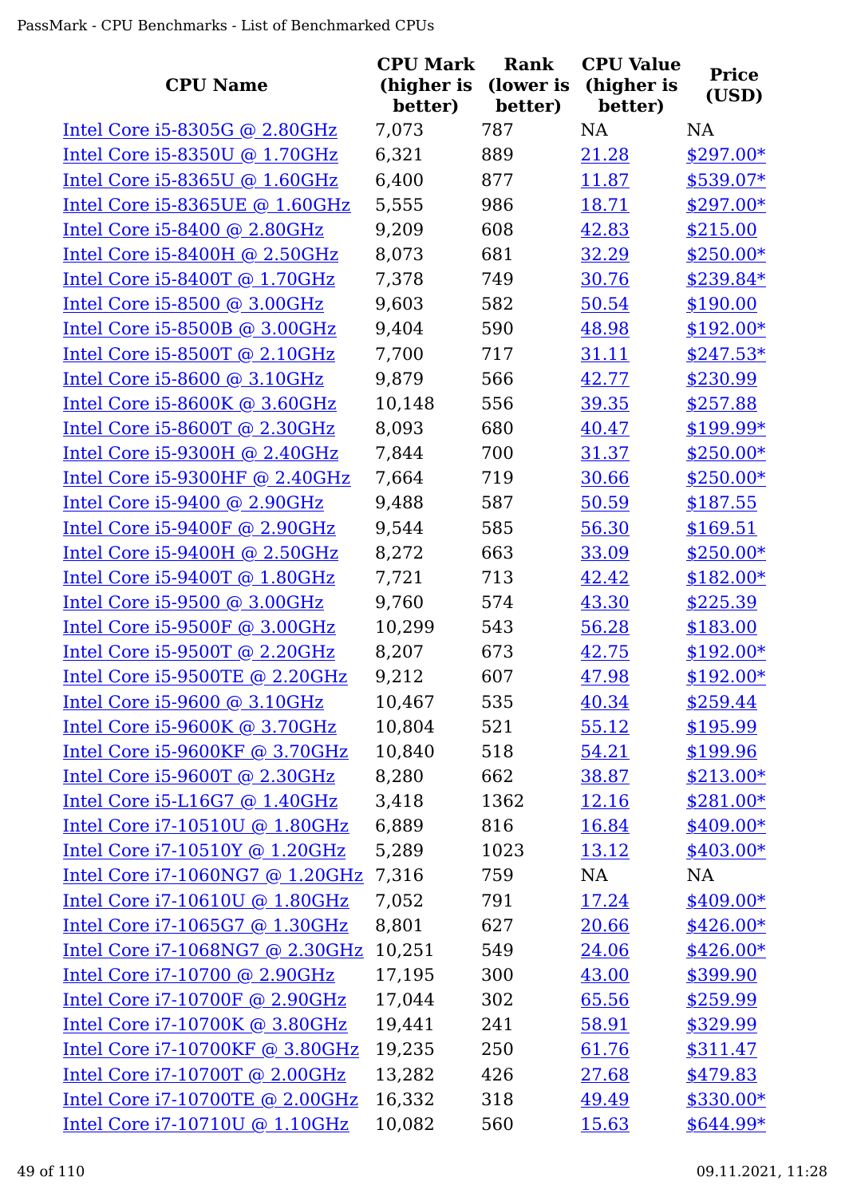| CPU Name | CPU Mark (higher is better) | Rank (lower is better) | CPU Value (higher is better) | Price (USD) |
|---|---|---|---|---|
| Intel Core i5-8305G @ 2.80GHz | 7,073 | 787 | NA | NA |
| Intel Core i5-8350U @ 1.70GHz | 6,321 | 889 | 21.28 | $297.00* |
| Intel Core i5-8365U @ 1.60GHz | 6,400 | 877 | 11.87 | $539.07* |
| Intel Core i5-8365UE @ 1.60GHz | 5,555 | 986 | 18.71 | $297.00* |
| Intel Core i5-8400 @ 2.80GHz | 9,209 | 608 | 42.83 | $215.00 |
| Intel Core i5-8400H @ 2.50GHz | 8,073 | 681 | 32.29 | $250.00* |
| Intel Core i5-8400T @ 1.70GHz | 7,378 | 749 | 30.76 | $239.84* |
| Intel Core i5-8500 @ 3.00GHz | 9,603 | 582 | 50.54 | $190.00 |
| Intel Core i5-8500B @ 3.00GHz | 9,404 | 590 | 48.98 | $192.00* |
| Intel Core i5-8500T @ 2.10GHz | 7,700 | 717 | 31.11 | $247.53* |
| Intel Core i5-8600 @ 3.10GHz | 9,879 | 566 | 42.77 | $230.99 |
| Intel Core i5-8600K @ 3.60GHz | 10,148 | 556 | 39.35 | $257.88 |
| Intel Core i5-8600T @ 2.30GHz | 8,093 | 680 | 40.47 | $199.99* |
| Intel Core i5-9300H @ 2.40GHz | 7,844 | 700 | 31.37 | $250.00* |
| Intel Core i5-9300HF @ 2.40GHz | 7,664 | 719 | 30.66 | $250.00* |
| Intel Core i5-9400 @ 2.90GHz | 9,488 | 587 | 50.59 | $187.55 |
| Intel Core i5-9400F @ 2.90GHz | 9,544 | 585 | 56.30 | $169.51 |
| Intel Core i5-9400H @ 2.50GHz | 8,272 | 663 | 33.09 | $250.00* |
| Intel Core i5-9400T @ 1.80GHz | 7,721 | 713 | 42.42 | $182.00* |
| Intel Core i5-9500 @ 3.00GHz | 9,760 | 574 | 43.30 | $225.39 |
| Intel Core i5-9500F @ 3.00GHz | 10,299 | 543 | 56.28 | $183.00 |
| Intel Core i5-9500T @ 2.20GHz | 8,207 | 673 | 42.75 | $192.00* |
| Intel Core i5-9500TE @ 2.20GHz | 9,212 | 607 | 47.98 | $192.00* |
| Intel Core i5-9600 @ 3.10GHz | 10,467 | 535 | 40.34 | $259.44 |
| Intel Core i5-9600K @ 3.70GHz | 10,804 | 521 | 55.12 | $195.99 |
| Intel Core i5-9600KF @ 3.70GHz | 10,840 | 518 | 54.21 | $199.96 |
| Intel Core i5-9600T @ 2.30GHz | 8,280 | 662 | 38.87 | $213.00* |
| Intel Core i5-L16G7 @ 1.40GHz | 3,418 | 1362 | 12.16 | $281.00* |
| Intel Core i7-10510U @ 1.80GHz | 6,889 | 816 | 16.84 | $409.00* |
| Intel Core i7-10510Y @ 1.20GHz | 5,289 | 1023 | 13.12 | $403.00* |
| Intel Core i7-1060NG7 @ 1.20GHz | 7,316 | 759 | NA | NA |
| Intel Core i7-10610U @ 1.80GHz | 7,052 | 791 | 17.24 | $409.00* |
| Intel Core i7-1065G7 @ 1.30GHz | 8,801 | 627 | 20.66 | $426.00* |
| Intel Core i7-1068NG7 @ 2.30GHz | 10,251 | 549 | 24.06 | $426.00* |
| Intel Core i7-10700 @ 2.90GHz | 17,195 | 300 | 43.00 | $399.90 |
| Intel Core i7-10700F @ 2.90GHz | 17,044 | 302 | 65.56 | $259.99 |
| Intel Core i7-10700K @ 3.80GHz | 19,441 | 241 | 58.91 | $329.99 |
| Intel Core i7-10700KF @ 3.80GHz | 19,235 | 250 | 61.76 | $311.47 |
| Intel Core i7-10700T @ 2.00GHz | 13,282 | 426 | 27.68 | $479.83 |
| Intel Core i7-10700TE @ 2.00GHz | 16,332 | 318 | 49.49 | $330.00* |
| Intel Core i7-10710U @ 1.10GHz | 10,082 | 560 | 15.63 | $644.99* |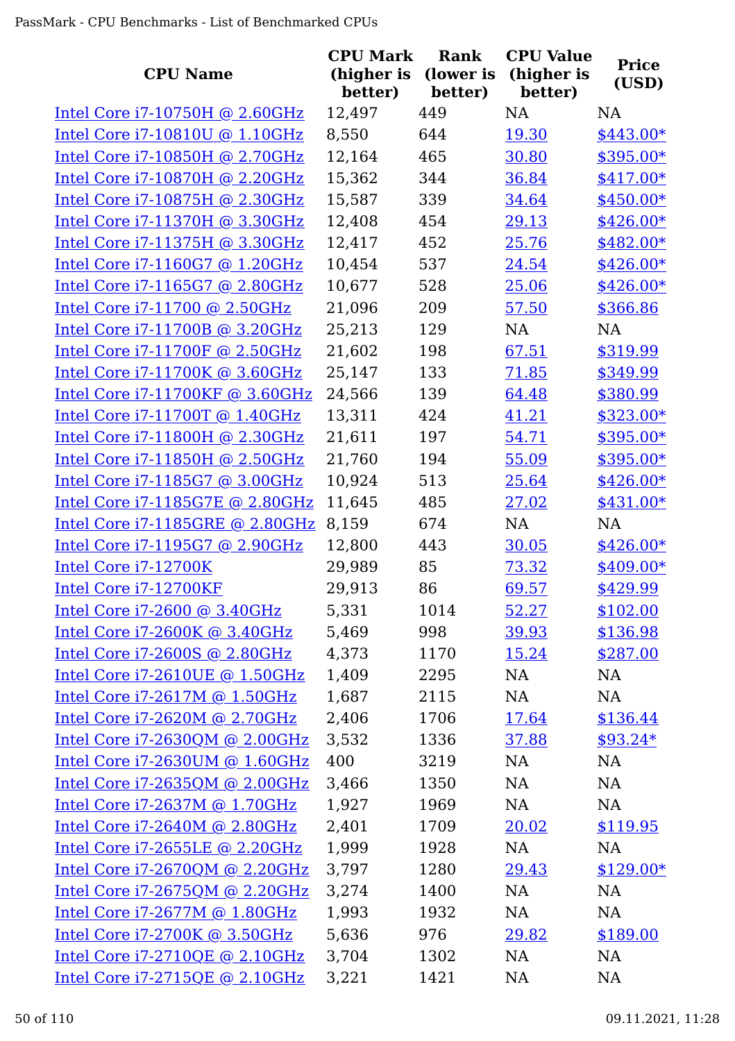| CPU Name | CPU Mark (higher is better) | Rank (lower is better) | CPU Value (higher is better) | Price (USD) |
|---|---|---|---|---|
| Intel Core i7-10750H @ 2.60GHz | 12,497 | 449 | NA | NA |
| Intel Core i7-10810U @ 1.10GHz | 8,550 | 644 | 19.30 | $443.00* |
| Intel Core i7-10850H @ 2.70GHz | 12,164 | 465 | 30.80 | $395.00* |
| Intel Core i7-10870H @ 2.20GHz | 15,362 | 344 | 36.84 | $417.00* |
| Intel Core i7-10875H @ 2.30GHz | 15,587 | 339 | 34.64 | $450.00* |
| Intel Core i7-11370H @ 3.30GHz | 12,408 | 454 | 29.13 | $426.00* |
| Intel Core i7-11375H @ 3.30GHz | 12,417 | 452 | 25.76 | $482.00* |
| Intel Core i7-1160G7 @ 1.20GHz | 10,454 | 537 | 24.54 | $426.00* |
| Intel Core i7-1165G7 @ 2.80GHz | 10,677 | 528 | 25.06 | $426.00* |
| Intel Core i7-11700 @ 2.50GHz | 21,096 | 209 | 57.50 | $366.86 |
| Intel Core i7-11700B @ 3.20GHz | 25,213 | 129 | NA | NA |
| Intel Core i7-11700F @ 2.50GHz | 21,602 | 198 | 67.51 | $319.99 |
| Intel Core i7-11700K @ 3.60GHz | 25,147 | 133 | 71.85 | $349.99 |
| Intel Core i7-11700KF @ 3.60GHz | 24,566 | 139 | 64.48 | $380.99 |
| Intel Core i7-11700T @ 1.40GHz | 13,311 | 424 | 41.21 | $323.00* |
| Intel Core i7-11800H @ 2.30GHz | 21,611 | 197 | 54.71 | $395.00* |
| Intel Core i7-11850H @ 2.50GHz | 21,760 | 194 | 55.09 | $395.00* |
| Intel Core i7-1185G7 @ 3.00GHz | 10,924 | 513 | 25.64 | $426.00* |
| Intel Core i7-1185G7E @ 2.80GHz | 11,645 | 485 | 27.02 | $431.00* |
| Intel Core i7-1185GRE @ 2.80GHz | 8,159 | 674 | NA | NA |
| Intel Core i7-1195G7 @ 2.90GHz | 12,800 | 443 | 30.05 | $426.00* |
| Intel Core i7-12700K | 29,989 | 85 | 73.32 | $409.00* |
| Intel Core i7-12700KF | 29,913 | 86 | 69.57 | $429.99 |
| Intel Core i7-2600 @ 3.40GHz | 5,331 | 1014 | 52.27 | $102.00 |
| Intel Core i7-2600K @ 3.40GHz | 5,469 | 998 | 39.93 | $136.98 |
| Intel Core i7-2600S @ 2.80GHz | 4,373 | 1170 | 15.24 | $287.00 |
| Intel Core i7-2610UE @ 1.50GHz | 1,409 | 2295 | NA | NA |
| Intel Core i7-2617M @ 1.50GHz | 1,687 | 2115 | NA | NA |
| Intel Core i7-2620M @ 2.70GHz | 2,406 | 1706 | 17.64 | $136.44 |
| Intel Core i7-2630QM @ 2.00GHz | 3,532 | 1336 | 37.88 | $93.24* |
| Intel Core i7-2630UM @ 1.60GHz | 400 | 3219 | NA | NA |
| Intel Core i7-2635QM @ 2.00GHz | 3,466 | 1350 | NA | NA |
| Intel Core i7-2637M @ 1.70GHz | 1,927 | 1969 | NA | NA |
| Intel Core i7-2640M @ 2.80GHz | 2,401 | 1709 | 20.02 | $119.95 |
| Intel Core i7-2655LE @ 2.20GHz | 1,999 | 1928 | NA | NA |
| Intel Core i7-2670QM @ 2.20GHz | 3,797 | 1280 | 29.43 | $129.00* |
| Intel Core i7-2675QM @ 2.20GHz | 3,274 | 1400 | NA | NA |
| Intel Core i7-2677M @ 1.80GHz | 1,993 | 1932 | NA | NA |
| Intel Core i7-2700K @ 3.50GHz | 5,636 | 976 | 29.82 | $189.00 |
| Intel Core i7-2710QE @ 2.10GHz | 3,704 | 1302 | NA | NA |
| Intel Core i7-2715QE @ 2.10GHz | 3,221 | 1421 | NA | NA |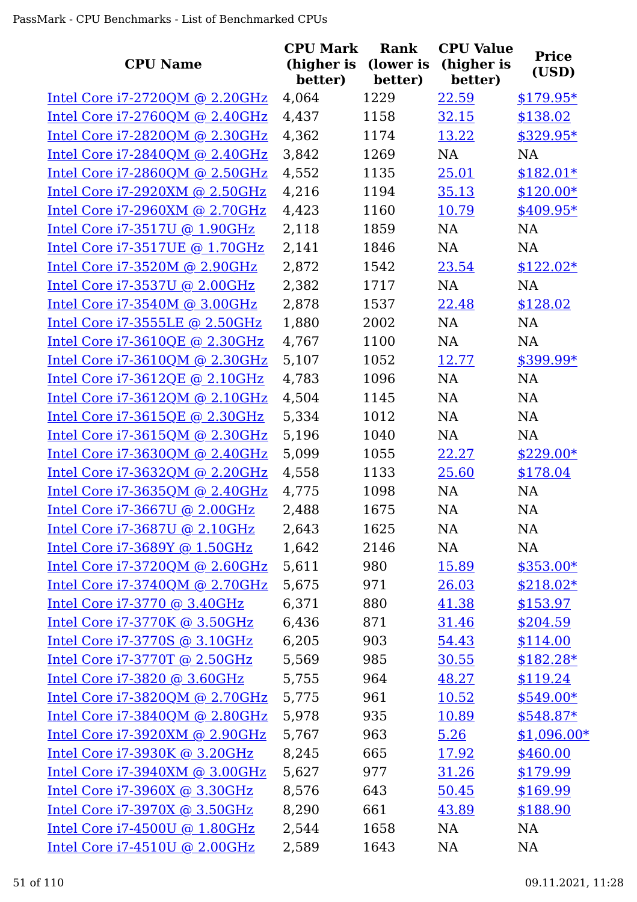| CPU Name | CPU Mark (higher is better) | Rank (lower is better) | CPU Value (higher is better) | Price (USD) |
|---|---|---|---|---|
| Intel Core i7-2720QM @ 2.20GHz | 4,064 | 1229 | 22.59 | $179.95* |
| Intel Core i7-2760QM @ 2.40GHz | 4,437 | 1158 | 32.15 | $138.02 |
| Intel Core i7-2820QM @ 2.30GHz | 4,362 | 1174 | 13.22 | $329.95* |
| Intel Core i7-2840QM @ 2.40GHz | 3,842 | 1269 | NA | NA |
| Intel Core i7-2860QM @ 2.50GHz | 4,552 | 1135 | 25.01 | $182.01* |
| Intel Core i7-2920XM @ 2.50GHz | 4,216 | 1194 | 35.13 | $120.00* |
| Intel Core i7-2960XM @ 2.70GHz | 4,423 | 1160 | 10.79 | $409.95* |
| Intel Core i7-3517U @ 1.90GHz | 2,118 | 1859 | NA | NA |
| Intel Core i7-3517UE @ 1.70GHz | 2,141 | 1846 | NA | NA |
| Intel Core i7-3520M @ 2.90GHz | 2,872 | 1542 | 23.54 | $122.02* |
| Intel Core i7-3537U @ 2.00GHz | 2,382 | 1717 | NA | NA |
| Intel Core i7-3540M @ 3.00GHz | 2,878 | 1537 | 22.48 | $128.02 |
| Intel Core i7-3555LE @ 2.50GHz | 1,880 | 2002 | NA | NA |
| Intel Core i7-3610QE @ 2.30GHz | 4,767 | 1100 | NA | NA |
| Intel Core i7-3610QM @ 2.30GHz | 5,107 | 1052 | 12.77 | $399.99* |
| Intel Core i7-3612QE @ 2.10GHz | 4,783 | 1096 | NA | NA |
| Intel Core i7-3612QM @ 2.10GHz | 4,504 | 1145 | NA | NA |
| Intel Core i7-3615QE @ 2.30GHz | 5,334 | 1012 | NA | NA |
| Intel Core i7-3615QM @ 2.30GHz | 5,196 | 1040 | NA | NA |
| Intel Core i7-3630QM @ 2.40GHz | 5,099 | 1055 | 22.27 | $229.00* |
| Intel Core i7-3632QM @ 2.20GHz | 4,558 | 1133 | 25.60 | $178.04 |
| Intel Core i7-3635QM @ 2.40GHz | 4,775 | 1098 | NA | NA |
| Intel Core i7-3667U @ 2.00GHz | 2,488 | 1675 | NA | NA |
| Intel Core i7-3687U @ 2.10GHz | 2,643 | 1625 | NA | NA |
| Intel Core i7-3689Y @ 1.50GHz | 1,642 | 2146 | NA | NA |
| Intel Core i7-3720QM @ 2.60GHz | 5,611 | 980 | 15.89 | $353.00* |
| Intel Core i7-3740QM @ 2.70GHz | 5,675 | 971 | 26.03 | $218.02* |
| Intel Core i7-3770 @ 3.40GHz | 6,371 | 880 | 41.38 | $153.97 |
| Intel Core i7-3770K @ 3.50GHz | 6,436 | 871 | 31.46 | $204.59 |
| Intel Core i7-3770S @ 3.10GHz | 6,205 | 903 | 54.43 | $114.00 |
| Intel Core i7-3770T @ 2.50GHz | 5,569 | 985 | 30.55 | $182.28* |
| Intel Core i7-3820 @ 3.60GHz | 5,755 | 964 | 48.27 | $119.24 |
| Intel Core i7-3820QM @ 2.70GHz | 5,775 | 961 | 10.52 | $549.00* |
| Intel Core i7-3840QM @ 2.80GHz | 5,978 | 935 | 10.89 | $548.87* |
| Intel Core i7-3920XM @ 2.90GHz | 5,767 | 963 | 5.26 | $1,096.00* |
| Intel Core i7-3930K @ 3.20GHz | 8,245 | 665 | 17.92 | $460.00 |
| Intel Core i7-3940XM @ 3.00GHz | 5,627 | 977 | 31.26 | $179.99 |
| Intel Core i7-3960X @ 3.30GHz | 8,576 | 643 | 50.45 | $169.99 |
| Intel Core i7-3970X @ 3.50GHz | 8,290 | 661 | 43.89 | $188.90 |
| Intel Core i7-4500U @ 1.80GHz | 2,544 | 1658 | NA | NA |
| Intel Core i7-4510U @ 2.00GHz | 2,589 | 1643 | NA | NA |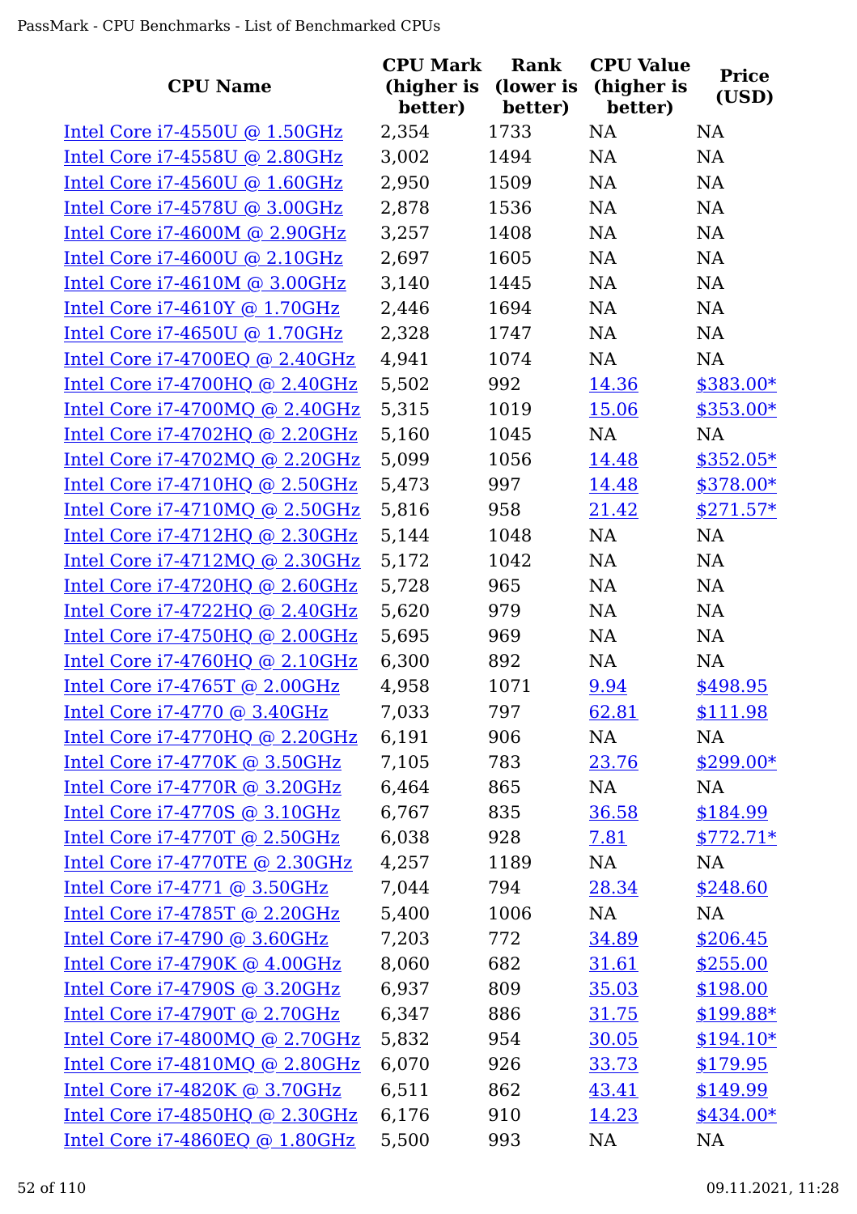| CPU Name | CPU Mark (higher is better) | Rank (lower is better) | CPU Value (higher is better) | Price (USD) |
|---|---|---|---|---|
| Intel Core i7-4550U @ 1.50GHz | 2,354 | 1733 | NA | NA |
| Intel Core i7-4558U @ 2.80GHz | 3,002 | 1494 | NA | NA |
| Intel Core i7-4560U @ 1.60GHz | 2,950 | 1509 | NA | NA |
| Intel Core i7-4578U @ 3.00GHz | 2,878 | 1536 | NA | NA |
| Intel Core i7-4600M @ 2.90GHz | 3,257 | 1408 | NA | NA |
| Intel Core i7-4600U @ 2.10GHz | 2,697 | 1605 | NA | NA |
| Intel Core i7-4610M @ 3.00GHz | 3,140 | 1445 | NA | NA |
| Intel Core i7-4610Y @ 1.70GHz | 2,446 | 1694 | NA | NA |
| Intel Core i7-4650U @ 1.70GHz | 2,328 | 1747 | NA | NA |
| Intel Core i7-4700EQ @ 2.40GHz | 4,941 | 1074 | NA | NA |
| Intel Core i7-4700HQ @ 2.40GHz | 5,502 | 992 | 14.36 | $383.00* |
| Intel Core i7-4700MQ @ 2.40GHz | 5,315 | 1019 | 15.06 | $353.00* |
| Intel Core i7-4702HQ @ 2.20GHz | 5,160 | 1045 | NA | NA |
| Intel Core i7-4702MQ @ 2.20GHz | 5,099 | 1056 | 14.48 | $352.05* |
| Intel Core i7-4710HQ @ 2.50GHz | 5,473 | 997 | 14.48 | $378.00* |
| Intel Core i7-4710MQ @ 2.50GHz | 5,816 | 958 | 21.42 | $271.57* |
| Intel Core i7-4712HQ @ 2.30GHz | 5,144 | 1048 | NA | NA |
| Intel Core i7-4712MQ @ 2.30GHz | 5,172 | 1042 | NA | NA |
| Intel Core i7-4720HQ @ 2.60GHz | 5,728 | 965 | NA | NA |
| Intel Core i7-4722HQ @ 2.40GHz | 5,620 | 979 | NA | NA |
| Intel Core i7-4750HQ @ 2.00GHz | 5,695 | 969 | NA | NA |
| Intel Core i7-4760HQ @ 2.10GHz | 6,300 | 892 | NA | NA |
| Intel Core i7-4765T @ 2.00GHz | 4,958 | 1071 | 9.94 | $498.95 |
| Intel Core i7-4770 @ 3.40GHz | 7,033 | 797 | 62.81 | $111.98 |
| Intel Core i7-4770HQ @ 2.20GHz | 6,191 | 906 | NA | NA |
| Intel Core i7-4770K @ 3.50GHz | 7,105 | 783 | 23.76 | $299.00* |
| Intel Core i7-4770R @ 3.20GHz | 6,464 | 865 | NA | NA |
| Intel Core i7-4770S @ 3.10GHz | 6,767 | 835 | 36.58 | $184.99 |
| Intel Core i7-4770T @ 2.50GHz | 6,038 | 928 | 7.81 | $772.71* |
| Intel Core i7-4770TE @ 2.30GHz | 4,257 | 1189 | NA | NA |
| Intel Core i7-4771 @ 3.50GHz | 7,044 | 794 | 28.34 | $248.60 |
| Intel Core i7-4785T @ 2.20GHz | 5,400 | 1006 | NA | NA |
| Intel Core i7-4790 @ 3.60GHz | 7,203 | 772 | 34.89 | $206.45 |
| Intel Core i7-4790K @ 4.00GHz | 8,060 | 682 | 31.61 | $255.00 |
| Intel Core i7-4790S @ 3.20GHz | 6,937 | 809 | 35.03 | $198.00 |
| Intel Core i7-4790T @ 2.70GHz | 6,347 | 886 | 31.75 | $199.88* |
| Intel Core i7-4800MQ @ 2.70GHz | 5,832 | 954 | 30.05 | $194.10* |
| Intel Core i7-4810MQ @ 2.80GHz | 6,070 | 926 | 33.73 | $179.95 |
| Intel Core i7-4820K @ 3.70GHz | 6,511 | 862 | 43.41 | $149.99 |
| Intel Core i7-4850HQ @ 2.30GHz | 6,176 | 910 | 14.23 | $434.00* |
| Intel Core i7-4860EQ @ 1.80GHz | 5,500 | 993 | NA | NA |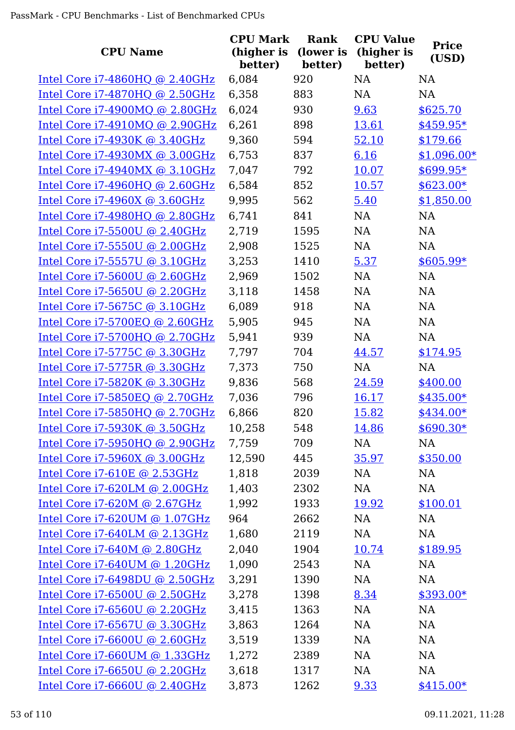| CPU Name | CPU Mark (higher is better) | Rank (lower is better) | CPU Value (higher is better) | Price (USD) |
|---|---|---|---|---|
| Intel Core i7-4860HQ @ 2.40GHz | 6,084 | 920 | NA | NA |
| Intel Core i7-4870HQ @ 2.50GHz | 6,358 | 883 | NA | NA |
| Intel Core i7-4900MQ @ 2.80GHz | 6,024 | 930 | 9.63 | $625.70 |
| Intel Core i7-4910MQ @ 2.90GHz | 6,261 | 898 | 13.61 | $459.95* |
| Intel Core i7-4930K @ 3.40GHz | 9,360 | 594 | 52.10 | $179.66 |
| Intel Core i7-4930MX @ 3.00GHz | 6,753 | 837 | 6.16 | $1,096.00* |
| Intel Core i7-4940MX @ 3.10GHz | 7,047 | 792 | 10.07 | $699.95* |
| Intel Core i7-4960HQ @ 2.60GHz | 6,584 | 852 | 10.57 | $623.00* |
| Intel Core i7-4960X @ 3.60GHz | 9,995 | 562 | 5.40 | $1,850.00 |
| Intel Core i7-4980HQ @ 2.80GHz | 6,741 | 841 | NA | NA |
| Intel Core i7-5500U @ 2.40GHz | 2,719 | 1595 | NA | NA |
| Intel Core i7-5550U @ 2.00GHz | 2,908 | 1525 | NA | NA |
| Intel Core i7-5557U @ 3.10GHz | 3,253 | 1410 | 5.37 | $605.99* |
| Intel Core i7-5600U @ 2.60GHz | 2,969 | 1502 | NA | NA |
| Intel Core i7-5650U @ 2.20GHz | 3,118 | 1458 | NA | NA |
| Intel Core i7-5675C @ 3.10GHz | 6,089 | 918 | NA | NA |
| Intel Core i7-5700EQ @ 2.60GHz | 5,905 | 945 | NA | NA |
| Intel Core i7-5700HQ @ 2.70GHz | 5,941 | 939 | NA | NA |
| Intel Core i7-5775C @ 3.30GHz | 7,797 | 704 | 44.57 | $174.95 |
| Intel Core i7-5775R @ 3.30GHz | 7,373 | 750 | NA | NA |
| Intel Core i7-5820K @ 3.30GHz | 9,836 | 568 | 24.59 | $400.00 |
| Intel Core i7-5850EQ @ 2.70GHz | 7,036 | 796 | 16.17 | $435.00* |
| Intel Core i7-5850HQ @ 2.70GHz | 6,866 | 820 | 15.82 | $434.00* |
| Intel Core i7-5930K @ 3.50GHz | 10,258 | 548 | 14.86 | $690.30* |
| Intel Core i7-5950HQ @ 2.90GHz | 7,759 | 709 | NA | NA |
| Intel Core i7-5960X @ 3.00GHz | 12,590 | 445 | 35.97 | $350.00 |
| Intel Core i7-610E @ 2.53GHz | 1,818 | 2039 | NA | NA |
| Intel Core i7-620LM @ 2.00GHz | 1,403 | 2302 | NA | NA |
| Intel Core i7-620M @ 2.67GHz | 1,992 | 1933 | 19.92 | $100.01 |
| Intel Core i7-620UM @ 1.07GHz | 964 | 2662 | NA | NA |
| Intel Core i7-640LM @ 2.13GHz | 1,680 | 2119 | NA | NA |
| Intel Core i7-640M @ 2.80GHz | 2,040 | 1904 | 10.74 | $189.95 |
| Intel Core i7-640UM @ 1.20GHz | 1,090 | 2543 | NA | NA |
| Intel Core i7-6498DU @ 2.50GHz | 3,291 | 1390 | NA | NA |
| Intel Core i7-6500U @ 2.50GHz | 3,278 | 1398 | 8.34 | $393.00* |
| Intel Core i7-6560U @ 2.20GHz | 3,415 | 1363 | NA | NA |
| Intel Core i7-6567U @ 3.30GHz | 3,863 | 1264 | NA | NA |
| Intel Core i7-6600U @ 2.60GHz | 3,519 | 1339 | NA | NA |
| Intel Core i7-660UM @ 1.33GHz | 1,272 | 2389 | NA | NA |
| Intel Core i7-6650U @ 2.20GHz | 3,618 | 1317 | NA | NA |
| Intel Core i7-6660U @ 2.40GHz | 3,873 | 1262 | 9.33 | $415.00* |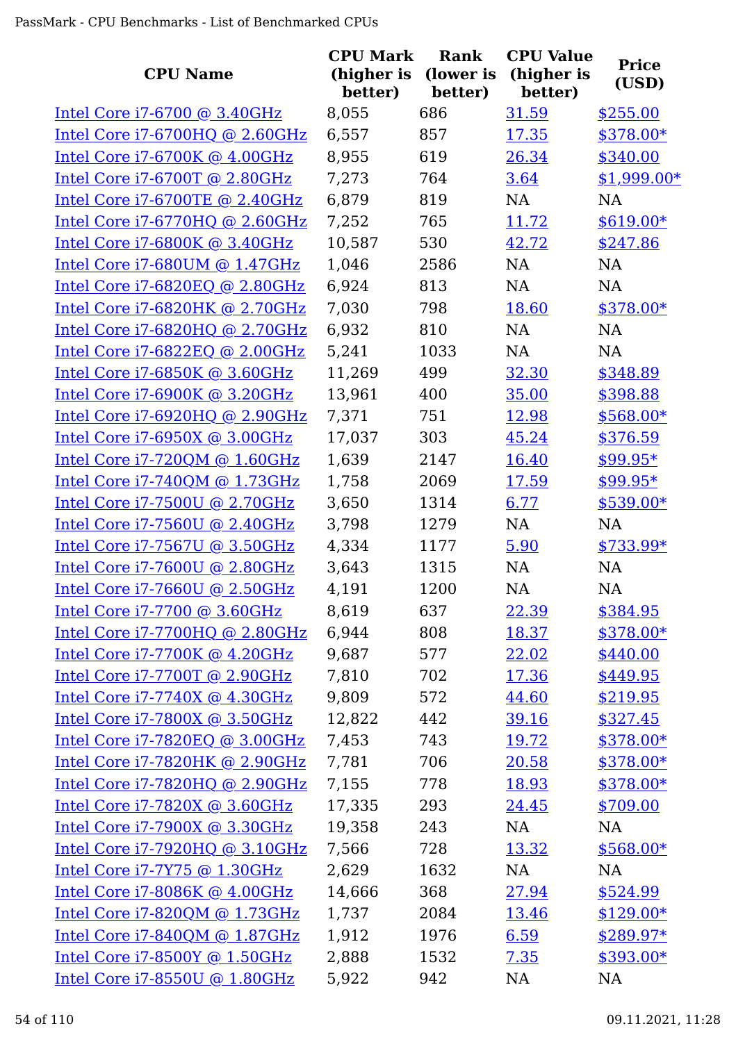| CPU Name | CPU Mark (higher is better) | Rank (lower is better) | CPU Value (higher is better) | Price (USD) |
|---|---|---|---|---|
| Intel Core i7-6700 @ 3.40GHz | 8,055 | 686 | 31.59 | $255.00 |
| Intel Core i7-6700HQ @ 2.60GHz | 6,557 | 857 | 17.35 | $378.00* |
| Intel Core i7-6700K @ 4.00GHz | 8,955 | 619 | 26.34 | $340.00 |
| Intel Core i7-6700T @ 2.80GHz | 7,273 | 764 | 3.64 | $1,999.00* |
| Intel Core i7-6700TE @ 2.40GHz | 6,879 | 819 | NA | NA |
| Intel Core i7-6770HQ @ 2.60GHz | 7,252 | 765 | 11.72 | $619.00* |
| Intel Core i7-6800K @ 3.40GHz | 10,587 | 530 | 42.72 | $247.86 |
| Intel Core i7-680UM @ 1.47GHz | 1,046 | 2586 | NA | NA |
| Intel Core i7-6820EQ @ 2.80GHz | 6,924 | 813 | NA | NA |
| Intel Core i7-6820HK @ 2.70GHz | 7,030 | 798 | 18.60 | $378.00* |
| Intel Core i7-6820HQ @ 2.70GHz | 6,932 | 810 | NA | NA |
| Intel Core i7-6822EQ @ 2.00GHz | 5,241 | 1033 | NA | NA |
| Intel Core i7-6850K @ 3.60GHz | 11,269 | 499 | 32.30 | $348.89 |
| Intel Core i7-6900K @ 3.20GHz | 13,961 | 400 | 35.00 | $398.88 |
| Intel Core i7-6920HQ @ 2.90GHz | 7,371 | 751 | 12.98 | $568.00* |
| Intel Core i7-6950X @ 3.00GHz | 17,037 | 303 | 45.24 | $376.59 |
| Intel Core i7-720QM @ 1.60GHz | 1,639 | 2147 | 16.40 | $99.95* |
| Intel Core i7-740QM @ 1.73GHz | 1,758 | 2069 | 17.59 | $99.95* |
| Intel Core i7-7500U @ 2.70GHz | 3,650 | 1314 | 6.77 | $539.00* |
| Intel Core i7-7560U @ 2.40GHz | 3,798 | 1279 | NA | NA |
| Intel Core i7-7567U @ 3.50GHz | 4,334 | 1177 | 5.90 | $733.99* |
| Intel Core i7-7600U @ 2.80GHz | 3,643 | 1315 | NA | NA |
| Intel Core i7-7660U @ 2.50GHz | 4,191 | 1200 | NA | NA |
| Intel Core i7-7700 @ 3.60GHz | 8,619 | 637 | 22.39 | $384.95 |
| Intel Core i7-7700HQ @ 2.80GHz | 6,944 | 808 | 18.37 | $378.00* |
| Intel Core i7-7700K @ 4.20GHz | 9,687 | 577 | 22.02 | $440.00 |
| Intel Core i7-7700T @ 2.90GHz | 7,810 | 702 | 17.36 | $449.95 |
| Intel Core i7-7740X @ 4.30GHz | 9,809 | 572 | 44.60 | $219.95 |
| Intel Core i7-7800X @ 3.50GHz | 12,822 | 442 | 39.16 | $327.45 |
| Intel Core i7-7820EQ @ 3.00GHz | 7,453 | 743 | 19.72 | $378.00* |
| Intel Core i7-7820HK @ 2.90GHz | 7,781 | 706 | 20.58 | $378.00* |
| Intel Core i7-7820HQ @ 2.90GHz | 7,155 | 778 | 18.93 | $378.00* |
| Intel Core i7-7820X @ 3.60GHz | 17,335 | 293 | 24.45 | $709.00 |
| Intel Core i7-7900X @ 3.30GHz | 19,358 | 243 | NA | NA |
| Intel Core i7-7920HQ @ 3.10GHz | 7,566 | 728 | 13.32 | $568.00* |
| Intel Core i7-7Y75 @ 1.30GHz | 2,629 | 1632 | NA | NA |
| Intel Core i7-8086K @ 4.00GHz | 14,666 | 368 | 27.94 | $524.99 |
| Intel Core i7-820QM @ 1.73GHz | 1,737 | 2084 | 13.46 | $129.00* |
| Intel Core i7-840QM @ 1.87GHz | 1,912 | 1976 | 6.59 | $289.97* |
| Intel Core i7-8500Y @ 1.50GHz | 2,888 | 1532 | 7.35 | $393.00* |
| Intel Core i7-8550U @ 1.80GHz | 5,922 | 942 | NA | NA |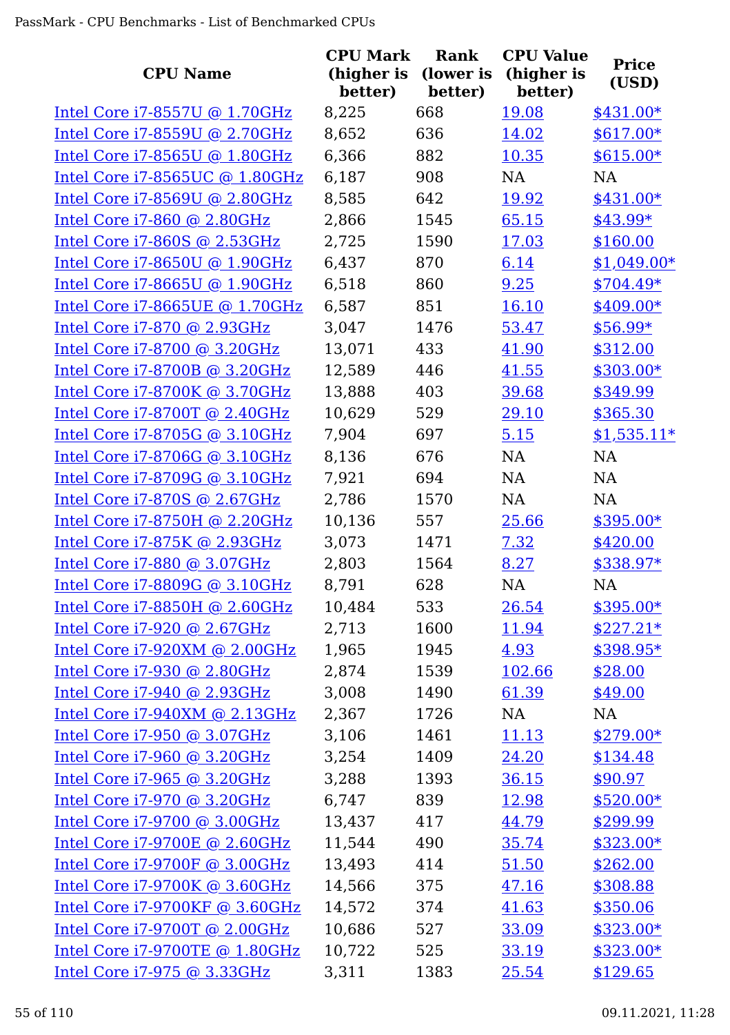| CPU Name | CPU Mark (higher is better) | Rank (lower is better) | CPU Value (higher is better) | Price (USD) |
|---|---|---|---|---|
| Intel Core i7-8557U @ 1.70GHz | 8,225 | 668 | 19.08 | $431.00* |
| Intel Core i7-8559U @ 2.70GHz | 8,652 | 636 | 14.02 | $617.00* |
| Intel Core i7-8565U @ 1.80GHz | 6,366 | 882 | 10.35 | $615.00* |
| Intel Core i7-8565UC @ 1.80GHz | 6,187 | 908 | NA | NA |
| Intel Core i7-8569U @ 2.80GHz | 8,585 | 642 | 19.92 | $431.00* |
| Intel Core i7-860 @ 2.80GHz | 2,866 | 1545 | 65.15 | $43.99* |
| Intel Core i7-860S @ 2.53GHz | 2,725 | 1590 | 17.03 | $160.00 |
| Intel Core i7-8650U @ 1.90GHz | 6,437 | 870 | 6.14 | $1,049.00* |
| Intel Core i7-8665U @ 1.90GHz | 6,518 | 860 | 9.25 | $704.49* |
| Intel Core i7-8665UE @ 1.70GHz | 6,587 | 851 | 16.10 | $409.00* |
| Intel Core i7-870 @ 2.93GHz | 3,047 | 1476 | 53.47 | $56.99* |
| Intel Core i7-8700 @ 3.20GHz | 13,071 | 433 | 41.90 | $312.00 |
| Intel Core i7-8700B @ 3.20GHz | 12,589 | 446 | 41.55 | $303.00* |
| Intel Core i7-8700K @ 3.70GHz | 13,888 | 403 | 39.68 | $349.99 |
| Intel Core i7-8700T @ 2.40GHz | 10,629 | 529 | 29.10 | $365.30 |
| Intel Core i7-8705G @ 3.10GHz | 7,904 | 697 | 5.15 | $1,535.11* |
| Intel Core i7-8706G @ 3.10GHz | 8,136 | 676 | NA | NA |
| Intel Core i7-8709G @ 3.10GHz | 7,921 | 694 | NA | NA |
| Intel Core i7-870S @ 2.67GHz | 2,786 | 1570 | NA | NA |
| Intel Core i7-8750H @ 2.20GHz | 10,136 | 557 | 25.66 | $395.00* |
| Intel Core i7-875K @ 2.93GHz | 3,073 | 1471 | 7.32 | $420.00 |
| Intel Core i7-880 @ 3.07GHz | 2,803 | 1564 | 8.27 | $338.97* |
| Intel Core i7-8809G @ 3.10GHz | 8,791 | 628 | NA | NA |
| Intel Core i7-8850H @ 2.60GHz | 10,484 | 533 | 26.54 | $395.00* |
| Intel Core i7-920 @ 2.67GHz | 2,713 | 1600 | 11.94 | $227.21* |
| Intel Core i7-920XM @ 2.00GHz | 1,965 | 1945 | 4.93 | $398.95* |
| Intel Core i7-930 @ 2.80GHz | 2,874 | 1539 | 102.66 | $28.00 |
| Intel Core i7-940 @ 2.93GHz | 3,008 | 1490 | 61.39 | $49.00 |
| Intel Core i7-940XM @ 2.13GHz | 2,367 | 1726 | NA | NA |
| Intel Core i7-950 @ 3.07GHz | 3,106 | 1461 | 11.13 | $279.00* |
| Intel Core i7-960 @ 3.20GHz | 3,254 | 1409 | 24.20 | $134.48 |
| Intel Core i7-965 @ 3.20GHz | 3,288 | 1393 | 36.15 | $90.97 |
| Intel Core i7-970 @ 3.20GHz | 6,747 | 839 | 12.98 | $520.00* |
| Intel Core i7-9700 @ 3.00GHz | 13,437 | 417 | 44.79 | $299.99 |
| Intel Core i7-9700E @ 2.60GHz | 11,544 | 490 | 35.74 | $323.00* |
| Intel Core i7-9700F @ 3.00GHz | 13,493 | 414 | 51.50 | $262.00 |
| Intel Core i7-9700K @ 3.60GHz | 14,566 | 375 | 47.16 | $308.88 |
| Intel Core i7-9700KF @ 3.60GHz | 14,572 | 374 | 41.63 | $350.06 |
| Intel Core i7-9700T @ 2.00GHz | 10,686 | 527 | 33.09 | $323.00* |
| Intel Core i7-9700TE @ 1.80GHz | 10,722 | 525 | 33.19 | $323.00* |
| Intel Core i7-975 @ 3.33GHz | 3,311 | 1383 | 25.54 | $129.65 |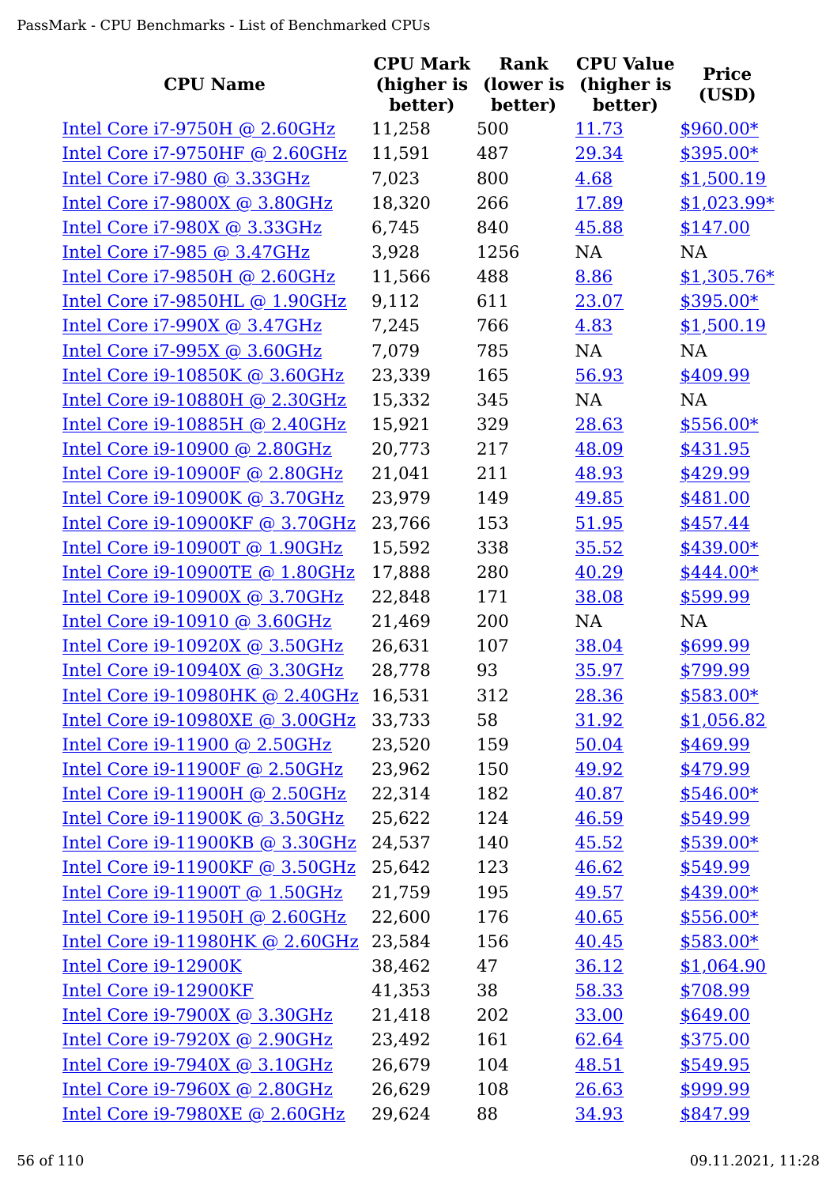| CPU Name | CPU Mark (higher is better) | Rank (lower is better) | CPU Value (higher is better) | Price (USD) |
|---|---|---|---|---|
| Intel Core i7-9750H @ 2.60GHz | 11,258 | 500 | 11.73 | $960.00* |
| Intel Core i7-9750HF @ 2.60GHz | 11,591 | 487 | 29.34 | $395.00* |
| Intel Core i7-980 @ 3.33GHz | 7,023 | 800 | 4.68 | $1,500.19 |
| Intel Core i7-9800X @ 3.80GHz | 18,320 | 266 | 17.89 | $1,023.99* |
| Intel Core i7-980X @ 3.33GHz | 6,745 | 840 | 45.88 | $147.00 |
| Intel Core i7-985 @ 3.47GHz | 3,928 | 1256 | NA | NA |
| Intel Core i7-9850H @ 2.60GHz | 11,566 | 488 | 8.86 | $1,305.76* |
| Intel Core i7-9850HL @ 1.90GHz | 9,112 | 611 | 23.07 | $395.00* |
| Intel Core i7-990X @ 3.47GHz | 7,245 | 766 | 4.83 | $1,500.19 |
| Intel Core i7-995X @ 3.60GHz | 7,079 | 785 | NA | NA |
| Intel Core i9-10850K @ 3.60GHz | 23,339 | 165 | 56.93 | $409.99 |
| Intel Core i9-10880H @ 2.30GHz | 15,332 | 345 | NA | NA |
| Intel Core i9-10885H @ 2.40GHz | 15,921 | 329 | 28.63 | $556.00* |
| Intel Core i9-10900 @ 2.80GHz | 20,773 | 217 | 48.09 | $431.95 |
| Intel Core i9-10900F @ 2.80GHz | 21,041 | 211 | 48.93 | $429.99 |
| Intel Core i9-10900K @ 3.70GHz | 23,979 | 149 | 49.85 | $481.00 |
| Intel Core i9-10900KF @ 3.70GHz | 23,766 | 153 | 51.95 | $457.44 |
| Intel Core i9-10900T @ 1.90GHz | 15,592 | 338 | 35.52 | $439.00* |
| Intel Core i9-10900TE @ 1.80GHz | 17,888 | 280 | 40.29 | $444.00* |
| Intel Core i9-10900X @ 3.70GHz | 22,848 | 171 | 38.08 | $599.99 |
| Intel Core i9-10910 @ 3.60GHz | 21,469 | 200 | NA | NA |
| Intel Core i9-10920X @ 3.50GHz | 26,631 | 107 | 38.04 | $699.99 |
| Intel Core i9-10940X @ 3.30GHz | 28,778 | 93 | 35.97 | $799.99 |
| Intel Core i9-10980HK @ 2.40GHz | 16,531 | 312 | 28.36 | $583.00* |
| Intel Core i9-10980XE @ 3.00GHz | 33,733 | 58 | 31.92 | $1,056.82 |
| Intel Core i9-11900 @ 2.50GHz | 23,520 | 159 | 50.04 | $469.99 |
| Intel Core i9-11900F @ 2.50GHz | 23,962 | 150 | 49.92 | $479.99 |
| Intel Core i9-11900H @ 2.50GHz | 22,314 | 182 | 40.87 | $546.00* |
| Intel Core i9-11900K @ 3.50GHz | 25,622 | 124 | 46.59 | $549.99 |
| Intel Core i9-11900KB @ 3.30GHz | 24,537 | 140 | 45.52 | $539.00* |
| Intel Core i9-11900KF @ 3.50GHz | 25,642 | 123 | 46.62 | $549.99 |
| Intel Core i9-11900T @ 1.50GHz | 21,759 | 195 | 49.57 | $439.00* |
| Intel Core i9-11950H @ 2.60GHz | 22,600 | 176 | 40.65 | $556.00* |
| Intel Core i9-11980HK @ 2.60GHz | 23,584 | 156 | 40.45 | $583.00* |
| Intel Core i9-12900K | 38,462 | 47 | 36.12 | $1,064.90 |
| Intel Core i9-12900KF | 41,353 | 38 | 58.33 | $708.99 |
| Intel Core i9-7900X @ 3.30GHz | 21,418 | 202 | 33.00 | $649.00 |
| Intel Core i9-7920X @ 2.90GHz | 23,492 | 161 | 62.64 | $375.00 |
| Intel Core i9-7940X @ 3.10GHz | 26,679 | 104 | 48.51 | $549.95 |
| Intel Core i9-7960X @ 2.80GHz | 26,629 | 108 | 26.63 | $999.99 |
| Intel Core i9-7980XE @ 2.60GHz | 29,624 | 88 | 34.93 | $847.99 |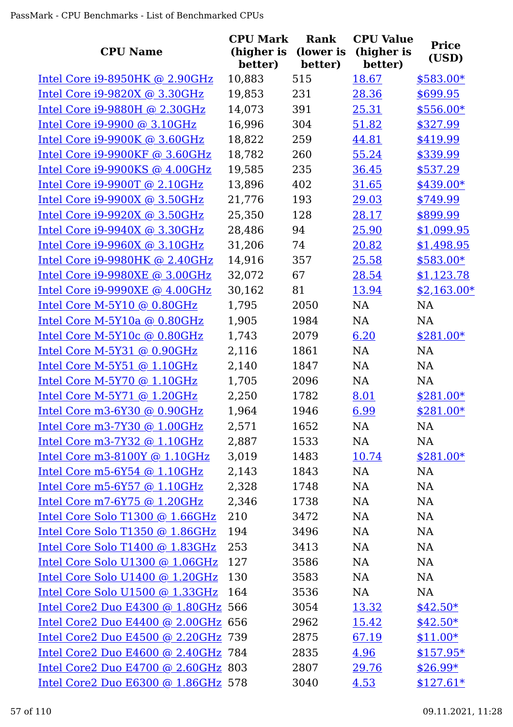| CPU Name | CPU Mark (higher is better) | Rank (lower is better) | CPU Value (higher is better) | Price (USD) |
|---|---|---|---|---|
| Intel Core i9-8950HK @ 2.90GHz | 10,883 | 515 | 18.67 | $583.00* |
| Intel Core i9-9820X @ 3.30GHz | 19,853 | 231 | 28.36 | $699.95 |
| Intel Core i9-9880H @ 2.30GHz | 14,073 | 391 | 25.31 | $556.00* |
| Intel Core i9-9900 @ 3.10GHz | 16,996 | 304 | 51.82 | $327.99 |
| Intel Core i9-9900K @ 3.60GHz | 18,822 | 259 | 44.81 | $419.99 |
| Intel Core i9-9900KF @ 3.60GHz | 18,782 | 260 | 55.24 | $339.99 |
| Intel Core i9-9900KS @ 4.00GHz | 19,585 | 235 | 36.45 | $537.29 |
| Intel Core i9-9900T @ 2.10GHz | 13,896 | 402 | 31.65 | $439.00* |
| Intel Core i9-9900X @ 3.50GHz | 21,776 | 193 | 29.03 | $749.99 |
| Intel Core i9-9920X @ 3.50GHz | 25,350 | 128 | 28.17 | $899.99 |
| Intel Core i9-9940X @ 3.30GHz | 28,486 | 94 | 25.90 | $1,099.95 |
| Intel Core i9-9960X @ 3.10GHz | 31,206 | 74 | 20.82 | $1,498.95 |
| Intel Core i9-9980HK @ 2.40GHz | 14,916 | 357 | 25.58 | $583.00* |
| Intel Core i9-9980XE @ 3.00GHz | 32,072 | 67 | 28.54 | $1,123.78 |
| Intel Core i9-9990XE @ 4.00GHz | 30,162 | 81 | 13.94 | $2,163.00* |
| Intel Core M-5Y10 @ 0.80GHz | 1,795 | 2050 | NA | NA |
| Intel Core M-5Y10a @ 0.80GHz | 1,905 | 1984 | NA | NA |
| Intel Core M-5Y10c @ 0.80GHz | 1,743 | 2079 | 6.20 | $281.00* |
| Intel Core M-5Y31 @ 0.90GHz | 2,116 | 1861 | NA | NA |
| Intel Core M-5Y51 @ 1.10GHz | 2,140 | 1847 | NA | NA |
| Intel Core M-5Y70 @ 1.10GHz | 1,705 | 2096 | NA | NA |
| Intel Core M-5Y71 @ 1.20GHz | 2,250 | 1782 | 8.01 | $281.00* |
| Intel Core m3-6Y30 @ 0.90GHz | 1,964 | 1946 | 6.99 | $281.00* |
| Intel Core m3-7Y30 @ 1.00GHz | 2,571 | 1652 | NA | NA |
| Intel Core m3-7Y32 @ 1.10GHz | 2,887 | 1533 | NA | NA |
| Intel Core m3-8100Y @ 1.10GHz | 3,019 | 1483 | 10.74 | $281.00* |
| Intel Core m5-6Y54 @ 1.10GHz | 2,143 | 1843 | NA | NA |
| Intel Core m5-6Y57 @ 1.10GHz | 2,328 | 1748 | NA | NA |
| Intel Core m7-6Y75 @ 1.20GHz | 2,346 | 1738 | NA | NA |
| Intel Core Solo T1300 @ 1.66GHz | 210 | 3472 | NA | NA |
| Intel Core Solo T1350 @ 1.86GHz | 194 | 3496 | NA | NA |
| Intel Core Solo T1400 @ 1.83GHz | 253 | 3413 | NA | NA |
| Intel Core Solo U1300 @ 1.06GHz | 127 | 3586 | NA | NA |
| Intel Core Solo U1400 @ 1.20GHz | 130 | 3583 | NA | NA |
| Intel Core Solo U1500 @ 1.33GHz | 164 | 3536 | NA | NA |
| Intel Core2 Duo E4300 @ 1.80GHz | 566 | 3054 | 13.32 | $42.50* |
| Intel Core2 Duo E4400 @ 2.00GHz | 656 | 2962 | 15.42 | $42.50* |
| Intel Core2 Duo E4500 @ 2.20GHz | 739 | 2875 | 67.19 | $11.00* |
| Intel Core2 Duo E4600 @ 2.40GHz | 784 | 2835 | 4.96 | $157.95* |
| Intel Core2 Duo E4700 @ 2.60GHz | 803 | 2807 | 29.76 | $26.99* |
| Intel Core2 Duo E6300 @ 1.86GHz | 578 | 3040 | 4.53 | $127.61* |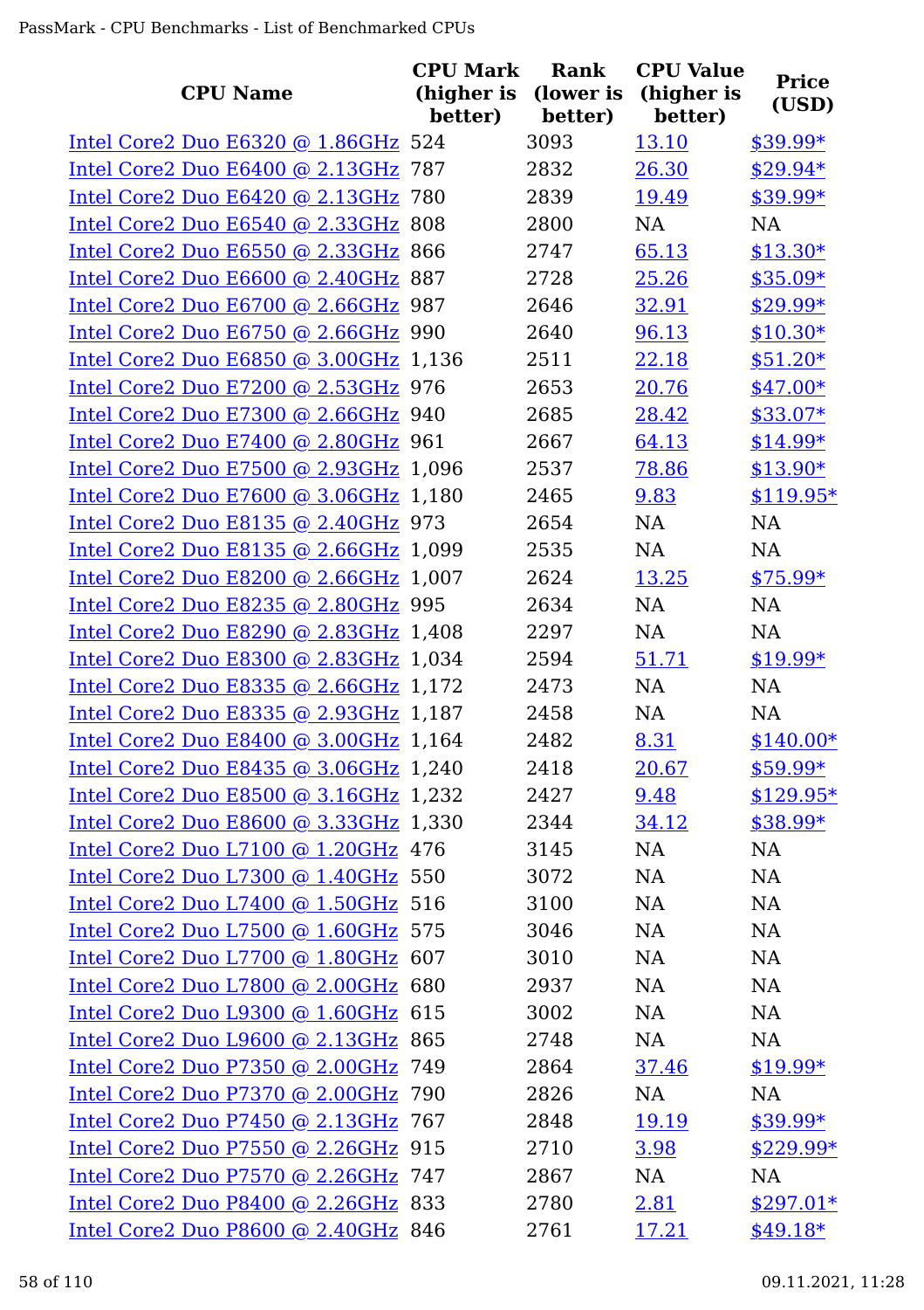| CPU Name | CPU Mark (higher is better) | Rank (lower is better) | CPU Value (higher is better) | Price (USD) |
|---|---|---|---|---|
| Intel Core2 Duo E6320 @ 1.86GHz | 524 | 3093 | 13.10 | $39.99* |
| Intel Core2 Duo E6400 @ 2.13GHz | 787 | 2832 | 26.30 | $29.94* |
| Intel Core2 Duo E6420 @ 2.13GHz | 780 | 2839 | 19.49 | $39.99* |
| Intel Core2 Duo E6540 @ 2.33GHz | 808 | 2800 | NA | NA |
| Intel Core2 Duo E6550 @ 2.33GHz | 866 | 2747 | 65.13 | $13.30* |
| Intel Core2 Duo E6600 @ 2.40GHz | 887 | 2728 | 25.26 | $35.09* |
| Intel Core2 Duo E6700 @ 2.66GHz | 987 | 2646 | 32.91 | $29.99* |
| Intel Core2 Duo E6750 @ 2.66GHz | 990 | 2640 | 96.13 | $10.30* |
| Intel Core2 Duo E6850 @ 3.00GHz | 1,136 | 2511 | 22.18 | $51.20* |
| Intel Core2 Duo E7200 @ 2.53GHz | 976 | 2653 | 20.76 | $47.00* |
| Intel Core2 Duo E7300 @ 2.66GHz | 940 | 2685 | 28.42 | $33.07* |
| Intel Core2 Duo E7400 @ 2.80GHz | 961 | 2667 | 64.13 | $14.99* |
| Intel Core2 Duo E7500 @ 2.93GHz | 1,096 | 2537 | 78.86 | $13.90* |
| Intel Core2 Duo E7600 @ 3.06GHz | 1,180 | 2465 | 9.83 | $119.95* |
| Intel Core2 Duo E8135 @ 2.40GHz | 973 | 2654 | NA | NA |
| Intel Core2 Duo E8135 @ 2.66GHz | 1,099 | 2535 | NA | NA |
| Intel Core2 Duo E8200 @ 2.66GHz | 1,007 | 2624 | 13.25 | $75.99* |
| Intel Core2 Duo E8235 @ 2.80GHz | 995 | 2634 | NA | NA |
| Intel Core2 Duo E8290 @ 2.83GHz | 1,408 | 2297 | NA | NA |
| Intel Core2 Duo E8300 @ 2.83GHz | 1,034 | 2594 | 51.71 | $19.99* |
| Intel Core2 Duo E8335 @ 2.66GHz | 1,172 | 2473 | NA | NA |
| Intel Core2 Duo E8335 @ 2.93GHz | 1,187 | 2458 | NA | NA |
| Intel Core2 Duo E8400 @ 3.00GHz | 1,164 | 2482 | 8.31 | $140.00* |
| Intel Core2 Duo E8435 @ 3.06GHz | 1,240 | 2418 | 20.67 | $59.99* |
| Intel Core2 Duo E8500 @ 3.16GHz | 1,232 | 2427 | 9.48 | $129.95* |
| Intel Core2 Duo E8600 @ 3.33GHz | 1,330 | 2344 | 34.12 | $38.99* |
| Intel Core2 Duo L7100 @ 1.20GHz | 476 | 3145 | NA | NA |
| Intel Core2 Duo L7300 @ 1.40GHz | 550 | 3072 | NA | NA |
| Intel Core2 Duo L7400 @ 1.50GHz | 516 | 3100 | NA | NA |
| Intel Core2 Duo L7500 @ 1.60GHz | 575 | 3046 | NA | NA |
| Intel Core2 Duo L7700 @ 1.80GHz | 607 | 3010 | NA | NA |
| Intel Core2 Duo L7800 @ 2.00GHz | 680 | 2937 | NA | NA |
| Intel Core2 Duo L9300 @ 1.60GHz | 615 | 3002 | NA | NA |
| Intel Core2 Duo L9600 @ 2.13GHz | 865 | 2748 | NA | NA |
| Intel Core2 Duo P7350 @ 2.00GHz | 749 | 2864 | 37.46 | $19.99* |
| Intel Core2 Duo P7370 @ 2.00GHz | 790 | 2826 | NA | NA |
| Intel Core2 Duo P7450 @ 2.13GHz | 767 | 2848 | 19.19 | $39.99* |
| Intel Core2 Duo P7550 @ 2.26GHz | 915 | 2710 | 3.98 | $229.99* |
| Intel Core2 Duo P7570 @ 2.26GHz | 747 | 2867 | NA | NA |
| Intel Core2 Duo P8400 @ 2.26GHz | 833 | 2780 | 2.81 | $297.01* |
| Intel Core2 Duo P8600 @ 2.40GHz | 846 | 2761 | 17.21 | $49.18* |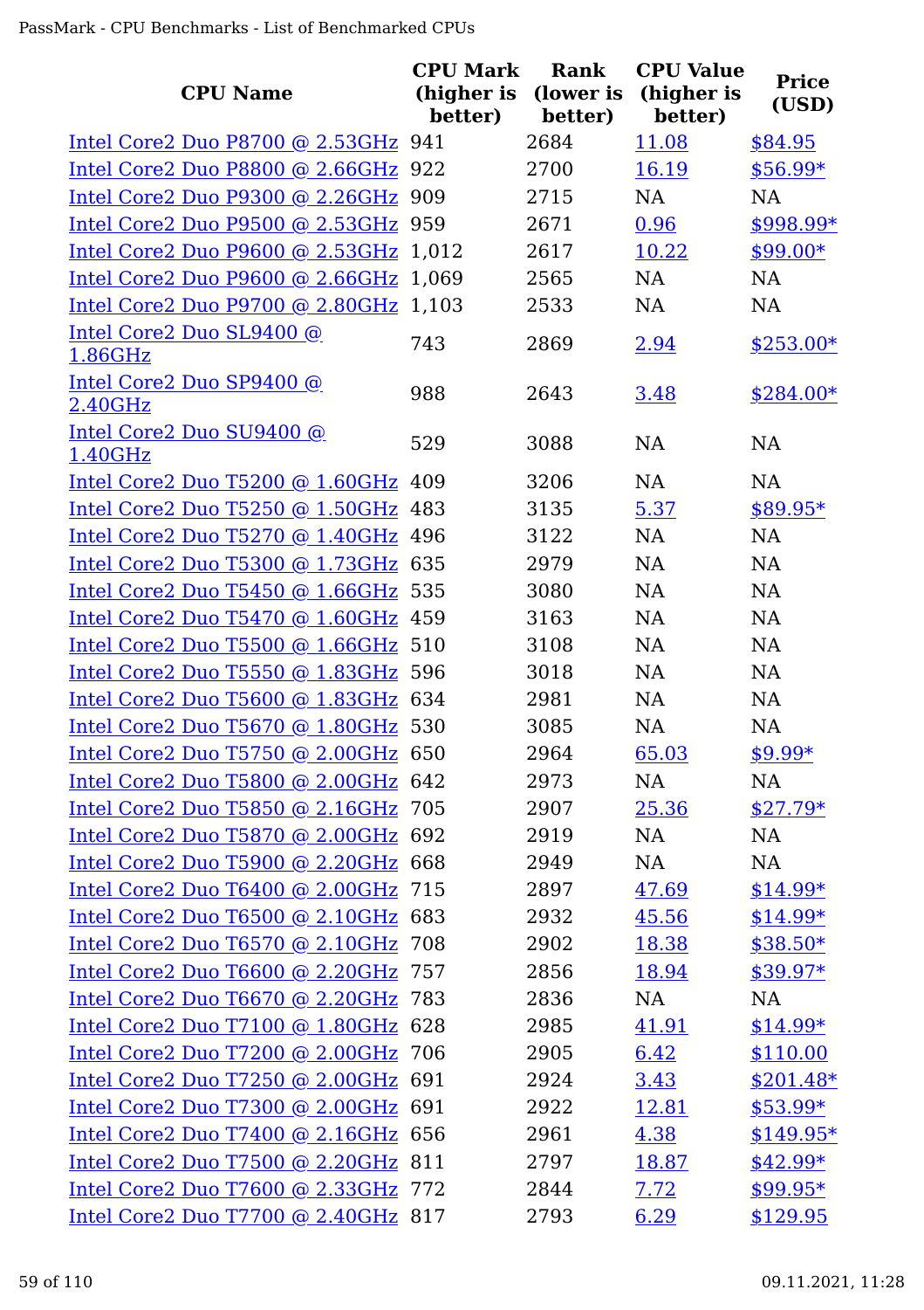| CPU Name | CPU Mark (higher is better) | Rank (lower is better) | CPU Value (higher is better) | Price (USD) |
|---|---|---|---|---|
| Intel Core2 Duo P8700 @ 2.53GHz | 941 | 2684 | 11.08 | $84.95 |
| Intel Core2 Duo P8800 @ 2.66GHz | 922 | 2700 | 16.19 | $56.99* |
| Intel Core2 Duo P9300 @ 2.26GHz | 909 | 2715 | NA | NA |
| Intel Core2 Duo P9500 @ 2.53GHz | 959 | 2671 | 0.96 | $998.99* |
| Intel Core2 Duo P9600 @ 2.53GHz | 1,012 | 2617 | 10.22 | $99.00* |
| Intel Core2 Duo P9600 @ 2.66GHz | 1,069 | 2565 | NA | NA |
| Intel Core2 Duo P9700 @ 2.80GHz | 1,103 | 2533 | NA | NA |
| Intel Core2 Duo SL9400 @ 1.86GHz | 743 | 2869 | 2.94 | $253.00* |
| Intel Core2 Duo SP9400 @ 2.40GHz | 988 | 2643 | 3.48 | $284.00* |
| Intel Core2 Duo SU9400 @ 1.40GHz | 529 | 3088 | NA | NA |
| Intel Core2 Duo T5200 @ 1.60GHz | 409 | 3206 | NA | NA |
| Intel Core2 Duo T5250 @ 1.50GHz | 483 | 3135 | 5.37 | $89.95* |
| Intel Core2 Duo T5270 @ 1.40GHz | 496 | 3122 | NA | NA |
| Intel Core2 Duo T5300 @ 1.73GHz | 635 | 2979 | NA | NA |
| Intel Core2 Duo T5450 @ 1.66GHz | 535 | 3080 | NA | NA |
| Intel Core2 Duo T5470 @ 1.60GHz | 459 | 3163 | NA | NA |
| Intel Core2 Duo T5500 @ 1.66GHz | 510 | 3108 | NA | NA |
| Intel Core2 Duo T5550 @ 1.83GHz | 596 | 3018 | NA | NA |
| Intel Core2 Duo T5600 @ 1.83GHz | 634 | 2981 | NA | NA |
| Intel Core2 Duo T5670 @ 1.80GHz | 530 | 3085 | NA | NA |
| Intel Core2 Duo T5750 @ 2.00GHz | 650 | 2964 | 65.03 | $9.99* |
| Intel Core2 Duo T5800 @ 2.00GHz | 642 | 2973 | NA | NA |
| Intel Core2 Duo T5850 @ 2.16GHz | 705 | 2907 | 25.36 | $27.79* |
| Intel Core2 Duo T5870 @ 2.00GHz | 692 | 2919 | NA | NA |
| Intel Core2 Duo T5900 @ 2.20GHz | 668 | 2949 | NA | NA |
| Intel Core2 Duo T6400 @ 2.00GHz | 715 | 2897 | 47.69 | $14.99* |
| Intel Core2 Duo T6500 @ 2.10GHz | 683 | 2932 | 45.56 | $14.99* |
| Intel Core2 Duo T6570 @ 2.10GHz | 708 | 2902 | 18.38 | $38.50* |
| Intel Core2 Duo T6600 @ 2.20GHz | 757 | 2856 | 18.94 | $39.97* |
| Intel Core2 Duo T6670 @ 2.20GHz | 783 | 2836 | NA | NA |
| Intel Core2 Duo T7100 @ 1.80GHz | 628 | 2985 | 41.91 | $14.99* |
| Intel Core2 Duo T7200 @ 2.00GHz | 706 | 2905 | 6.42 | $110.00 |
| Intel Core2 Duo T7250 @ 2.00GHz | 691 | 2924 | 3.43 | $201.48* |
| Intel Core2 Duo T7300 @ 2.00GHz | 691 | 2922 | 12.81 | $53.99* |
| Intel Core2 Duo T7400 @ 2.16GHz | 656 | 2961 | 4.38 | $149.95* |
| Intel Core2 Duo T7500 @ 2.20GHz | 811 | 2797 | 18.87 | $42.99* |
| Intel Core2 Duo T7600 @ 2.33GHz | 772 | 2844 | 7.72 | $99.95* |
| Intel Core2 Duo T7700 @ 2.40GHz | 817 | 2793 | 6.29 | $129.95 |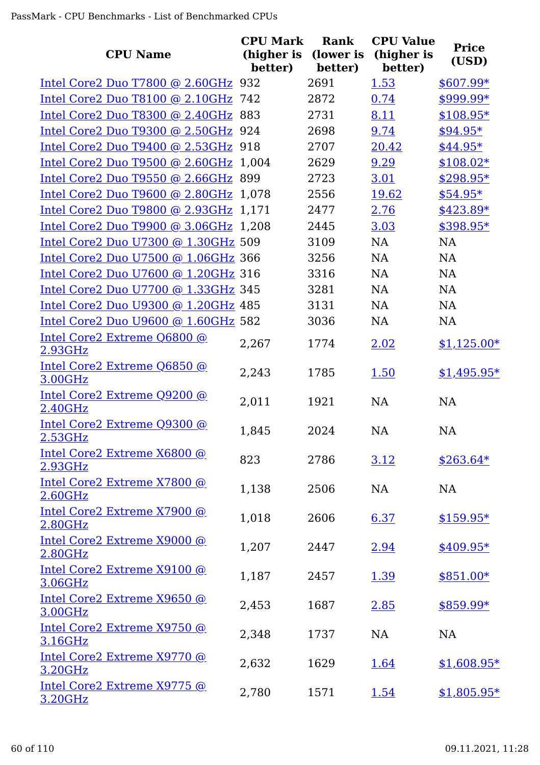| CPU Name | CPU Mark (higher is better) | Rank (lower is better) | CPU Value (higher is better) | Price (USD) |
|---|---|---|---|---|
| Intel Core2 Duo T7800 @ 2.60GHz | 932 | 2691 | 1.53 | $607.99* |
| Intel Core2 Duo T8100 @ 2.10GHz | 742 | 2872 | 0.74 | $999.99* |
| Intel Core2 Duo T8300 @ 2.40GHz | 883 | 2731 | 8.11 | $108.95* |
| Intel Core2 Duo T9300 @ 2.50GHz | 924 | 2698 | 9.74 | $94.95* |
| Intel Core2 Duo T9400 @ 2.53GHz | 918 | 2707 | 20.42 | $44.95* |
| Intel Core2 Duo T9500 @ 2.60GHz | 1,004 | 2629 | 9.29 | $108.02* |
| Intel Core2 Duo T9550 @ 2.66GHz | 899 | 2723 | 3.01 | $298.95* |
| Intel Core2 Duo T9600 @ 2.80GHz | 1,078 | 2556 | 19.62 | $54.95* |
| Intel Core2 Duo T9800 @ 2.93GHz | 1,171 | 2477 | 2.76 | $423.89* |
| Intel Core2 Duo T9900 @ 3.06GHz | 1,208 | 2445 | 3.03 | $398.95* |
| Intel Core2 Duo U7300 @ 1.30GHz | 509 | 3109 | NA | NA |
| Intel Core2 Duo U7500 @ 1.06GHz | 366 | 3256 | NA | NA |
| Intel Core2 Duo U7600 @ 1.20GHz | 316 | 3316 | NA | NA |
| Intel Core2 Duo U7700 @ 1.33GHz | 345 | 3281 | NA | NA |
| Intel Core2 Duo U9300 @ 1.20GHz | 485 | 3131 | NA | NA |
| Intel Core2 Duo U9600 @ 1.60GHz | 582 | 3036 | NA | NA |
| Intel Core2 Extreme Q6800 @ 2.93GHz | 2,267 | 1774 | 2.02 | $1,125.00* |
| Intel Core2 Extreme Q6850 @ 3.00GHz | 2,243 | 1785 | 1.50 | $1,495.95* |
| Intel Core2 Extreme Q9200 @ 2.40GHz | 2,011 | 1921 | NA | NA |
| Intel Core2 Extreme Q9300 @ 2.53GHz | 1,845 | 2024 | NA | NA |
| Intel Core2 Extreme X6800 @ 2.93GHz | 823 | 2786 | 3.12 | $263.64* |
| Intel Core2 Extreme X7800 @ 2.60GHz | 1,138 | 2506 | NA | NA |
| Intel Core2 Extreme X7900 @ 2.80GHz | 1,018 | 2606 | 6.37 | $159.95* |
| Intel Core2 Extreme X9000 @ 2.80GHz | 1,207 | 2447 | 2.94 | $409.95* |
| Intel Core2 Extreme X9100 @ 3.06GHz | 1,187 | 2457 | 1.39 | $851.00* |
| Intel Core2 Extreme X9650 @ 3.00GHz | 2,453 | 1687 | 2.85 | $859.99* |
| Intel Core2 Extreme X9750 @ 3.16GHz | 2,348 | 1737 | NA | NA |
| Intel Core2 Extreme X9770 @ 3.20GHz | 2,632 | 1629 | 1.64 | $1,608.95* |
| Intel Core2 Extreme X9775 @ 3.20GHz | 2,780 | 1571 | 1.54 | $1,805.95* |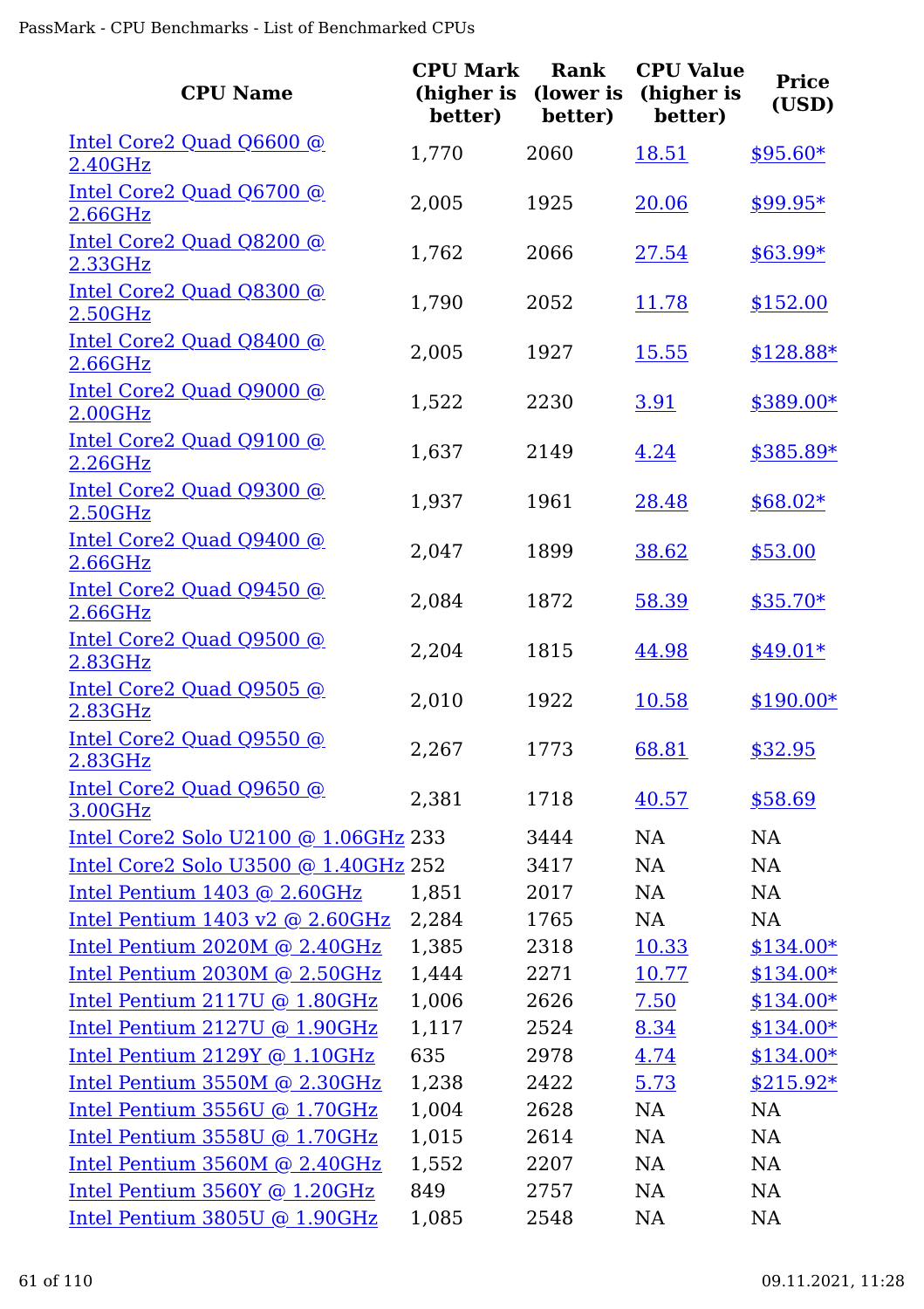| CPU Name | CPU Mark (higher is better) | Rank (lower is better) | CPU Value (higher is better) | Price (USD) |
|---|---|---|---|---|
| Intel Core2 Quad Q6600 @ 2.40GHz | 1,770 | 2060 | 18.51 | $95.60* |
| Intel Core2 Quad Q6700 @ 2.66GHz | 2,005 | 1925 | 20.06 | $99.95* |
| Intel Core2 Quad Q8200 @ 2.33GHz | 1,762 | 2066 | 27.54 | $63.99* |
| Intel Core2 Quad Q8300 @ 2.50GHz | 1,790 | 2052 | 11.78 | $152.00 |
| Intel Core2 Quad Q8400 @ 2.66GHz | 2,005 | 1927 | 15.55 | $128.88* |
| Intel Core2 Quad Q9000 @ 2.00GHz | 1,522 | 2230 | 3.91 | $389.00* |
| Intel Core2 Quad Q9100 @ 2.26GHz | 1,637 | 2149 | 4.24 | $385.89* |
| Intel Core2 Quad Q9300 @ 2.50GHz | 1,937 | 1961 | 28.48 | $68.02* |
| Intel Core2 Quad Q9400 @ 2.66GHz | 2,047 | 1899 | 38.62 | $53.00 |
| Intel Core2 Quad Q9450 @ 2.66GHz | 2,084 | 1872 | 58.39 | $35.70* |
| Intel Core2 Quad Q9500 @ 2.83GHz | 2,204 | 1815 | 44.98 | $49.01* |
| Intel Core2 Quad Q9505 @ 2.83GHz | 2,010 | 1922 | 10.58 | $190.00* |
| Intel Core2 Quad Q9550 @ 2.83GHz | 2,267 | 1773 | 68.81 | $32.95 |
| Intel Core2 Quad Q9650 @ 3.00GHz | 2,381 | 1718 | 40.57 | $58.69 |
| Intel Core2 Solo U2100 @ 1.06GHz | 233 | 3444 | NA | NA |
| Intel Core2 Solo U3500 @ 1.40GHz | 252 | 3417 | NA | NA |
| Intel Pentium 1403 @ 2.60GHz | 1,851 | 2017 | NA | NA |
| Intel Pentium 1403 v2 @ 2.60GHz | 2,284 | 1765 | NA | NA |
| Intel Pentium 2020M @ 2.40GHz | 1,385 | 2318 | 10.33 | $134.00* |
| Intel Pentium 2030M @ 2.50GHz | 1,444 | 2271 | 10.77 | $134.00* |
| Intel Pentium 2117U @ 1.80GHz | 1,006 | 2626 | 7.50 | $134.00* |
| Intel Pentium 2127U @ 1.90GHz | 1,117 | 2524 | 8.34 | $134.00* |
| Intel Pentium 2129Y @ 1.10GHz | 635 | 2978 | 4.74 | $134.00* |
| Intel Pentium 3550M @ 2.30GHz | 1,238 | 2422 | 5.73 | $215.92* |
| Intel Pentium 3556U @ 1.70GHz | 1,004 | 2628 | NA | NA |
| Intel Pentium 3558U @ 1.70GHz | 1,015 | 2614 | NA | NA |
| Intel Pentium 3560M @ 2.40GHz | 1,552 | 2207 | NA | NA |
| Intel Pentium 3560Y @ 1.20GHz | 849 | 2757 | NA | NA |
| Intel Pentium 3805U @ 1.90GHz | 1,085 | 2548 | NA | NA |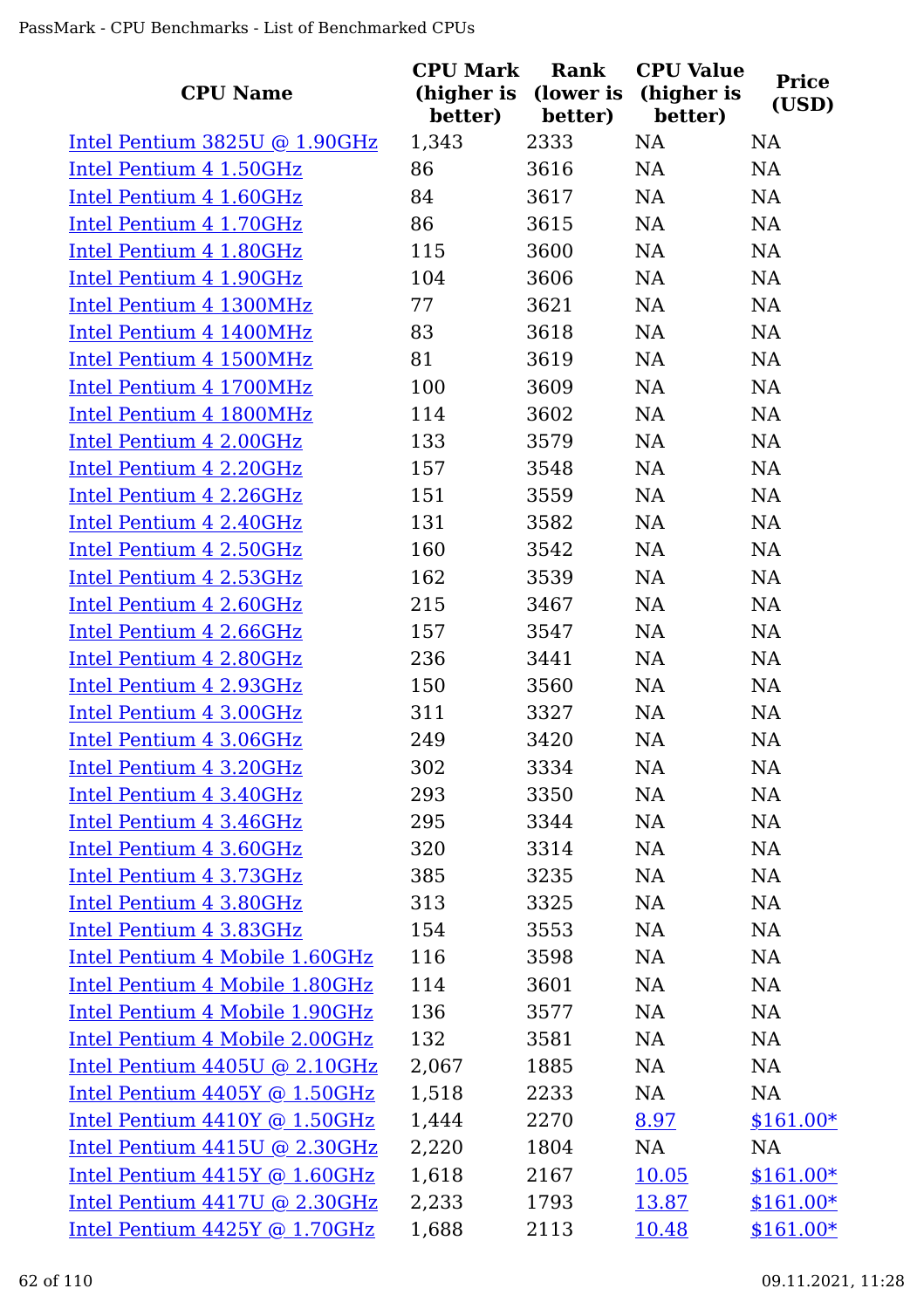| CPU Name | CPU Mark (higher is better) | Rank (lower is better) | CPU Value (higher is better) | Price (USD) |
|---|---|---|---|---|
| Intel Pentium 3825U @ 1.90GHz | 1,343 | 2333 | NA | NA |
| Intel Pentium 4 1.50GHz | 86 | 3616 | NA | NA |
| Intel Pentium 4 1.60GHz | 84 | 3617 | NA | NA |
| Intel Pentium 4 1.70GHz | 86 | 3615 | NA | NA |
| Intel Pentium 4 1.80GHz | 115 | 3600 | NA | NA |
| Intel Pentium 4 1.90GHz | 104 | 3606 | NA | NA |
| Intel Pentium 4 1300MHz | 77 | 3621 | NA | NA |
| Intel Pentium 4 1400MHz | 83 | 3618 | NA | NA |
| Intel Pentium 4 1500MHz | 81 | 3619 | NA | NA |
| Intel Pentium 4 1700MHz | 100 | 3609 | NA | NA |
| Intel Pentium 4 1800MHz | 114 | 3602 | NA | NA |
| Intel Pentium 4 2.00GHz | 133 | 3579 | NA | NA |
| Intel Pentium 4 2.20GHz | 157 | 3548 | NA | NA |
| Intel Pentium 4 2.26GHz | 151 | 3559 | NA | NA |
| Intel Pentium 4 2.40GHz | 131 | 3582 | NA | NA |
| Intel Pentium 4 2.50GHz | 160 | 3542 | NA | NA |
| Intel Pentium 4 2.53GHz | 162 | 3539 | NA | NA |
| Intel Pentium 4 2.60GHz | 215 | 3467 | NA | NA |
| Intel Pentium 4 2.66GHz | 157 | 3547 | NA | NA |
| Intel Pentium 4 2.80GHz | 236 | 3441 | NA | NA |
| Intel Pentium 4 2.93GHz | 150 | 3560 | NA | NA |
| Intel Pentium 4 3.00GHz | 311 | 3327 | NA | NA |
| Intel Pentium 4 3.06GHz | 249 | 3420 | NA | NA |
| Intel Pentium 4 3.20GHz | 302 | 3334 | NA | NA |
| Intel Pentium 4 3.40GHz | 293 | 3350 | NA | NA |
| Intel Pentium 4 3.46GHz | 295 | 3344 | NA | NA |
| Intel Pentium 4 3.60GHz | 320 | 3314 | NA | NA |
| Intel Pentium 4 3.73GHz | 385 | 3235 | NA | NA |
| Intel Pentium 4 3.80GHz | 313 | 3325 | NA | NA |
| Intel Pentium 4 3.83GHz | 154 | 3553 | NA | NA |
| Intel Pentium 4 Mobile 1.60GHz | 116 | 3598 | NA | NA |
| Intel Pentium 4 Mobile 1.80GHz | 114 | 3601 | NA | NA |
| Intel Pentium 4 Mobile 1.90GHz | 136 | 3577 | NA | NA |
| Intel Pentium 4 Mobile 2.00GHz | 132 | 3581 | NA | NA |
| Intel Pentium 4405U @ 2.10GHz | 2,067 | 1885 | NA | NA |
| Intel Pentium 4405Y @ 1.50GHz | 1,518 | 2233 | NA | NA |
| Intel Pentium 4410Y @ 1.50GHz | 1,444 | 2270 | 8.97 | $161.00* |
| Intel Pentium 4415U @ 2.30GHz | 2,220 | 1804 | NA | NA |
| Intel Pentium 4415Y @ 1.60GHz | 1,618 | 2167 | 10.05 | $161.00* |
| Intel Pentium 4417U @ 2.30GHz | 2,233 | 1793 | 13.87 | $161.00* |
| Intel Pentium 4425Y @ 1.70GHz | 1,688 | 2113 | 10.48 | $161.00* |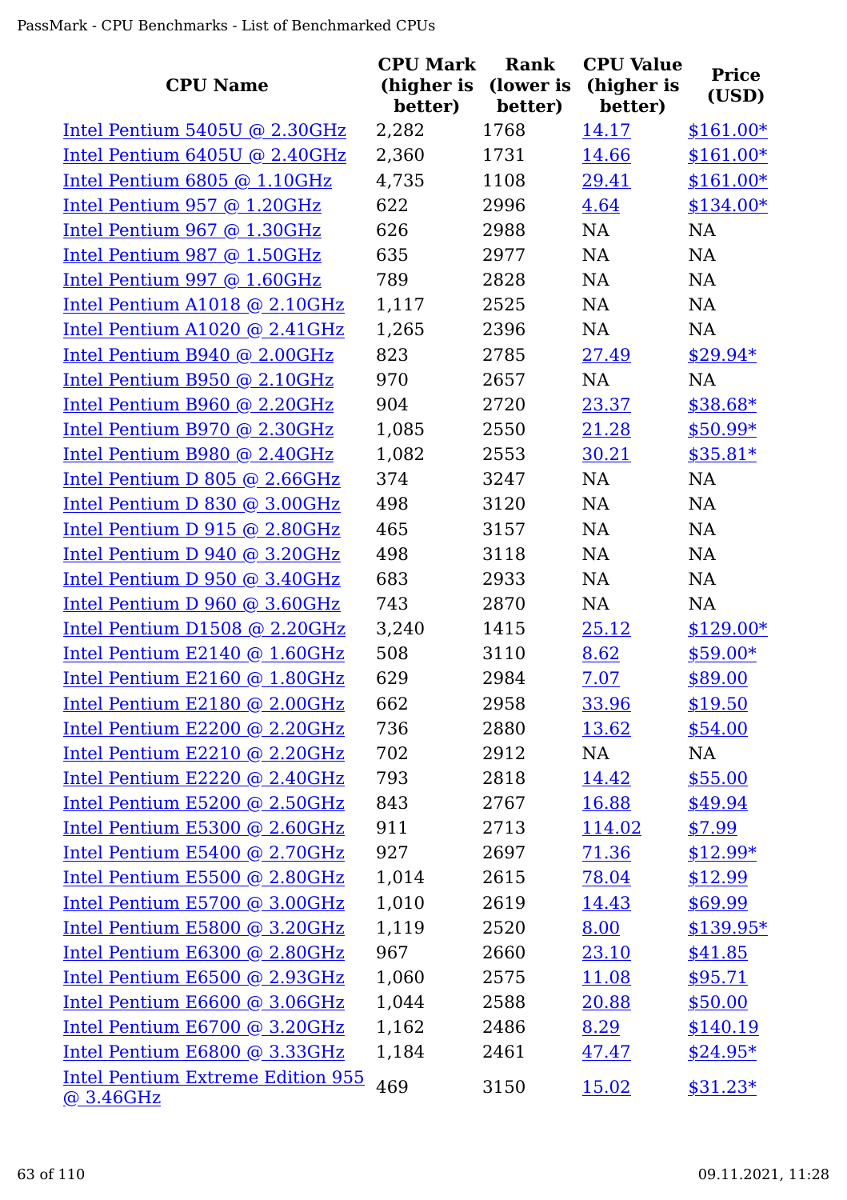| CPU Name | CPU Mark (higher is better) | Rank (lower is better) | CPU Value (higher is better) | Price (USD) |
|---|---|---|---|---|
| Intel Pentium 5405U @ 2.30GHz | 2,282 | 1768 | 14.17 | $161.00* |
| Intel Pentium 6405U @ 2.40GHz | 2,360 | 1731 | 14.66 | $161.00* |
| Intel Pentium 6805 @ 1.10GHz | 4,735 | 1108 | 29.41 | $161.00* |
| Intel Pentium 957 @ 1.20GHz | 622 | 2996 | 4.64 | $134.00* |
| Intel Pentium 967 @ 1.30GHz | 626 | 2988 | NA | NA |
| Intel Pentium 987 @ 1.50GHz | 635 | 2977 | NA | NA |
| Intel Pentium 997 @ 1.60GHz | 789 | 2828 | NA | NA |
| Intel Pentium A1018 @ 2.10GHz | 1,117 | 2525 | NA | NA |
| Intel Pentium A1020 @ 2.41GHz | 1,265 | 2396 | NA | NA |
| Intel Pentium B940 @ 2.00GHz | 823 | 2785 | 27.49 | $29.94* |
| Intel Pentium B950 @ 2.10GHz | 970 | 2657 | NA | NA |
| Intel Pentium B960 @ 2.20GHz | 904 | 2720 | 23.37 | $38.68* |
| Intel Pentium B970 @ 2.30GHz | 1,085 | 2550 | 21.28 | $50.99* |
| Intel Pentium B980 @ 2.40GHz | 1,082 | 2553 | 30.21 | $35.81* |
| Intel Pentium D 805 @ 2.66GHz | 374 | 3247 | NA | NA |
| Intel Pentium D 830 @ 3.00GHz | 498 | 3120 | NA | NA |
| Intel Pentium D 915 @ 2.80GHz | 465 | 3157 | NA | NA |
| Intel Pentium D 940 @ 3.20GHz | 498 | 3118 | NA | NA |
| Intel Pentium D 950 @ 3.40GHz | 683 | 2933 | NA | NA |
| Intel Pentium D 960 @ 3.60GHz | 743 | 2870 | NA | NA |
| Intel Pentium D1508 @ 2.20GHz | 3,240 | 1415 | 25.12 | $129.00* |
| Intel Pentium E2140 @ 1.60GHz | 508 | 3110 | 8.62 | $59.00* |
| Intel Pentium E2160 @ 1.80GHz | 629 | 2984 | 7.07 | $89.00 |
| Intel Pentium E2180 @ 2.00GHz | 662 | 2958 | 33.96 | $19.50 |
| Intel Pentium E2200 @ 2.20GHz | 736 | 2880 | 13.62 | $54.00 |
| Intel Pentium E2210 @ 2.20GHz | 702 | 2912 | NA | NA |
| Intel Pentium E2220 @ 2.40GHz | 793 | 2818 | 14.42 | $55.00 |
| Intel Pentium E5200 @ 2.50GHz | 843 | 2767 | 16.88 | $49.94 |
| Intel Pentium E5300 @ 2.60GHz | 911 | 2713 | 114.02 | $7.99 |
| Intel Pentium E5400 @ 2.70GHz | 927 | 2697 | 71.36 | $12.99* |
| Intel Pentium E5500 @ 2.80GHz | 1,014 | 2615 | 78.04 | $12.99 |
| Intel Pentium E5700 @ 3.00GHz | 1,010 | 2619 | 14.43 | $69.99 |
| Intel Pentium E5800 @ 3.20GHz | 1,119 | 2520 | 8.00 | $139.95* |
| Intel Pentium E6300 @ 2.80GHz | 967 | 2660 | 23.10 | $41.85 |
| Intel Pentium E6500 @ 2.93GHz | 1,060 | 2575 | 11.08 | $95.71 |
| Intel Pentium E6600 @ 3.06GHz | 1,044 | 2588 | 20.88 | $50.00 |
| Intel Pentium E6700 @ 3.20GHz | 1,162 | 2486 | 8.29 | $140.19 |
| Intel Pentium E6800 @ 3.33GHz | 1,184 | 2461 | 47.47 | $24.95* |
| Intel Pentium Extreme Edition 955 @ 3.46GHz | 469 | 3150 | 15.02 | $31.23* |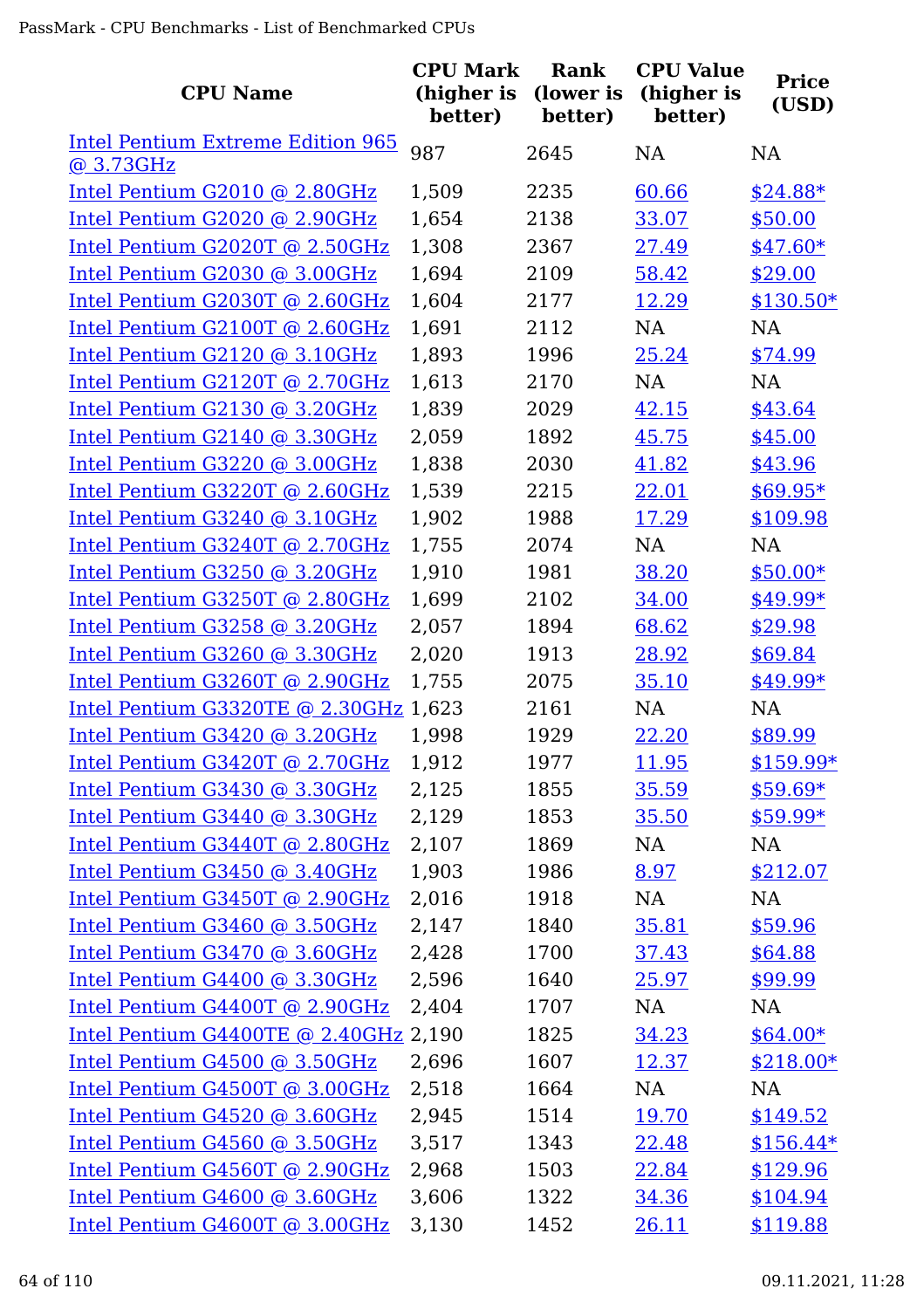| CPU Name | CPU Mark (higher is better) | Rank (lower is better) | CPU Value (higher is better) | Price (USD) |
|---|---|---|---|---|
| Intel Pentium Extreme Edition 965 @ 3.73GHz | 987 | 2645 | NA | NA |
| Intel Pentium G2010 @ 2.80GHz | 1,509 | 2235 | 60.66 | $24.88* |
| Intel Pentium G2020 @ 2.90GHz | 1,654 | 2138 | 33.07 | $50.00 |
| Intel Pentium G2020T @ 2.50GHz | 1,308 | 2367 | 27.49 | $47.60* |
| Intel Pentium G2030 @ 3.00GHz | 1,694 | 2109 | 58.42 | $29.00 |
| Intel Pentium G2030T @ 2.60GHz | 1,604 | 2177 | 12.29 | $130.50* |
| Intel Pentium G2100T @ 2.60GHz | 1,691 | 2112 | NA | NA |
| Intel Pentium G2120 @ 3.10GHz | 1,893 | 1996 | 25.24 | $74.99 |
| Intel Pentium G2120T @ 2.70GHz | 1,613 | 2170 | NA | NA |
| Intel Pentium G2130 @ 3.20GHz | 1,839 | 2029 | 42.15 | $43.64 |
| Intel Pentium G2140 @ 3.30GHz | 2,059 | 1892 | 45.75 | $45.00 |
| Intel Pentium G3220 @ 3.00GHz | 1,838 | 2030 | 41.82 | $43.96 |
| Intel Pentium G3220T @ 2.60GHz | 1,539 | 2215 | 22.01 | $69.95* |
| Intel Pentium G3240 @ 3.10GHz | 1,902 | 1988 | 17.29 | $109.98 |
| Intel Pentium G3240T @ 2.70GHz | 1,755 | 2074 | NA | NA |
| Intel Pentium G3250 @ 3.20GHz | 1,910 | 1981 | 38.20 | $50.00* |
| Intel Pentium G3250T @ 2.80GHz | 1,699 | 2102 | 34.00 | $49.99* |
| Intel Pentium G3258 @ 3.20GHz | 2,057 | 1894 | 68.62 | $29.98 |
| Intel Pentium G3260 @ 3.30GHz | 2,020 | 1913 | 28.92 | $69.84 |
| Intel Pentium G3260T @ 2.90GHz | 1,755 | 2075 | 35.10 | $49.99* |
| Intel Pentium G3320TE @ 2.30GHz | 1,623 | 2161 | NA | NA |
| Intel Pentium G3420 @ 3.20GHz | 1,998 | 1929 | 22.20 | $89.99 |
| Intel Pentium G3420T @ 2.70GHz | 1,912 | 1977 | 11.95 | $159.99* |
| Intel Pentium G3430 @ 3.30GHz | 2,125 | 1855 | 35.59 | $59.69* |
| Intel Pentium G3440 @ 3.30GHz | 2,129 | 1853 | 35.50 | $59.99* |
| Intel Pentium G3440T @ 2.80GHz | 2,107 | 1869 | NA | NA |
| Intel Pentium G3450 @ 3.40GHz | 1,903 | 1986 | 8.97 | $212.07 |
| Intel Pentium G3450T @ 2.90GHz | 2,016 | 1918 | NA | NA |
| Intel Pentium G3460 @ 3.50GHz | 2,147 | 1840 | 35.81 | $59.96 |
| Intel Pentium G3470 @ 3.60GHz | 2,428 | 1700 | 37.43 | $64.88 |
| Intel Pentium G4400 @ 3.30GHz | 2,596 | 1640 | 25.97 | $99.99 |
| Intel Pentium G4400T @ 2.90GHz | 2,404 | 1707 | NA | NA |
| Intel Pentium G4400TE @ 2.40GHz | 2,190 | 1825 | 34.23 | $64.00* |
| Intel Pentium G4500 @ 3.50GHz | 2,696 | 1607 | 12.37 | $218.00* |
| Intel Pentium G4500T @ 3.00GHz | 2,518 | 1664 | NA | NA |
| Intel Pentium G4520 @ 3.60GHz | 2,945 | 1514 | 19.70 | $149.52 |
| Intel Pentium G4560 @ 3.50GHz | 3,517 | 1343 | 22.48 | $156.44* |
| Intel Pentium G4560T @ 2.90GHz | 2,968 | 1503 | 22.84 | $129.96 |
| Intel Pentium G4600 @ 3.60GHz | 3,606 | 1322 | 34.36 | $104.94 |
| Intel Pentium G4600T @ 3.00GHz | 3,130 | 1452 | 26.11 | $119.88 |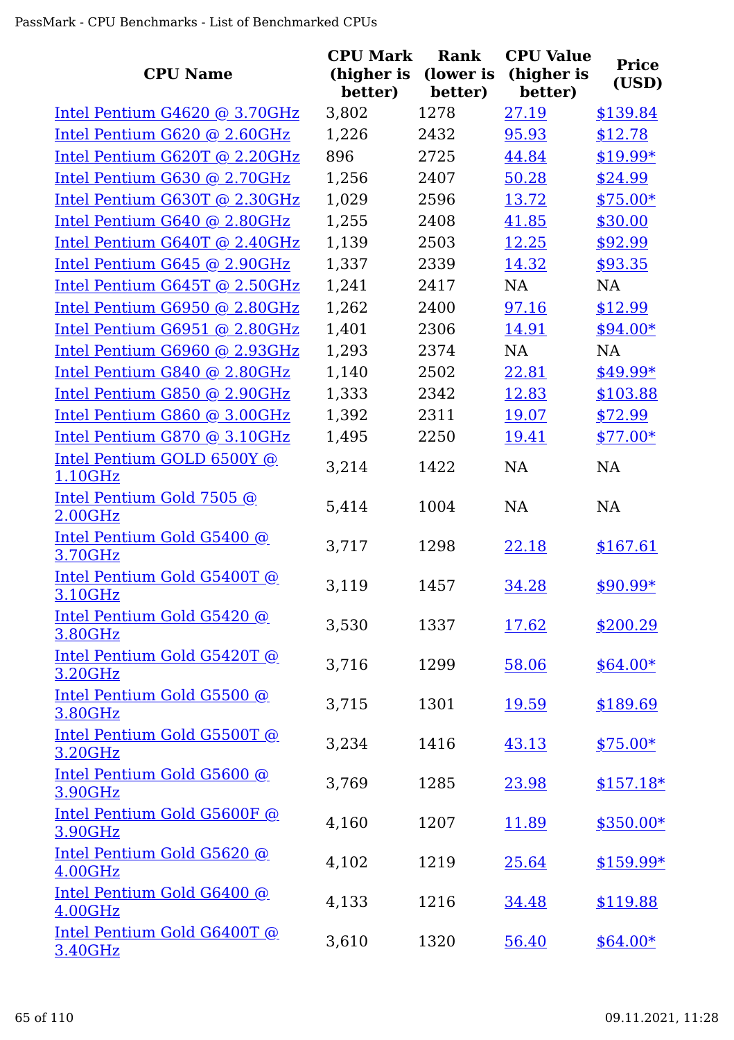| CPU Name | CPU Mark (higher is better) | Rank (lower is better) | CPU Value (higher is better) | Price (USD) |
|---|---|---|---|---|
| Intel Pentium G4620 @ 3.70GHz | 3,802 | 1278 | 27.19 | $139.84 |
| Intel Pentium G620 @ 2.60GHz | 1,226 | 2432 | 95.93 | $12.78 |
| Intel Pentium G620T @ 2.20GHz | 896 | 2725 | 44.84 | $19.99* |
| Intel Pentium G630 @ 2.70GHz | 1,256 | 2407 | 50.28 | $24.99 |
| Intel Pentium G630T @ 2.30GHz | 1,029 | 2596 | 13.72 | $75.00* |
| Intel Pentium G640 @ 2.80GHz | 1,255 | 2408 | 41.85 | $30.00 |
| Intel Pentium G640T @ 2.40GHz | 1,139 | 2503 | 12.25 | $92.99 |
| Intel Pentium G645 @ 2.90GHz | 1,337 | 2339 | 14.32 | $93.35 |
| Intel Pentium G645T @ 2.50GHz | 1,241 | 2417 | NA | NA |
| Intel Pentium G6950 @ 2.80GHz | 1,262 | 2400 | 97.16 | $12.99 |
| Intel Pentium G6951 @ 2.80GHz | 1,401 | 2306 | 14.91 | $94.00* |
| Intel Pentium G6960 @ 2.93GHz | 1,293 | 2374 | NA | NA |
| Intel Pentium G840 @ 2.80GHz | 1,140 | 2502 | 22.81 | $49.99* |
| Intel Pentium G850 @ 2.90GHz | 1,333 | 2342 | 12.83 | $103.88 |
| Intel Pentium G860 @ 3.00GHz | 1,392 | 2311 | 19.07 | $72.99 |
| Intel Pentium G870 @ 3.10GHz | 1,495 | 2250 | 19.41 | $77.00* |
| Intel Pentium GOLD 6500Y @ 1.10GHz | 3,214 | 1422 | NA | NA |
| Intel Pentium Gold 7505 @ 2.00GHz | 5,414 | 1004 | NA | NA |
| Intel Pentium Gold G5400 @ 3.70GHz | 3,717 | 1298 | 22.18 | $167.61 |
| Intel Pentium Gold G5400T @ 3.10GHz | 3,119 | 1457 | 34.28 | $90.99* |
| Intel Pentium Gold G5420 @ 3.80GHz | 3,530 | 1337 | 17.62 | $200.29 |
| Intel Pentium Gold G5420T @ 3.20GHz | 3,716 | 1299 | 58.06 | $64.00* |
| Intel Pentium Gold G5500 @ 3.80GHz | 3,715 | 1301 | 19.59 | $189.69 |
| Intel Pentium Gold G5500T @ 3.20GHz | 3,234 | 1416 | 43.13 | $75.00* |
| Intel Pentium Gold G5600 @ 3.90GHz | 3,769 | 1285 | 23.98 | $157.18* |
| Intel Pentium Gold G5600F @ 3.90GHz | 4,160 | 1207 | 11.89 | $350.00* |
| Intel Pentium Gold G5620 @ 4.00GHz | 4,102 | 1219 | 25.64 | $159.99* |
| Intel Pentium Gold G6400 @ 4.00GHz | 4,133 | 1216 | 34.48 | $119.88 |
| Intel Pentium Gold G6400T @ 3.40GHz | 3,610 | 1320 | 56.40 | $64.00* |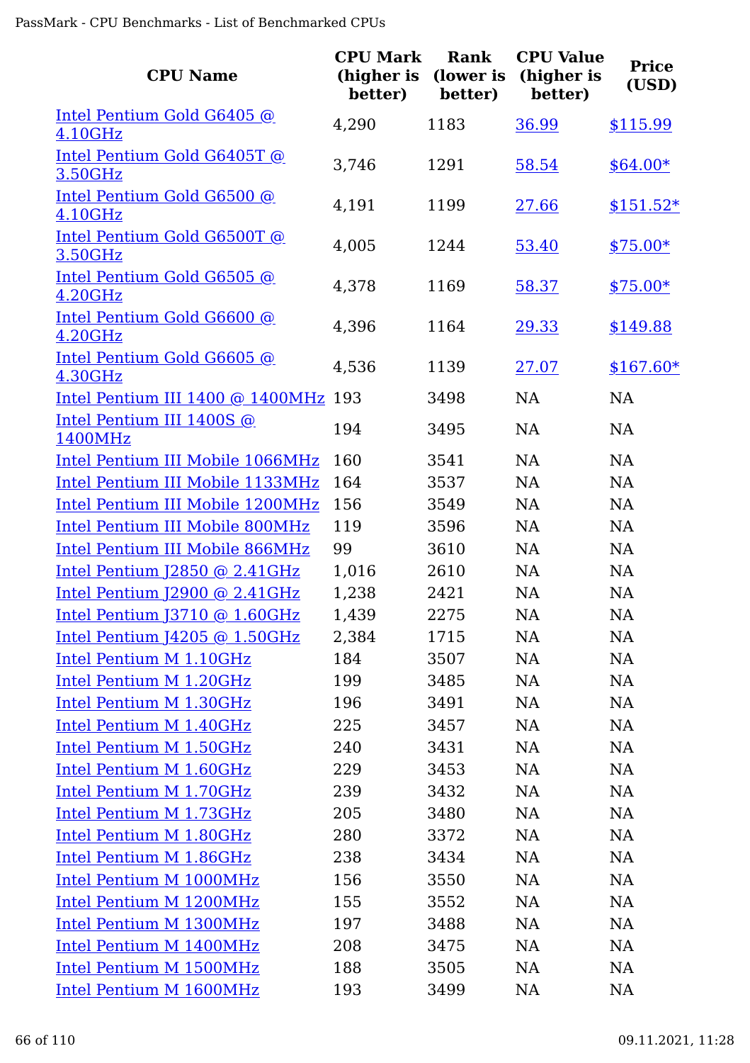| CPU Name | CPU Mark (higher is better) | Rank (lower is better) | CPU Value (higher is better) | Price (USD) |
| --- | --- | --- | --- | --- |
| Intel Pentium Gold G6405 @ 4.10GHz | 4,290 | 1183 | 36.99 | $115.99 |
| Intel Pentium Gold G6405T @ 3.50GHz | 3,746 | 1291 | 58.54 | $64.00* |
| Intel Pentium Gold G6500 @ 4.10GHz | 4,191 | 1199 | 27.66 | $151.52* |
| Intel Pentium Gold G6500T @ 3.50GHz | 4,005 | 1244 | 53.40 | $75.00* |
| Intel Pentium Gold G6505 @ 4.20GHz | 4,378 | 1169 | 58.37 | $75.00* |
| Intel Pentium Gold G6600 @ 4.20GHz | 4,396 | 1164 | 29.33 | $149.88 |
| Intel Pentium Gold G6605 @ 4.30GHz | 4,536 | 1139 | 27.07 | $167.60* |
| Intel Pentium III 1400 @ 1400MHz | 193 | 3498 | NA | NA |
| Intel Pentium III 1400S @ 1400MHz | 194 | 3495 | NA | NA |
| Intel Pentium III Mobile 1066MHz | 160 | 3541 | NA | NA |
| Intel Pentium III Mobile 1133MHz | 164 | 3537 | NA | NA |
| Intel Pentium III Mobile 1200MHz | 156 | 3549 | NA | NA |
| Intel Pentium III Mobile 800MHz | 119 | 3596 | NA | NA |
| Intel Pentium III Mobile 866MHz | 99 | 3610 | NA | NA |
| Intel Pentium J2850 @ 2.41GHz | 1,016 | 2610 | NA | NA |
| Intel Pentium J2900 @ 2.41GHz | 1,238 | 2421 | NA | NA |
| Intel Pentium J3710 @ 1.60GHz | 1,439 | 2275 | NA | NA |
| Intel Pentium J4205 @ 1.50GHz | 2,384 | 1715 | NA | NA |
| Intel Pentium M 1.10GHz | 184 | 3507 | NA | NA |
| Intel Pentium M 1.20GHz | 199 | 3485 | NA | NA |
| Intel Pentium M 1.30GHz | 196 | 3491 | NA | NA |
| Intel Pentium M 1.40GHz | 225 | 3457 | NA | NA |
| Intel Pentium M 1.50GHz | 240 | 3431 | NA | NA |
| Intel Pentium M 1.60GHz | 229 | 3453 | NA | NA |
| Intel Pentium M 1.70GHz | 239 | 3432 | NA | NA |
| Intel Pentium M 1.73GHz | 205 | 3480 | NA | NA |
| Intel Pentium M 1.80GHz | 280 | 3372 | NA | NA |
| Intel Pentium M 1.86GHz | 238 | 3434 | NA | NA |
| Intel Pentium M 1000MHz | 156 | 3550 | NA | NA |
| Intel Pentium M 1200MHz | 155 | 3552 | NA | NA |
| Intel Pentium M 1300MHz | 197 | 3488 | NA | NA |
| Intel Pentium M 1400MHz | 208 | 3475 | NA | NA |
| Intel Pentium M 1500MHz | 188 | 3505 | NA | NA |
| Intel Pentium M 1600MHz | 193 | 3499 | NA | NA |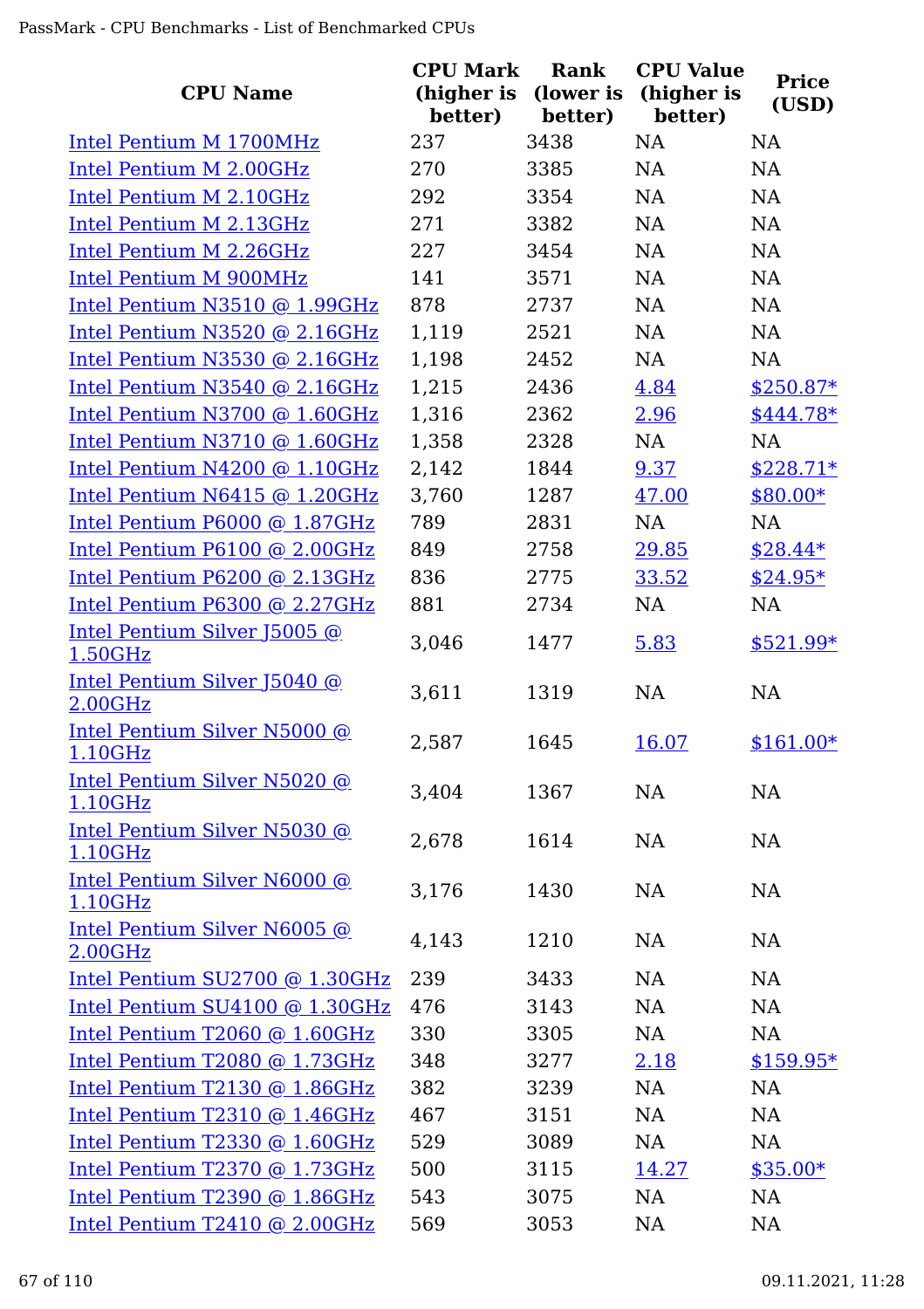| CPU Name | CPU Mark (higher is better) | Rank (lower is better) | CPU Value (higher is better) | Price (USD) |
|---|---|---|---|---|
| Intel Pentium M 1700MHz | 237 | 3438 | NA | NA |
| Intel Pentium M 2.00GHz | 270 | 3385 | NA | NA |
| Intel Pentium M 2.10GHz | 292 | 3354 | NA | NA |
| Intel Pentium M 2.13GHz | 271 | 3382 | NA | NA |
| Intel Pentium M 2.26GHz | 227 | 3454 | NA | NA |
| Intel Pentium M 900MHz | 141 | 3571 | NA | NA |
| Intel Pentium N3510 @ 1.99GHz | 878 | 2737 | NA | NA |
| Intel Pentium N3520 @ 2.16GHz | 1,119 | 2521 | NA | NA |
| Intel Pentium N3530 @ 2.16GHz | 1,198 | 2452 | NA | NA |
| Intel Pentium N3540 @ 2.16GHz | 1,215 | 2436 | 4.84 | $250.87* |
| Intel Pentium N3700 @ 1.60GHz | 1,316 | 2362 | 2.96 | $444.78* |
| Intel Pentium N3710 @ 1.60GHz | 1,358 | 2328 | NA | NA |
| Intel Pentium N4200 @ 1.10GHz | 2,142 | 1844 | 9.37 | $228.71* |
| Intel Pentium N6415 @ 1.20GHz | 3,760 | 1287 | 47.00 | $80.00* |
| Intel Pentium P6000 @ 1.87GHz | 789 | 2831 | NA | NA |
| Intel Pentium P6100 @ 2.00GHz | 849 | 2758 | 29.85 | $28.44* |
| Intel Pentium P6200 @ 2.13GHz | 836 | 2775 | 33.52 | $24.95* |
| Intel Pentium P6300 @ 2.27GHz | 881 | 2734 | NA | NA |
| Intel Pentium Silver J5005 @ 1.50GHz | 3,046 | 1477 | 5.83 | $521.99* |
| Intel Pentium Silver J5040 @ 2.00GHz | 3,611 | 1319 | NA | NA |
| Intel Pentium Silver N5000 @ 1.10GHz | 2,587 | 1645 | 16.07 | $161.00* |
| Intel Pentium Silver N5020 @ 1.10GHz | 3,404 | 1367 | NA | NA |
| Intel Pentium Silver N5030 @ 1.10GHz | 2,678 | 1614 | NA | NA |
| Intel Pentium Silver N6000 @ 1.10GHz | 3,176 | 1430 | NA | NA |
| Intel Pentium Silver N6005 @ 2.00GHz | 4,143 | 1210 | NA | NA |
| Intel Pentium SU2700 @ 1.30GHz | 239 | 3433 | NA | NA |
| Intel Pentium SU4100 @ 1.30GHz | 476 | 3143 | NA | NA |
| Intel Pentium T2060 @ 1.60GHz | 330 | 3305 | NA | NA |
| Intel Pentium T2080 @ 1.73GHz | 348 | 3277 | 2.18 | $159.95* |
| Intel Pentium T2130 @ 1.86GHz | 382 | 3239 | NA | NA |
| Intel Pentium T2310 @ 1.46GHz | 467 | 3151 | NA | NA |
| Intel Pentium T2330 @ 1.60GHz | 529 | 3089 | NA | NA |
| Intel Pentium T2370 @ 1.73GHz | 500 | 3115 | 14.27 | $35.00* |
| Intel Pentium T2390 @ 1.86GHz | 543 | 3075 | NA | NA |
| Intel Pentium T2410 @ 2.00GHz | 569 | 3053 | NA | NA |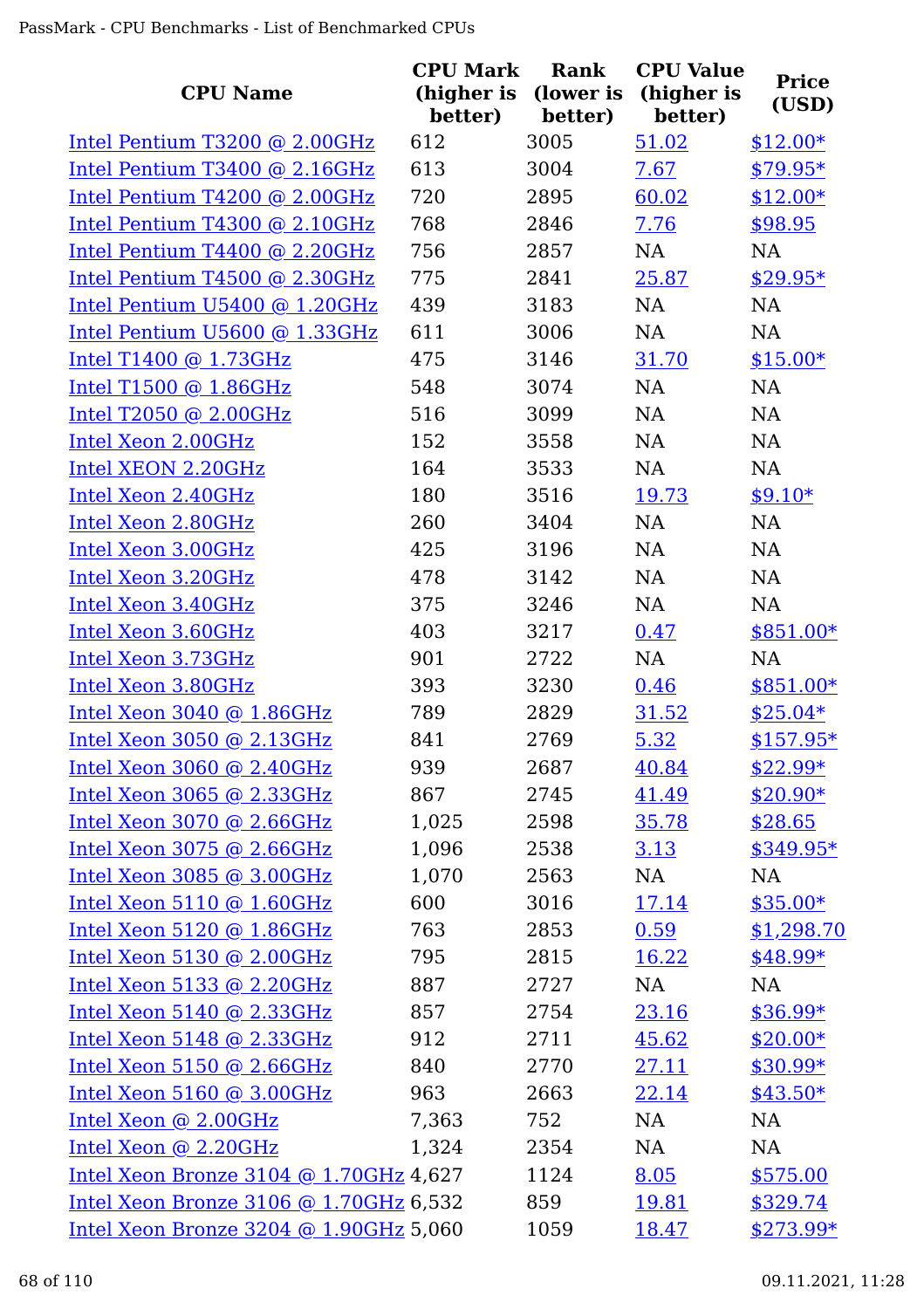| CPU Name | CPU Mark (higher is better) | Rank (lower is better) | CPU Value (higher is better) | Price (USD) |
|---|---|---|---|---|
| Intel Pentium T3200 @ 2.00GHz | 612 | 3005 | 51.02 | $12.00* |
| Intel Pentium T3400 @ 2.16GHz | 613 | 3004 | 7.67 | $79.95* |
| Intel Pentium T4200 @ 2.00GHz | 720 | 2895 | 60.02 | $12.00* |
| Intel Pentium T4300 @ 2.10GHz | 768 | 2846 | 7.76 | $98.95 |
| Intel Pentium T4400 @ 2.20GHz | 756 | 2857 | NA | NA |
| Intel Pentium T4500 @ 2.30GHz | 775 | 2841 | 25.87 | $29.95* |
| Intel Pentium U5400 @ 1.20GHz | 439 | 3183 | NA | NA |
| Intel Pentium U5600 @ 1.33GHz | 611 | 3006 | NA | NA |
| Intel T1400 @ 1.73GHz | 475 | 3146 | 31.70 | $15.00* |
| Intel T1500 @ 1.86GHz | 548 | 3074 | NA | NA |
| Intel T2050 @ 2.00GHz | 516 | 3099 | NA | NA |
| Intel Xeon 2.00GHz | 152 | 3558 | NA | NA |
| Intel XEON 2.20GHz | 164 | 3533 | NA | NA |
| Intel Xeon 2.40GHz | 180 | 3516 | 19.73 | $9.10* |
| Intel Xeon 2.80GHz | 260 | 3404 | NA | NA |
| Intel Xeon 3.00GHz | 425 | 3196 | NA | NA |
| Intel Xeon 3.20GHz | 478 | 3142 | NA | NA |
| Intel Xeon 3.40GHz | 375 | 3246 | NA | NA |
| Intel Xeon 3.60GHz | 403 | 3217 | 0.47 | $851.00* |
| Intel Xeon 3.73GHz | 901 | 2722 | NA | NA |
| Intel Xeon 3.80GHz | 393 | 3230 | 0.46 | $851.00* |
| Intel Xeon 3040 @ 1.86GHz | 789 | 2829 | 31.52 | $25.04* |
| Intel Xeon 3050 @ 2.13GHz | 841 | 2769 | 5.32 | $157.95* |
| Intel Xeon 3060 @ 2.40GHz | 939 | 2687 | 40.84 | $22.99* |
| Intel Xeon 3065 @ 2.33GHz | 867 | 2745 | 41.49 | $20.90* |
| Intel Xeon 3070 @ 2.66GHz | 1,025 | 2598 | 35.78 | $28.65 |
| Intel Xeon 3075 @ 2.66GHz | 1,096 | 2538 | 3.13 | $349.95* |
| Intel Xeon 3085 @ 3.00GHz | 1,070 | 2563 | NA | NA |
| Intel Xeon 5110 @ 1.60GHz | 600 | 3016 | 17.14 | $35.00* |
| Intel Xeon 5120 @ 1.86GHz | 763 | 2853 | 0.59 | $1,298.70 |
| Intel Xeon 5130 @ 2.00GHz | 795 | 2815 | 16.22 | $48.99* |
| Intel Xeon 5133 @ 2.20GHz | 887 | 2727 | NA | NA |
| Intel Xeon 5140 @ 2.33GHz | 857 | 2754 | 23.16 | $36.99* |
| Intel Xeon 5148 @ 2.33GHz | 912 | 2711 | 45.62 | $20.00* |
| Intel Xeon 5150 @ 2.66GHz | 840 | 2770 | 27.11 | $30.99* |
| Intel Xeon 5160 @ 3.00GHz | 963 | 2663 | 22.14 | $43.50* |
| Intel Xeon @ 2.00GHz | 7,363 | 752 | NA | NA |
| Intel Xeon @ 2.20GHz | 1,324 | 2354 | NA | NA |
| Intel Xeon Bronze 3104 @ 1.70GHz | 4,627 | 1124 | 8.05 | $575.00 |
| Intel Xeon Bronze 3106 @ 1.70GHz | 6,532 | 859 | 19.81 | $329.74 |
| Intel Xeon Bronze 3204 @ 1.90GHz | 5,060 | 1059 | 18.47 | $273.99* |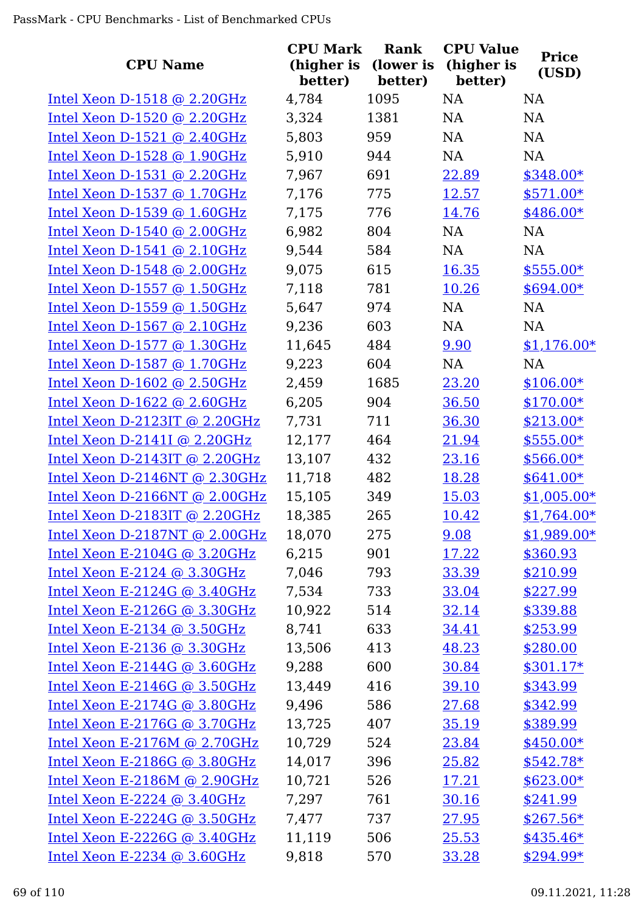| CPU Name | CPU Mark (higher is better) | Rank (lower is better) | CPU Value (higher is better) | Price (USD) |
|---|---|---|---|---|
| Intel Xeon D-1518 @ 2.20GHz | 4,784 | 1095 | NA | NA |
| Intel Xeon D-1520 @ 2.20GHz | 3,324 | 1381 | NA | NA |
| Intel Xeon D-1521 @ 2.40GHz | 5,803 | 959 | NA | NA |
| Intel Xeon D-1528 @ 1.90GHz | 5,910 | 944 | NA | NA |
| Intel Xeon D-1531 @ 2.20GHz | 7,967 | 691 | 22.89 | $348.00* |
| Intel Xeon D-1537 @ 1.70GHz | 7,176 | 775 | 12.57 | $571.00* |
| Intel Xeon D-1539 @ 1.60GHz | 7,175 | 776 | 14.76 | $486.00* |
| Intel Xeon D-1540 @ 2.00GHz | 6,982 | 804 | NA | NA |
| Intel Xeon D-1541 @ 2.10GHz | 9,544 | 584 | NA | NA |
| Intel Xeon D-1548 @ 2.00GHz | 9,075 | 615 | 16.35 | $555.00* |
| Intel Xeon D-1557 @ 1.50GHz | 7,118 | 781 | 10.26 | $694.00* |
| Intel Xeon D-1559 @ 1.50GHz | 5,647 | 974 | NA | NA |
| Intel Xeon D-1567 @ 2.10GHz | 9,236 | 603 | NA | NA |
| Intel Xeon D-1577 @ 1.30GHz | 11,645 | 484 | 9.90 | $1,176.00* |
| Intel Xeon D-1587 @ 1.70GHz | 9,223 | 604 | NA | NA |
| Intel Xeon D-1602 @ 2.50GHz | 2,459 | 1685 | 23.20 | $106.00* |
| Intel Xeon D-1622 @ 2.60GHz | 6,205 | 904 | 36.50 | $170.00* |
| Intel Xeon D-2123IT @ 2.20GHz | 7,731 | 711 | 36.30 | $213.00* |
| Intel Xeon D-2141I @ 2.20GHz | 12,177 | 464 | 21.94 | $555.00* |
| Intel Xeon D-2143IT @ 2.20GHz | 13,107 | 432 | 23.16 | $566.00* |
| Intel Xeon D-2146NT @ 2.30GHz | 11,718 | 482 | 18.28 | $641.00* |
| Intel Xeon D-2166NT @ 2.00GHz | 15,105 | 349 | 15.03 | $1,005.00* |
| Intel Xeon D-2183IT @ 2.20GHz | 18,385 | 265 | 10.42 | $1,764.00* |
| Intel Xeon D-2187NT @ 2.00GHz | 18,070 | 275 | 9.08 | $1,989.00* |
| Intel Xeon E-2104G @ 3.20GHz | 6,215 | 901 | 17.22 | $360.93 |
| Intel Xeon E-2124 @ 3.30GHz | 7,046 | 793 | 33.39 | $210.99 |
| Intel Xeon E-2124G @ 3.40GHz | 7,534 | 733 | 33.04 | $227.99 |
| Intel Xeon E-2126G @ 3.30GHz | 10,922 | 514 | 32.14 | $339.88 |
| Intel Xeon E-2134 @ 3.50GHz | 8,741 | 633 | 34.41 | $253.99 |
| Intel Xeon E-2136 @ 3.30GHz | 13,506 | 413 | 48.23 | $280.00 |
| Intel Xeon E-2144G @ 3.60GHz | 9,288 | 600 | 30.84 | $301.17* |
| Intel Xeon E-2146G @ 3.50GHz | 13,449 | 416 | 39.10 | $343.99 |
| Intel Xeon E-2174G @ 3.80GHz | 9,496 | 586 | 27.68 | $342.99 |
| Intel Xeon E-2176G @ 3.70GHz | 13,725 | 407 | 35.19 | $389.99 |
| Intel Xeon E-2176M @ 2.70GHz | 10,729 | 524 | 23.84 | $450.00* |
| Intel Xeon E-2186G @ 3.80GHz | 14,017 | 396 | 25.82 | $542.78* |
| Intel Xeon E-2186M @ 2.90GHz | 10,721 | 526 | 17.21 | $623.00* |
| Intel Xeon E-2224 @ 3.40GHz | 7,297 | 761 | 30.16 | $241.99 |
| Intel Xeon E-2224G @ 3.50GHz | 7,477 | 737 | 27.95 | $267.56* |
| Intel Xeon E-2226G @ 3.40GHz | 11,119 | 506 | 25.53 | $435.46* |
| Intel Xeon E-2234 @ 3.60GHz | 9,818 | 570 | 33.28 | $294.99* |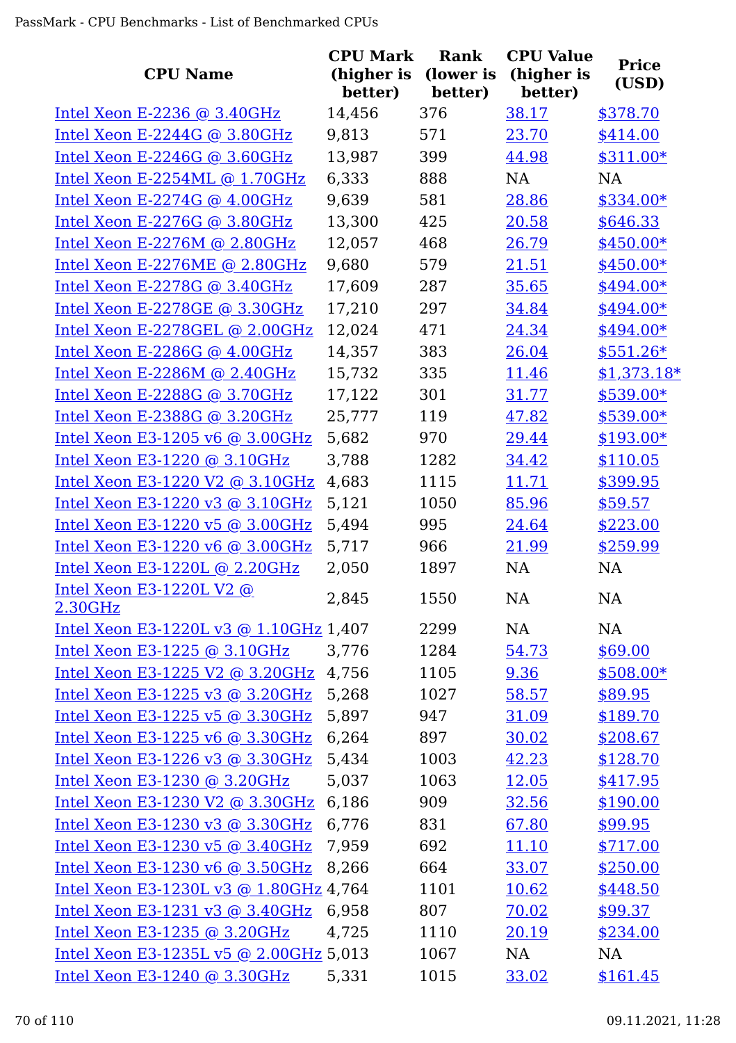| CPU Name | CPU Mark (higher is better) | Rank (lower is better) | CPU Value (higher is better) | Price (USD) |
|---|---|---|---|---|
| Intel Xeon E-2236 @ 3.40GHz | 14,456 | 376 | 38.17 | $378.70 |
| Intel Xeon E-2244G @ 3.80GHz | 9,813 | 571 | 23.70 | $414.00 |
| Intel Xeon E-2246G @ 3.60GHz | 13,987 | 399 | 44.98 | $311.00* |
| Intel Xeon E-2254ML @ 1.70GHz | 6,333 | 888 | NA | NA |
| Intel Xeon E-2274G @ 4.00GHz | 9,639 | 581 | 28.86 | $334.00* |
| Intel Xeon E-2276G @ 3.80GHz | 13,300 | 425 | 20.58 | $646.33 |
| Intel Xeon E-2276M @ 2.80GHz | 12,057 | 468 | 26.79 | $450.00* |
| Intel Xeon E-2276ME @ 2.80GHz | 9,680 | 579 | 21.51 | $450.00* |
| Intel Xeon E-2278G @ 3.40GHz | 17,609 | 287 | 35.65 | $494.00* |
| Intel Xeon E-2278GE @ 3.30GHz | 17,210 | 297 | 34.84 | $494.00* |
| Intel Xeon E-2278GEL @ 2.00GHz | 12,024 | 471 | 24.34 | $494.00* |
| Intel Xeon E-2286G @ 4.00GHz | 14,357 | 383 | 26.04 | $551.26* |
| Intel Xeon E-2286M @ 2.40GHz | 15,732 | 335 | 11.46 | $1,373.18* |
| Intel Xeon E-2288G @ 3.70GHz | 17,122 | 301 | 31.77 | $539.00* |
| Intel Xeon E-2388G @ 3.20GHz | 25,777 | 119 | 47.82 | $539.00* |
| Intel Xeon E3-1205 v6 @ 3.00GHz | 5,682 | 970 | 29.44 | $193.00* |
| Intel Xeon E3-1220 @ 3.10GHz | 3,788 | 1282 | 34.42 | $110.05 |
| Intel Xeon E3-1220 V2 @ 3.10GHz | 4,683 | 1115 | 11.71 | $399.95 |
| Intel Xeon E3-1220 v3 @ 3.10GHz | 5,121 | 1050 | 85.96 | $59.57 |
| Intel Xeon E3-1220 v5 @ 3.00GHz | 5,494 | 995 | 24.64 | $223.00 |
| Intel Xeon E3-1220 v6 @ 3.00GHz | 5,717 | 966 | 21.99 | $259.99 |
| Intel Xeon E3-1220L @ 2.20GHz | 2,050 | 1897 | NA | NA |
| Intel Xeon E3-1220L V2 @ 2.30GHz | 2,845 | 1550 | NA | NA |
| Intel Xeon E3-1220L v3 @ 1.10GHz | 1,407 | 2299 | NA | NA |
| Intel Xeon E3-1225 @ 3.10GHz | 3,776 | 1284 | 54.73 | $69.00 |
| Intel Xeon E3-1225 V2 @ 3.20GHz | 4,756 | 1105 | 9.36 | $508.00* |
| Intel Xeon E3-1225 v3 @ 3.20GHz | 5,268 | 1027 | 58.57 | $89.95 |
| Intel Xeon E3-1225 v5 @ 3.30GHz | 5,897 | 947 | 31.09 | $189.70 |
| Intel Xeon E3-1225 v6 @ 3.30GHz | 6,264 | 897 | 30.02 | $208.67 |
| Intel Xeon E3-1226 v3 @ 3.30GHz | 5,434 | 1003 | 42.23 | $128.70 |
| Intel Xeon E3-1230 @ 3.20GHz | 5,037 | 1063 | 12.05 | $417.95 |
| Intel Xeon E3-1230 V2 @ 3.30GHz | 6,186 | 909 | 32.56 | $190.00 |
| Intel Xeon E3-1230 v3 @ 3.30GHz | 6,776 | 831 | 67.80 | $99.95 |
| Intel Xeon E3-1230 v5 @ 3.40GHz | 7,959 | 692 | 11.10 | $717.00 |
| Intel Xeon E3-1230 v6 @ 3.50GHz | 8,266 | 664 | 33.07 | $250.00 |
| Intel Xeon E3-1230L v3 @ 1.80GHz | 4,764 | 1101 | 10.62 | $448.50 |
| Intel Xeon E3-1231 v3 @ 3.40GHz | 6,958 | 807 | 70.02 | $99.37 |
| Intel Xeon E3-1235 @ 3.20GHz | 4,725 | 1110 | 20.19 | $234.00 |
| Intel Xeon E3-1235L v5 @ 2.00GHz | 5,013 | 1067 | NA | NA |
| Intel Xeon E3-1240 @ 3.30GHz | 5,331 | 1015 | 33.02 | $161.45 |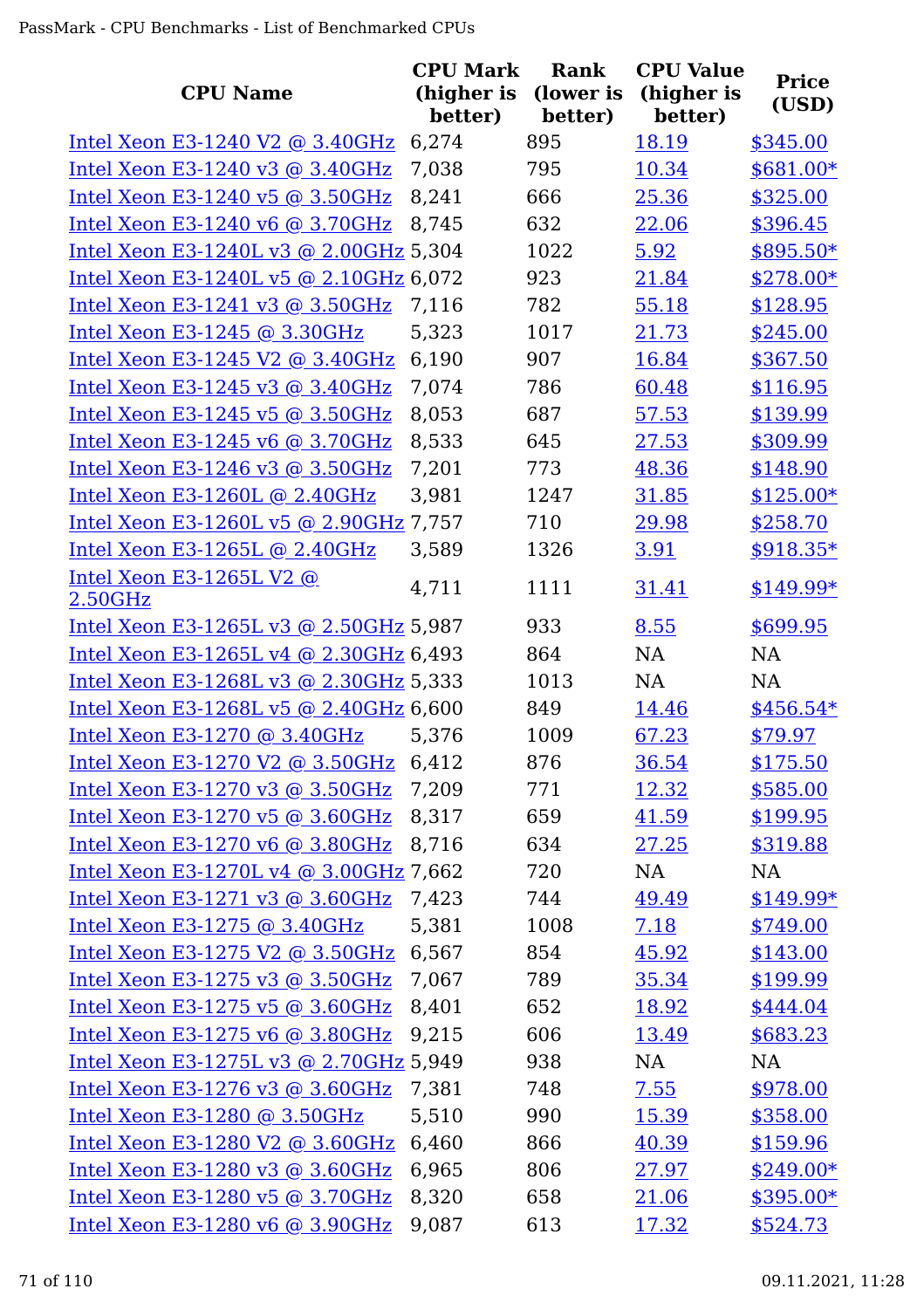| CPU Name | CPU Mark (higher is better) | Rank (lower is better) | CPU Value (higher is better) | Price (USD) |
|---|---|---|---|---|
| Intel Xeon E3-1240 V2 @ 3.40GHz | 6,274 | 895 | 18.19 | $345.00 |
| Intel Xeon E3-1240 v3 @ 3.40GHz | 7,038 | 795 | 10.34 | $681.00* |
| Intel Xeon E3-1240 v5 @ 3.50GHz | 8,241 | 666 | 25.36 | $325.00 |
| Intel Xeon E3-1240 v6 @ 3.70GHz | 8,745 | 632 | 22.06 | $396.45 |
| Intel Xeon E3-1240L v3 @ 2.00GHz | 5,304 | 1022 | 5.92 | $895.50* |
| Intel Xeon E3-1240L v5 @ 2.10GHz | 6,072 | 923 | 21.84 | $278.00* |
| Intel Xeon E3-1241 v3 @ 3.50GHz | 7,116 | 782 | 55.18 | $128.95 |
| Intel Xeon E3-1245 @ 3.30GHz | 5,323 | 1017 | 21.73 | $245.00 |
| Intel Xeon E3-1245 V2 @ 3.40GHz | 6,190 | 907 | 16.84 | $367.50 |
| Intel Xeon E3-1245 v3 @ 3.40GHz | 7,074 | 786 | 60.48 | $116.95 |
| Intel Xeon E3-1245 v5 @ 3.50GHz | 8,053 | 687 | 57.53 | $139.99 |
| Intel Xeon E3-1245 v6 @ 3.70GHz | 8,533 | 645 | 27.53 | $309.99 |
| Intel Xeon E3-1246 v3 @ 3.50GHz | 7,201 | 773 | 48.36 | $148.90 |
| Intel Xeon E3-1260L @ 2.40GHz | 3,981 | 1247 | 31.85 | $125.00* |
| Intel Xeon E3-1260L v5 @ 2.90GHz | 7,757 | 710 | 29.98 | $258.70 |
| Intel Xeon E3-1265L @ 2.40GHz | 3,589 | 1326 | 3.91 | $918.35* |
| Intel Xeon E3-1265L V2 @ 2.50GHz | 4,711 | 1111 | 31.41 | $149.99* |
| Intel Xeon E3-1265L v3 @ 2.50GHz | 5,987 | 933 | 8.55 | $699.95 |
| Intel Xeon E3-1265L v4 @ 2.30GHz | 6,493 | 864 | NA | NA |
| Intel Xeon E3-1268L v3 @ 2.30GHz | 5,333 | 1013 | NA | NA |
| Intel Xeon E3-1268L v5 @ 2.40GHz | 6,600 | 849 | 14.46 | $456.54* |
| Intel Xeon E3-1270 @ 3.40GHz | 5,376 | 1009 | 67.23 | $79.97 |
| Intel Xeon E3-1270 V2 @ 3.50GHz | 6,412 | 876 | 36.54 | $175.50 |
| Intel Xeon E3-1270 v3 @ 3.50GHz | 7,209 | 771 | 12.32 | $585.00 |
| Intel Xeon E3-1270 v5 @ 3.60GHz | 8,317 | 659 | 41.59 | $199.95 |
| Intel Xeon E3-1270 v6 @ 3.80GHz | 8,716 | 634 | 27.25 | $319.88 |
| Intel Xeon E3-1270L v4 @ 3.00GHz | 7,662 | 720 | NA | NA |
| Intel Xeon E3-1271 v3 @ 3.60GHz | 7,423 | 744 | 49.49 | $149.99* |
| Intel Xeon E3-1275 @ 3.40GHz | 5,381 | 1008 | 7.18 | $749.00 |
| Intel Xeon E3-1275 V2 @ 3.50GHz | 6,567 | 854 | 45.92 | $143.00 |
| Intel Xeon E3-1275 v3 @ 3.50GHz | 7,067 | 789 | 35.34 | $199.99 |
| Intel Xeon E3-1275 v5 @ 3.60GHz | 8,401 | 652 | 18.92 | $444.04 |
| Intel Xeon E3-1275 v6 @ 3.80GHz | 9,215 | 606 | 13.49 | $683.23 |
| Intel Xeon E3-1275L v3 @ 2.70GHz | 5,949 | 938 | NA | NA |
| Intel Xeon E3-1276 v3 @ 3.60GHz | 7,381 | 748 | 7.55 | $978.00 |
| Intel Xeon E3-1280 @ 3.50GHz | 5,510 | 990 | 15.39 | $358.00 |
| Intel Xeon E3-1280 V2 @ 3.60GHz | 6,460 | 866 | 40.39 | $159.96 |
| Intel Xeon E3-1280 v3 @ 3.60GHz | 6,965 | 806 | 27.97 | $249.00* |
| Intel Xeon E3-1280 v5 @ 3.70GHz | 8,320 | 658 | 21.06 | $395.00* |
| Intel Xeon E3-1280 v6 @ 3.90GHz | 9,087 | 613 | 17.32 | $524.73 |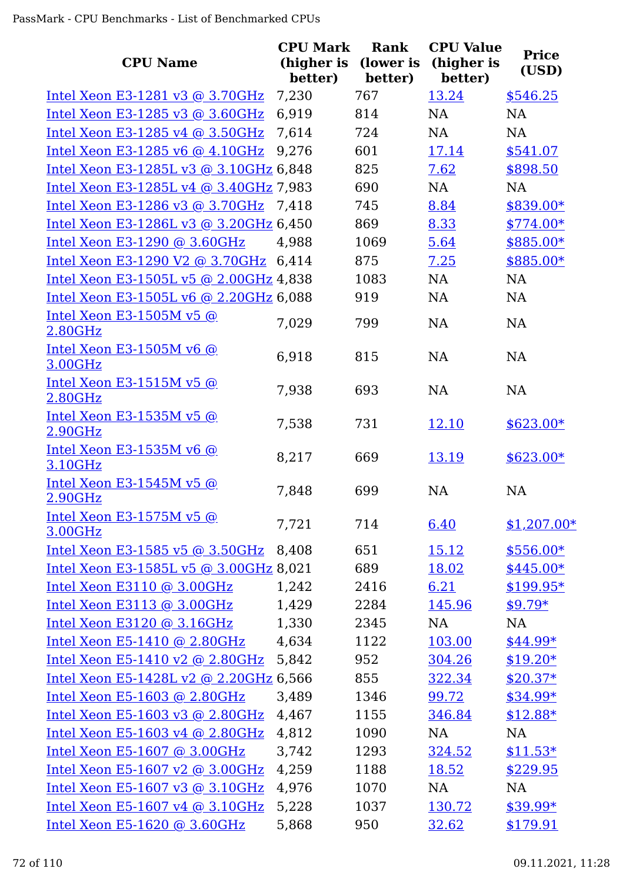| CPU Name | CPU Mark (higher is better) | Rank (lower is better) | CPU Value (higher is better) | Price (USD) |
|---|---|---|---|---|
| Intel Xeon E3-1281 v3 @ 3.70GHz | 7,230 | 767 | 13.24 | $546.25 |
| Intel Xeon E3-1285 v3 @ 3.60GHz | 6,919 | 814 | NA | NA |
| Intel Xeon E3-1285 v4 @ 3.50GHz | 7,614 | 724 | NA | NA |
| Intel Xeon E3-1285 v6 @ 4.10GHz | 9,276 | 601 | 17.14 | $541.07 |
| Intel Xeon E3-1285L v3 @ 3.10GHz | 6,848 | 825 | 7.62 | $898.50 |
| Intel Xeon E3-1285L v4 @ 3.40GHz | 7,983 | 690 | NA | NA |
| Intel Xeon E3-1286 v3 @ 3.70GHz | 7,418 | 745 | 8.84 | $839.00* |
| Intel Xeon E3-1286L v3 @ 3.20GHz | 6,450 | 869 | 8.33 | $774.00* |
| Intel Xeon E3-1290 @ 3.60GHz | 4,988 | 1069 | 5.64 | $885.00* |
| Intel Xeon E3-1290 V2 @ 3.70GHz | 6,414 | 875 | 7.25 | $885.00* |
| Intel Xeon E3-1505L v5 @ 2.00GHz | 4,838 | 1083 | NA | NA |
| Intel Xeon E3-1505L v6 @ 2.20GHz | 6,088 | 919 | NA | NA |
| Intel Xeon E3-1505M v5 @ 2.80GHz | 7,029 | 799 | NA | NA |
| Intel Xeon E3-1505M v6 @ 3.00GHz | 6,918 | 815 | NA | NA |
| Intel Xeon E3-1515M v5 @ 2.80GHz | 7,938 | 693 | NA | NA |
| Intel Xeon E3-1535M v5 @ 2.90GHz | 7,538 | 731 | 12.10 | $623.00* |
| Intel Xeon E3-1535M v6 @ 3.10GHz | 8,217 | 669 | 13.19 | $623.00* |
| Intel Xeon E3-1545M v5 @ 2.90GHz | 7,848 | 699 | NA | NA |
| Intel Xeon E3-1575M v5 @ 3.00GHz | 7,721 | 714 | 6.40 | $1,207.00* |
| Intel Xeon E3-1585 v5 @ 3.50GHz | 8,408 | 651 | 15.12 | $556.00* |
| Intel Xeon E3-1585L v5 @ 3.00GHz | 8,021 | 689 | 18.02 | $445.00* |
| Intel Xeon E3110 @ 3.00GHz | 1,242 | 2416 | 6.21 | $199.95* |
| Intel Xeon E3113 @ 3.00GHz | 1,429 | 2284 | 145.96 | $9.79* |
| Intel Xeon E3120 @ 3.16GHz | 1,330 | 2345 | NA | NA |
| Intel Xeon E5-1410 @ 2.80GHz | 4,634 | 1122 | 103.00 | $44.99* |
| Intel Xeon E5-1410 v2 @ 2.80GHz | 5,842 | 952 | 304.26 | $19.20* |
| Intel Xeon E5-1428L v2 @ 2.20GHz | 6,566 | 855 | 322.34 | $20.37* |
| Intel Xeon E5-1603 @ 2.80GHz | 3,489 | 1346 | 99.72 | $34.99* |
| Intel Xeon E5-1603 v3 @ 2.80GHz | 4,467 | 1155 | 346.84 | $12.88* |
| Intel Xeon E5-1603 v4 @ 2.80GHz | 4,812 | 1090 | NA | NA |
| Intel Xeon E5-1607 @ 3.00GHz | 3,742 | 1293 | 324.52 | $11.53* |
| Intel Xeon E5-1607 v2 @ 3.00GHz | 4,259 | 1188 | 18.52 | $229.95 |
| Intel Xeon E5-1607 v3 @ 3.10GHz | 4,976 | 1070 | NA | NA |
| Intel Xeon E5-1607 v4 @ 3.10GHz | 5,228 | 1037 | 130.72 | $39.99* |
| Intel Xeon E5-1620 @ 3.60GHz | 5,868 | 950 | 32.62 | $179.91 |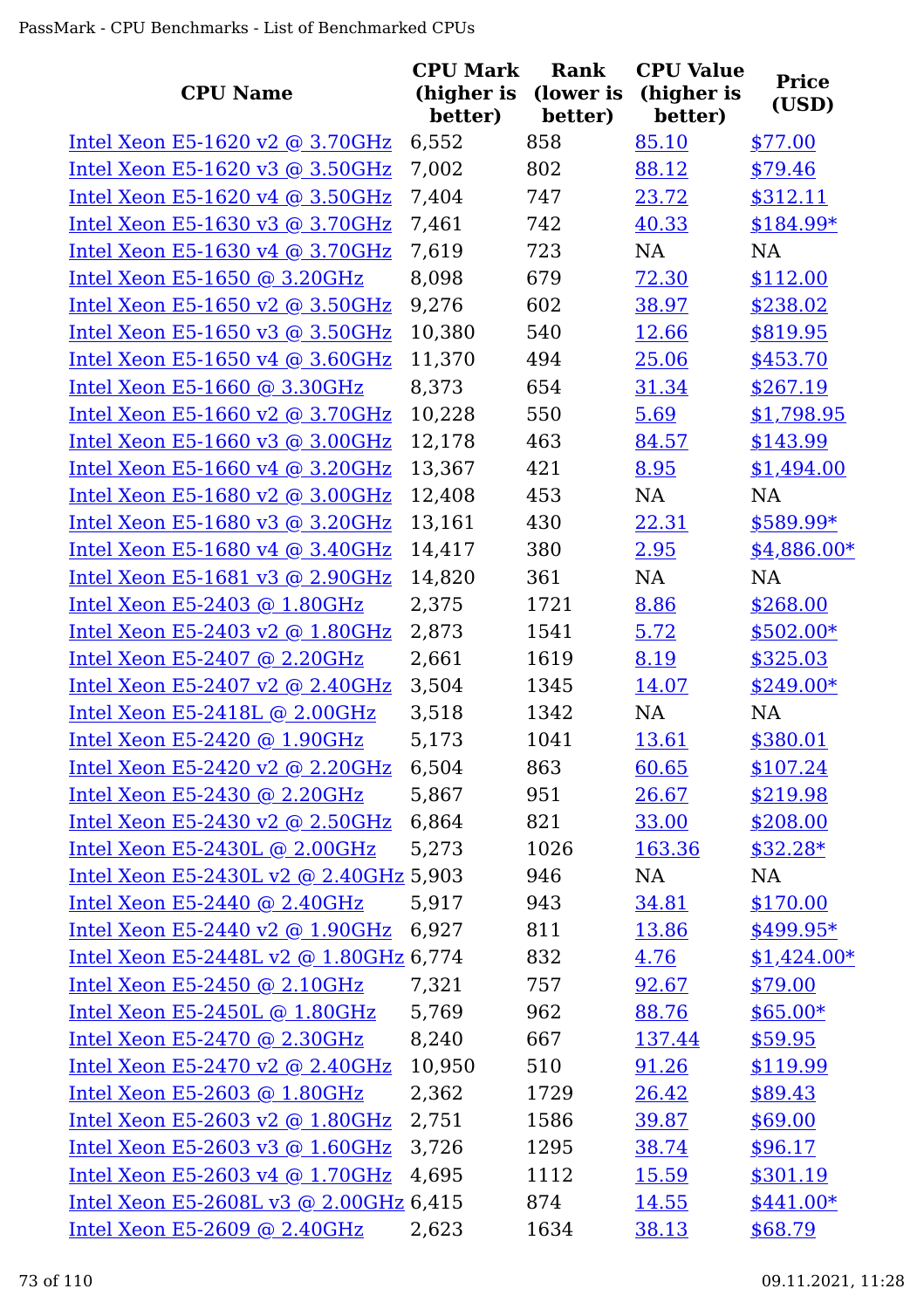| CPU Name | CPU Mark (higher is better) | Rank (lower is better) | CPU Value (higher is better) | Price (USD) |
|---|---|---|---|---|
| Intel Xeon E5-1620 v2 @ 3.70GHz | 6,552 | 858 | 85.10 | $77.00 |
| Intel Xeon E5-1620 v3 @ 3.50GHz | 7,002 | 802 | 88.12 | $79.46 |
| Intel Xeon E5-1620 v4 @ 3.50GHz | 7,404 | 747 | 23.72 | $312.11 |
| Intel Xeon E5-1630 v3 @ 3.70GHz | 7,461 | 742 | 40.33 | $184.99* |
| Intel Xeon E5-1630 v4 @ 3.70GHz | 7,619 | 723 | NA | NA |
| Intel Xeon E5-1650 @ 3.20GHz | 8,098 | 679 | 72.30 | $112.00 |
| Intel Xeon E5-1650 v2 @ 3.50GHz | 9,276 | 602 | 38.97 | $238.02 |
| Intel Xeon E5-1650 v3 @ 3.50GHz | 10,380 | 540 | 12.66 | $819.95 |
| Intel Xeon E5-1650 v4 @ 3.60GHz | 11,370 | 494 | 25.06 | $453.70 |
| Intel Xeon E5-1660 @ 3.30GHz | 8,373 | 654 | 31.34 | $267.19 |
| Intel Xeon E5-1660 v2 @ 3.70GHz | 10,228 | 550 | 5.69 | $1,798.95 |
| Intel Xeon E5-1660 v3 @ 3.00GHz | 12,178 | 463 | 84.57 | $143.99 |
| Intel Xeon E5-1660 v4 @ 3.20GHz | 13,367 | 421 | 8.95 | $1,494.00 |
| Intel Xeon E5-1680 v2 @ 3.00GHz | 12,408 | 453 | NA | NA |
| Intel Xeon E5-1680 v3 @ 3.20GHz | 13,161 | 430 | 22.31 | $589.99* |
| Intel Xeon E5-1680 v4 @ 3.40GHz | 14,417 | 380 | 2.95 | $4,886.00* |
| Intel Xeon E5-1681 v3 @ 2.90GHz | 14,820 | 361 | NA | NA |
| Intel Xeon E5-2403 @ 1.80GHz | 2,375 | 1721 | 8.86 | $268.00 |
| Intel Xeon E5-2403 v2 @ 1.80GHz | 2,873 | 1541 | 5.72 | $502.00* |
| Intel Xeon E5-2407 @ 2.20GHz | 2,661 | 1619 | 8.19 | $325.03 |
| Intel Xeon E5-2407 v2 @ 2.40GHz | 3,504 | 1345 | 14.07 | $249.00* |
| Intel Xeon E5-2418L @ 2.00GHz | 3,518 | 1342 | NA | NA |
| Intel Xeon E5-2420 @ 1.90GHz | 5,173 | 1041 | 13.61 | $380.01 |
| Intel Xeon E5-2420 v2 @ 2.20GHz | 6,504 | 863 | 60.65 | $107.24 |
| Intel Xeon E5-2430 @ 2.20GHz | 5,867 | 951 | 26.67 | $219.98 |
| Intel Xeon E5-2430 v2 @ 2.50GHz | 6,864 | 821 | 33.00 | $208.00 |
| Intel Xeon E5-2430L @ 2.00GHz | 5,273 | 1026 | 163.36 | $32.28* |
| Intel Xeon E5-2430L v2 @ 2.40GHz | 5,903 | 946 | NA | NA |
| Intel Xeon E5-2440 @ 2.40GHz | 5,917 | 943 | 34.81 | $170.00 |
| Intel Xeon E5-2440 v2 @ 1.90GHz | 6,927 | 811 | 13.86 | $499.95* |
| Intel Xeon E5-2448L v2 @ 1.80GHz | 6,774 | 832 | 4.76 | $1,424.00* |
| Intel Xeon E5-2450 @ 2.10GHz | 7,321 | 757 | 92.67 | $79.00 |
| Intel Xeon E5-2450L @ 1.80GHz | 5,769 | 962 | 88.76 | $65.00* |
| Intel Xeon E5-2470 @ 2.30GHz | 8,240 | 667 | 137.44 | $59.95 |
| Intel Xeon E5-2470 v2 @ 2.40GHz | 10,950 | 510 | 91.26 | $119.99 |
| Intel Xeon E5-2603 @ 1.80GHz | 2,362 | 1729 | 26.42 | $89.43 |
| Intel Xeon E5-2603 v2 @ 1.80GHz | 2,751 | 1586 | 39.87 | $69.00 |
| Intel Xeon E5-2603 v3 @ 1.60GHz | 3,726 | 1295 | 38.74 | $96.17 |
| Intel Xeon E5-2603 v4 @ 1.70GHz | 4,695 | 1112 | 15.59 | $301.19 |
| Intel Xeon E5-2608L v3 @ 2.00GHz | 6,415 | 874 | 14.55 | $441.00* |
| Intel Xeon E5-2609 @ 2.40GHz | 2,623 | 1634 | 38.13 | $68.79 |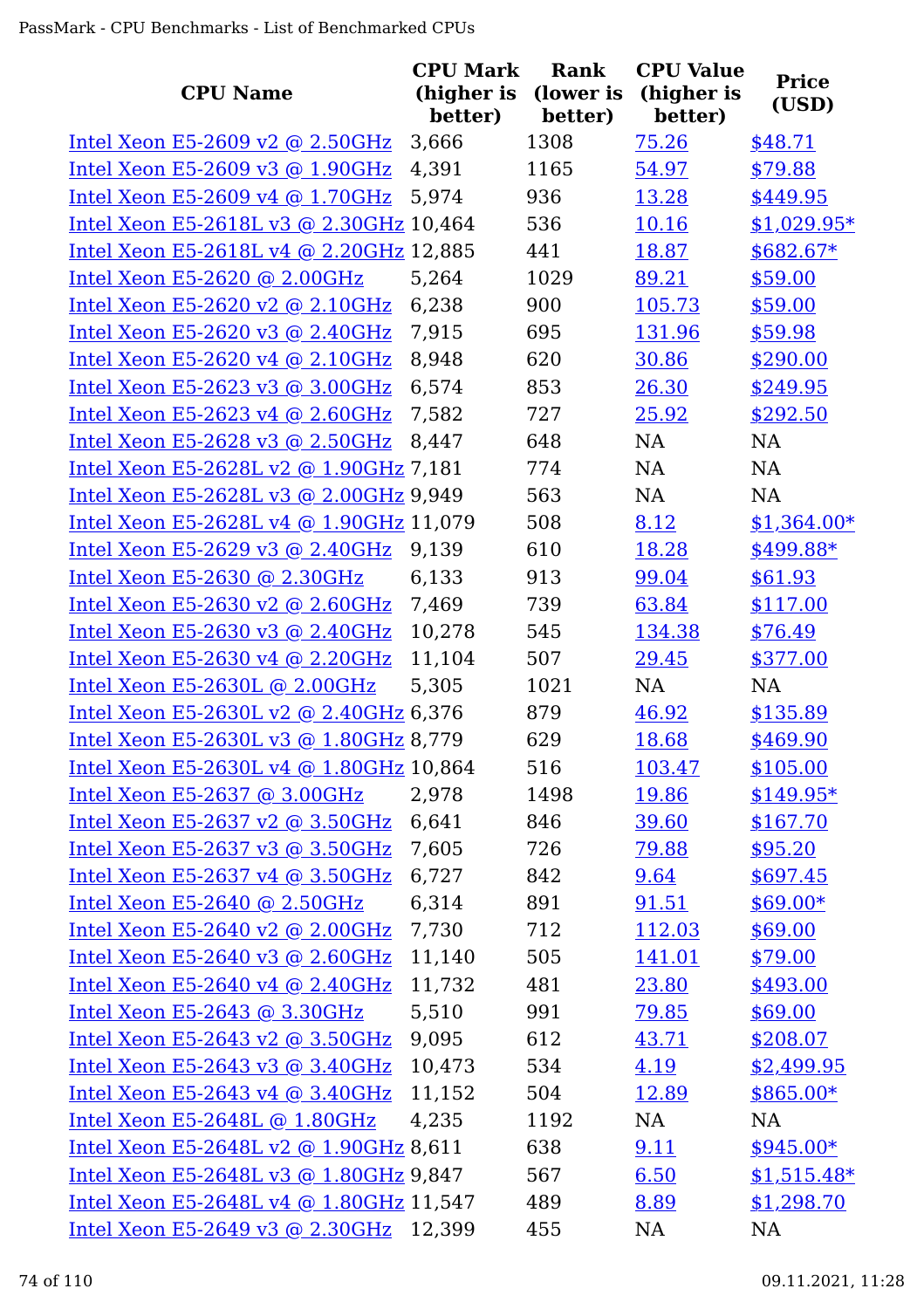| CPU Name | CPU Mark (higher is better) | Rank (lower is better) | CPU Value (higher is better) | Price (USD) |
|---|---|---|---|---|
| Intel Xeon E5-2609 v2 @ 2.50GHz | 3,666 | 1308 | 75.26 | $48.71 |
| Intel Xeon E5-2609 v3 @ 1.90GHz | 4,391 | 1165 | 54.97 | $79.88 |
| Intel Xeon E5-2609 v4 @ 1.70GHz | 5,974 | 936 | 13.28 | $449.95 |
| Intel Xeon E5-2618L v3 @ 2.30GHz | 10,464 | 536 | 10.16 | $1,029.95* |
| Intel Xeon E5-2618L v4 @ 2.20GHz | 12,885 | 441 | 18.87 | $682.67* |
| Intel Xeon E5-2620 @ 2.00GHz | 5,264 | 1029 | 89.21 | $59.00 |
| Intel Xeon E5-2620 v2 @ 2.10GHz | 6,238 | 900 | 105.73 | $59.00 |
| Intel Xeon E5-2620 v3 @ 2.40GHz | 7,915 | 695 | 131.96 | $59.98 |
| Intel Xeon E5-2620 v4 @ 2.10GHz | 8,948 | 620 | 30.86 | $290.00 |
| Intel Xeon E5-2623 v3 @ 3.00GHz | 6,574 | 853 | 26.30 | $249.95 |
| Intel Xeon E5-2623 v4 @ 2.60GHz | 7,582 | 727 | 25.92 | $292.50 |
| Intel Xeon E5-2628 v3 @ 2.50GHz | 8,447 | 648 | NA | NA |
| Intel Xeon E5-2628L v2 @ 1.90GHz | 7,181 | 774 | NA | NA |
| Intel Xeon E5-2628L v3 @ 2.00GHz | 9,949 | 563 | NA | NA |
| Intel Xeon E5-2628L v4 @ 1.90GHz | 11,079 | 508 | 8.12 | $1,364.00* |
| Intel Xeon E5-2629 v3 @ 2.40GHz | 9,139 | 610 | 18.28 | $499.88* |
| Intel Xeon E5-2630 @ 2.30GHz | 6,133 | 913 | 99.04 | $61.93 |
| Intel Xeon E5-2630 v2 @ 2.60GHz | 7,469 | 739 | 63.84 | $117.00 |
| Intel Xeon E5-2630 v3 @ 2.40GHz | 10,278 | 545 | 134.38 | $76.49 |
| Intel Xeon E5-2630 v4 @ 2.20GHz | 11,104 | 507 | 29.45 | $377.00 |
| Intel Xeon E5-2630L @ 2.00GHz | 5,305 | 1021 | NA | NA |
| Intel Xeon E5-2630L v2 @ 2.40GHz | 6,376 | 879 | 46.92 | $135.89 |
| Intel Xeon E5-2630L v3 @ 1.80GHz | 8,779 | 629 | 18.68 | $469.90 |
| Intel Xeon E5-2630L v4 @ 1.80GHz | 10,864 | 516 | 103.47 | $105.00 |
| Intel Xeon E5-2637 @ 3.00GHz | 2,978 | 1498 | 19.86 | $149.95* |
| Intel Xeon E5-2637 v2 @ 3.50GHz | 6,641 | 846 | 39.60 | $167.70 |
| Intel Xeon E5-2637 v3 @ 3.50GHz | 7,605 | 726 | 79.88 | $95.20 |
| Intel Xeon E5-2637 v4 @ 3.50GHz | 6,727 | 842 | 9.64 | $697.45 |
| Intel Xeon E5-2640 @ 2.50GHz | 6,314 | 891 | 91.51 | $69.00* |
| Intel Xeon E5-2640 v2 @ 2.00GHz | 7,730 | 712 | 112.03 | $69.00 |
| Intel Xeon E5-2640 v3 @ 2.60GHz | 11,140 | 505 | 141.01 | $79.00 |
| Intel Xeon E5-2640 v4 @ 2.40GHz | 11,732 | 481 | 23.80 | $493.00 |
| Intel Xeon E5-2643 @ 3.30GHz | 5,510 | 991 | 79.85 | $69.00 |
| Intel Xeon E5-2643 v2 @ 3.50GHz | 9,095 | 612 | 43.71 | $208.07 |
| Intel Xeon E5-2643 v3 @ 3.40GHz | 10,473 | 534 | 4.19 | $2,499.95 |
| Intel Xeon E5-2643 v4 @ 3.40GHz | 11,152 | 504 | 12.89 | $865.00* |
| Intel Xeon E5-2648L @ 1.80GHz | 4,235 | 1192 | NA | NA |
| Intel Xeon E5-2648L v2 @ 1.90GHz | 8,611 | 638 | 9.11 | $945.00* |
| Intel Xeon E5-2648L v3 @ 1.80GHz | 9,847 | 567 | 6.50 | $1,515.48* |
| Intel Xeon E5-2648L v4 @ 1.80GHz | 11,547 | 489 | 8.89 | $1,298.70 |
| Intel Xeon E5-2649 v3 @ 2.30GHz | 12,399 | 455 | NA | NA |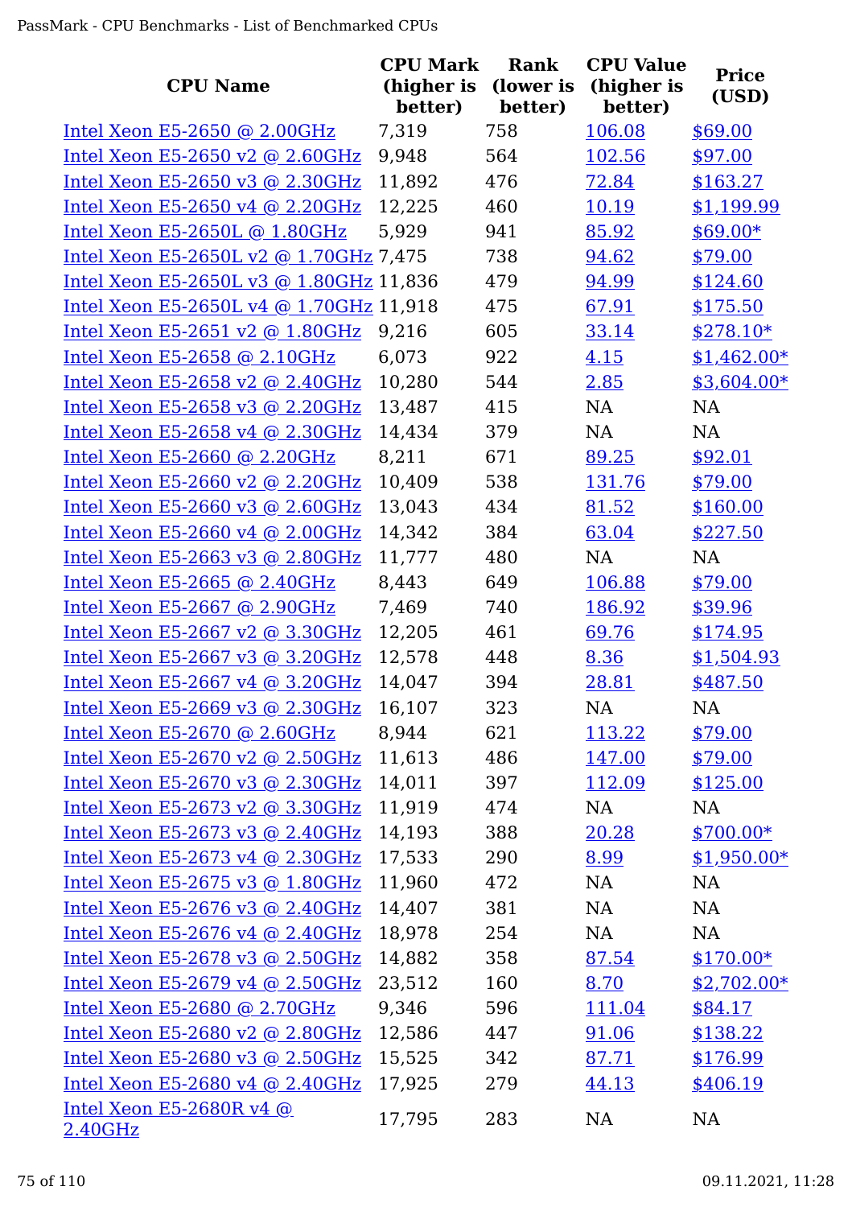| CPU Name | CPU Mark (higher is better) | Rank (lower is better) | CPU Value (higher is better) | Price (USD) |
|---|---|---|---|---|
| Intel Xeon E5-2650 @ 2.00GHz | 7,319 | 758 | 106.08 | $69.00 |
| Intel Xeon E5-2650 v2 @ 2.60GHz | 9,948 | 564 | 102.56 | $97.00 |
| Intel Xeon E5-2650 v3 @ 2.30GHz | 11,892 | 476 | 72.84 | $163.27 |
| Intel Xeon E5-2650 v4 @ 2.20GHz | 12,225 | 460 | 10.19 | $1,199.99 |
| Intel Xeon E5-2650L @ 1.80GHz | 5,929 | 941 | 85.92 | $69.00* |
| Intel Xeon E5-2650L v2 @ 1.70GHz | 7,475 | 738 | 94.62 | $79.00 |
| Intel Xeon E5-2650L v3 @ 1.80GHz | 11,836 | 479 | 94.99 | $124.60 |
| Intel Xeon E5-2650L v4 @ 1.70GHz | 11,918 | 475 | 67.91 | $175.50 |
| Intel Xeon E5-2651 v2 @ 1.80GHz | 9,216 | 605 | 33.14 | $278.10* |
| Intel Xeon E5-2658 @ 2.10GHz | 6,073 | 922 | 4.15 | $1,462.00* |
| Intel Xeon E5-2658 v2 @ 2.40GHz | 10,280 | 544 | 2.85 | $3,604.00* |
| Intel Xeon E5-2658 v3 @ 2.20GHz | 13,487 | 415 | NA | NA |
| Intel Xeon E5-2658 v4 @ 2.30GHz | 14,434 | 379 | NA | NA |
| Intel Xeon E5-2660 @ 2.20GHz | 8,211 | 671 | 89.25 | $92.01 |
| Intel Xeon E5-2660 v2 @ 2.20GHz | 10,409 | 538 | 131.76 | $79.00 |
| Intel Xeon E5-2660 v3 @ 2.60GHz | 13,043 | 434 | 81.52 | $160.00 |
| Intel Xeon E5-2660 v4 @ 2.00GHz | 14,342 | 384 | 63.04 | $227.50 |
| Intel Xeon E5-2663 v3 @ 2.80GHz | 11,777 | 480 | NA | NA |
| Intel Xeon E5-2665 @ 2.40GHz | 8,443 | 649 | 106.88 | $79.00 |
| Intel Xeon E5-2667 @ 2.90GHz | 7,469 | 740 | 186.92 | $39.96 |
| Intel Xeon E5-2667 v2 @ 3.30GHz | 12,205 | 461 | 69.76 | $174.95 |
| Intel Xeon E5-2667 v3 @ 3.20GHz | 12,578 | 448 | 8.36 | $1,504.93 |
| Intel Xeon E5-2667 v4 @ 3.20GHz | 14,047 | 394 | 28.81 | $487.50 |
| Intel Xeon E5-2669 v3 @ 2.30GHz | 16,107 | 323 | NA | NA |
| Intel Xeon E5-2670 @ 2.60GHz | 8,944 | 621 | 113.22 | $79.00 |
| Intel Xeon E5-2670 v2 @ 2.50GHz | 11,613 | 486 | 147.00 | $79.00 |
| Intel Xeon E5-2670 v3 @ 2.30GHz | 14,011 | 397 | 112.09 | $125.00 |
| Intel Xeon E5-2673 v2 @ 3.30GHz | 11,919 | 474 | NA | NA |
| Intel Xeon E5-2673 v3 @ 2.40GHz | 14,193 | 388 | 20.28 | $700.00* |
| Intel Xeon E5-2673 v4 @ 2.30GHz | 17,533 | 290 | 8.99 | $1,950.00* |
| Intel Xeon E5-2675 v3 @ 1.80GHz | 11,960 | 472 | NA | NA |
| Intel Xeon E5-2676 v3 @ 2.40GHz | 14,407 | 381 | NA | NA |
| Intel Xeon E5-2676 v4 @ 2.40GHz | 18,978 | 254 | NA | NA |
| Intel Xeon E5-2678 v3 @ 2.50GHz | 14,882 | 358 | 87.54 | $170.00* |
| Intel Xeon E5-2679 v4 @ 2.50GHz | 23,512 | 160 | 8.70 | $2,702.00* |
| Intel Xeon E5-2680 @ 2.70GHz | 9,346 | 596 | 111.04 | $84.17 |
| Intel Xeon E5-2680 v2 @ 2.80GHz | 12,586 | 447 | 91.06 | $138.22 |
| Intel Xeon E5-2680 v3 @ 2.50GHz | 15,525 | 342 | 87.71 | $176.99 |
| Intel Xeon E5-2680 v4 @ 2.40GHz | 17,925 | 279 | 44.13 | $406.19 |
| Intel Xeon E5-2680R v4 @ 2.40GHz | 17,795 | 283 | NA | NA |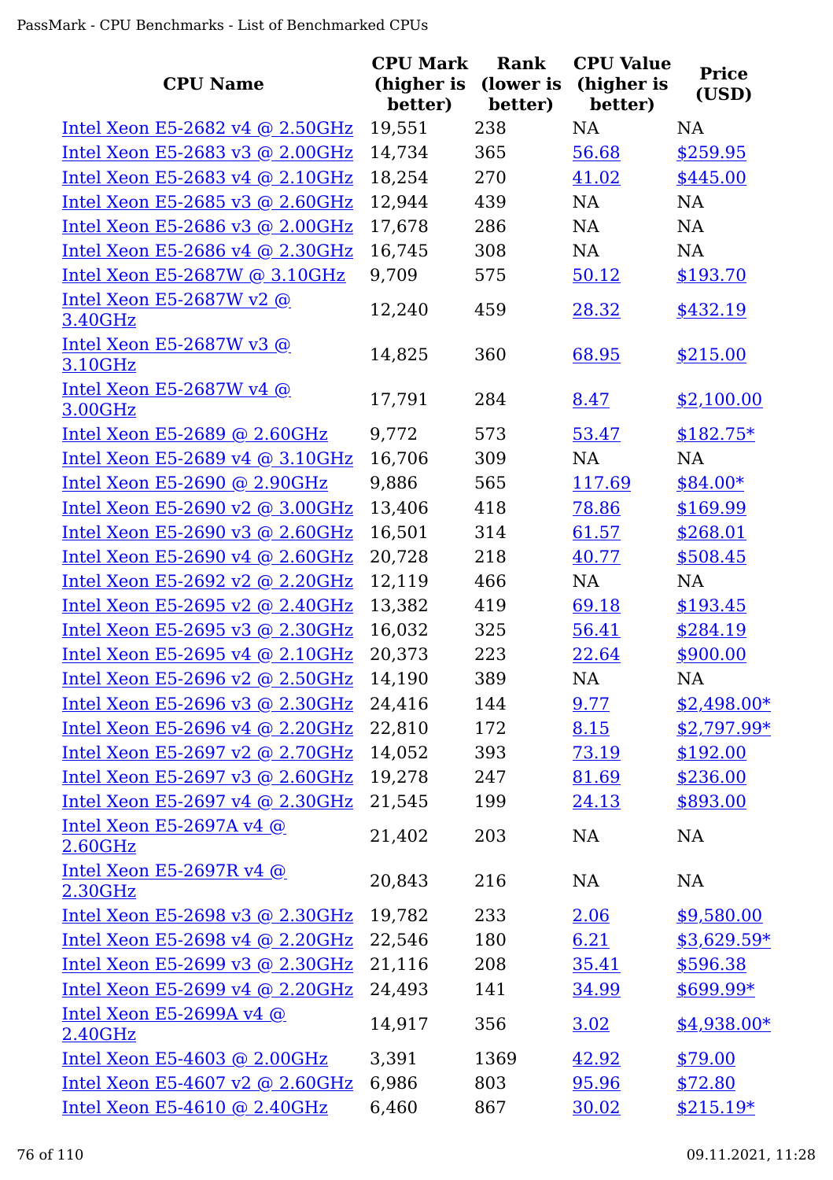| CPU Name | CPU Mark (higher is better) | Rank (lower is better) | CPU Value (higher is better) | Price (USD) |
|---|---|---|---|---|
| Intel Xeon E5-2682 v4 @ 2.50GHz | 19,551 | 238 | NA | NA |
| Intel Xeon E5-2683 v3 @ 2.00GHz | 14,734 | 365 | 56.68 | $259.95 |
| Intel Xeon E5-2683 v4 @ 2.10GHz | 18,254 | 270 | 41.02 | $445.00 |
| Intel Xeon E5-2685 v3 @ 2.60GHz | 12,944 | 439 | NA | NA |
| Intel Xeon E5-2686 v3 @ 2.00GHz | 17,678 | 286 | NA | NA |
| Intel Xeon E5-2686 v4 @ 2.30GHz | 16,745 | 308 | NA | NA |
| Intel Xeon E5-2687W @ 3.10GHz | 9,709 | 575 | 50.12 | $193.70 |
| Intel Xeon E5-2687W v2 @ 3.40GHz | 12,240 | 459 | 28.32 | $432.19 |
| Intel Xeon E5-2687W v3 @ 3.10GHz | 14,825 | 360 | 68.95 | $215.00 |
| Intel Xeon E5-2687W v4 @ 3.00GHz | 17,791 | 284 | 8.47 | $2,100.00 |
| Intel Xeon E5-2689 @ 2.60GHz | 9,772 | 573 | 53.47 | $182.75* |
| Intel Xeon E5-2689 v4 @ 3.10GHz | 16,706 | 309 | NA | NA |
| Intel Xeon E5-2690 @ 2.90GHz | 9,886 | 565 | 117.69 | $84.00* |
| Intel Xeon E5-2690 v2 @ 3.00GHz | 13,406 | 418 | 78.86 | $169.99 |
| Intel Xeon E5-2690 v3 @ 2.60GHz | 16,501 | 314 | 61.57 | $268.01 |
| Intel Xeon E5-2690 v4 @ 2.60GHz | 20,728 | 218 | 40.77 | $508.45 |
| Intel Xeon E5-2692 v2 @ 2.20GHz | 12,119 | 466 | NA | NA |
| Intel Xeon E5-2695 v2 @ 2.40GHz | 13,382 | 419 | 69.18 | $193.45 |
| Intel Xeon E5-2695 v3 @ 2.30GHz | 16,032 | 325 | 56.41 | $284.19 |
| Intel Xeon E5-2695 v4 @ 2.10GHz | 20,373 | 223 | 22.64 | $900.00 |
| Intel Xeon E5-2696 v2 @ 2.50GHz | 14,190 | 389 | NA | NA |
| Intel Xeon E5-2696 v3 @ 2.30GHz | 24,416 | 144 | 9.77 | $2,498.00* |
| Intel Xeon E5-2696 v4 @ 2.20GHz | 22,810 | 172 | 8.15 | $2,797.99* |
| Intel Xeon E5-2697 v2 @ 2.70GHz | 14,052 | 393 | 73.19 | $192.00 |
| Intel Xeon E5-2697 v3 @ 2.60GHz | 19,278 | 247 | 81.69 | $236.00 |
| Intel Xeon E5-2697 v4 @ 2.30GHz | 21,545 | 199 | 24.13 | $893.00 |
| Intel Xeon E5-2697A v4 @ 2.60GHz | 21,402 | 203 | NA | NA |
| Intel Xeon E5-2697R v4 @ 2.30GHz | 20,843 | 216 | NA | NA |
| Intel Xeon E5-2698 v3 @ 2.30GHz | 19,782 | 233 | 2.06 | $9,580.00 |
| Intel Xeon E5-2698 v4 @ 2.20GHz | 22,546 | 180 | 6.21 | $3,629.59* |
| Intel Xeon E5-2699 v3 @ 2.30GHz | 21,116 | 208 | 35.41 | $596.38 |
| Intel Xeon E5-2699 v4 @ 2.20GHz | 24,493 | 141 | 34.99 | $699.99* |
| Intel Xeon E5-2699A v4 @ 2.40GHz | 14,917 | 356 | 3.02 | $4,938.00* |
| Intel Xeon E5-4603 @ 2.00GHz | 3,391 | 1369 | 42.92 | $79.00 |
| Intel Xeon E5-4607 v2 @ 2.60GHz | 6,986 | 803 | 95.96 | $72.80 |
| Intel Xeon E5-4610 @ 2.40GHz | 6,460 | 867 | 30.02 | $215.19* |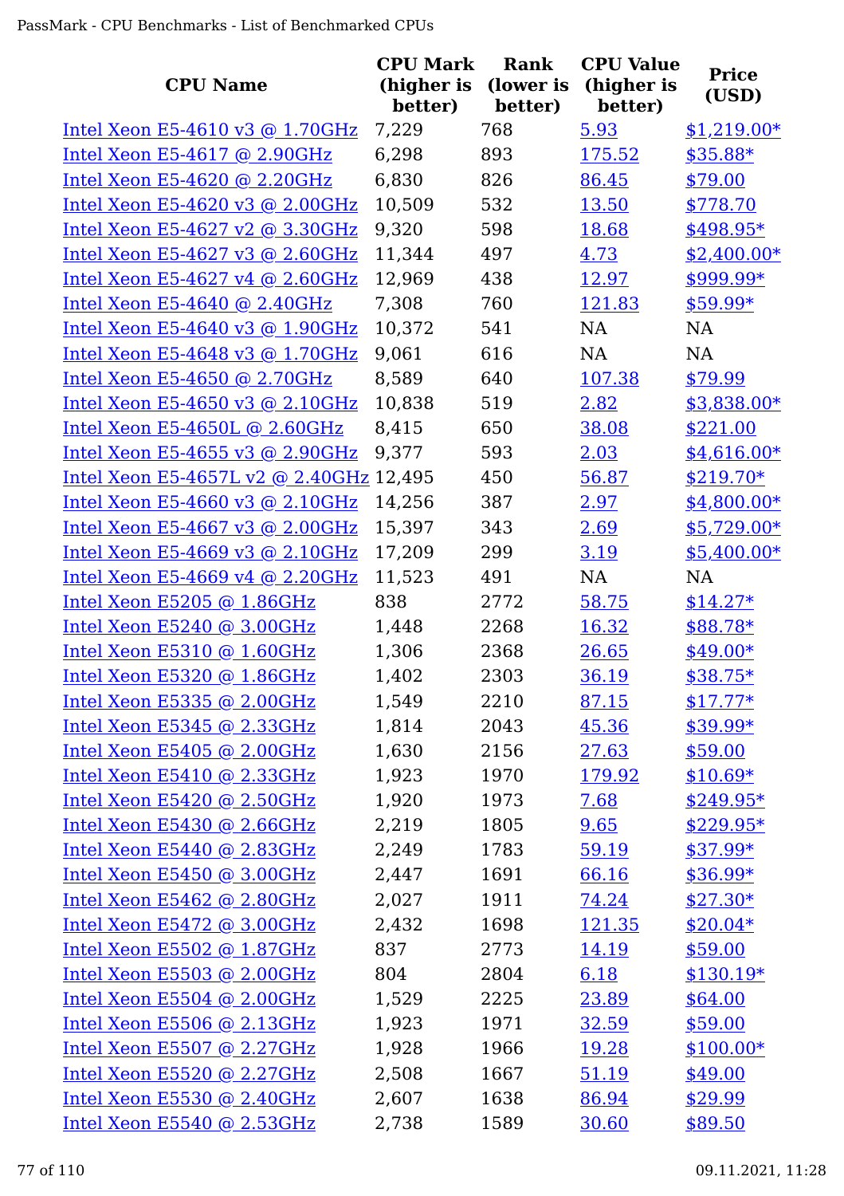| CPU Name | CPU Mark (higher is better) | Rank (lower is better) | CPU Value (higher is better) | Price (USD) |
|---|---|---|---|---|
| Intel Xeon E5-4610 v3 @ 1.70GHz | 7,229 | 768 | 5.93 | $1,219.00* |
| Intel Xeon E5-4617 @ 2.90GHz | 6,298 | 893 | 175.52 | $35.88* |
| Intel Xeon E5-4620 @ 2.20GHz | 6,830 | 826 | 86.45 | $79.00 |
| Intel Xeon E5-4620 v3 @ 2.00GHz | 10,509 | 532 | 13.50 | $778.70 |
| Intel Xeon E5-4627 v2 @ 3.30GHz | 9,320 | 598 | 18.68 | $498.95* |
| Intel Xeon E5-4627 v3 @ 2.60GHz | 11,344 | 497 | 4.73 | $2,400.00* |
| Intel Xeon E5-4627 v4 @ 2.60GHz | 12,969 | 438 | 12.97 | $999.99* |
| Intel Xeon E5-4640 @ 2.40GHz | 7,308 | 760 | 121.83 | $59.99* |
| Intel Xeon E5-4640 v3 @ 1.90GHz | 10,372 | 541 | NA | NA |
| Intel Xeon E5-4648 v3 @ 1.70GHz | 9,061 | 616 | NA | NA |
| Intel Xeon E5-4650 @ 2.70GHz | 8,589 | 640 | 107.38 | $79.99 |
| Intel Xeon E5-4650 v3 @ 2.10GHz | 10,838 | 519 | 2.82 | $3,838.00* |
| Intel Xeon E5-4650L @ 2.60GHz | 8,415 | 650 | 38.08 | $221.00 |
| Intel Xeon E5-4655 v3 @ 2.90GHz | 9,377 | 593 | 2.03 | $4,616.00* |
| Intel Xeon E5-4657L v2 @ 2.40GHz | 12,495 | 450 | 56.87 | $219.70* |
| Intel Xeon E5-4660 v3 @ 2.10GHz | 14,256 | 387 | 2.97 | $4,800.00* |
| Intel Xeon E5-4667 v3 @ 2.00GHz | 15,397 | 343 | 2.69 | $5,729.00* |
| Intel Xeon E5-4669 v3 @ 2.10GHz | 17,209 | 299 | 3.19 | $5,400.00* |
| Intel Xeon E5-4669 v4 @ 2.20GHz | 11,523 | 491 | NA | NA |
| Intel Xeon E5205 @ 1.86GHz | 838 | 2772 | 58.75 | $14.27* |
| Intel Xeon E5240 @ 3.00GHz | 1,448 | 2268 | 16.32 | $88.78* |
| Intel Xeon E5310 @ 1.60GHz | 1,306 | 2368 | 26.65 | $49.00* |
| Intel Xeon E5320 @ 1.86GHz | 1,402 | 2303 | 36.19 | $38.75* |
| Intel Xeon E5335 @ 2.00GHz | 1,549 | 2210 | 87.15 | $17.77* |
| Intel Xeon E5345 @ 2.33GHz | 1,814 | 2043 | 45.36 | $39.99* |
| Intel Xeon E5405 @ 2.00GHz | 1,630 | 2156 | 27.63 | $59.00 |
| Intel Xeon E5410 @ 2.33GHz | 1,923 | 1970 | 179.92 | $10.69* |
| Intel Xeon E5420 @ 2.50GHz | 1,920 | 1973 | 7.68 | $249.95* |
| Intel Xeon E5430 @ 2.66GHz | 2,219 | 1805 | 9.65 | $229.95* |
| Intel Xeon E5440 @ 2.83GHz | 2,249 | 1783 | 59.19 | $37.99* |
| Intel Xeon E5450 @ 3.00GHz | 2,447 | 1691 | 66.16 | $36.99* |
| Intel Xeon E5462 @ 2.80GHz | 2,027 | 1911 | 74.24 | $27.30* |
| Intel Xeon E5472 @ 3.00GHz | 2,432 | 1698 | 121.35 | $20.04* |
| Intel Xeon E5502 @ 1.87GHz | 837 | 2773 | 14.19 | $59.00 |
| Intel Xeon E5503 @ 2.00GHz | 804 | 2804 | 6.18 | $130.19* |
| Intel Xeon E5504 @ 2.00GHz | 1,529 | 2225 | 23.89 | $64.00 |
| Intel Xeon E5506 @ 2.13GHz | 1,923 | 1971 | 32.59 | $59.00 |
| Intel Xeon E5507 @ 2.27GHz | 1,928 | 1966 | 19.28 | $100.00* |
| Intel Xeon E5520 @ 2.27GHz | 2,508 | 1667 | 51.19 | $49.00 |
| Intel Xeon E5530 @ 2.40GHz | 2,607 | 1638 | 86.94 | $29.99 |
| Intel Xeon E5540 @ 2.53GHz | 2,738 | 1589 | 30.60 | $89.50 |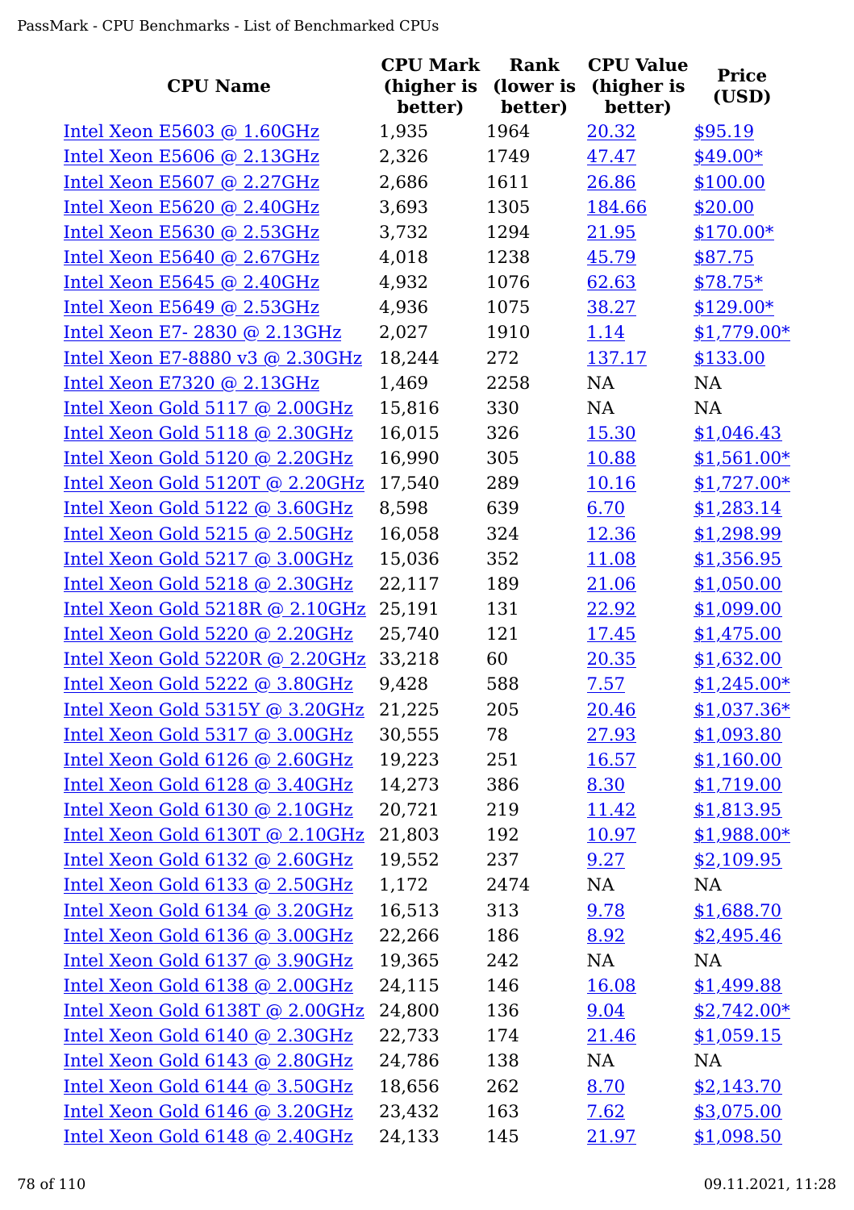| CPU Name | CPU Mark (higher is better) | Rank (lower is better) | CPU Value (higher is better) | Price (USD) |
|---|---|---|---|---|
| Intel Xeon E5603 @ 1.60GHz | 1,935 | 1964 | 20.32 | $95.19 |
| Intel Xeon E5606 @ 2.13GHz | 2,326 | 1749 | 47.47 | $49.00* |
| Intel Xeon E5607 @ 2.27GHz | 2,686 | 1611 | 26.86 | $100.00 |
| Intel Xeon E5620 @ 2.40GHz | 3,693 | 1305 | 184.66 | $20.00 |
| Intel Xeon E5630 @ 2.53GHz | 3,732 | 1294 | 21.95 | $170.00* |
| Intel Xeon E5640 @ 2.67GHz | 4,018 | 1238 | 45.79 | $87.75 |
| Intel Xeon E5645 @ 2.40GHz | 4,932 | 1076 | 62.63 | $78.75* |
| Intel Xeon E5649 @ 2.53GHz | 4,936 | 1075 | 38.27 | $129.00* |
| Intel Xeon E7- 2830 @ 2.13GHz | 2,027 | 1910 | 1.14 | $1,779.00* |
| Intel Xeon E7-8880 v3 @ 2.30GHz | 18,244 | 272 | 137.17 | $133.00 |
| Intel Xeon E7320 @ 2.13GHz | 1,469 | 2258 | NA | NA |
| Intel Xeon Gold 5117 @ 2.00GHz | 15,816 | 330 | NA | NA |
| Intel Xeon Gold 5118 @ 2.30GHz | 16,015 | 326 | 15.30 | $1,046.43 |
| Intel Xeon Gold 5120 @ 2.20GHz | 16,990 | 305 | 10.88 | $1,561.00* |
| Intel Xeon Gold 5120T @ 2.20GHz | 17,540 | 289 | 10.16 | $1,727.00* |
| Intel Xeon Gold 5122 @ 3.60GHz | 8,598 | 639 | 6.70 | $1,283.14 |
| Intel Xeon Gold 5215 @ 2.50GHz | 16,058 | 324 | 12.36 | $1,298.99 |
| Intel Xeon Gold 5217 @ 3.00GHz | 15,036 | 352 | 11.08 | $1,356.95 |
| Intel Xeon Gold 5218 @ 2.30GHz | 22,117 | 189 | 21.06 | $1,050.00 |
| Intel Xeon Gold 5218R @ 2.10GHz | 25,191 | 131 | 22.92 | $1,099.00 |
| Intel Xeon Gold 5220 @ 2.20GHz | 25,740 | 121 | 17.45 | $1,475.00 |
| Intel Xeon Gold 5220R @ 2.20GHz | 33,218 | 60 | 20.35 | $1,632.00 |
| Intel Xeon Gold 5222 @ 3.80GHz | 9,428 | 588 | 7.57 | $1,245.00* |
| Intel Xeon Gold 5315Y @ 3.20GHz | 21,225 | 205 | 20.46 | $1,037.36* |
| Intel Xeon Gold 5317 @ 3.00GHz | 30,555 | 78 | 27.93 | $1,093.80 |
| Intel Xeon Gold 6126 @ 2.60GHz | 19,223 | 251 | 16.57 | $1,160.00 |
| Intel Xeon Gold 6128 @ 3.40GHz | 14,273 | 386 | 8.30 | $1,719.00 |
| Intel Xeon Gold 6130 @ 2.10GHz | 20,721 | 219 | 11.42 | $1,813.95 |
| Intel Xeon Gold 6130T @ 2.10GHz | 21,803 | 192 | 10.97 | $1,988.00* |
| Intel Xeon Gold 6132 @ 2.60GHz | 19,552 | 237 | 9.27 | $2,109.95 |
| Intel Xeon Gold 6133 @ 2.50GHz | 1,172 | 2474 | NA | NA |
| Intel Xeon Gold 6134 @ 3.20GHz | 16,513 | 313 | 9.78 | $1,688.70 |
| Intel Xeon Gold 6136 @ 3.00GHz | 22,266 | 186 | 8.92 | $2,495.46 |
| Intel Xeon Gold 6137 @ 3.90GHz | 19,365 | 242 | NA | NA |
| Intel Xeon Gold 6138 @ 2.00GHz | 24,115 | 146 | 16.08 | $1,499.88 |
| Intel Xeon Gold 6138T @ 2.00GHz | 24,800 | 136 | 9.04 | $2,742.00* |
| Intel Xeon Gold 6140 @ 2.30GHz | 22,733 | 174 | 21.46 | $1,059.15 |
| Intel Xeon Gold 6143 @ 2.80GHz | 24,786 | 138 | NA | NA |
| Intel Xeon Gold 6144 @ 3.50GHz | 18,656 | 262 | 8.70 | $2,143.70 |
| Intel Xeon Gold 6146 @ 3.20GHz | 23,432 | 163 | 7.62 | $3,075.00 |
| Intel Xeon Gold 6148 @ 2.40GHz | 24,133 | 145 | 21.97 | $1,098.50 |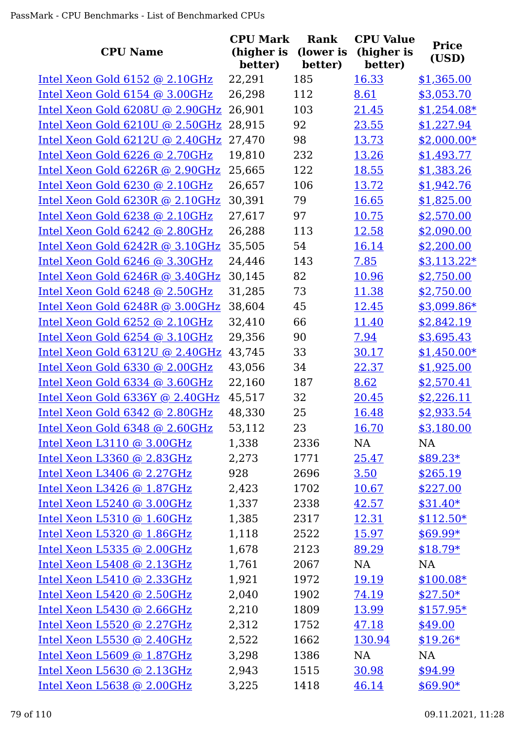| CPU Name | CPU Mark (higher is better) | Rank (lower is better) | CPU Value (higher is better) | Price (USD) |
|---|---|---|---|---|
| Intel Xeon Gold 6152 @ 2.10GHz | 22,291 | 185 | 16.33 | $1,365.00 |
| Intel Xeon Gold 6154 @ 3.00GHz | 26,298 | 112 | 8.61 | $3,053.70 |
| Intel Xeon Gold 6208U @ 2.90GHz | 26,901 | 103 | 21.45 | $1,254.08* |
| Intel Xeon Gold 6210U @ 2.50GHz | 28,915 | 92 | 23.55 | $1,227.94 |
| Intel Xeon Gold 6212U @ 2.40GHz | 27,470 | 98 | 13.73 | $2,000.00* |
| Intel Xeon Gold 6226 @ 2.70GHz | 19,810 | 232 | 13.26 | $1,493.77 |
| Intel Xeon Gold 6226R @ 2.90GHz | 25,665 | 122 | 18.55 | $1,383.26 |
| Intel Xeon Gold 6230 @ 2.10GHz | 26,657 | 106 | 13.72 | $1,942.76 |
| Intel Xeon Gold 6230R @ 2.10GHz | 30,391 | 79 | 16.65 | $1,825.00 |
| Intel Xeon Gold 6238 @ 2.10GHz | 27,617 | 97 | 10.75 | $2,570.00 |
| Intel Xeon Gold 6242 @ 2.80GHz | 26,288 | 113 | 12.58 | $2,090.00 |
| Intel Xeon Gold 6242R @ 3.10GHz | 35,505 | 54 | 16.14 | $2,200.00 |
| Intel Xeon Gold 6246 @ 3.30GHz | 24,446 | 143 | 7.85 | $3,113.22* |
| Intel Xeon Gold 6246R @ 3.40GHz | 30,145 | 82 | 10.96 | $2,750.00 |
| Intel Xeon Gold 6248 @ 2.50GHz | 31,285 | 73 | 11.38 | $2,750.00 |
| Intel Xeon Gold 6248R @ 3.00GHz | 38,604 | 45 | 12.45 | $3,099.86* |
| Intel Xeon Gold 6252 @ 2.10GHz | 32,410 | 66 | 11.40 | $2,842.19 |
| Intel Xeon Gold 6254 @ 3.10GHz | 29,356 | 90 | 7.94 | $3,695.43 |
| Intel Xeon Gold 6312U @ 2.40GHz | 43,745 | 33 | 30.17 | $1,450.00* |
| Intel Xeon Gold 6330 @ 2.00GHz | 43,056 | 34 | 22.37 | $1,925.00 |
| Intel Xeon Gold 6334 @ 3.60GHz | 22,160 | 187 | 8.62 | $2,570.41 |
| Intel Xeon Gold 6336Y @ 2.40GHz | 45,517 | 32 | 20.45 | $2,226.11 |
| Intel Xeon Gold 6342 @ 2.80GHz | 48,330 | 25 | 16.48 | $2,933.54 |
| Intel Xeon Gold 6348 @ 2.60GHz | 53,112 | 23 | 16.70 | $3,180.00 |
| Intel Xeon L3110 @ 3.00GHz | 1,338 | 2336 | NA | NA |
| Intel Xeon L3360 @ 2.83GHz | 2,273 | 1771 | 25.47 | $89.23* |
| Intel Xeon L3406 @ 2.27GHz | 928 | 2696 | 3.50 | $265.19 |
| Intel Xeon L3426 @ 1.87GHz | 2,423 | 1702 | 10.67 | $227.00 |
| Intel Xeon L5240 @ 3.00GHz | 1,337 | 2338 | 42.57 | $31.40* |
| Intel Xeon L5310 @ 1.60GHz | 1,385 | 2317 | 12.31 | $112.50* |
| Intel Xeon L5320 @ 1.86GHz | 1,118 | 2522 | 15.97 | $69.99* |
| Intel Xeon L5335 @ 2.00GHz | 1,678 | 2123 | 89.29 | $18.79* |
| Intel Xeon L5408 @ 2.13GHz | 1,761 | 2067 | NA | NA |
| Intel Xeon L5410 @ 2.33GHz | 1,921 | 1972 | 19.19 | $100.08* |
| Intel Xeon L5420 @ 2.50GHz | 2,040 | 1902 | 74.19 | $27.50* |
| Intel Xeon L5430 @ 2.66GHz | 2,210 | 1809 | 13.99 | $157.95* |
| Intel Xeon L5520 @ 2.27GHz | 2,312 | 1752 | 47.18 | $49.00 |
| Intel Xeon L5530 @ 2.40GHz | 2,522 | 1662 | 130.94 | $19.26* |
| Intel Xeon L5609 @ 1.87GHz | 3,298 | 1386 | NA | NA |
| Intel Xeon L5630 @ 2.13GHz | 2,943 | 1515 | 30.98 | $94.99 |
| Intel Xeon L5638 @ 2.00GHz | 3,225 | 1418 | 46.14 | $69.90* |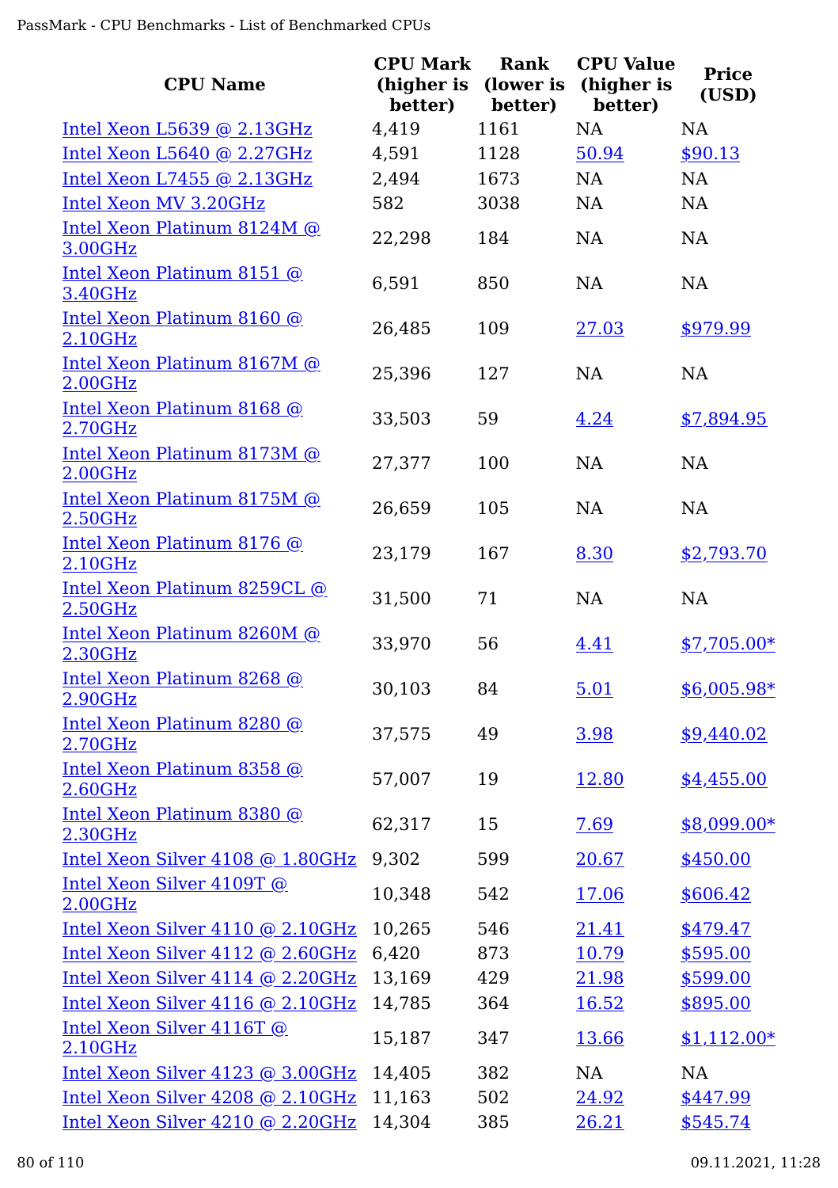| CPU Name | CPU Mark (higher is better) | Rank (lower is better) | CPU Value (higher is better) | Price (USD) |
|---|---|---|---|---|
| Intel Xeon L5639 @ 2.13GHz | 4,419 | 1161 | NA | NA |
| Intel Xeon L5640 @ 2.27GHz | 4,591 | 1128 | 50.94 | $90.13 |
| Intel Xeon L7455 @ 2.13GHz | 2,494 | 1673 | NA | NA |
| Intel Xeon MV 3.20GHz | 582 | 3038 | NA | NA |
| Intel Xeon Platinum 8124M @ 3.00GHz | 22,298 | 184 | NA | NA |
| Intel Xeon Platinum 8151 @ 3.40GHz | 6,591 | 850 | NA | NA |
| Intel Xeon Platinum 8160 @ 2.10GHz | 26,485 | 109 | 27.03 | $979.99 |
| Intel Xeon Platinum 8167M @ 2.00GHz | 25,396 | 127 | NA | NA |
| Intel Xeon Platinum 8168 @ 2.70GHz | 33,503 | 59 | 4.24 | $7,894.95 |
| Intel Xeon Platinum 8173M @ 2.00GHz | 27,377 | 100 | NA | NA |
| Intel Xeon Platinum 8175M @ 2.50GHz | 26,659 | 105 | NA | NA |
| Intel Xeon Platinum 8176 @ 2.10GHz | 23,179 | 167 | 8.30 | $2,793.70 |
| Intel Xeon Platinum 8259CL @ 2.50GHz | 31,500 | 71 | NA | NA |
| Intel Xeon Platinum 8260M @ 2.30GHz | 33,970 | 56 | 4.41 | $7,705.00* |
| Intel Xeon Platinum 8268 @ 2.90GHz | 30,103 | 84 | 5.01 | $6,005.98* |
| Intel Xeon Platinum 8280 @ 2.70GHz | 37,575 | 49 | 3.98 | $9,440.02 |
| Intel Xeon Platinum 8358 @ 2.60GHz | 57,007 | 19 | 12.80 | $4,455.00 |
| Intel Xeon Platinum 8380 @ 2.30GHz | 62,317 | 15 | 7.69 | $8,099.00* |
| Intel Xeon Silver 4108 @ 1.80GHz | 9,302 | 599 | 20.67 | $450.00 |
| Intel Xeon Silver 4109T @ 2.00GHz | 10,348 | 542 | 17.06 | $606.42 |
| Intel Xeon Silver 4110 @ 2.10GHz | 10,265 | 546 | 21.41 | $479.47 |
| Intel Xeon Silver 4112 @ 2.60GHz | 6,420 | 873 | 10.79 | $595.00 |
| Intel Xeon Silver 4114 @ 2.20GHz | 13,169 | 429 | 21.98 | $599.00 |
| Intel Xeon Silver 4116 @ 2.10GHz | 14,785 | 364 | 16.52 | $895.00 |
| Intel Xeon Silver 4116T @ 2.10GHz | 15,187 | 347 | 13.66 | $1,112.00* |
| Intel Xeon Silver 4123 @ 3.00GHz | 14,405 | 382 | NA | NA |
| Intel Xeon Silver 4208 @ 2.10GHz | 11,163 | 502 | 24.92 | $447.99 |
| Intel Xeon Silver 4210 @ 2.20GHz | 14,304 | 385 | 26.21 | $545.74 |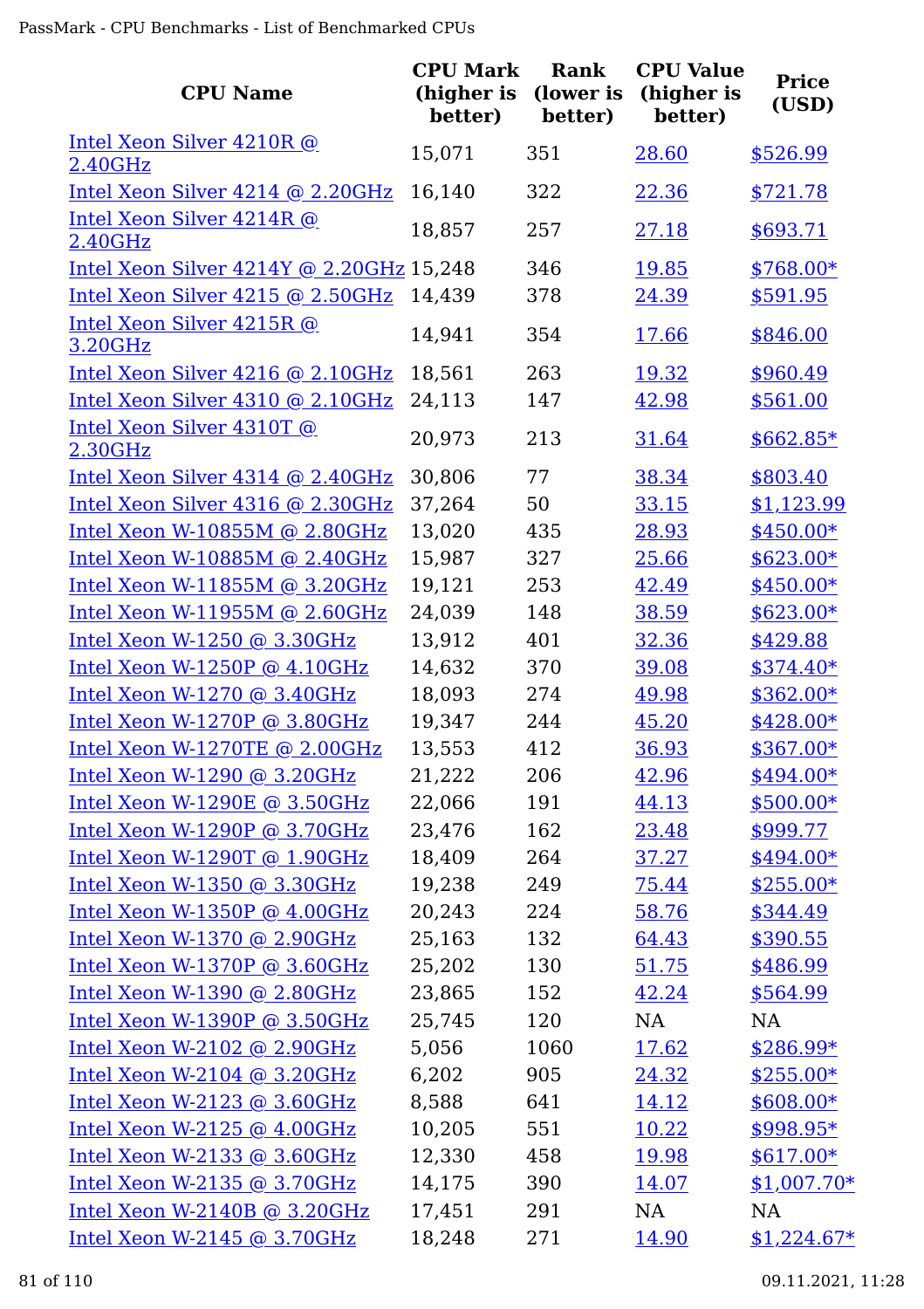| CPU Name | CPU Mark (higher is better) | Rank (lower is better) | CPU Value (higher is better) | Price (USD) |
|---|---|---|---|---|
| Intel Xeon Silver 4210R @ 2.40GHz | 15,071 | 351 | 28.60 | $526.99 |
| Intel Xeon Silver 4214 @ 2.20GHz | 16,140 | 322 | 22.36 | $721.78 |
| Intel Xeon Silver 4214R @ 2.40GHz | 18,857 | 257 | 27.18 | $693.71 |
| Intel Xeon Silver 4214Y @ 2.20GHz | 15,248 | 346 | 19.85 | $768.00* |
| Intel Xeon Silver 4215 @ 2.50GHz | 14,439 | 378 | 24.39 | $591.95 |
| Intel Xeon Silver 4215R @ 3.20GHz | 14,941 | 354 | 17.66 | $846.00 |
| Intel Xeon Silver 4216 @ 2.10GHz | 18,561 | 263 | 19.32 | $960.49 |
| Intel Xeon Silver 4310 @ 2.10GHz | 24,113 | 147 | 42.98 | $561.00 |
| Intel Xeon Silver 4310T @ 2.30GHz | 20,973 | 213 | 31.64 | $662.85* |
| Intel Xeon Silver 4314 @ 2.40GHz | 30,806 | 77 | 38.34 | $803.40 |
| Intel Xeon Silver 4316 @ 2.30GHz | 37,264 | 50 | 33.15 | $1,123.99 |
| Intel Xeon W-10855M @ 2.80GHz | 13,020 | 435 | 28.93 | $450.00* |
| Intel Xeon W-10885M @ 2.40GHz | 15,987 | 327 | 25.66 | $623.00* |
| Intel Xeon W-11855M @ 3.20GHz | 19,121 | 253 | 42.49 | $450.00* |
| Intel Xeon W-11955M @ 2.60GHz | 24,039 | 148 | 38.59 | $623.00* |
| Intel Xeon W-1250 @ 3.30GHz | 13,912 | 401 | 32.36 | $429.88 |
| Intel Xeon W-1250P @ 4.10GHz | 14,632 | 370 | 39.08 | $374.40* |
| Intel Xeon W-1270 @ 3.40GHz | 18,093 | 274 | 49.98 | $362.00* |
| Intel Xeon W-1270P @ 3.80GHz | 19,347 | 244 | 45.20 | $428.00* |
| Intel Xeon W-1270TE @ 2.00GHz | 13,553 | 412 | 36.93 | $367.00* |
| Intel Xeon W-1290 @ 3.20GHz | 21,222 | 206 | 42.96 | $494.00* |
| Intel Xeon W-1290E @ 3.50GHz | 22,066 | 191 | 44.13 | $500.00* |
| Intel Xeon W-1290P @ 3.70GHz | 23,476 | 162 | 23.48 | $999.77 |
| Intel Xeon W-1290T @ 1.90GHz | 18,409 | 264 | 37.27 | $494.00* |
| Intel Xeon W-1350 @ 3.30GHz | 19,238 | 249 | 75.44 | $255.00* |
| Intel Xeon W-1350P @ 4.00GHz | 20,243 | 224 | 58.76 | $344.49 |
| Intel Xeon W-1370 @ 2.90GHz | 25,163 | 132 | 64.43 | $390.55 |
| Intel Xeon W-1370P @ 3.60GHz | 25,202 | 130 | 51.75 | $486.99 |
| Intel Xeon W-1390 @ 2.80GHz | 23,865 | 152 | 42.24 | $564.99 |
| Intel Xeon W-1390P @ 3.50GHz | 25,745 | 120 | NA | NA |
| Intel Xeon W-2102 @ 2.90GHz | 5,056 | 1060 | 17.62 | $286.99* |
| Intel Xeon W-2104 @ 3.20GHz | 6,202 | 905 | 24.32 | $255.00* |
| Intel Xeon W-2123 @ 3.60GHz | 8,588 | 641 | 14.12 | $608.00* |
| Intel Xeon W-2125 @ 4.00GHz | 10,205 | 551 | 10.22 | $998.95* |
| Intel Xeon W-2133 @ 3.60GHz | 12,330 | 458 | 19.98 | $617.00* |
| Intel Xeon W-2135 @ 3.70GHz | 14,175 | 390 | 14.07 | $1,007.70* |
| Intel Xeon W-2140B @ 3.20GHz | 17,451 | 291 | NA | NA |
| Intel Xeon W-2145 @ 3.70GHz | 18,248 | 271 | 14.90 | $1,224.67* |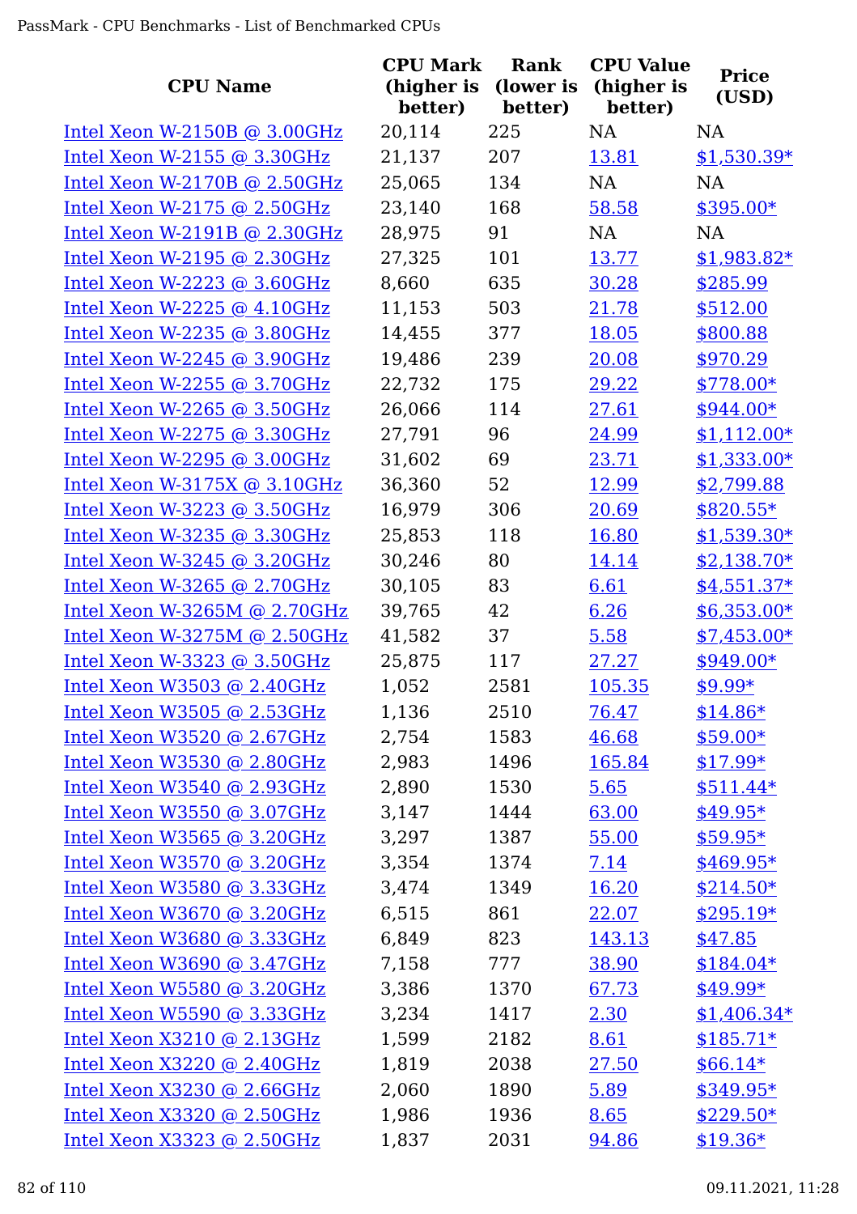| CPU Name | CPU Mark (higher is better) | Rank (lower is better) | CPU Value (higher is better) | Price (USD) |
|---|---|---|---|---|
| Intel Xeon W-2150B @ 3.00GHz | 20,114 | 225 | NA | NA |
| Intel Xeon W-2155 @ 3.30GHz | 21,137 | 207 | 13.81 | $1,530.39* |
| Intel Xeon W-2170B @ 2.50GHz | 25,065 | 134 | NA | NA |
| Intel Xeon W-2175 @ 2.50GHz | 23,140 | 168 | 58.58 | $395.00* |
| Intel Xeon W-2191B @ 2.30GHz | 28,975 | 91 | NA | NA |
| Intel Xeon W-2195 @ 2.30GHz | 27,325 | 101 | 13.77 | $1,983.82* |
| Intel Xeon W-2223 @ 3.60GHz | 8,660 | 635 | 30.28 | $285.99 |
| Intel Xeon W-2225 @ 4.10GHz | 11,153 | 503 | 21.78 | $512.00 |
| Intel Xeon W-2235 @ 3.80GHz | 14,455 | 377 | 18.05 | $800.88 |
| Intel Xeon W-2245 @ 3.90GHz | 19,486 | 239 | 20.08 | $970.29 |
| Intel Xeon W-2255 @ 3.70GHz | 22,732 | 175 | 29.22 | $778.00* |
| Intel Xeon W-2265 @ 3.50GHz | 26,066 | 114 | 27.61 | $944.00* |
| Intel Xeon W-2275 @ 3.30GHz | 27,791 | 96 | 24.99 | $1,112.00* |
| Intel Xeon W-2295 @ 3.00GHz | 31,602 | 69 | 23.71 | $1,333.00* |
| Intel Xeon W-3175X @ 3.10GHz | 36,360 | 52 | 12.99 | $2,799.88 |
| Intel Xeon W-3223 @ 3.50GHz | 16,979 | 306 | 20.69 | $820.55* |
| Intel Xeon W-3235 @ 3.30GHz | 25,853 | 118 | 16.80 | $1,539.30* |
| Intel Xeon W-3245 @ 3.20GHz | 30,246 | 80 | 14.14 | $2,138.70* |
| Intel Xeon W-3265 @ 2.70GHz | 30,105 | 83 | 6.61 | $4,551.37* |
| Intel Xeon W-3265M @ 2.70GHz | 39,765 | 42 | 6.26 | $6,353.00* |
| Intel Xeon W-3275M @ 2.50GHz | 41,582 | 37 | 5.58 | $7,453.00* |
| Intel Xeon W-3323 @ 3.50GHz | 25,875 | 117 | 27.27 | $949.00* |
| Intel Xeon W3503 @ 2.40GHz | 1,052 | 2581 | 105.35 | $9.99* |
| Intel Xeon W3505 @ 2.53GHz | 1,136 | 2510 | 76.47 | $14.86* |
| Intel Xeon W3520 @ 2.67GHz | 2,754 | 1583 | 46.68 | $59.00* |
| Intel Xeon W3530 @ 2.80GHz | 2,983 | 1496 | 165.84 | $17.99* |
| Intel Xeon W3540 @ 2.93GHz | 2,890 | 1530 | 5.65 | $511.44* |
| Intel Xeon W3550 @ 3.07GHz | 3,147 | 1444 | 63.00 | $49.95* |
| Intel Xeon W3565 @ 3.20GHz | 3,297 | 1387 | 55.00 | $59.95* |
| Intel Xeon W3570 @ 3.20GHz | 3,354 | 1374 | 7.14 | $469.95* |
| Intel Xeon W3580 @ 3.33GHz | 3,474 | 1349 | 16.20 | $214.50* |
| Intel Xeon W3670 @ 3.20GHz | 6,515 | 861 | 22.07 | $295.19* |
| Intel Xeon W3680 @ 3.33GHz | 6,849 | 823 | 143.13 | $47.85 |
| Intel Xeon W3690 @ 3.47GHz | 7,158 | 777 | 38.90 | $184.04* |
| Intel Xeon W5580 @ 3.20GHz | 3,386 | 1370 | 67.73 | $49.99* |
| Intel Xeon W5590 @ 3.33GHz | 3,234 | 1417 | 2.30 | $1,406.34* |
| Intel Xeon X3210 @ 2.13GHz | 1,599 | 2182 | 8.61 | $185.71* |
| Intel Xeon X3220 @ 2.40GHz | 1,819 | 2038 | 27.50 | $66.14* |
| Intel Xeon X3230 @ 2.66GHz | 2,060 | 1890 | 5.89 | $349.95* |
| Intel Xeon X3320 @ 2.50GHz | 1,986 | 1936 | 8.65 | $229.50* |
| Intel Xeon X3323 @ 2.50GHz | 1,837 | 2031 | 94.86 | $19.36* |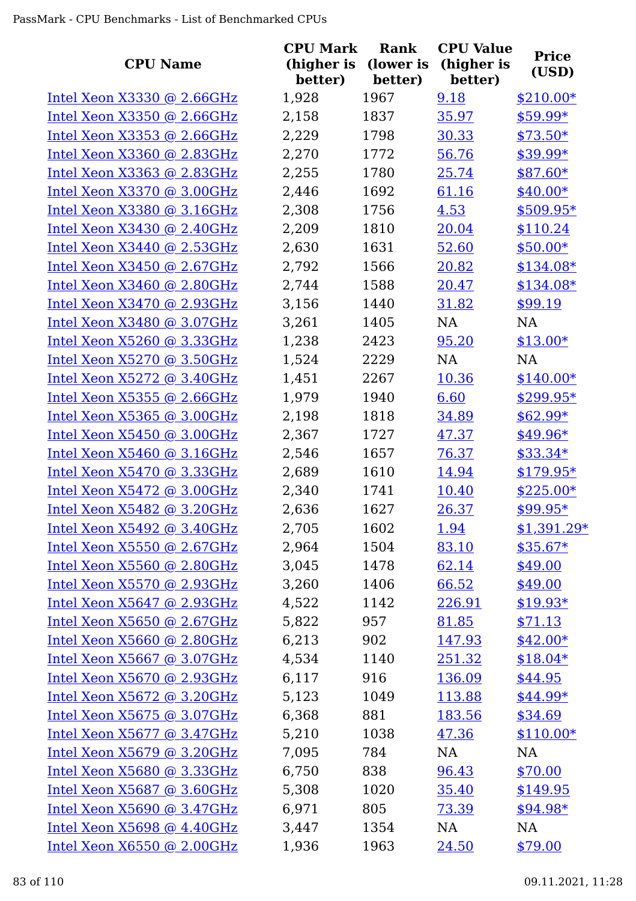| CPU Name | CPU Mark (higher is better) | Rank (lower is better) | CPU Value (higher is better) | Price (USD) |
|---|---|---|---|---|
| Intel Xeon X3330 @ 2.66GHz | 1,928 | 1967 | 9.18 | $210.00* |
| Intel Xeon X3350 @ 2.66GHz | 2,158 | 1837 | 35.97 | $59.99* |
| Intel Xeon X3353 @ 2.66GHz | 2,229 | 1798 | 30.33 | $73.50* |
| Intel Xeon X3360 @ 2.83GHz | 2,270 | 1772 | 56.76 | $39.99* |
| Intel Xeon X3363 @ 2.83GHz | 2,255 | 1780 | 25.74 | $87.60* |
| Intel Xeon X3370 @ 3.00GHz | 2,446 | 1692 | 61.16 | $40.00* |
| Intel Xeon X3380 @ 3.16GHz | 2,308 | 1756 | 4.53 | $509.95* |
| Intel Xeon X3430 @ 2.40GHz | 2,209 | 1810 | 20.04 | $110.24 |
| Intel Xeon X3440 @ 2.53GHz | 2,630 | 1631 | 52.60 | $50.00* |
| Intel Xeon X3450 @ 2.67GHz | 2,792 | 1566 | 20.82 | $134.08* |
| Intel Xeon X3460 @ 2.80GHz | 2,744 | 1588 | 20.47 | $134.08* |
| Intel Xeon X3470 @ 2.93GHz | 3,156 | 1440 | 31.82 | $99.19 |
| Intel Xeon X3480 @ 3.07GHz | 3,261 | 1405 | NA | NA |
| Intel Xeon X5260 @ 3.33GHz | 1,238 | 2423 | 95.20 | $13.00* |
| Intel Xeon X5270 @ 3.50GHz | 1,524 | 2229 | NA | NA |
| Intel Xeon X5272 @ 3.40GHz | 1,451 | 2267 | 10.36 | $140.00* |
| Intel Xeon X5355 @ 2.66GHz | 1,979 | 1940 | 6.60 | $299.95* |
| Intel Xeon X5365 @ 3.00GHz | 2,198 | 1818 | 34.89 | $62.99* |
| Intel Xeon X5450 @ 3.00GHz | 2,367 | 1727 | 47.37 | $49.96* |
| Intel Xeon X5460 @ 3.16GHz | 2,546 | 1657 | 76.37 | $33.34* |
| Intel Xeon X5470 @ 3.33GHz | 2,689 | 1610 | 14.94 | $179.95* |
| Intel Xeon X5472 @ 3.00GHz | 2,340 | 1741 | 10.40 | $225.00* |
| Intel Xeon X5482 @ 3.20GHz | 2,636 | 1627 | 26.37 | $99.95* |
| Intel Xeon X5492 @ 3.40GHz | 2,705 | 1602 | 1.94 | $1,391.29* |
| Intel Xeon X5550 @ 2.67GHz | 2,964 | 1504 | 83.10 | $35.67* |
| Intel Xeon X5560 @ 2.80GHz | 3,045 | 1478 | 62.14 | $49.00 |
| Intel Xeon X5570 @ 2.93GHz | 3,260 | 1406 | 66.52 | $49.00 |
| Intel Xeon X5647 @ 2.93GHz | 4,522 | 1142 | 226.91 | $19.93* |
| Intel Xeon X5650 @ 2.67GHz | 5,822 | 957 | 81.85 | $71.13 |
| Intel Xeon X5660 @ 2.80GHz | 6,213 | 902 | 147.93 | $42.00* |
| Intel Xeon X5667 @ 3.07GHz | 4,534 | 1140 | 251.32 | $18.04* |
| Intel Xeon X5670 @ 2.93GHz | 6,117 | 916 | 136.09 | $44.95 |
| Intel Xeon X5672 @ 3.20GHz | 5,123 | 1049 | 113.88 | $44.99* |
| Intel Xeon X5675 @ 3.07GHz | 6,368 | 881 | 183.56 | $34.69 |
| Intel Xeon X5677 @ 3.47GHz | 5,210 | 1038 | 47.36 | $110.00* |
| Intel Xeon X5679 @ 3.20GHz | 7,095 | 784 | NA | NA |
| Intel Xeon X5680 @ 3.33GHz | 6,750 | 838 | 96.43 | $70.00 |
| Intel Xeon X5687 @ 3.60GHz | 5,308 | 1020 | 35.40 | $149.95 |
| Intel Xeon X5690 @ 3.47GHz | 6,971 | 805 | 73.39 | $94.98* |
| Intel Xeon X5698 @ 4.40GHz | 3,447 | 1354 | NA | NA |
| Intel Xeon X6550 @ 2.00GHz | 1,936 | 1963 | 24.50 | $79.00 |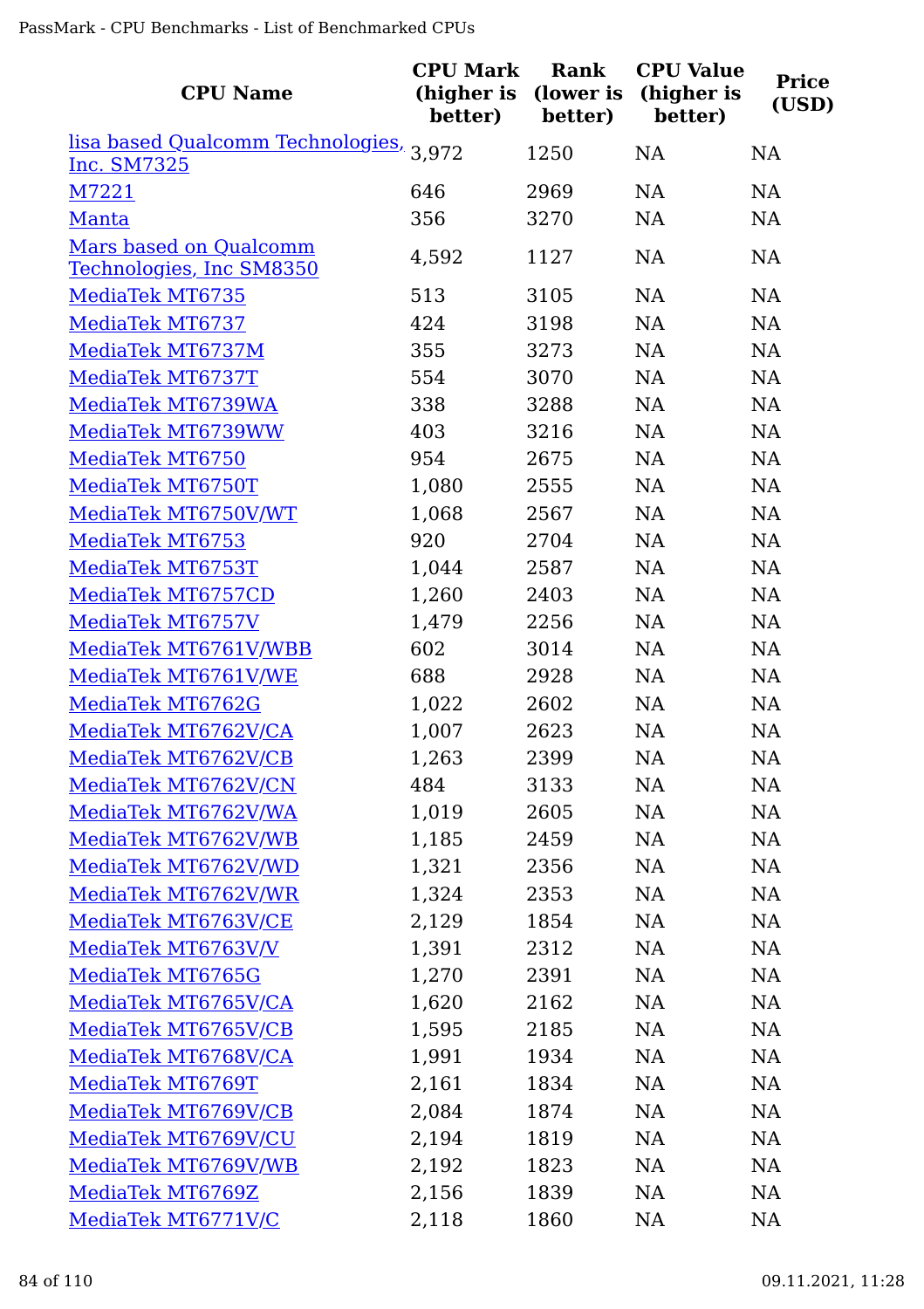| CPU Name | CPU Mark (higher is better) | Rank (lower is better) | CPU Value (higher is better) | Price (USD) |
|---|---|---|---|---|
| lisa based Qualcomm Technologies, Inc. SM7325 | 3,972 | 1250 | NA | NA |
| M7221 | 646 | 2969 | NA | NA |
| Manta | 356 | 3270 | NA | NA |
| Mars based on Qualcomm Technologies, Inc SM8350 | 4,592 | 1127 | NA | NA |
| MediaTek MT6735 | 513 | 3105 | NA | NA |
| MediaTek MT6737 | 424 | 3198 | NA | NA |
| MediaTek MT6737M | 355 | 3273 | NA | NA |
| MediaTek MT6737T | 554 | 3070 | NA | NA |
| MediaTek MT6739WA | 338 | 3288 | NA | NA |
| MediaTek MT6739WW | 403 | 3216 | NA | NA |
| MediaTek MT6750 | 954 | 2675 | NA | NA |
| MediaTek MT6750T | 1,080 | 2555 | NA | NA |
| MediaTek MT6750V/WT | 1,068 | 2567 | NA | NA |
| MediaTek MT6753 | 920 | 2704 | NA | NA |
| MediaTek MT6753T | 1,044 | 2587 | NA | NA |
| MediaTek MT6757CD | 1,260 | 2403 | NA | NA |
| MediaTek MT6757V | 1,479 | 2256 | NA | NA |
| MediaTek MT6761V/WBB | 602 | 3014 | NA | NA |
| MediaTek MT6761V/WE | 688 | 2928 | NA | NA |
| MediaTek MT6762G | 1,022 | 2602 | NA | NA |
| MediaTek MT6762V/CA | 1,007 | 2623 | NA | NA |
| MediaTek MT6762V/CB | 1,263 | 2399 | NA | NA |
| MediaTek MT6762V/CN | 484 | 3133 | NA | NA |
| MediaTek MT6762V/WA | 1,019 | 2605 | NA | NA |
| MediaTek MT6762V/WB | 1,185 | 2459 | NA | NA |
| MediaTek MT6762V/WD | 1,321 | 2356 | NA | NA |
| MediaTek MT6762V/WR | 1,324 | 2353 | NA | NA |
| MediaTek MT6763V/CE | 2,129 | 1854 | NA | NA |
| MediaTek MT6763V/V | 1,391 | 2312 | NA | NA |
| MediaTek MT6765G | 1,270 | 2391 | NA | NA |
| MediaTek MT6765V/CA | 1,620 | 2162 | NA | NA |
| MediaTek MT6765V/CB | 1,595 | 2185 | NA | NA |
| MediaTek MT6768V/CA | 1,991 | 1934 | NA | NA |
| MediaTek MT6769T | 2,161 | 1834 | NA | NA |
| MediaTek MT6769V/CB | 2,084 | 1874 | NA | NA |
| MediaTek MT6769V/CU | 2,194 | 1819 | NA | NA |
| MediaTek MT6769V/WB | 2,192 | 1823 | NA | NA |
| MediaTek MT6769Z | 2,156 | 1839 | NA | NA |
| MediaTek MT6771V/C | 2,118 | 1860 | NA | NA |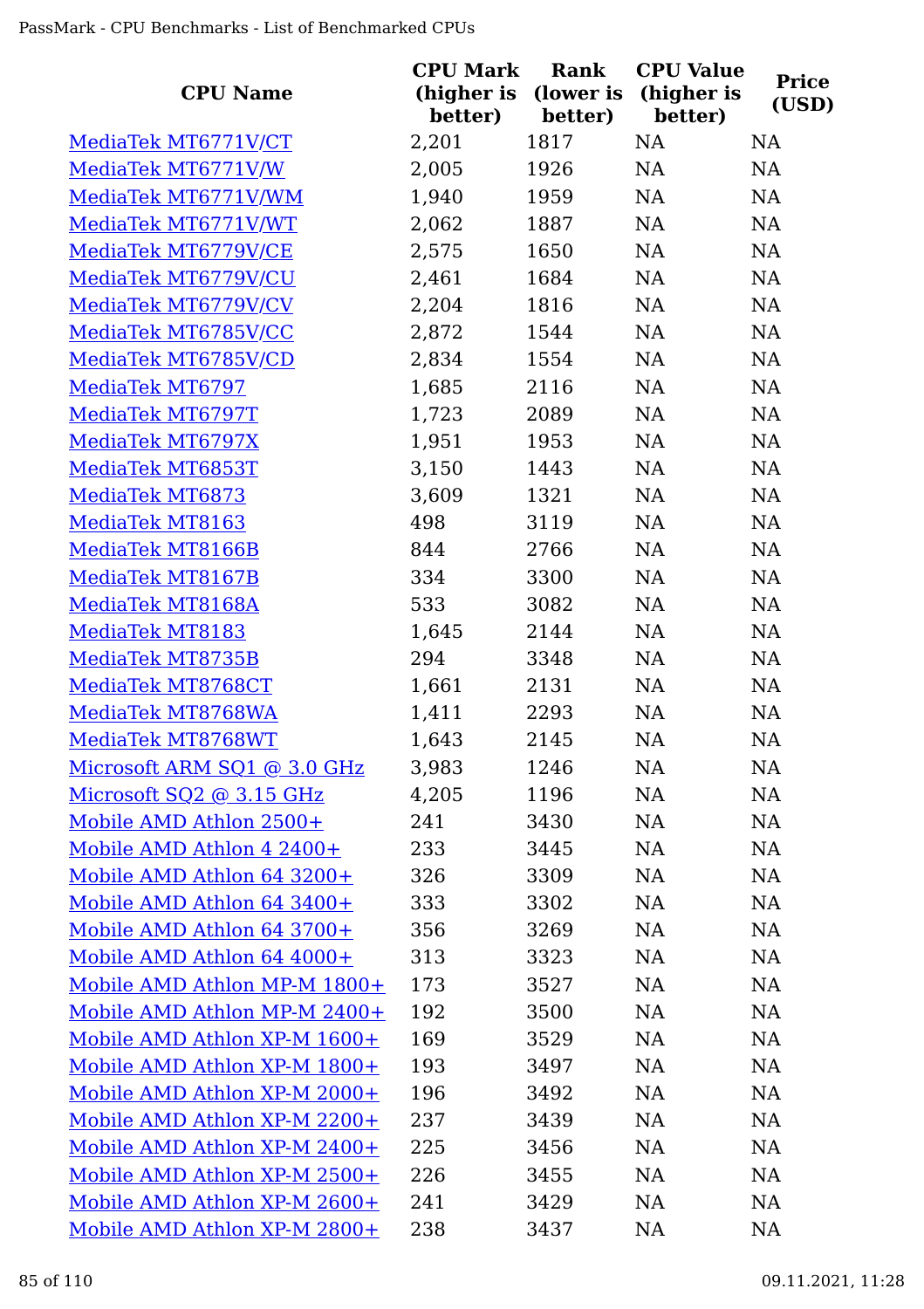| CPU Name | CPU Mark (higher is better) | Rank (lower is better) | CPU Value (higher is better) | Price (USD) |
|---|---|---|---|---|
| MediaTek MT6771V/CT | 2,201 | 1817 | NA | NA |
| MediaTek MT6771V/W | 2,005 | 1926 | NA | NA |
| MediaTek MT6771V/WM | 1,940 | 1959 | NA | NA |
| MediaTek MT6771V/WT | 2,062 | 1887 | NA | NA |
| MediaTek MT6779V/CE | 2,575 | 1650 | NA | NA |
| MediaTek MT6779V/CU | 2,461 | 1684 | NA | NA |
| MediaTek MT6779V/CV | 2,204 | 1816 | NA | NA |
| MediaTek MT6785V/CC | 2,872 | 1544 | NA | NA |
| MediaTek MT6785V/CD | 2,834 | 1554 | NA | NA |
| MediaTek MT6797 | 1,685 | 2116 | NA | NA |
| MediaTek MT6797T | 1,723 | 2089 | NA | NA |
| MediaTek MT6797X | 1,951 | 1953 | NA | NA |
| MediaTek MT6853T | 3,150 | 1443 | NA | NA |
| MediaTek MT6873 | 3,609 | 1321 | NA | NA |
| MediaTek MT8163 | 498 | 3119 | NA | NA |
| MediaTek MT8166B | 844 | 2766 | NA | NA |
| MediaTek MT8167B | 334 | 3300 | NA | NA |
| MediaTek MT8168A | 533 | 3082 | NA | NA |
| MediaTek MT8183 | 1,645 | 2144 | NA | NA |
| MediaTek MT8735B | 294 | 3348 | NA | NA |
| MediaTek MT8768CT | 1,661 | 2131 | NA | NA |
| MediaTek MT8768WA | 1,411 | 2293 | NA | NA |
| MediaTek MT8768WT | 1,643 | 2145 | NA | NA |
| Microsoft ARM SQ1 @ 3.0 GHz | 3,983 | 1246 | NA | NA |
| Microsoft SQ2 @ 3.15 GHz | 4,205 | 1196 | NA | NA |
| Mobile AMD Athlon 2500+ | 241 | 3430 | NA | NA |
| Mobile AMD Athlon 4 2400+ | 233 | 3445 | NA | NA |
| Mobile AMD Athlon 64 3200+ | 326 | 3309 | NA | NA |
| Mobile AMD Athlon 64 3400+ | 333 | 3302 | NA | NA |
| Mobile AMD Athlon 64 3700+ | 356 | 3269 | NA | NA |
| Mobile AMD Athlon 64 4000+ | 313 | 3323 | NA | NA |
| Mobile AMD Athlon MP-M 1800+ | 173 | 3527 | NA | NA |
| Mobile AMD Athlon MP-M 2400+ | 192 | 3500 | NA | NA |
| Mobile AMD Athlon XP-M 1600+ | 169 | 3529 | NA | NA |
| Mobile AMD Athlon XP-M 1800+ | 193 | 3497 | NA | NA |
| Mobile AMD Athlon XP-M 2000+ | 196 | 3492 | NA | NA |
| Mobile AMD Athlon XP-M 2200+ | 237 | 3439 | NA | NA |
| Mobile AMD Athlon XP-M 2400+ | 225 | 3456 | NA | NA |
| Mobile AMD Athlon XP-M 2500+ | 226 | 3455 | NA | NA |
| Mobile AMD Athlon XP-M 2600+ | 241 | 3429 | NA | NA |
| Mobile AMD Athlon XP-M 2800+ | 238 | 3437 | NA | NA |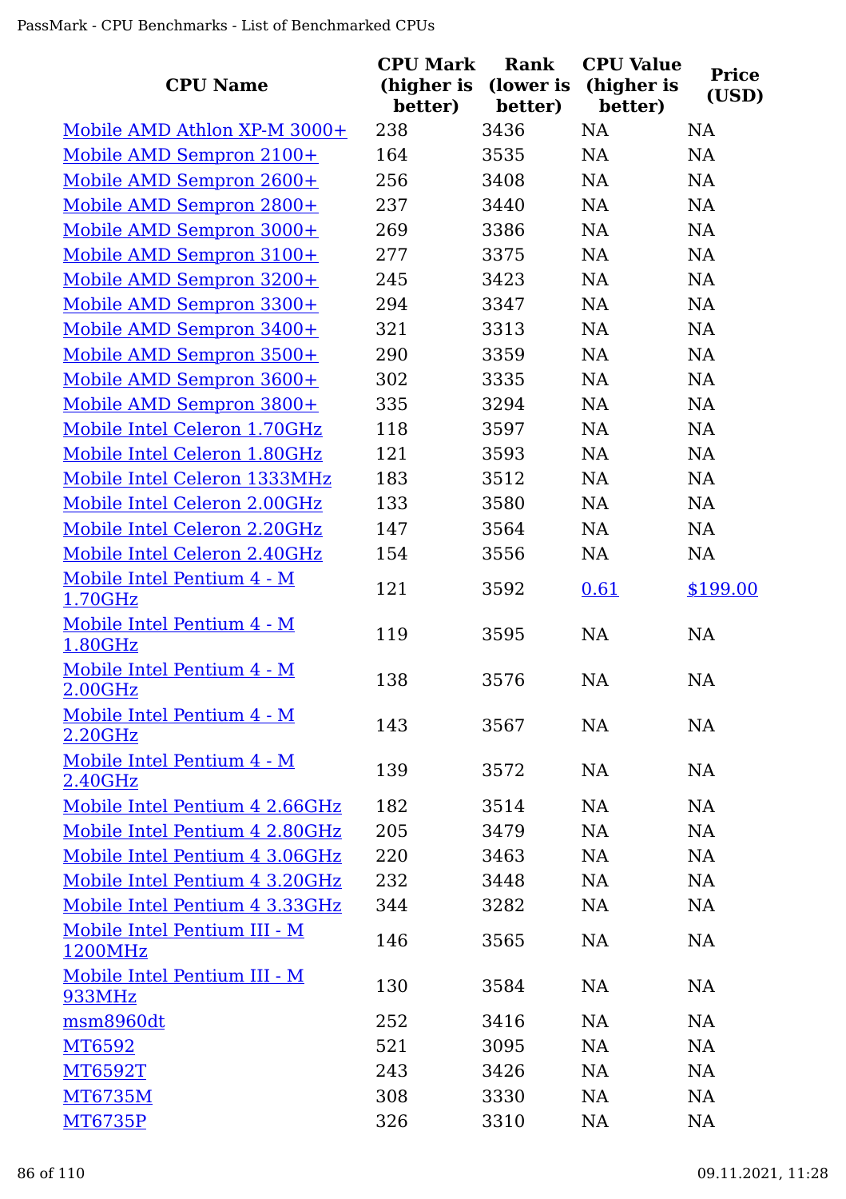| CPU Name | CPU Mark (higher is better) | Rank (lower is better) | CPU Value (higher is better) | Price (USD) |
| --- | --- | --- | --- | --- |
| Mobile AMD Athlon XP-M 3000+ | 238 | 3436 | NA | NA |
| Mobile AMD Sempron 2100+ | 164 | 3535 | NA | NA |
| Mobile AMD Sempron 2600+ | 256 | 3408 | NA | NA |
| Mobile AMD Sempron 2800+ | 237 | 3440 | NA | NA |
| Mobile AMD Sempron 3000+ | 269 | 3386 | NA | NA |
| Mobile AMD Sempron 3100+ | 277 | 3375 | NA | NA |
| Mobile AMD Sempron 3200+ | 245 | 3423 | NA | NA |
| Mobile AMD Sempron 3300+ | 294 | 3347 | NA | NA |
| Mobile AMD Sempron 3400+ | 321 | 3313 | NA | NA |
| Mobile AMD Sempron 3500+ | 290 | 3359 | NA | NA |
| Mobile AMD Sempron 3600+ | 302 | 3335 | NA | NA |
| Mobile AMD Sempron 3800+ | 335 | 3294 | NA | NA |
| Mobile Intel Celeron 1.70GHz | 118 | 3597 | NA | NA |
| Mobile Intel Celeron 1.80GHz | 121 | 3593 | NA | NA |
| Mobile Intel Celeron 1333MHz | 183 | 3512 | NA | NA |
| Mobile Intel Celeron 2.00GHz | 133 | 3580 | NA | NA |
| Mobile Intel Celeron 2.20GHz | 147 | 3564 | NA | NA |
| Mobile Intel Celeron 2.40GHz | 154 | 3556 | NA | NA |
| Mobile Intel Pentium 4 - M 1.70GHz | 121 | 3592 | 0.61 | $199.00 |
| Mobile Intel Pentium 4 - M 1.80GHz | 119 | 3595 | NA | NA |
| Mobile Intel Pentium 4 - M 2.00GHz | 138 | 3576 | NA | NA |
| Mobile Intel Pentium 4 - M 2.20GHz | 143 | 3567 | NA | NA |
| Mobile Intel Pentium 4 - M 2.40GHz | 139 | 3572 | NA | NA |
| Mobile Intel Pentium 4 2.66GHz | 182 | 3514 | NA | NA |
| Mobile Intel Pentium 4 2.80GHz | 205 | 3479 | NA | NA |
| Mobile Intel Pentium 4 3.06GHz | 220 | 3463 | NA | NA |
| Mobile Intel Pentium 4 3.20GHz | 232 | 3448 | NA | NA |
| Mobile Intel Pentium 4 3.33GHz | 344 | 3282 | NA | NA |
| Mobile Intel Pentium III - M 1200MHz | 146 | 3565 | NA | NA |
| Mobile Intel Pentium III - M 933MHz | 130 | 3584 | NA | NA |
| msm8960dt | 252 | 3416 | NA | NA |
| MT6592 | 521 | 3095 | NA | NA |
| MT6592T | 243 | 3426 | NA | NA |
| MT6735M | 308 | 3330 | NA | NA |
| MT6735P | 326 | 3310 | NA | NA |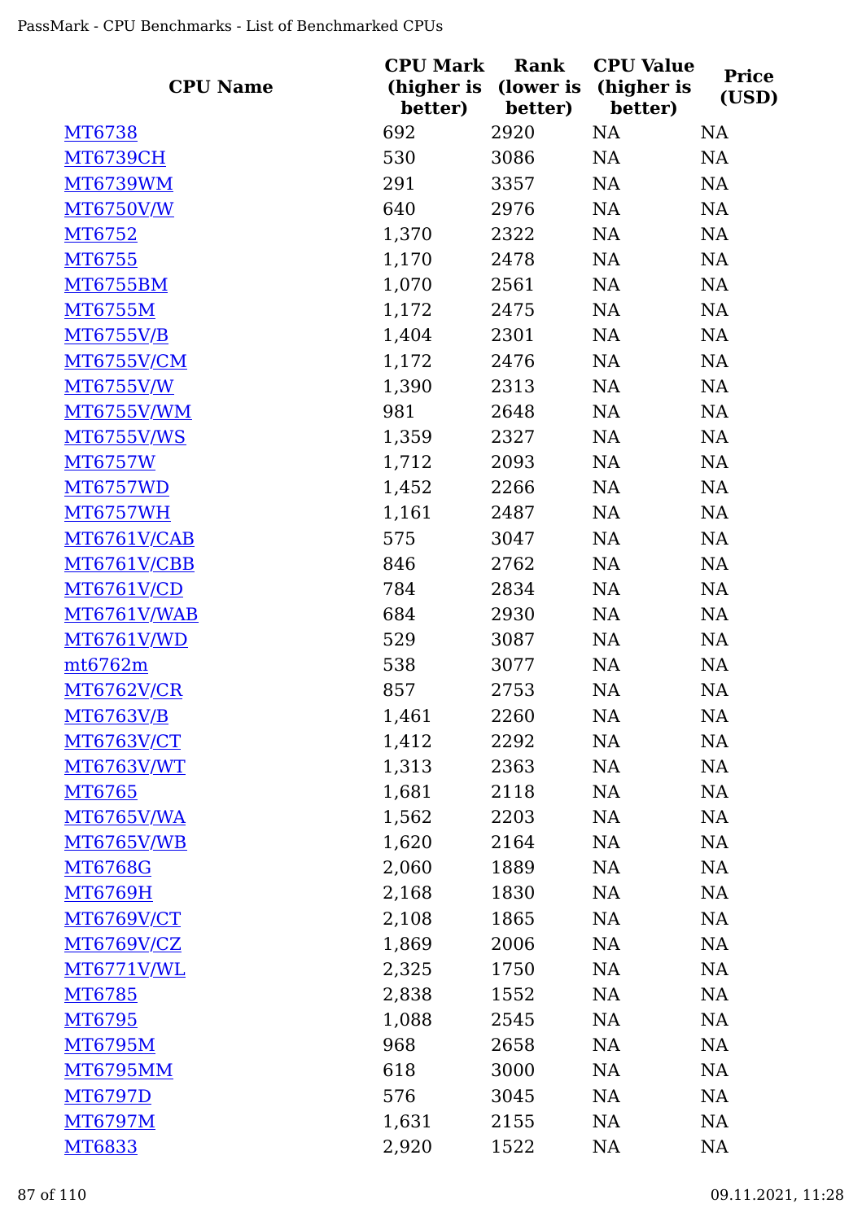| CPU Name | CPU Mark (higher is better) | Rank (lower is better) | CPU Value (higher is better) | Price (USD) |
|---|---|---|---|---|
| MT6738 | 692 | 2920 | NA | NA |
| MT6739CH | 530 | 3086 | NA | NA |
| MT6739WM | 291 | 3357 | NA | NA |
| MT6750V/W | 640 | 2976 | NA | NA |
| MT6752 | 1,370 | 2322 | NA | NA |
| MT6755 | 1,170 | 2478 | NA | NA |
| MT6755BM | 1,070 | 2561 | NA | NA |
| MT6755M | 1,172 | 2475 | NA | NA |
| MT6755V/B | 1,404 | 2301 | NA | NA |
| MT6755V/CM | 1,172 | 2476 | NA | NA |
| MT6755V/W | 1,390 | 2313 | NA | NA |
| MT6755V/WM | 981 | 2648 | NA | NA |
| MT6755V/WS | 1,359 | 2327 | NA | NA |
| MT6757W | 1,712 | 2093 | NA | NA |
| MT6757WD | 1,452 | 2266 | NA | NA |
| MT6757WH | 1,161 | 2487 | NA | NA |
| MT6761V/CAB | 575 | 3047 | NA | NA |
| MT6761V/CBB | 846 | 2762 | NA | NA |
| MT6761V/CD | 784 | 2834 | NA | NA |
| MT6761V/WAB | 684 | 2930 | NA | NA |
| MT6761V/WD | 529 | 3087 | NA | NA |
| mt6762m | 538 | 3077 | NA | NA |
| MT6762V/CR | 857 | 2753 | NA | NA |
| MT6763V/B | 1,461 | 2260 | NA | NA |
| MT6763V/CT | 1,412 | 2292 | NA | NA |
| MT6763V/WT | 1,313 | 2363 | NA | NA |
| MT6765 | 1,681 | 2118 | NA | NA |
| MT6765V/WA | 1,562 | 2203 | NA | NA |
| MT6765V/WB | 1,620 | 2164 | NA | NA |
| MT6768G | 2,060 | 1889 | NA | NA |
| MT6769H | 2,168 | 1830 | NA | NA |
| MT6769V/CT | 2,108 | 1865 | NA | NA |
| MT6769V/CZ | 1,869 | 2006 | NA | NA |
| MT6771V/WL | 2,325 | 1750 | NA | NA |
| MT6785 | 2,838 | 1552 | NA | NA |
| MT6795 | 1,088 | 2545 | NA | NA |
| MT6795M | 968 | 2658 | NA | NA |
| MT6795MM | 618 | 3000 | NA | NA |
| MT6797D | 576 | 3045 | NA | NA |
| MT6797M | 1,631 | 2155 | NA | NA |
| MT6833 | 2,920 | 1522 | NA | NA |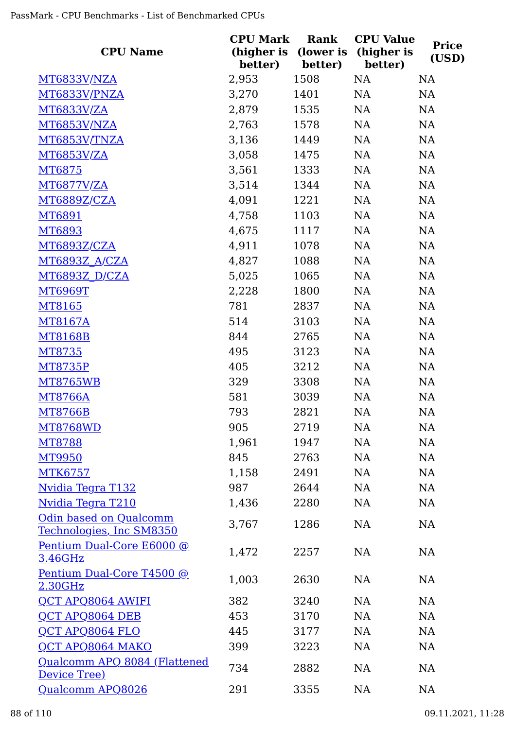| CPU Name | CPU Mark (higher is better) | Rank (lower is better) | CPU Value (higher is better) | Price (USD) |
|---|---|---|---|---|
| MT6833V/NZA | 2,953 | 1508 | NA | NA |
| MT6833V/PNZA | 3,270 | 1401 | NA | NA |
| MT6833V/ZA | 2,879 | 1535 | NA | NA |
| MT6853V/NZA | 2,763 | 1578 | NA | NA |
| MT6853V/TNZA | 3,136 | 1449 | NA | NA |
| MT6853V/ZA | 3,058 | 1475 | NA | NA |
| MT6875 | 3,561 | 1333 | NA | NA |
| MT6877V/ZA | 3,514 | 1344 | NA | NA |
| MT6889Z/CZA | 4,091 | 1221 | NA | NA |
| MT6891 | 4,758 | 1103 | NA | NA |
| MT6893 | 4,675 | 1117 | NA | NA |
| MT6893Z/CZA | 4,911 | 1078 | NA | NA |
| MT6893Z_A/CZA | 4,827 | 1088 | NA | NA |
| MT6893Z_D/CZA | 5,025 | 1065 | NA | NA |
| MT6969T | 2,228 | 1800 | NA | NA |
| MT8165 | 781 | 2837 | NA | NA |
| MT8167A | 514 | 3103 | NA | NA |
| MT8168B | 844 | 2765 | NA | NA |
| MT8735 | 495 | 3123 | NA | NA |
| MT8735P | 405 | 3212 | NA | NA |
| MT8765WB | 329 | 3308 | NA | NA |
| MT8766A | 581 | 3039 | NA | NA |
| MT8766B | 793 | 2821 | NA | NA |
| MT8768WD | 905 | 2719 | NA | NA |
| MT8788 | 1,961 | 1947 | NA | NA |
| MT9950 | 845 | 2763 | NA | NA |
| MTK6757 | 1,158 | 2491 | NA | NA |
| Nvidia Tegra T132 | 987 | 2644 | NA | NA |
| Nvidia Tegra T210 | 1,436 | 2280 | NA | NA |
| Odin based on Qualcomm Technologies, Inc SM8350 | 3,767 | 1286 | NA | NA |
| Pentium Dual-Core E6000 @ 3.46GHz | 1,472 | 2257 | NA | NA |
| Pentium Dual-Core T4500 @ 2.30GHz | 1,003 | 2630 | NA | NA |
| QCT APQ8064 AWIFI | 382 | 3240 | NA | NA |
| QCT APQ8064 DEB | 453 | 3170 | NA | NA |
| QCT APQ8064 FLO | 445 | 3177 | NA | NA |
| QCT APQ8064 MAKO | 399 | 3223 | NA | NA |
| Qualcomm APQ 8084 (Flattened Device Tree) | 734 | 2882 | NA | NA |
| Qualcomm APQ8026 | 291 | 3355 | NA | NA |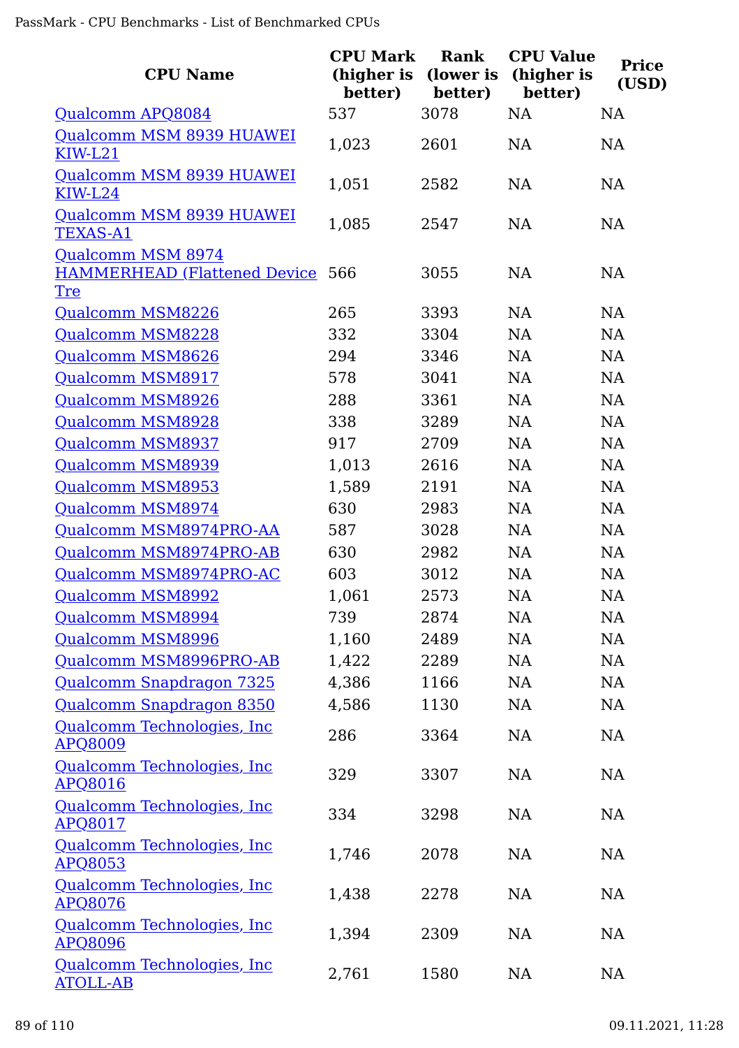| CPU Name | CPU Mark (higher is better) | Rank (lower is better) | CPU Value (higher is better) | Price (USD) |
|---|---|---|---|---|
| Qualcomm APQ8084 | 537 | 3078 | NA | NA |
| Qualcomm MSM 8939 HUAWEI KIW-L21 | 1,023 | 2601 | NA | NA |
| Qualcomm MSM 8939 HUAWEI KIW-L24 | 1,051 | 2582 | NA | NA |
| Qualcomm MSM 8939 HUAWEI TEXAS-A1 | 1,085 | 2547 | NA | NA |
| Qualcomm MSM 8974 HAMMERHEAD (Flattened Device Tre | 566 | 3055 | NA | NA |
| Qualcomm MSM8226 | 265 | 3393 | NA | NA |
| Qualcomm MSM8228 | 332 | 3304 | NA | NA |
| Qualcomm MSM8626 | 294 | 3346 | NA | NA |
| Qualcomm MSM8917 | 578 | 3041 | NA | NA |
| Qualcomm MSM8926 | 288 | 3361 | NA | NA |
| Qualcomm MSM8928 | 338 | 3289 | NA | NA |
| Qualcomm MSM8937 | 917 | 2709 | NA | NA |
| Qualcomm MSM8939 | 1,013 | 2616 | NA | NA |
| Qualcomm MSM8953 | 1,589 | 2191 | NA | NA |
| Qualcomm MSM8974 | 630 | 2983 | NA | NA |
| Qualcomm MSM8974PRO-AA | 587 | 3028 | NA | NA |
| Qualcomm MSM8974PRO-AB | 630 | 2982 | NA | NA |
| Qualcomm MSM8974PRO-AC | 603 | 3012 | NA | NA |
| Qualcomm MSM8992 | 1,061 | 2573 | NA | NA |
| Qualcomm MSM8994 | 739 | 2874 | NA | NA |
| Qualcomm MSM8996 | 1,160 | 2489 | NA | NA |
| Qualcomm MSM8996PRO-AB | 1,422 | 2289 | NA | NA |
| Qualcomm Snapdragon 7325 | 4,386 | 1166 | NA | NA |
| Qualcomm Snapdragon 8350 | 4,586 | 1130 | NA | NA |
| Qualcomm Technologies, Inc APQ8009 | 286 | 3364 | NA | NA |
| Qualcomm Technologies, Inc APQ8016 | 329 | 3307 | NA | NA |
| Qualcomm Technologies, Inc APQ8017 | 334 | 3298 | NA | NA |
| Qualcomm Technologies, Inc APQ8053 | 1,746 | 2078 | NA | NA |
| Qualcomm Technologies, Inc APQ8076 | 1,438 | 2278 | NA | NA |
| Qualcomm Technologies, Inc APQ8096 | 1,394 | 2309 | NA | NA |
| Qualcomm Technologies, Inc ATOLL-AB | 2,761 | 1580 | NA | NA |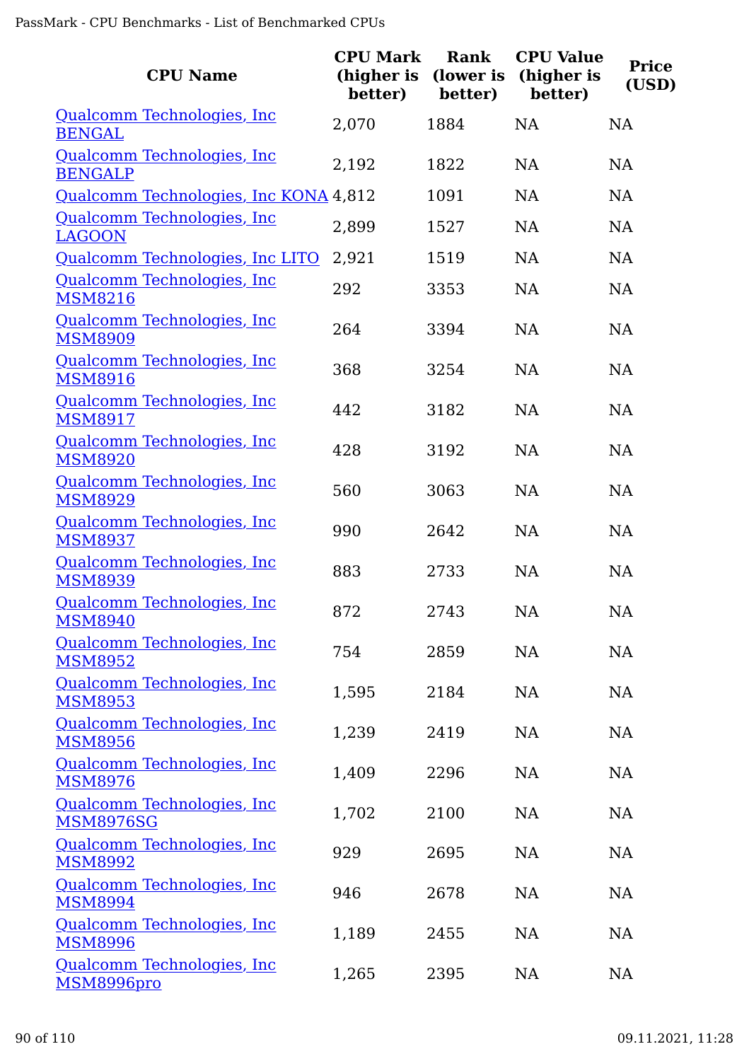| CPU Name | CPU Mark (higher is better) | Rank (lower is better) | CPU Value (higher is better) | Price (USD) |
|---|---|---|---|---|
| Qualcomm Technologies, Inc BENGAL | 2,070 | 1884 | NA | NA |
| Qualcomm Technologies, Inc BENGALP | 2,192 | 1822 | NA | NA |
| Qualcomm Technologies, Inc KONA | 4,812 | 1091 | NA | NA |
| Qualcomm Technologies, Inc LAGOON | 2,899 | 1527 | NA | NA |
| Qualcomm Technologies, Inc LITO | 2,921 | 1519 | NA | NA |
| Qualcomm Technologies, Inc MSM8216 | 292 | 3353 | NA | NA |
| Qualcomm Technologies, Inc MSM8909 | 264 | 3394 | NA | NA |
| Qualcomm Technologies, Inc MSM8916 | 368 | 3254 | NA | NA |
| Qualcomm Technologies, Inc MSM8917 | 442 | 3182 | NA | NA |
| Qualcomm Technologies, Inc MSM8920 | 428 | 3192 | NA | NA |
| Qualcomm Technologies, Inc MSM8929 | 560 | 3063 | NA | NA |
| Qualcomm Technologies, Inc MSM8937 | 990 | 2642 | NA | NA |
| Qualcomm Technologies, Inc MSM8939 | 883 | 2733 | NA | NA |
| Qualcomm Technologies, Inc MSM8940 | 872 | 2743 | NA | NA |
| Qualcomm Technologies, Inc MSM8952 | 754 | 2859 | NA | NA |
| Qualcomm Technologies, Inc MSM8953 | 1,595 | 2184 | NA | NA |
| Qualcomm Technologies, Inc MSM8956 | 1,239 | 2419 | NA | NA |
| Qualcomm Technologies, Inc MSM8976 | 1,409 | 2296 | NA | NA |
| Qualcomm Technologies, Inc MSM8976SG | 1,702 | 2100 | NA | NA |
| Qualcomm Technologies, Inc MSM8992 | 929 | 2695 | NA | NA |
| Qualcomm Technologies, Inc MSM8994 | 946 | 2678 | NA | NA |
| Qualcomm Technologies, Inc MSM8996 | 1,189 | 2455 | NA | NA |
| Qualcomm Technologies, Inc MSM8996pro | 1,265 | 2395 | NA | NA |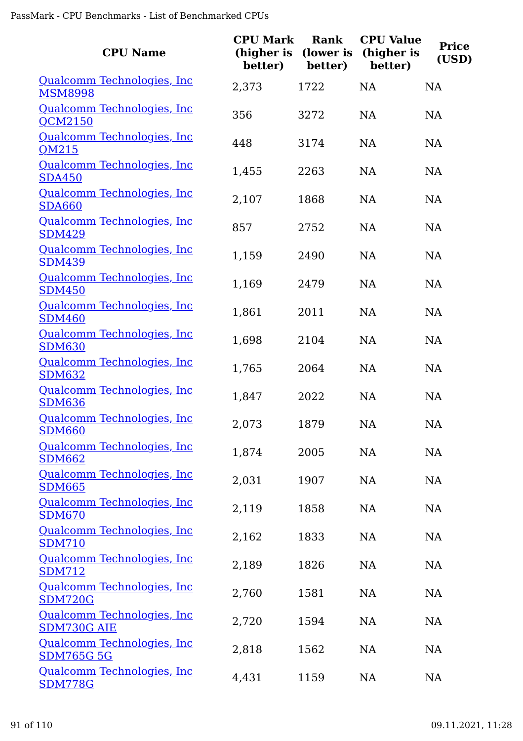| CPU Name | CPU Mark (higher is better) | Rank (lower is better) | CPU Value (higher is better) | Price (USD) |
| --- | --- | --- | --- | --- |
| Qualcomm Technologies, Inc MSM8998 | 2,373 | 1722 | NA | NA |
| Qualcomm Technologies, Inc QCM2150 | 356 | 3272 | NA | NA |
| Qualcomm Technologies, Inc QM215 | 448 | 3174 | NA | NA |
| Qualcomm Technologies, Inc SDA450 | 1,455 | 2263 | NA | NA |
| Qualcomm Technologies, Inc SDA660 | 2,107 | 1868 | NA | NA |
| Qualcomm Technologies, Inc SDM429 | 857 | 2752 | NA | NA |
| Qualcomm Technologies, Inc SDM439 | 1,159 | 2490 | NA | NA |
| Qualcomm Technologies, Inc SDM450 | 1,169 | 2479 | NA | NA |
| Qualcomm Technologies, Inc SDM460 | 1,861 | 2011 | NA | NA |
| Qualcomm Technologies, Inc SDM630 | 1,698 | 2104 | NA | NA |
| Qualcomm Technologies, Inc SDM632 | 1,765 | 2064 | NA | NA |
| Qualcomm Technologies, Inc SDM636 | 1,847 | 2022 | NA | NA |
| Qualcomm Technologies, Inc SDM660 | 2,073 | 1879 | NA | NA |
| Qualcomm Technologies, Inc SDM662 | 1,874 | 2005 | NA | NA |
| Qualcomm Technologies, Inc SDM665 | 2,031 | 1907 | NA | NA |
| Qualcomm Technologies, Inc SDM670 | 2,119 | 1858 | NA | NA |
| Qualcomm Technologies, Inc SDM710 | 2,162 | 1833 | NA | NA |
| Qualcomm Technologies, Inc SDM712 | 2,189 | 1826 | NA | NA |
| Qualcomm Technologies, Inc SDM720G | 2,760 | 1581 | NA | NA |
| Qualcomm Technologies, Inc SDM730G AIE | 2,720 | 1594 | NA | NA |
| Qualcomm Technologies, Inc SDM765G 5G | 2,818 | 1562 | NA | NA |
| Qualcomm Technologies, Inc SDM778G | 4,431 | 1159 | NA | NA |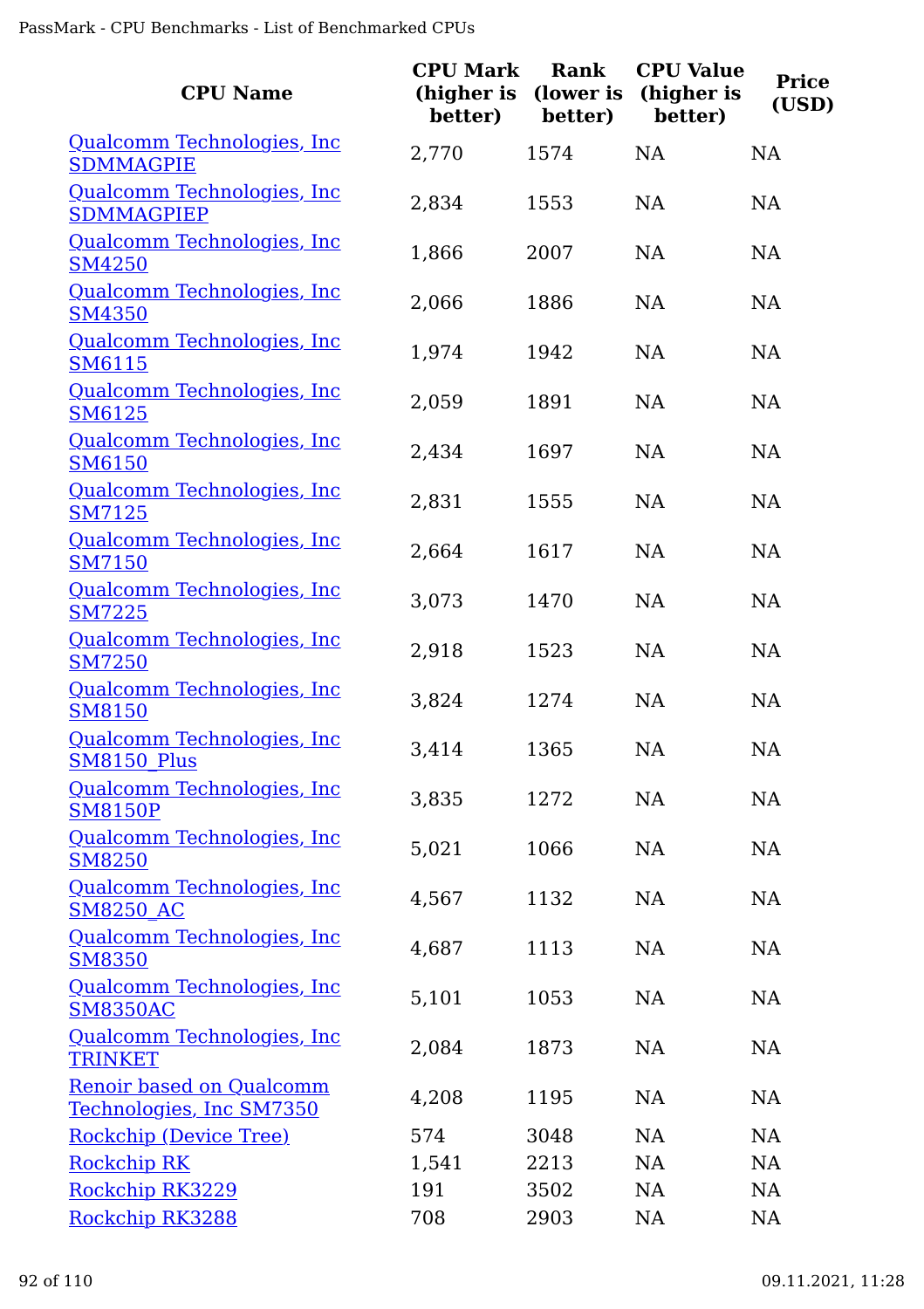| CPU Name | CPU Mark (higher is better) | Rank (lower is better) | CPU Value (higher is better) | Price (USD) |
|---|---|---|---|---|
| Qualcomm Technologies, Inc SDMMAGPIE | 2,770 | 1574 | NA | NA |
| Qualcomm Technologies, Inc SDMMAGPIEP | 2,834 | 1553 | NA | NA |
| Qualcomm Technologies, Inc SM4250 | 1,866 | 2007 | NA | NA |
| Qualcomm Technologies, Inc SM4350 | 2,066 | 1886 | NA | NA |
| Qualcomm Technologies, Inc SM6115 | 1,974 | 1942 | NA | NA |
| Qualcomm Technologies, Inc SM6125 | 2,059 | 1891 | NA | NA |
| Qualcomm Technologies, Inc SM6150 | 2,434 | 1697 | NA | NA |
| Qualcomm Technologies, Inc SM7125 | 2,831 | 1555 | NA | NA |
| Qualcomm Technologies, Inc SM7150 | 2,664 | 1617 | NA | NA |
| Qualcomm Technologies, Inc SM7225 | 3,073 | 1470 | NA | NA |
| Qualcomm Technologies, Inc SM7250 | 2,918 | 1523 | NA | NA |
| Qualcomm Technologies, Inc SM8150 | 3,824 | 1274 | NA | NA |
| Qualcomm Technologies, Inc SM8150_Plus | 3,414 | 1365 | NA | NA |
| Qualcomm Technologies, Inc SM8150P | 3,835 | 1272 | NA | NA |
| Qualcomm Technologies, Inc SM8250 | 5,021 | 1066 | NA | NA |
| Qualcomm Technologies, Inc SM8250_AC | 4,567 | 1132 | NA | NA |
| Qualcomm Technologies, Inc SM8350 | 4,687 | 1113 | NA | NA |
| Qualcomm Technologies, Inc SM8350AC | 5,101 | 1053 | NA | NA |
| Qualcomm Technologies, Inc TRINKET | 2,084 | 1873 | NA | NA |
| Renoir based on Qualcomm Technologies, Inc SM7350 | 4,208 | 1195 | NA | NA |
| Rockchip (Device Tree) | 574 | 3048 | NA | NA |
| Rockchip RK | 1,541 | 2213 | NA | NA |
| Rockchip RK3229 | 191 | 3502 | NA | NA |
| Rockchip RK3288 | 708 | 2903 | NA | NA |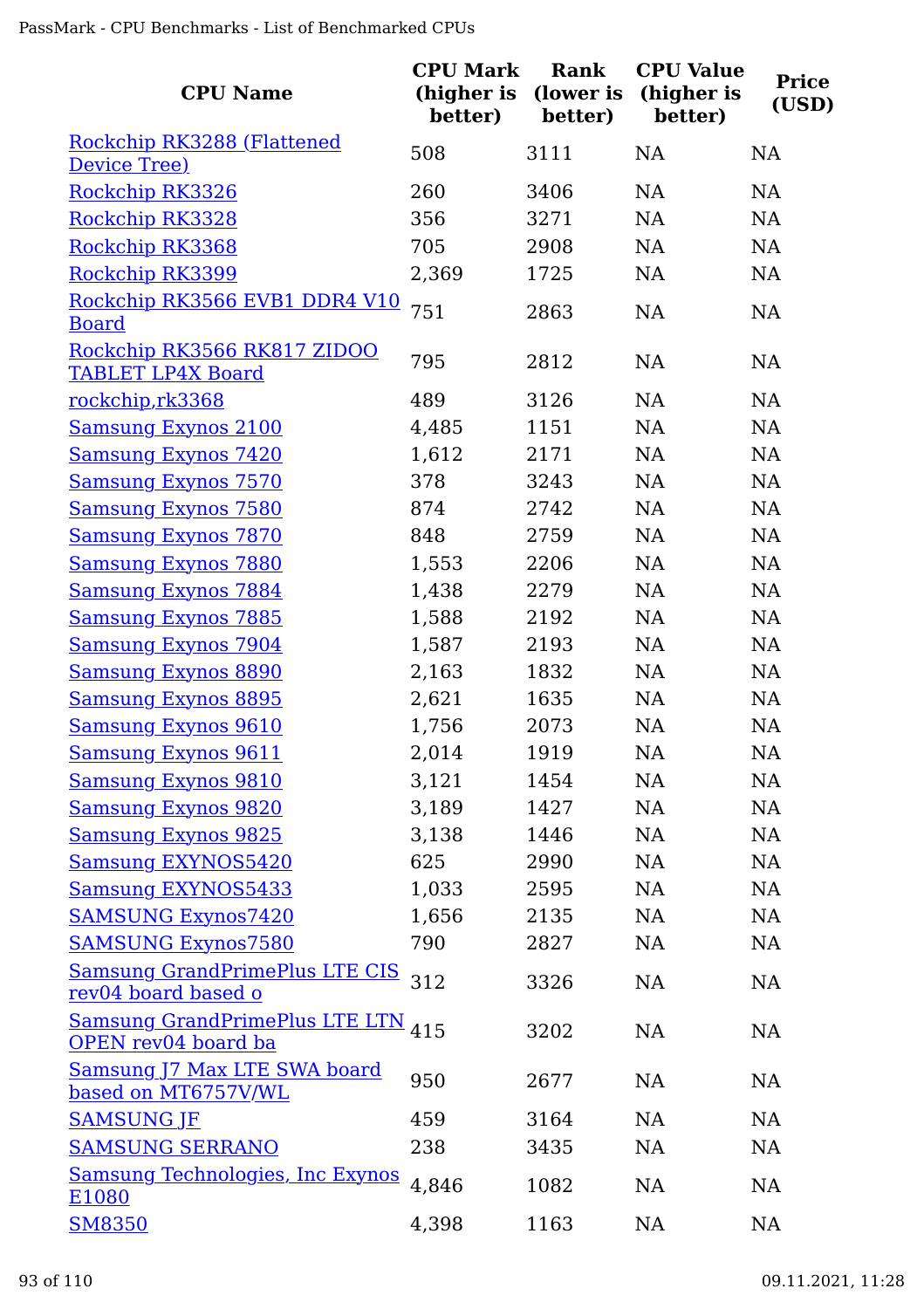| CPU Name | CPU Mark (higher is better) | Rank (lower is better) | CPU Value (higher is better) | Price (USD) |
|---|---|---|---|---|
| Rockchip RK3288 (Flattened Device Tree) | 508 | 3111 | NA | NA |
| Rockchip RK3326 | 260 | 3406 | NA | NA |
| Rockchip RK3328 | 356 | 3271 | NA | NA |
| Rockchip RK3368 | 705 | 2908 | NA | NA |
| Rockchip RK3399 | 2,369 | 1725 | NA | NA |
| Rockchip RK3566 EVB1 DDR4 V10 Board | 751 | 2863 | NA | NA |
| Rockchip RK3566 RK817 ZIDOO TABLET LP4X Board | 795 | 2812 | NA | NA |
| rockchip,rk3368 | 489 | 3126 | NA | NA |
| Samsung Exynos 2100 | 4,485 | 1151 | NA | NA |
| Samsung Exynos 7420 | 1,612 | 2171 | NA | NA |
| Samsung Exynos 7570 | 378 | 3243 | NA | NA |
| Samsung Exynos 7580 | 874 | 2742 | NA | NA |
| Samsung Exynos 7870 | 848 | 2759 | NA | NA |
| Samsung Exynos 7880 | 1,553 | 2206 | NA | NA |
| Samsung Exynos 7884 | 1,438 | 2279 | NA | NA |
| Samsung Exynos 7885 | 1,588 | 2192 | NA | NA |
| Samsung Exynos 7904 | 1,587 | 2193 | NA | NA |
| Samsung Exynos 8890 | 2,163 | 1832 | NA | NA |
| Samsung Exynos 8895 | 2,621 | 1635 | NA | NA |
| Samsung Exynos 9610 | 1,756 | 2073 | NA | NA |
| Samsung Exynos 9611 | 2,014 | 1919 | NA | NA |
| Samsung Exynos 9810 | 3,121 | 1454 | NA | NA |
| Samsung Exynos 9820 | 3,189 | 1427 | NA | NA |
| Samsung Exynos 9825 | 3,138 | 1446 | NA | NA |
| Samsung EXYNOS5420 | 625 | 2990 | NA | NA |
| Samsung EXYNOS5433 | 1,033 | 2595 | NA | NA |
| SAMSUNG Exynos7420 | 1,656 | 2135 | NA | NA |
| SAMSUNG Exynos7580 | 790 | 2827 | NA | NA |
| Samsung GrandPrimePlus LTE CIS rev04 board based o | 312 | 3326 | NA | NA |
| Samsung GrandPrimePlus LTE LTN OPEN rev04 board ba | 415 | 3202 | NA | NA |
| Samsung J7 Max LTE SWA board based on MT6757V/WL | 950 | 2677 | NA | NA |
| SAMSUNG JF | 459 | 3164 | NA | NA |
| SAMSUNG SERRANO | 238 | 3435 | NA | NA |
| Samsung Technologies, Inc Exynos E1080 | 4,846 | 1082 | NA | NA |
| SM8350 | 4,398 | 1163 | NA | NA |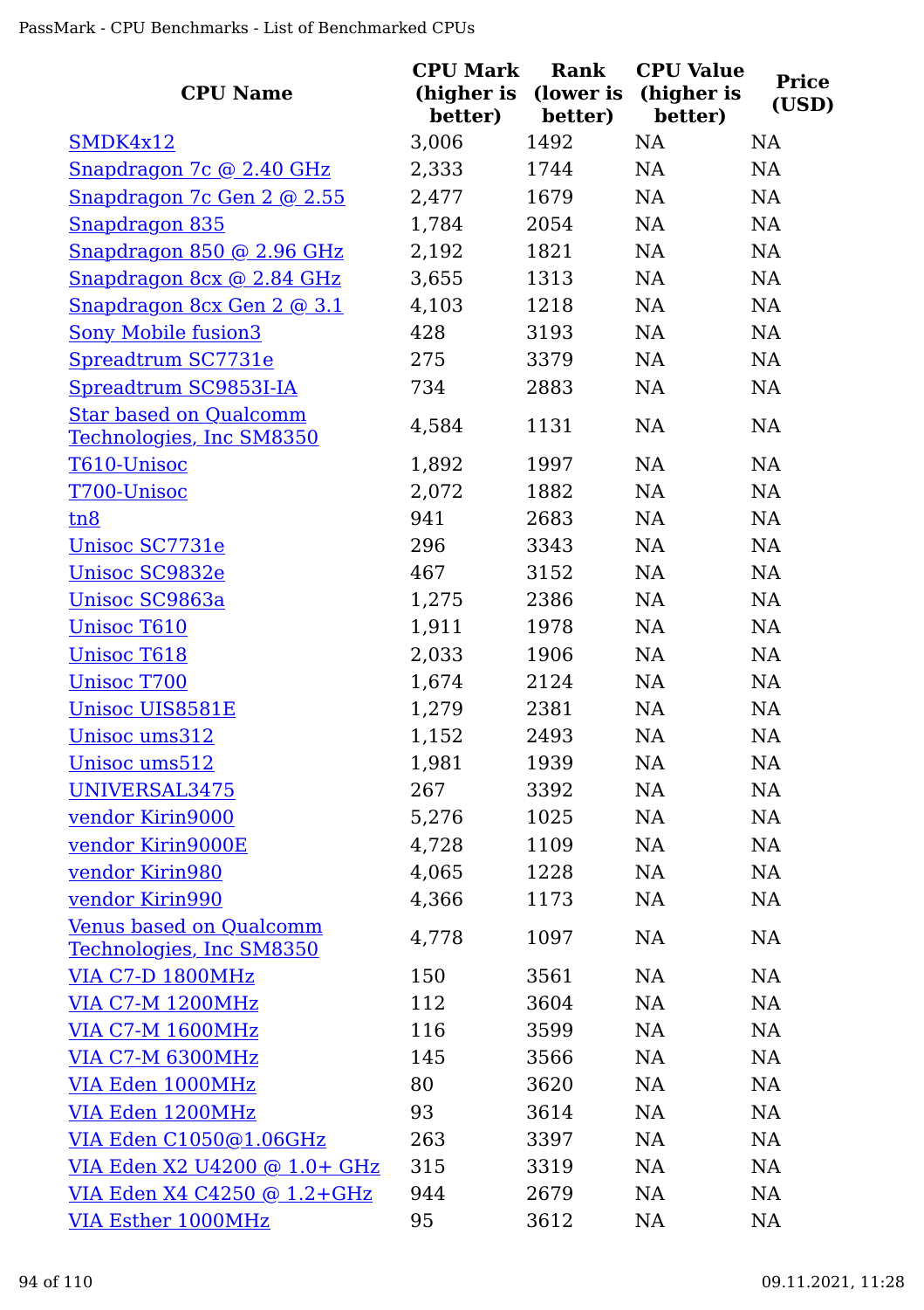| CPU Name | CPU Mark (higher is better) | Rank (lower is better) | CPU Value (higher is better) | Price (USD) |
|---|---|---|---|---|
| SMDK4x12 | 3,006 | 1492 | NA | NA |
| Snapdragon 7c @ 2.40 GHz | 2,333 | 1744 | NA | NA |
| Snapdragon 7c Gen 2 @ 2.55 | 2,477 | 1679 | NA | NA |
| Snapdragon 835 | 1,784 | 2054 | NA | NA |
| Snapdragon 850 @ 2.96 GHz | 2,192 | 1821 | NA | NA |
| Snapdragon 8cx @ 2.84 GHz | 3,655 | 1313 | NA | NA |
| Snapdragon 8cx Gen 2 @ 3.1 | 4,103 | 1218 | NA | NA |
| Sony Mobile fusion3 | 428 | 3193 | NA | NA |
| Spreadtrum SC7731e | 275 | 3379 | NA | NA |
| Spreadtrum SC9853I-IA | 734 | 2883 | NA | NA |
| Star based on Qualcomm Technologies, Inc SM8350 | 4,584 | 1131 | NA | NA |
| T610-Unisoc | 1,892 | 1997 | NA | NA |
| T700-Unisoc | 2,072 | 1882 | NA | NA |
| tn8 | 941 | 2683 | NA | NA |
| Unisoc SC7731e | 296 | 3343 | NA | NA |
| Unisoc SC9832e | 467 | 3152 | NA | NA |
| Unisoc SC9863a | 1,275 | 2386 | NA | NA |
| Unisoc T610 | 1,911 | 1978 | NA | NA |
| Unisoc T618 | 2,033 | 1906 | NA | NA |
| Unisoc T700 | 1,674 | 2124 | NA | NA |
| Unisoc UIS8581E | 1,279 | 2381 | NA | NA |
| Unisoc ums312 | 1,152 | 2493 | NA | NA |
| Unisoc ums512 | 1,981 | 1939 | NA | NA |
| UNIVERSAL3475 | 267 | 3392 | NA | NA |
| vendor Kirin9000 | 5,276 | 1025 | NA | NA |
| vendor Kirin9000E | 4,728 | 1109 | NA | NA |
| vendor Kirin980 | 4,065 | 1228 | NA | NA |
| vendor Kirin990 | 4,366 | 1173 | NA | NA |
| Venus based on Qualcomm Technologies, Inc SM8350 | 4,778 | 1097 | NA | NA |
| VIA C7-D 1800MHz | 150 | 3561 | NA | NA |
| VIA C7-M 1200MHz | 112 | 3604 | NA | NA |
| VIA C7-M 1600MHz | 116 | 3599 | NA | NA |
| VIA C7-M 6300MHz | 145 | 3566 | NA | NA |
| VIA Eden 1000MHz | 80 | 3620 | NA | NA |
| VIA Eden 1200MHz | 93 | 3614 | NA | NA |
| VIA Eden C1050@1.06GHz | 263 | 3397 | NA | NA |
| VIA Eden X2 U4200 @ 1.0+ GHz | 315 | 3319 | NA | NA |
| VIA Eden X4 C4250 @ 1.2+GHz | 944 | 2679 | NA | NA |
| VIA Esther 1000MHz | 95 | 3612 | NA | NA |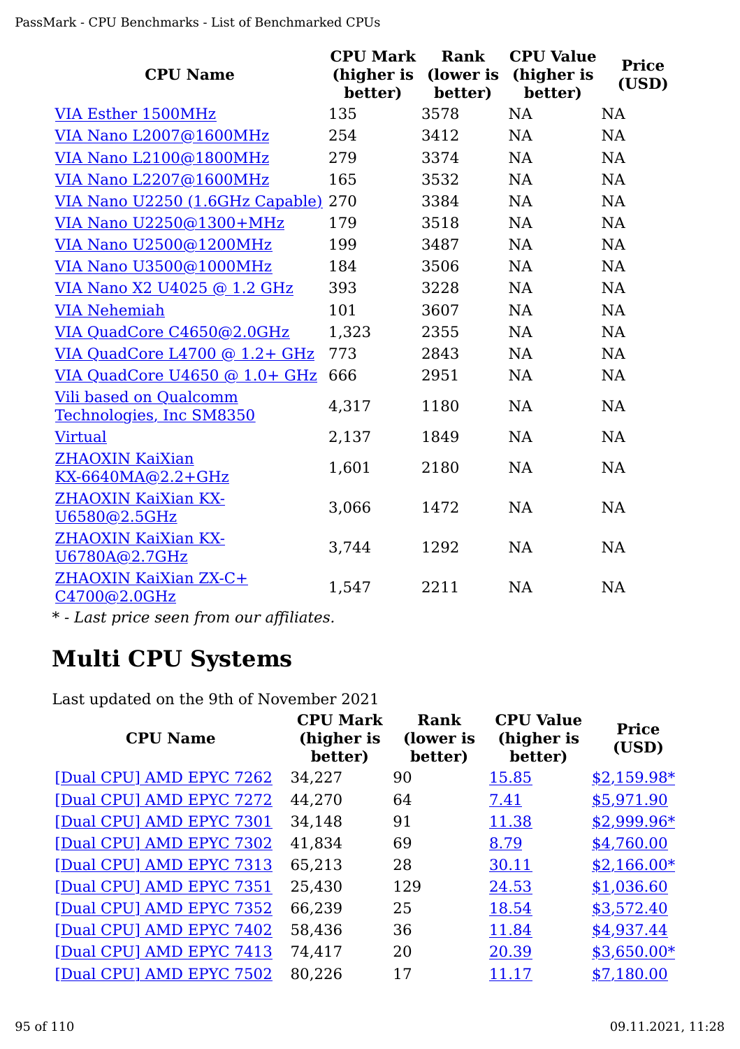| CPU Name | CPU Mark (higher is better) | Rank (lower is better) | CPU Value (higher is better) | Price (USD) |
|---|---|---|---|---|
| VIA Esther 1500MHz | 135 | 3578 | NA | NA |
| VIA Nano L2007@1600MHz | 254 | 3412 | NA | NA |
| VIA Nano L2100@1800MHz | 279 | 3374 | NA | NA |
| VIA Nano L2207@1600MHz | 165 | 3532 | NA | NA |
| VIA Nano U2250 (1.6GHz Capable) | 270 | 3384 | NA | NA |
| VIA Nano U2250@1300+MHz | 179 | 3518 | NA | NA |
| VIA Nano U2500@1200MHz | 199 | 3487 | NA | NA |
| VIA Nano U3500@1000MHz | 184 | 3506 | NA | NA |
| VIA Nano X2 U4025 @ 1.2 GHz | 393 | 3228 | NA | NA |
| VIA Nehemiah | 101 | 3607 | NA | NA |
| VIA QuadCore C4650@2.0GHz | 1,323 | 2355 | NA | NA |
| VIA QuadCore L4700 @ 1.2+ GHz | 773 | 2843 | NA | NA |
| VIA QuadCore U4650 @ 1.0+ GHz | 666 | 2951 | NA | NA |
| Vili based on Qualcomm Technologies, Inc SM8350 | 4,317 | 1180 | NA | NA |
| Virtual | 2,137 | 1849 | NA | NA |
| ZHAOXIN KaiXian KX-6640MA@2.2+GHz | 1,601 | 2180 | NA | NA |
| ZHAOXIN KaiXian KX-U6580@2.5GHz | 3,066 | 1472 | NA | NA |
| ZHAOXIN KaiXian KX-U6780A@2.7GHz | 3,744 | 1292 | NA | NA |
| ZHAOXIN KaiXian ZX-C+ C4700@2.0GHz | 1,547 | 2211 | NA | NA |

*\* - Last price seen from our affiliates.*

# Multi CPU Systems

Last updated on the 9th of November 2021

| CPU Name | CPU Mark (higher is better) | Rank (lower is better) | CPU Value (higher is better) | Price (USD) |
|---|---|---|---|---|
| [Dual CPU] AMD EPYC 7262 | 34,227 | 90 | 15.85 | $2,159.98* |
| [Dual CPU] AMD EPYC 7272 | 44,270 | 64 | 7.41 | $5,971.90 |
| [Dual CPU] AMD EPYC 7301 | 34,148 | 91 | 11.38 | $2,999.96* |
| [Dual CPU] AMD EPYC 7302 | 41,834 | 69 | 8.79 | $4,760.00 |
| [Dual CPU] AMD EPYC 7313 | 65,213 | 28 | 30.11 | $2,166.00* |
| [Dual CPU] AMD EPYC 7351 | 25,430 | 129 | 24.53 | $1,036.60 |
| [Dual CPU] AMD EPYC 7352 | 66,239 | 25 | 18.54 | $3,572.40 |
| [Dual CPU] AMD EPYC 7402 | 58,436 | 36 | 11.84 | $4,937.44 |
| [Dual CPU] AMD EPYC 7413 | 74,417 | 20 | 20.39 | $3,650.00* |
| [Dual CPU] AMD EPYC 7502 | 80,226 | 17 | 11.17 | $7,180.00 |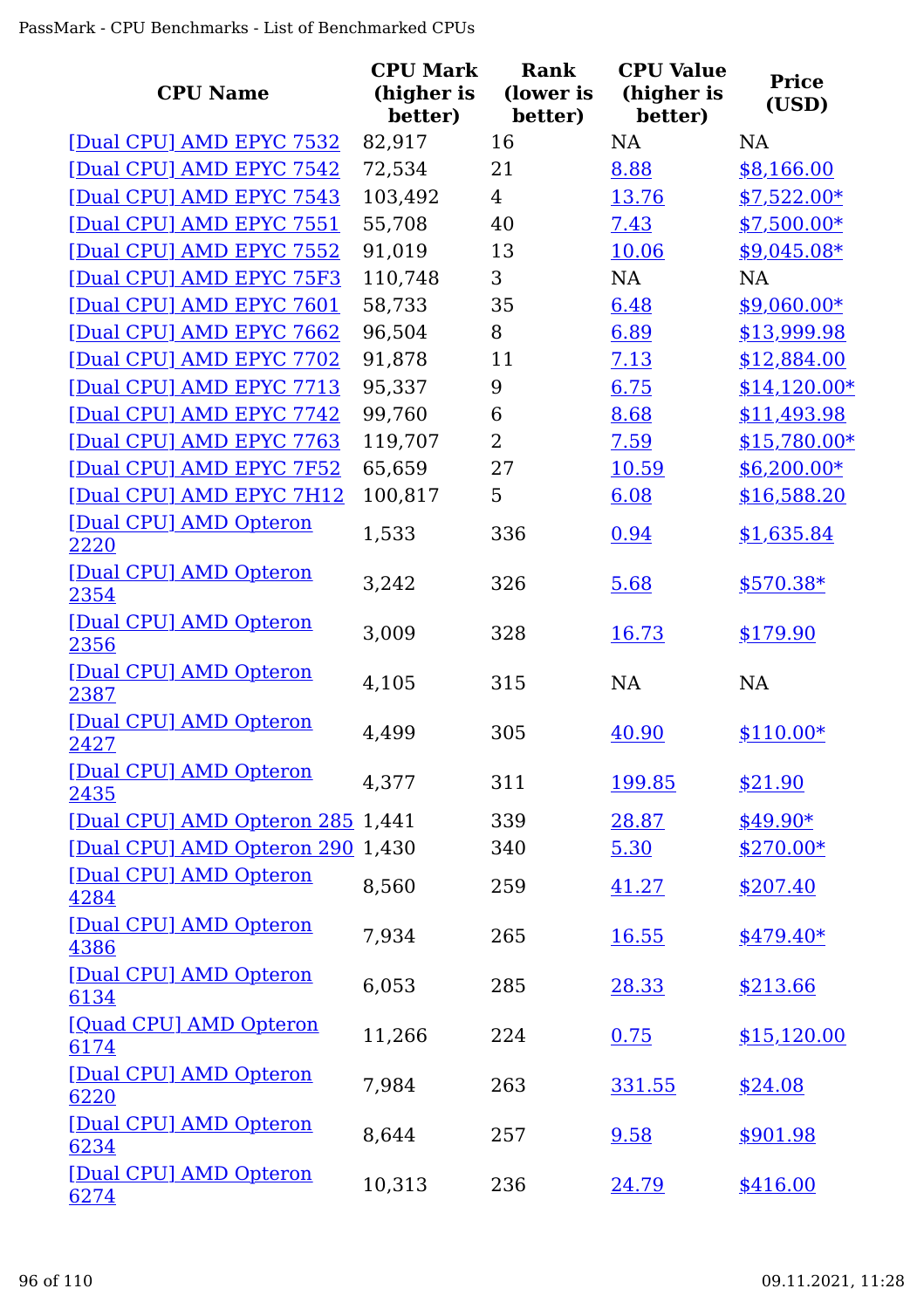| CPU Name | CPU Mark (higher is better) | Rank (lower is better) | CPU Value (higher is better) | Price (USD) |
|---|---|---|---|---|
| [Dual CPU] AMD EPYC 7532 | 82,917 | 16 | NA | NA |
| [Dual CPU] AMD EPYC 7542 | 72,534 | 21 | 8.88 | $8,166.00 |
| [Dual CPU] AMD EPYC 7543 | 103,492 | 4 | 13.76 | $7,522.00* |
| [Dual CPU] AMD EPYC 7551 | 55,708 | 40 | 7.43 | $7,500.00* |
| [Dual CPU] AMD EPYC 7552 | 91,019 | 13 | 10.06 | $9,045.08* |
| [Dual CPU] AMD EPYC 75F3 | 110,748 | 3 | NA | NA |
| [Dual CPU] AMD EPYC 7601 | 58,733 | 35 | 6.48 | $9,060.00* |
| [Dual CPU] AMD EPYC 7662 | 96,504 | 8 | 6.89 | $13,999.98 |
| [Dual CPU] AMD EPYC 7702 | 91,878 | 11 | 7.13 | $12,884.00 |
| [Dual CPU] AMD EPYC 7713 | 95,337 | 9 | 6.75 | $14,120.00* |
| [Dual CPU] AMD EPYC 7742 | 99,760 | 6 | 8.68 | $11,493.98 |
| [Dual CPU] AMD EPYC 7763 | 119,707 | 2 | 7.59 | $15,780.00* |
| [Dual CPU] AMD EPYC 7F52 | 65,659 | 27 | 10.59 | $6,200.00* |
| [Dual CPU] AMD EPYC 7H12 | 100,817 | 5 | 6.08 | $16,588.20 |
| [Dual CPU] AMD Opteron 2220 | 1,533 | 336 | 0.94 | $1,635.84 |
| [Dual CPU] AMD Opteron 2354 | 3,242 | 326 | 5.68 | $570.38* |
| [Dual CPU] AMD Opteron 2356 | 3,009 | 328 | 16.73 | $179.90 |
| [Dual CPU] AMD Opteron 2387 | 4,105 | 315 | NA | NA |
| [Dual CPU] AMD Opteron 2427 | 4,499 | 305 | 40.90 | $110.00* |
| [Dual CPU] AMD Opteron 2435 | 4,377 | 311 | 199.85 | $21.90 |
| [Dual CPU] AMD Opteron 285 | 1,441 | 339 | 28.87 | $49.90* |
| [Dual CPU] AMD Opteron 290 | 1,430 | 340 | 5.30 | $270.00* |
| [Dual CPU] AMD Opteron 4284 | 8,560 | 259 | 41.27 | $207.40 |
| [Dual CPU] AMD Opteron 4386 | 7,934 | 265 | 16.55 | $479.40* |
| [Dual CPU] AMD Opteron 6134 | 6,053 | 285 | 28.33 | $213.66 |
| [Quad CPU] AMD Opteron 6174 | 11,266 | 224 | 0.75 | $15,120.00 |
| [Dual CPU] AMD Opteron 6220 | 7,984 | 263 | 331.55 | $24.08 |
| [Dual CPU] AMD Opteron 6234 | 8,644 | 257 | 9.58 | $901.98 |
| [Dual CPU] AMD Opteron 6274 | 10,313 | 236 | 24.79 | $416.00 |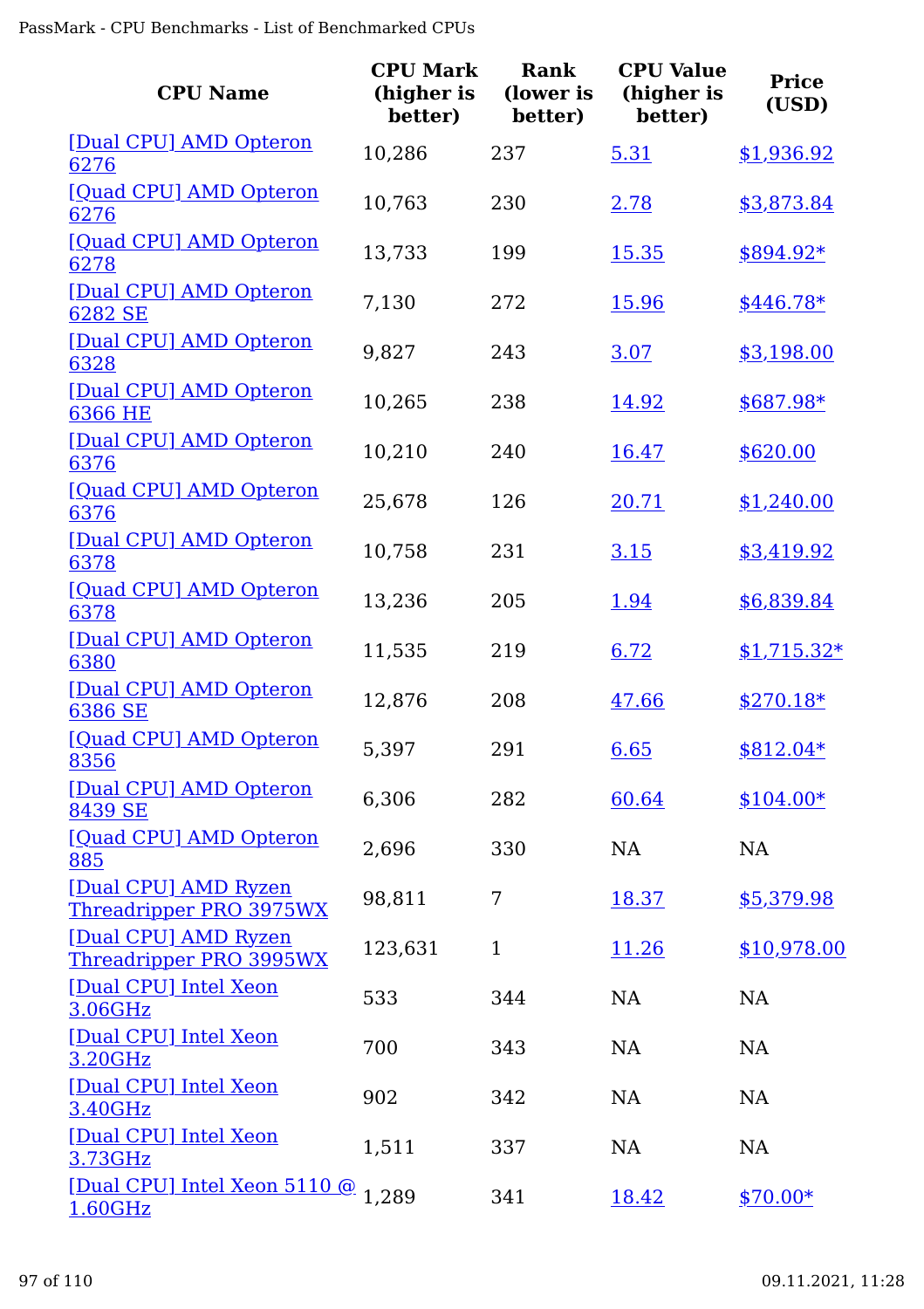| CPU Name | CPU Mark (higher is better) | Rank (lower is better) | CPU Value (higher is better) | Price (USD) |
|---|---|---|---|---|
| [Dual CPU] AMD Opteron 6276 | 10,286 | 237 | 5.31 | $1,936.92 |
| [Quad CPU] AMD Opteron 6276 | 10,763 | 230 | 2.78 | $3,873.84 |
| [Quad CPU] AMD Opteron 6278 | 13,733 | 199 | 15.35 | $894.92* |
| [Dual CPU] AMD Opteron 6282 SE | 7,130 | 272 | 15.96 | $446.78* |
| [Dual CPU] AMD Opteron 6328 | 9,827 | 243 | 3.07 | $3,198.00 |
| [Dual CPU] AMD Opteron 6366 HE | 10,265 | 238 | 14.92 | $687.98* |
| [Dual CPU] AMD Opteron 6376 | 10,210 | 240 | 16.47 | $620.00 |
| [Quad CPU] AMD Opteron 6376 | 25,678 | 126 | 20.71 | $1,240.00 |
| [Dual CPU] AMD Opteron 6378 | 10,758 | 231 | 3.15 | $3,419.92 |
| [Quad CPU] AMD Opteron 6378 | 13,236 | 205 | 1.94 | $6,839.84 |
| [Dual CPU] AMD Opteron 6380 | 11,535 | 219 | 6.72 | $1,715.32* |
| [Dual CPU] AMD Opteron 6386 SE | 12,876 | 208 | 47.66 | $270.18* |
| [Quad CPU] AMD Opteron 8356 | 5,397 | 291 | 6.65 | $812.04* |
| [Dual CPU] AMD Opteron 8439 SE | 6,306 | 282 | 60.64 | $104.00* |
| [Quad CPU] AMD Opteron 885 | 2,696 | 330 | NA | NA |
| [Dual CPU] AMD Ryzen Threadripper PRO 3975WX | 98,811 | 7 | 18.37 | $5,379.98 |
| [Dual CPU] AMD Ryzen Threadripper PRO 3995WX | 123,631 | 1 | 11.26 | $10,978.00 |
| [Dual CPU] Intel Xeon 3.06GHz | 533 | 344 | NA | NA |
| [Dual CPU] Intel Xeon 3.20GHz | 700 | 343 | NA | NA |
| [Dual CPU] Intel Xeon 3.40GHz | 902 | 342 | NA | NA |
| [Dual CPU] Intel Xeon 3.73GHz | 1,511 | 337 | NA | NA |
| [Dual CPU] Intel Xeon 5110 @ 1.60GHz | 1,289 | 341 | 18.42 | $70.00* |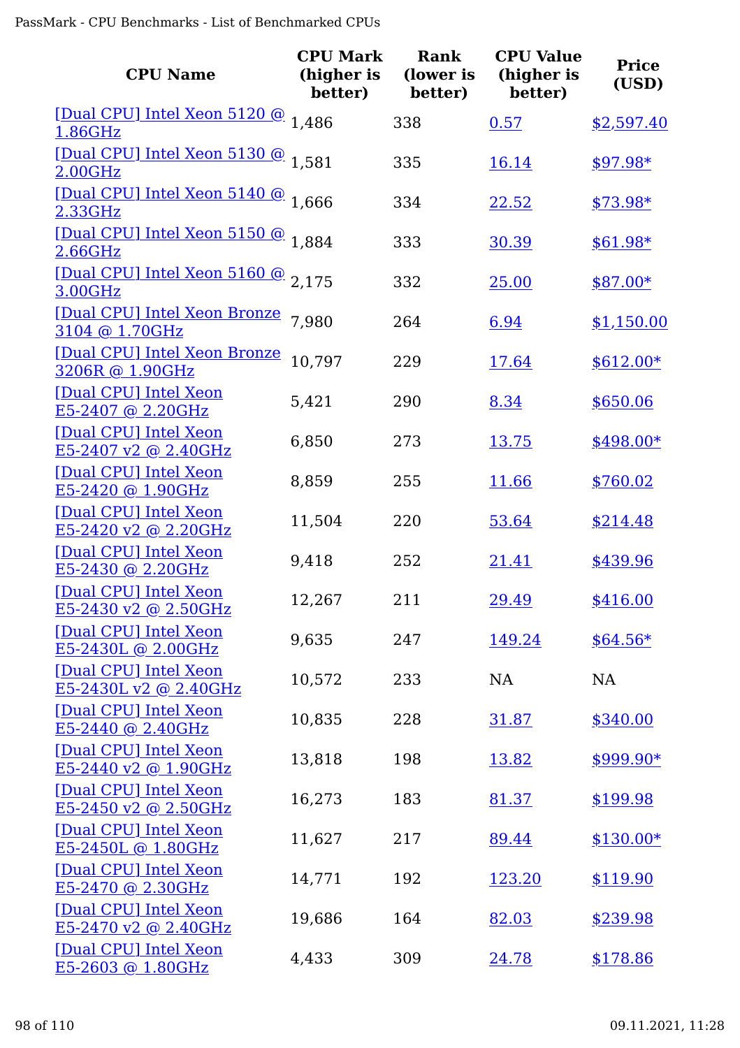| CPU Name | CPU Mark (higher is better) | Rank (lower is better) | CPU Value (higher is better) | Price (USD) |
|---|---|---|---|---|
| [Dual CPU] Intel Xeon 5120 @ 1.86GHz | 1,486 | 338 | 0.57 | $2,597.40 |
| [Dual CPU] Intel Xeon 5130 @ 2.00GHz | 1,581 | 335 | 16.14 | $97.98* |
| [Dual CPU] Intel Xeon 5140 @ 2.33GHz | 1,666 | 334 | 22.52 | $73.98* |
| [Dual CPU] Intel Xeon 5150 @ 2.66GHz | 1,884 | 333 | 30.39 | $61.98* |
| [Dual CPU] Intel Xeon 5160 @ 3.00GHz | 2,175 | 332 | 25.00 | $87.00* |
| [Dual CPU] Intel Xeon Bronze 3104 @ 1.70GHz | 7,980 | 264 | 6.94 | $1,150.00 |
| [Dual CPU] Intel Xeon Bronze 3206R @ 1.90GHz | 10,797 | 229 | 17.64 | $612.00* |
| [Dual CPU] Intel Xeon E5-2407 @ 2.20GHz | 5,421 | 290 | 8.34 | $650.06 |
| [Dual CPU] Intel Xeon E5-2407 v2 @ 2.40GHz | 6,850 | 273 | 13.75 | $498.00* |
| [Dual CPU] Intel Xeon E5-2420 @ 1.90GHz | 8,859 | 255 | 11.66 | $760.02 |
| [Dual CPU] Intel Xeon E5-2420 v2 @ 2.20GHz | 11,504 | 220 | 53.64 | $214.48 |
| [Dual CPU] Intel Xeon E5-2430 @ 2.20GHz | 9,418 | 252 | 21.41 | $439.96 |
| [Dual CPU] Intel Xeon E5-2430 v2 @ 2.50GHz | 12,267 | 211 | 29.49 | $416.00 |
| [Dual CPU] Intel Xeon E5-2430L @ 2.00GHz | 9,635 | 247 | 149.24 | $64.56* |
| [Dual CPU] Intel Xeon E5-2430L v2 @ 2.40GHz | 10,572 | 233 | NA | NA |
| [Dual CPU] Intel Xeon E5-2440 @ 2.40GHz | 10,835 | 228 | 31.87 | $340.00 |
| [Dual CPU] Intel Xeon E5-2440 v2 @ 1.90GHz | 13,818 | 198 | 13.82 | $999.90* |
| [Dual CPU] Intel Xeon E5-2450 v2 @ 2.50GHz | 16,273 | 183 | 81.37 | $199.98 |
| [Dual CPU] Intel Xeon E5-2450L @ 1.80GHz | 11,627 | 217 | 89.44 | $130.00* |
| [Dual CPU] Intel Xeon E5-2470 @ 2.30GHz | 14,771 | 192 | 123.20 | $119.90 |
| [Dual CPU] Intel Xeon E5-2470 v2 @ 2.40GHz | 19,686 | 164 | 82.03 | $239.98 |
| [Dual CPU] Intel Xeon E5-2603 @ 1.80GHz | 4,433 | 309 | 24.78 | $178.86 |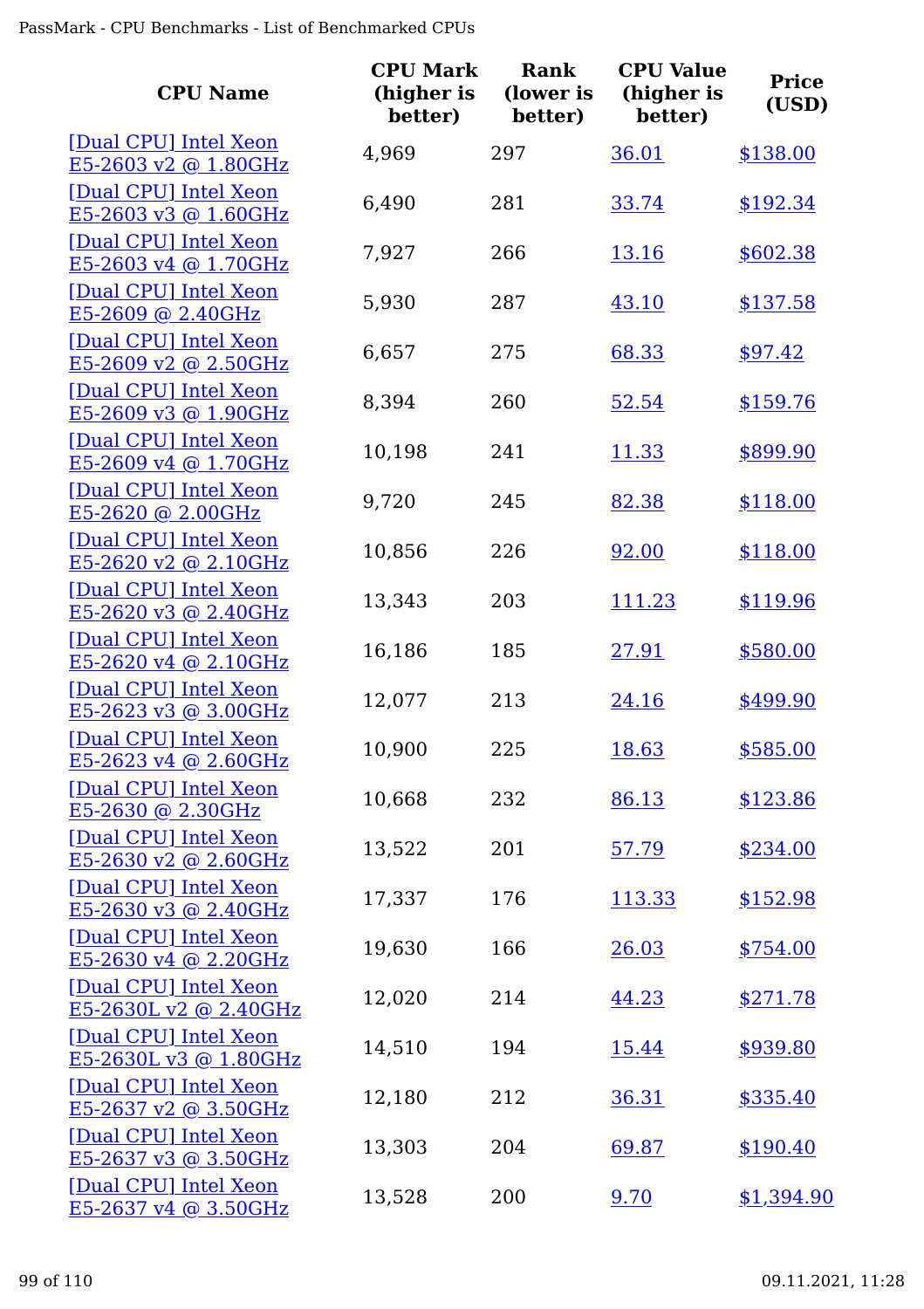| CPU Name | CPU Mark (higher is better) | Rank (lower is better) | CPU Value (higher is better) | Price (USD) |
|---|---|---|---|---|
| [Dual CPU] Intel Xeon E5-2603 v2 @ 1.80GHz | 4,969 | 297 | 36.01 | $138.00 |
| [Dual CPU] Intel Xeon E5-2603 v3 @ 1.60GHz | 6,490 | 281 | 33.74 | $192.34 |
| [Dual CPU] Intel Xeon E5-2603 v4 @ 1.70GHz | 7,927 | 266 | 13.16 | $602.38 |
| [Dual CPU] Intel Xeon E5-2609 @ 2.40GHz | 5,930 | 287 | 43.10 | $137.58 |
| [Dual CPU] Intel Xeon E5-2609 v2 @ 2.50GHz | 6,657 | 275 | 68.33 | $97.42 |
| [Dual CPU] Intel Xeon E5-2609 v3 @ 1.90GHz | 8,394 | 260 | 52.54 | $159.76 |
| [Dual CPU] Intel Xeon E5-2609 v4 @ 1.70GHz | 10,198 | 241 | 11.33 | $899.90 |
| [Dual CPU] Intel Xeon E5-2620 @ 2.00GHz | 9,720 | 245 | 82.38 | $118.00 |
| [Dual CPU] Intel Xeon E5-2620 v2 @ 2.10GHz | 10,856 | 226 | 92.00 | $118.00 |
| [Dual CPU] Intel Xeon E5-2620 v3 @ 2.40GHz | 13,343 | 203 | 111.23 | $119.96 |
| [Dual CPU] Intel Xeon E5-2620 v4 @ 2.10GHz | 16,186 | 185 | 27.91 | $580.00 |
| [Dual CPU] Intel Xeon E5-2623 v3 @ 3.00GHz | 12,077 | 213 | 24.16 | $499.90 |
| [Dual CPU] Intel Xeon E5-2623 v4 @ 2.60GHz | 10,900 | 225 | 18.63 | $585.00 |
| [Dual CPU] Intel Xeon E5-2630 @ 2.30GHz | 10,668 | 232 | 86.13 | $123.86 |
| [Dual CPU] Intel Xeon E5-2630 v2 @ 2.60GHz | 13,522 | 201 | 57.79 | $234.00 |
| [Dual CPU] Intel Xeon E5-2630 v3 @ 2.40GHz | 17,337 | 176 | 113.33 | $152.98 |
| [Dual CPU] Intel Xeon E5-2630 v4 @ 2.20GHz | 19,630 | 166 | 26.03 | $754.00 |
| [Dual CPU] Intel Xeon E5-2630L v2 @ 2.40GHz | 12,020 | 214 | 44.23 | $271.78 |
| [Dual CPU] Intel Xeon E5-2630L v3 @ 1.80GHz | 14,510 | 194 | 15.44 | $939.80 |
| [Dual CPU] Intel Xeon E5-2637 v2 @ 3.50GHz | 12,180 | 212 | 36.31 | $335.40 |
| [Dual CPU] Intel Xeon E5-2637 v3 @ 3.50GHz | 13,303 | 204 | 69.87 | $190.40 |
| [Dual CPU] Intel Xeon E5-2637 v4 @ 3.50GHz | 13,528 | 200 | 9.70 | $1,394.90 |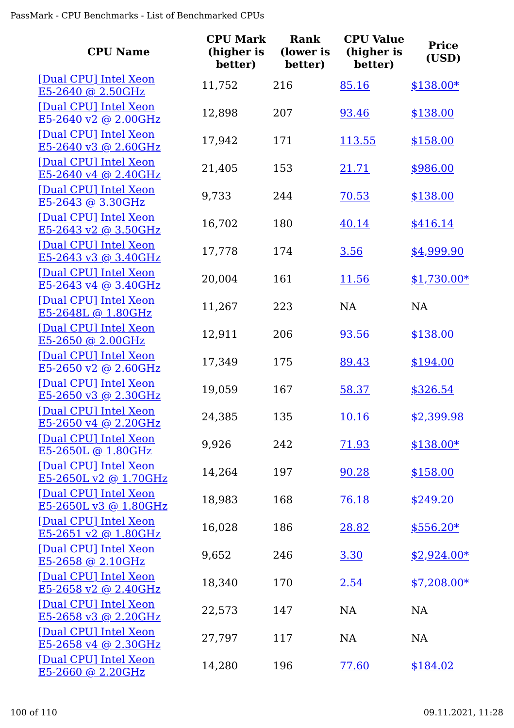| CPU Name | CPU Mark (higher is better) | Rank (lower is better) | CPU Value (higher is better) | Price (USD) |
|---|---|---|---|---|
| [Dual CPU] Intel Xeon E5-2640 @ 2.50GHz | 11,752 | 216 | 85.16 | $138.00* |
| [Dual CPU] Intel Xeon E5-2640 v2 @ 2.00GHz | 12,898 | 207 | 93.46 | $138.00 |
| [Dual CPU] Intel Xeon E5-2640 v3 @ 2.60GHz | 17,942 | 171 | 113.55 | $158.00 |
| [Dual CPU] Intel Xeon E5-2640 v4 @ 2.40GHz | 21,405 | 153 | 21.71 | $986.00 |
| [Dual CPU] Intel Xeon E5-2643 @ 3.30GHz | 9,733 | 244 | 70.53 | $138.00 |
| [Dual CPU] Intel Xeon E5-2643 v2 @ 3.50GHz | 16,702 | 180 | 40.14 | $416.14 |
| [Dual CPU] Intel Xeon E5-2643 v3 @ 3.40GHz | 17,778 | 174 | 3.56 | $4,999.90 |
| [Dual CPU] Intel Xeon E5-2643 v4 @ 3.40GHz | 20,004 | 161 | 11.56 | $1,730.00* |
| [Dual CPU] Intel Xeon E5-2648L @ 1.80GHz | 11,267 | 223 | NA | NA |
| [Dual CPU] Intel Xeon E5-2650 @ 2.00GHz | 12,911 | 206 | 93.56 | $138.00 |
| [Dual CPU] Intel Xeon E5-2650 v2 @ 2.60GHz | 17,349 | 175 | 89.43 | $194.00 |
| [Dual CPU] Intel Xeon E5-2650 v3 @ 2.30GHz | 19,059 | 167 | 58.37 | $326.54 |
| [Dual CPU] Intel Xeon E5-2650 v4 @ 2.20GHz | 24,385 | 135 | 10.16 | $2,399.98 |
| [Dual CPU] Intel Xeon E5-2650L @ 1.80GHz | 9,926 | 242 | 71.93 | $138.00* |
| [Dual CPU] Intel Xeon E5-2650L v2 @ 1.70GHz | 14,264 | 197 | 90.28 | $158.00 |
| [Dual CPU] Intel Xeon E5-2650L v3 @ 1.80GHz | 18,983 | 168 | 76.18 | $249.20 |
| [Dual CPU] Intel Xeon E5-2651 v2 @ 1.80GHz | 16,028 | 186 | 28.82 | $556.20* |
| [Dual CPU] Intel Xeon E5-2658 @ 2.10GHz | 9,652 | 246 | 3.30 | $2,924.00* |
| [Dual CPU] Intel Xeon E5-2658 v2 @ 2.40GHz | 18,340 | 170 | 2.54 | $7,208.00* |
| [Dual CPU] Intel Xeon E5-2658 v3 @ 2.20GHz | 22,573 | 147 | NA | NA |
| [Dual CPU] Intel Xeon E5-2658 v4 @ 2.30GHz | 27,797 | 117 | NA | NA |
| [Dual CPU] Intel Xeon E5-2660 @ 2.20GHz | 14,280 | 196 | 77.60 | $184.02 |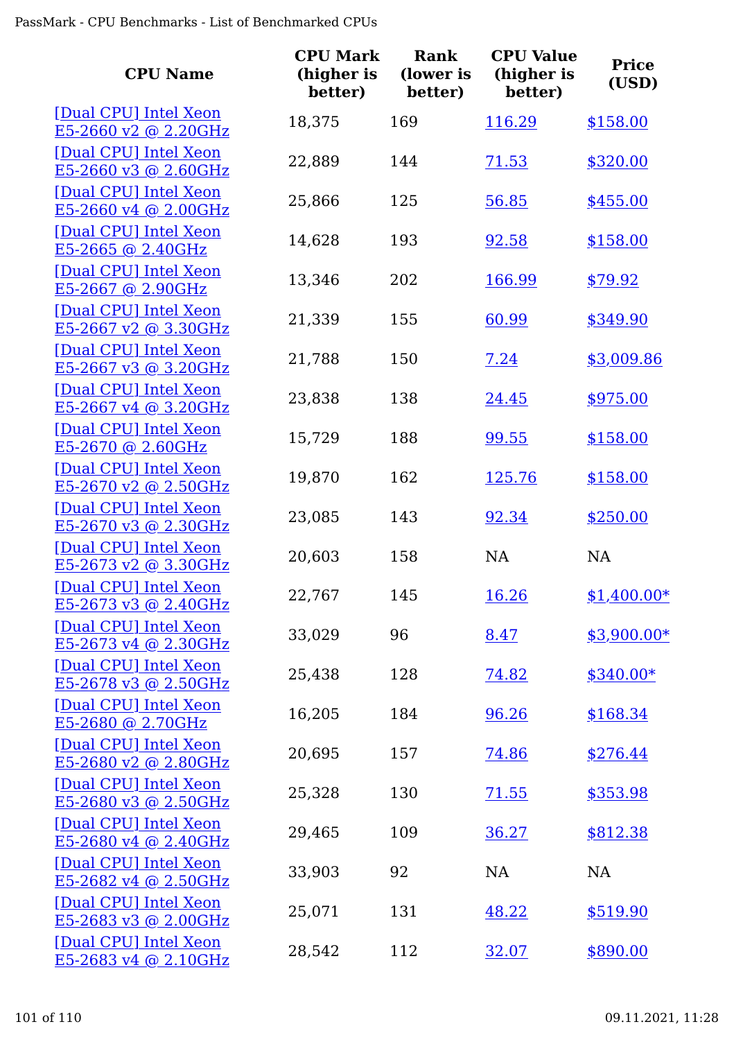| CPU Name | CPU Mark (higher is better) | Rank (lower is better) | CPU Value (higher is better) | Price (USD) |
|---|---|---|---|---|
| [Dual CPU] Intel Xeon E5-2660 v2 @ 2.20GHz | 18,375 | 169 | 116.29 | $158.00 |
| [Dual CPU] Intel Xeon E5-2660 v3 @ 2.60GHz | 22,889 | 144 | 71.53 | $320.00 |
| [Dual CPU] Intel Xeon E5-2660 v4 @ 2.00GHz | 25,866 | 125 | 56.85 | $455.00 |
| [Dual CPU] Intel Xeon E5-2665 @ 2.40GHz | 14,628 | 193 | 92.58 | $158.00 |
| [Dual CPU] Intel Xeon E5-2667 @ 2.90GHz | 13,346 | 202 | 166.99 | $79.92 |
| [Dual CPU] Intel Xeon E5-2667 v2 @ 3.30GHz | 21,339 | 155 | 60.99 | $349.90 |
| [Dual CPU] Intel Xeon E5-2667 v3 @ 3.20GHz | 21,788 | 150 | 7.24 | $3,009.86 |
| [Dual CPU] Intel Xeon E5-2667 v4 @ 3.20GHz | 23,838 | 138 | 24.45 | $975.00 |
| [Dual CPU] Intel Xeon E5-2670 @ 2.60GHz | 15,729 | 188 | 99.55 | $158.00 |
| [Dual CPU] Intel Xeon E5-2670 v2 @ 2.50GHz | 19,870 | 162 | 125.76 | $158.00 |
| [Dual CPU] Intel Xeon E5-2670 v3 @ 2.30GHz | 23,085 | 143 | 92.34 | $250.00 |
| [Dual CPU] Intel Xeon E5-2673 v2 @ 3.30GHz | 20,603 | 158 | NA | NA |
| [Dual CPU] Intel Xeon E5-2673 v3 @ 2.40GHz | 22,767 | 145 | 16.26 | $1,400.00* |
| [Dual CPU] Intel Xeon E5-2673 v4 @ 2.30GHz | 33,029 | 96 | 8.47 | $3,900.00* |
| [Dual CPU] Intel Xeon E5-2678 v3 @ 2.50GHz | 25,438 | 128 | 74.82 | $340.00* |
| [Dual CPU] Intel Xeon E5-2680 @ 2.70GHz | 16,205 | 184 | 96.26 | $168.34 |
| [Dual CPU] Intel Xeon E5-2680 v2 @ 2.80GHz | 20,695 | 157 | 74.86 | $276.44 |
| [Dual CPU] Intel Xeon E5-2680 v3 @ 2.50GHz | 25,328 | 130 | 71.55 | $353.98 |
| [Dual CPU] Intel Xeon E5-2680 v4 @ 2.40GHz | 29,465 | 109 | 36.27 | $812.38 |
| [Dual CPU] Intel Xeon E5-2682 v4 @ 2.50GHz | 33,903 | 92 | NA | NA |
| [Dual CPU] Intel Xeon E5-2683 v3 @ 2.00GHz | 25,071 | 131 | 48.22 | $519.90 |
| [Dual CPU] Intel Xeon E5-2683 v4 @ 2.10GHz | 28,542 | 112 | 32.07 | $890.00 |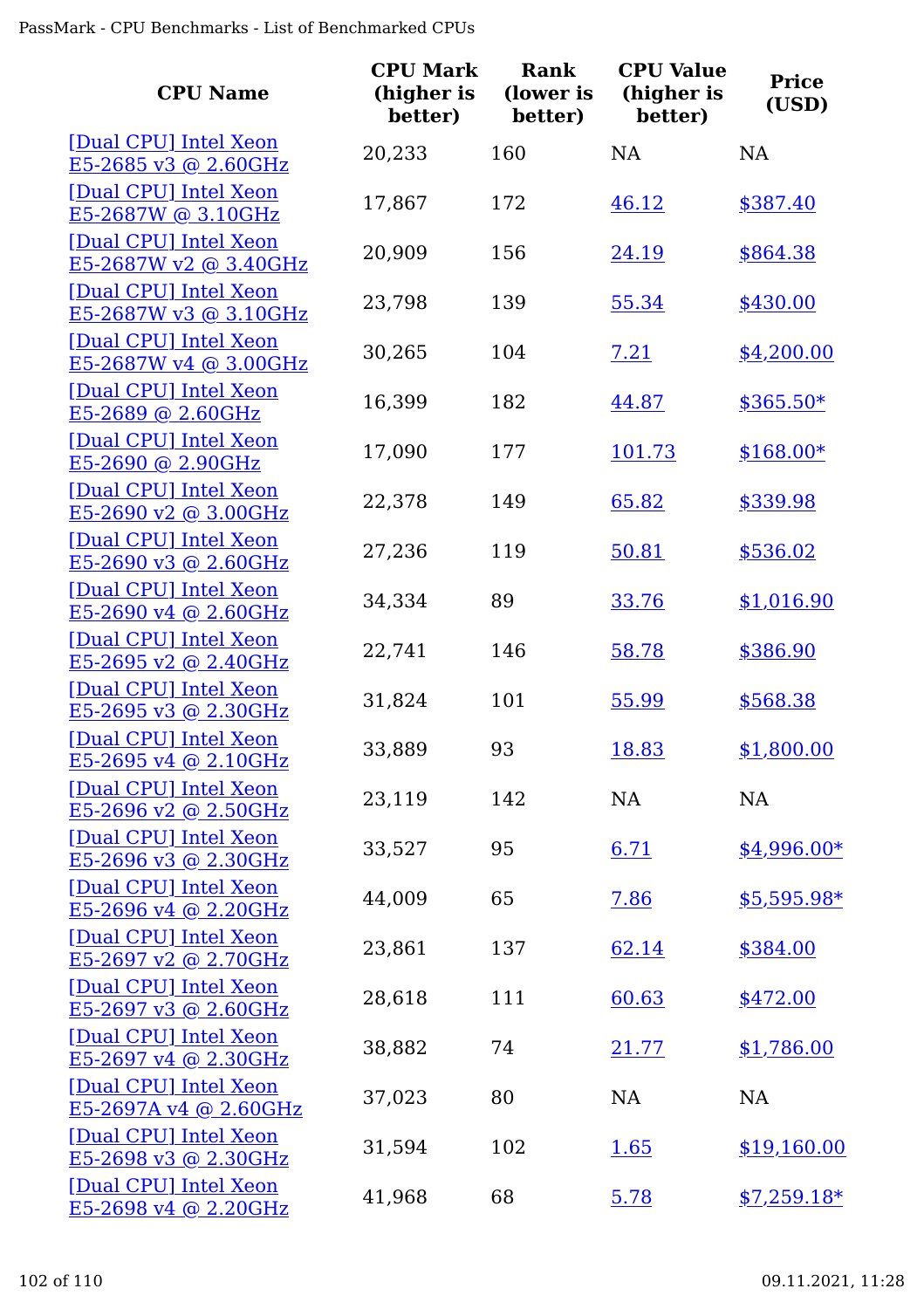| CPU Name | CPU Mark (higher is better) | Rank (lower is better) | CPU Value (higher is better) | Price (USD) |
|---|---|---|---|---|
| [Dual CPU] Intel Xeon E5-2685 v3 @ 2.60GHz | 20,233 | 160 | NA | NA |
| [Dual CPU] Intel Xeon E5-2687W @ 3.10GHz | 17,867 | 172 | 46.12 | $387.40 |
| [Dual CPU] Intel Xeon E5-2687W v2 @ 3.40GHz | 20,909 | 156 | 24.19 | $864.38 |
| [Dual CPU] Intel Xeon E5-2687W v3 @ 3.10GHz | 23,798 | 139 | 55.34 | $430.00 |
| [Dual CPU] Intel Xeon E5-2687W v4 @ 3.00GHz | 30,265 | 104 | 7.21 | $4,200.00 |
| [Dual CPU] Intel Xeon E5-2689 @ 2.60GHz | 16,399 | 182 | 44.87 | $365.50* |
| [Dual CPU] Intel Xeon E5-2690 @ 2.90GHz | 17,090 | 177 | 101.73 | $168.00* |
| [Dual CPU] Intel Xeon E5-2690 v2 @ 3.00GHz | 22,378 | 149 | 65.82 | $339.98 |
| [Dual CPU] Intel Xeon E5-2690 v3 @ 2.60GHz | 27,236 | 119 | 50.81 | $536.02 |
| [Dual CPU] Intel Xeon E5-2690 v4 @ 2.60GHz | 34,334 | 89 | 33.76 | $1,016.90 |
| [Dual CPU] Intel Xeon E5-2695 v2 @ 2.40GHz | 22,741 | 146 | 58.78 | $386.90 |
| [Dual CPU] Intel Xeon E5-2695 v3 @ 2.30GHz | 31,824 | 101 | 55.99 | $568.38 |
| [Dual CPU] Intel Xeon E5-2695 v4 @ 2.10GHz | 33,889 | 93 | 18.83 | $1,800.00 |
| [Dual CPU] Intel Xeon E5-2696 v2 @ 2.50GHz | 23,119 | 142 | NA | NA |
| [Dual CPU] Intel Xeon E5-2696 v3 @ 2.30GHz | 33,527 | 95 | 6.71 | $4,996.00* |
| [Dual CPU] Intel Xeon E5-2696 v4 @ 2.20GHz | 44,009 | 65 | 7.86 | $5,595.98* |
| [Dual CPU] Intel Xeon E5-2697 v2 @ 2.70GHz | 23,861 | 137 | 62.14 | $384.00 |
| [Dual CPU] Intel Xeon E5-2697 v3 @ 2.60GHz | 28,618 | 111 | 60.63 | $472.00 |
| [Dual CPU] Intel Xeon E5-2697 v4 @ 2.30GHz | 38,882 | 74 | 21.77 | $1,786.00 |
| [Dual CPU] Intel Xeon E5-2697A v4 @ 2.60GHz | 37,023 | 80 | NA | NA |
| [Dual CPU] Intel Xeon E5-2698 v3 @ 2.30GHz | 31,594 | 102 | 1.65 | $19,160.00 |
| [Dual CPU] Intel Xeon E5-2698 v4 @ 2.20GHz | 41,968 | 68 | 5.78 | $7,259.18* |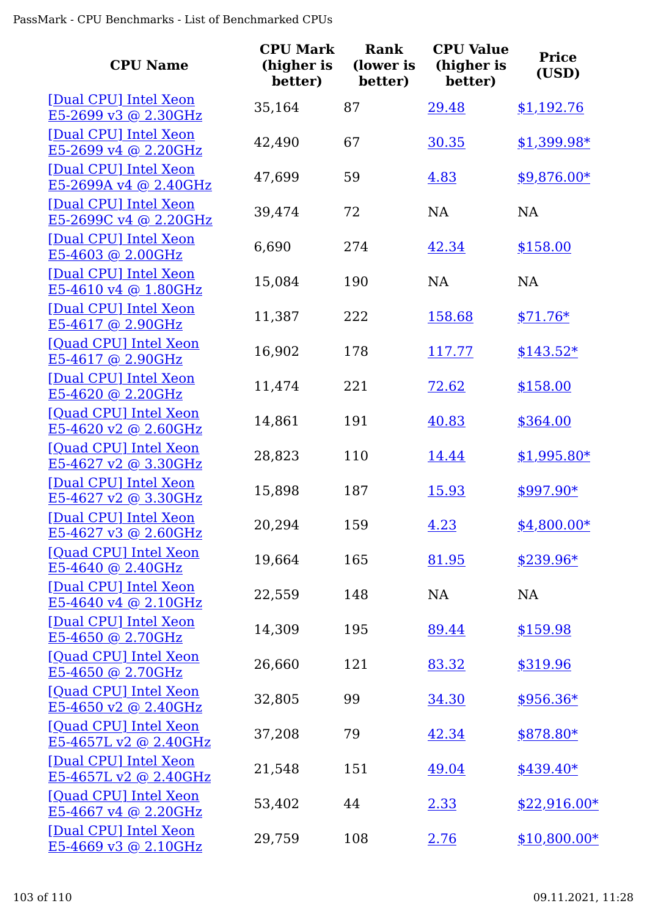| CPU Name | CPU Mark (higher is better) | Rank (lower is better) | CPU Value (higher is better) | Price (USD) |
|---|---|---|---|---|
| [Dual CPU] Intel Xeon E5-2699 v3 @ 2.30GHz | 35,164 | 87 | 29.48 | $1,192.76 |
| [Dual CPU] Intel Xeon E5-2699 v4 @ 2.20GHz | 42,490 | 67 | 30.35 | $1,399.98* |
| [Dual CPU] Intel Xeon E5-2699A v4 @ 2.40GHz | 47,699 | 59 | 4.83 | $9,876.00* |
| [Dual CPU] Intel Xeon E5-2699C v4 @ 2.20GHz | 39,474 | 72 | NA | NA |
| [Dual CPU] Intel Xeon E5-4603 @ 2.00GHz | 6,690 | 274 | 42.34 | $158.00 |
| [Dual CPU] Intel Xeon E5-4610 v4 @ 1.80GHz | 15,084 | 190 | NA | NA |
| [Dual CPU] Intel Xeon E5-4617 @ 2.90GHz | 11,387 | 222 | 158.68 | $71.76* |
| [Quad CPU] Intel Xeon E5-4617 @ 2.90GHz | 16,902 | 178 | 117.77 | $143.52* |
| [Dual CPU] Intel Xeon E5-4620 @ 2.20GHz | 11,474 | 221 | 72.62 | $158.00 |
| [Quad CPU] Intel Xeon E5-4620 v2 @ 2.60GHz | 14,861 | 191 | 40.83 | $364.00 |
| [Quad CPU] Intel Xeon E5-4627 v2 @ 3.30GHz | 28,823 | 110 | 14.44 | $1,995.80* |
| [Dual CPU] Intel Xeon E5-4627 v2 @ 3.30GHz | 15,898 | 187 | 15.93 | $997.90* |
| [Dual CPU] Intel Xeon E5-4627 v3 @ 2.60GHz | 20,294 | 159 | 4.23 | $4,800.00* |
| [Quad CPU] Intel Xeon E5-4640 @ 2.40GHz | 19,664 | 165 | 81.95 | $239.96* |
| [Dual CPU] Intel Xeon E5-4640 v4 @ 2.10GHz | 22,559 | 148 | NA | NA |
| [Dual CPU] Intel Xeon E5-4650 @ 2.70GHz | 14,309 | 195 | 89.44 | $159.98 |
| [Quad CPU] Intel Xeon E5-4650 @ 2.70GHz | 26,660 | 121 | 83.32 | $319.96 |
| [Quad CPU] Intel Xeon E5-4650 v2 @ 2.40GHz | 32,805 | 99 | 34.30 | $956.36* |
| [Quad CPU] Intel Xeon E5-4657L v2 @ 2.40GHz | 37,208 | 79 | 42.34 | $878.80* |
| [Dual CPU] Intel Xeon E5-4657L v2 @ 2.40GHz | 21,548 | 151 | 49.04 | $439.40* |
| [Quad CPU] Intel Xeon E5-4667 v4 @ 2.20GHz | 53,402 | 44 | 2.33 | $22,916.00* |
| [Dual CPU] Intel Xeon E5-4669 v3 @ 2.10GHz | 29,759 | 108 | 2.76 | $10,800.00* |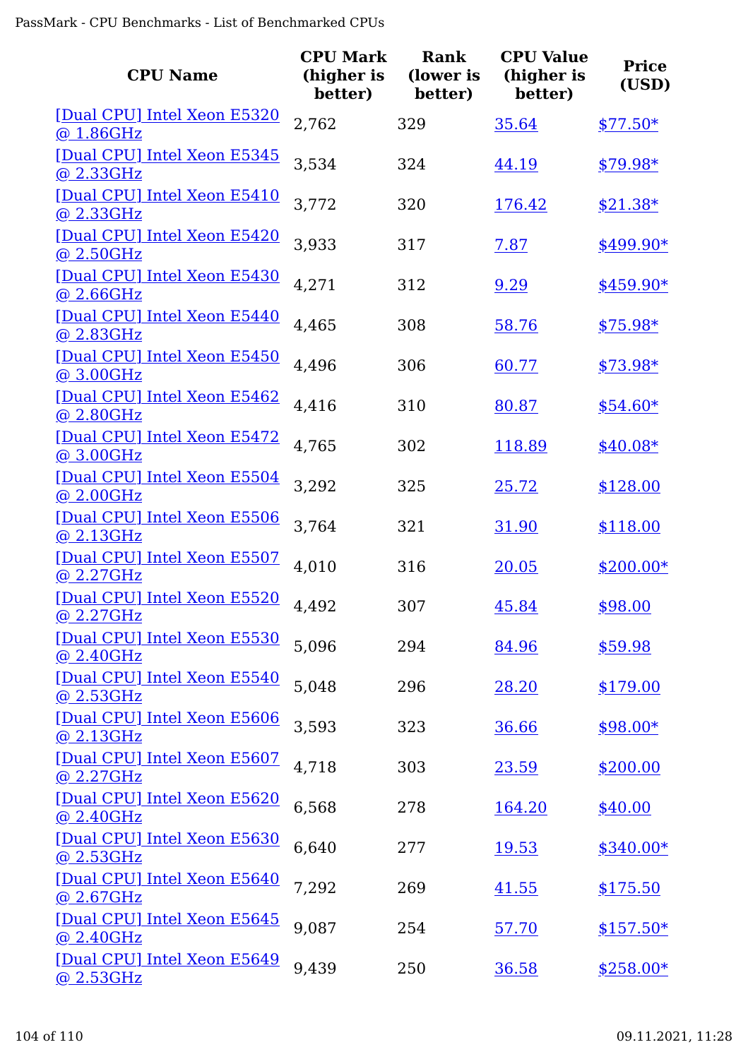| CPU Name | CPU Mark (higher is better) | Rank (lower is better) | CPU Value (higher is better) | Price (USD) |
|---|---|---|---|---|
| [Dual CPU] Intel Xeon E5320 @ 1.86GHz | 2,762 | 329 | 35.64 | $77.50* |
| [Dual CPU] Intel Xeon E5345 @ 2.33GHz | 3,534 | 324 | 44.19 | $79.98* |
| [Dual CPU] Intel Xeon E5410 @ 2.33GHz | 3,772 | 320 | 176.42 | $21.38* |
| [Dual CPU] Intel Xeon E5420 @ 2.50GHz | 3,933 | 317 | 7.87 | $499.90* |
| [Dual CPU] Intel Xeon E5430 @ 2.66GHz | 4,271 | 312 | 9.29 | $459.90* |
| [Dual CPU] Intel Xeon E5440 @ 2.83GHz | 4,465 | 308 | 58.76 | $75.98* |
| [Dual CPU] Intel Xeon E5450 @ 3.00GHz | 4,496 | 306 | 60.77 | $73.98* |
| [Dual CPU] Intel Xeon E5462 @ 2.80GHz | 4,416 | 310 | 80.87 | $54.60* |
| [Dual CPU] Intel Xeon E5472 @ 3.00GHz | 4,765 | 302 | 118.89 | $40.08* |
| [Dual CPU] Intel Xeon E5504 @ 2.00GHz | 3,292 | 325 | 25.72 | $128.00 |
| [Dual CPU] Intel Xeon E5506 @ 2.13GHz | 3,764 | 321 | 31.90 | $118.00 |
| [Dual CPU] Intel Xeon E5507 @ 2.27GHz | 4,010 | 316 | 20.05 | $200.00* |
| [Dual CPU] Intel Xeon E5520 @ 2.27GHz | 4,492 | 307 | 45.84 | $98.00 |
| [Dual CPU] Intel Xeon E5530 @ 2.40GHz | 5,096 | 294 | 84.96 | $59.98 |
| [Dual CPU] Intel Xeon E5540 @ 2.53GHz | 5,048 | 296 | 28.20 | $179.00 |
| [Dual CPU] Intel Xeon E5606 @ 2.13GHz | 3,593 | 323 | 36.66 | $98.00* |
| [Dual CPU] Intel Xeon E5607 @ 2.27GHz | 4,718 | 303 | 23.59 | $200.00 |
| [Dual CPU] Intel Xeon E5620 @ 2.40GHz | 6,568 | 278 | 164.20 | $40.00 |
| [Dual CPU] Intel Xeon E5630 @ 2.53GHz | 6,640 | 277 | 19.53 | $340.00* |
| [Dual CPU] Intel Xeon E5640 @ 2.67GHz | 7,292 | 269 | 41.55 | $175.50 |
| [Dual CPU] Intel Xeon E5645 @ 2.40GHz | 9,087 | 254 | 57.70 | $157.50* |
| [Dual CPU] Intel Xeon E5649 @ 2.53GHz | 9,439 | 250 | 36.58 | $258.00* |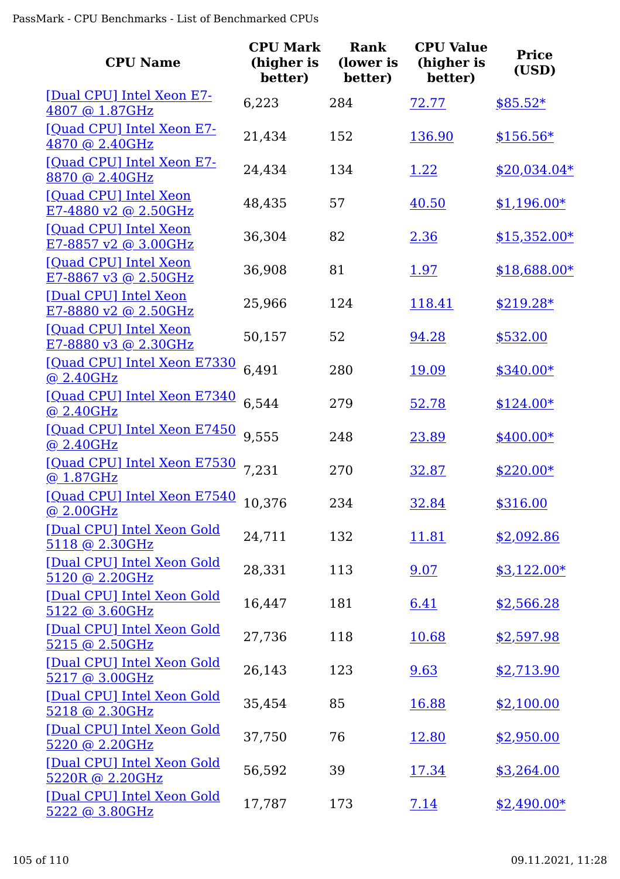| CPU Name | CPU Mark (higher is better) | Rank (lower is better) | CPU Value (higher is better) | Price (USD) |
|---|---|---|---|---|
| [Dual CPU] Intel Xeon E7-4807 @ 1.87GHz | 6,223 | 284 | 72.77 | $85.52* |
| [Quad CPU] Intel Xeon E7-4870 @ 2.40GHz | 21,434 | 152 | 136.90 | $156.56* |
| [Quad CPU] Intel Xeon E7-8870 @ 2.40GHz | 24,434 | 134 | 1.22 | $20,034.04* |
| [Quad CPU] Intel Xeon E7-4880 v2 @ 2.50GHz | 48,435 | 57 | 40.50 | $1,196.00* |
| [Quad CPU] Intel Xeon E7-8857 v2 @ 3.00GHz | 36,304 | 82 | 2.36 | $15,352.00* |
| [Quad CPU] Intel Xeon E7-8867 v3 @ 2.50GHz | 36,908 | 81 | 1.97 | $18,688.00* |
| [Dual CPU] Intel Xeon E7-8880 v2 @ 2.50GHz | 25,966 | 124 | 118.41 | $219.28* |
| [Quad CPU] Intel Xeon E7-8880 v3 @ 2.30GHz | 50,157 | 52 | 94.28 | $532.00 |
| [Quad CPU] Intel Xeon E7330 @ 2.40GHz | 6,491 | 280 | 19.09 | $340.00* |
| [Quad CPU] Intel Xeon E7340 @ 2.40GHz | 6,544 | 279 | 52.78 | $124.00* |
| [Quad CPU] Intel Xeon E7450 @ 2.40GHz | 9,555 | 248 | 23.89 | $400.00* |
| [Quad CPU] Intel Xeon E7530 @ 1.87GHz | 7,231 | 270 | 32.87 | $220.00* |
| [Quad CPU] Intel Xeon E7540 @ 2.00GHz | 10,376 | 234 | 32.84 | $316.00 |
| [Dual CPU] Intel Xeon Gold 5118 @ 2.30GHz | 24,711 | 132 | 11.81 | $2,092.86 |
| [Dual CPU] Intel Xeon Gold 5120 @ 2.20GHz | 28,331 | 113 | 9.07 | $3,122.00* |
| [Dual CPU] Intel Xeon Gold 5122 @ 3.60GHz | 16,447 | 181 | 6.41 | $2,566.28 |
| [Dual CPU] Intel Xeon Gold 5215 @ 2.50GHz | 27,736 | 118 | 10.68 | $2,597.98 |
| [Dual CPU] Intel Xeon Gold 5217 @ 3.00GHz | 26,143 | 123 | 9.63 | $2,713.90 |
| [Dual CPU] Intel Xeon Gold 5218 @ 2.30GHz | 35,454 | 85 | 16.88 | $2,100.00 |
| [Dual CPU] Intel Xeon Gold 5220 @ 2.20GHz | 37,750 | 76 | 12.80 | $2,950.00 |
| [Dual CPU] Intel Xeon Gold 5220R @ 2.20GHz | 56,592 | 39 | 17.34 | $3,264.00 |
| [Dual CPU] Intel Xeon Gold 5222 @ 3.80GHz | 17,787 | 173 | 7.14 | $2,490.00* |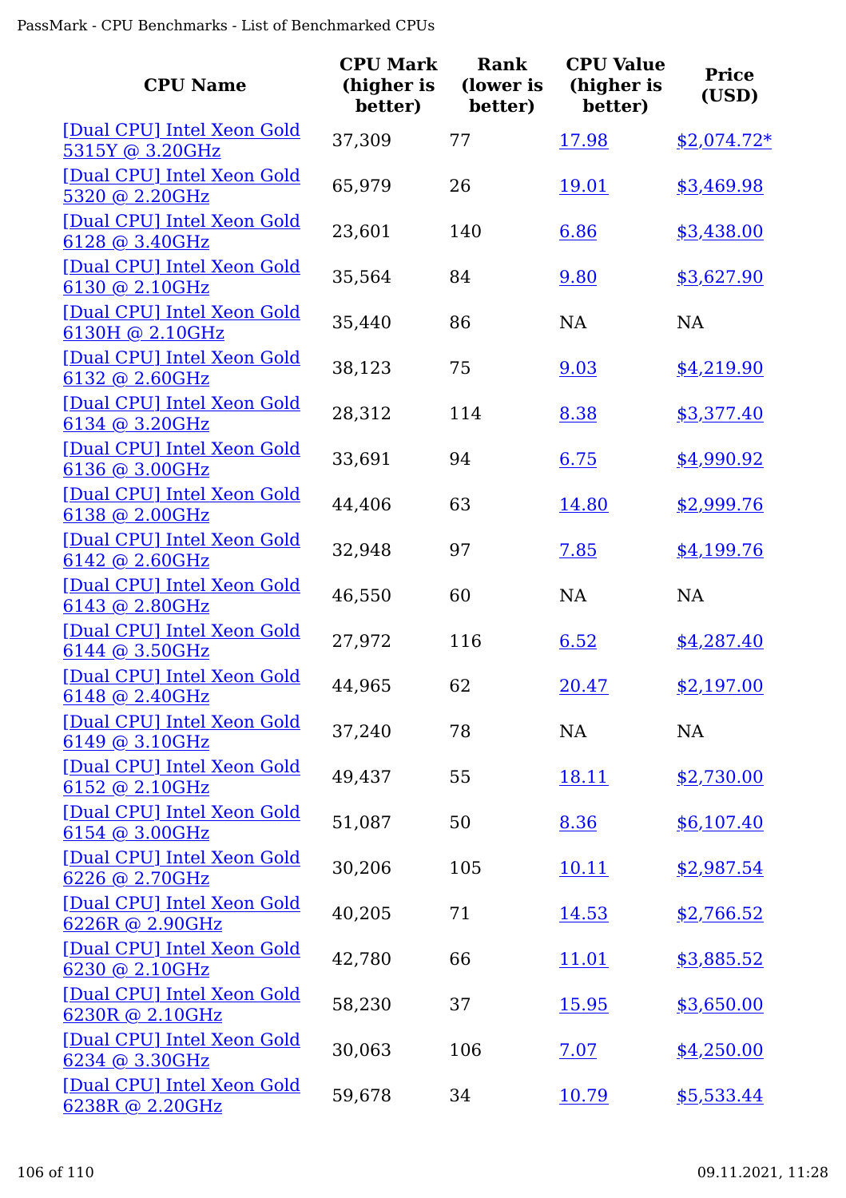| CPU Name | CPU Mark (higher is better) | Rank (lower is better) | CPU Value (higher is better) | Price (USD) |
|---|---|---|---|---|
| [Dual CPU] Intel Xeon Gold 5315Y @ 3.20GHz | 37,309 | 77 | 17.98 | $2,074.72* |
| [Dual CPU] Intel Xeon Gold 5320 @ 2.20GHz | 65,979 | 26 | 19.01 | $3,469.98 |
| [Dual CPU] Intel Xeon Gold 6128 @ 3.40GHz | 23,601 | 140 | 6.86 | $3,438.00 |
| [Dual CPU] Intel Xeon Gold 6130 @ 2.10GHz | 35,564 | 84 | 9.80 | $3,627.90 |
| [Dual CPU] Intel Xeon Gold 6130H @ 2.10GHz | 35,440 | 86 | NA | NA |
| [Dual CPU] Intel Xeon Gold 6132 @ 2.60GHz | 38,123 | 75 | 9.03 | $4,219.90 |
| [Dual CPU] Intel Xeon Gold 6134 @ 3.20GHz | 28,312 | 114 | 8.38 | $3,377.40 |
| [Dual CPU] Intel Xeon Gold 6136 @ 3.00GHz | 33,691 | 94 | 6.75 | $4,990.92 |
| [Dual CPU] Intel Xeon Gold 6138 @ 2.00GHz | 44,406 | 63 | 14.80 | $2,999.76 |
| [Dual CPU] Intel Xeon Gold 6142 @ 2.60GHz | 32,948 | 97 | 7.85 | $4,199.76 |
| [Dual CPU] Intel Xeon Gold 6143 @ 2.80GHz | 46,550 | 60 | NA | NA |
| [Dual CPU] Intel Xeon Gold 6144 @ 3.50GHz | 27,972 | 116 | 6.52 | $4,287.40 |
| [Dual CPU] Intel Xeon Gold 6148 @ 2.40GHz | 44,965 | 62 | 20.47 | $2,197.00 |
| [Dual CPU] Intel Xeon Gold 6149 @ 3.10GHz | 37,240 | 78 | NA | NA |
| [Dual CPU] Intel Xeon Gold 6152 @ 2.10GHz | 49,437 | 55 | 18.11 | $2,730.00 |
| [Dual CPU] Intel Xeon Gold 6154 @ 3.00GHz | 51,087 | 50 | 8.36 | $6,107.40 |
| [Dual CPU] Intel Xeon Gold 6226 @ 2.70GHz | 30,206 | 105 | 10.11 | $2,987.54 |
| [Dual CPU] Intel Xeon Gold 6226R @ 2.90GHz | 40,205 | 71 | 14.53 | $2,766.52 |
| [Dual CPU] Intel Xeon Gold 6230 @ 2.10GHz | 42,780 | 66 | 11.01 | $3,885.52 |
| [Dual CPU] Intel Xeon Gold 6230R @ 2.10GHz | 58,230 | 37 | 15.95 | $3,650.00 |
| [Dual CPU] Intel Xeon Gold 6234 @ 3.30GHz | 30,063 | 106 | 7.07 | $4,250.00 |
| [Dual CPU] Intel Xeon Gold 6238R @ 2.20GHz | 59,678 | 34 | 10.79 | $5,533.44 |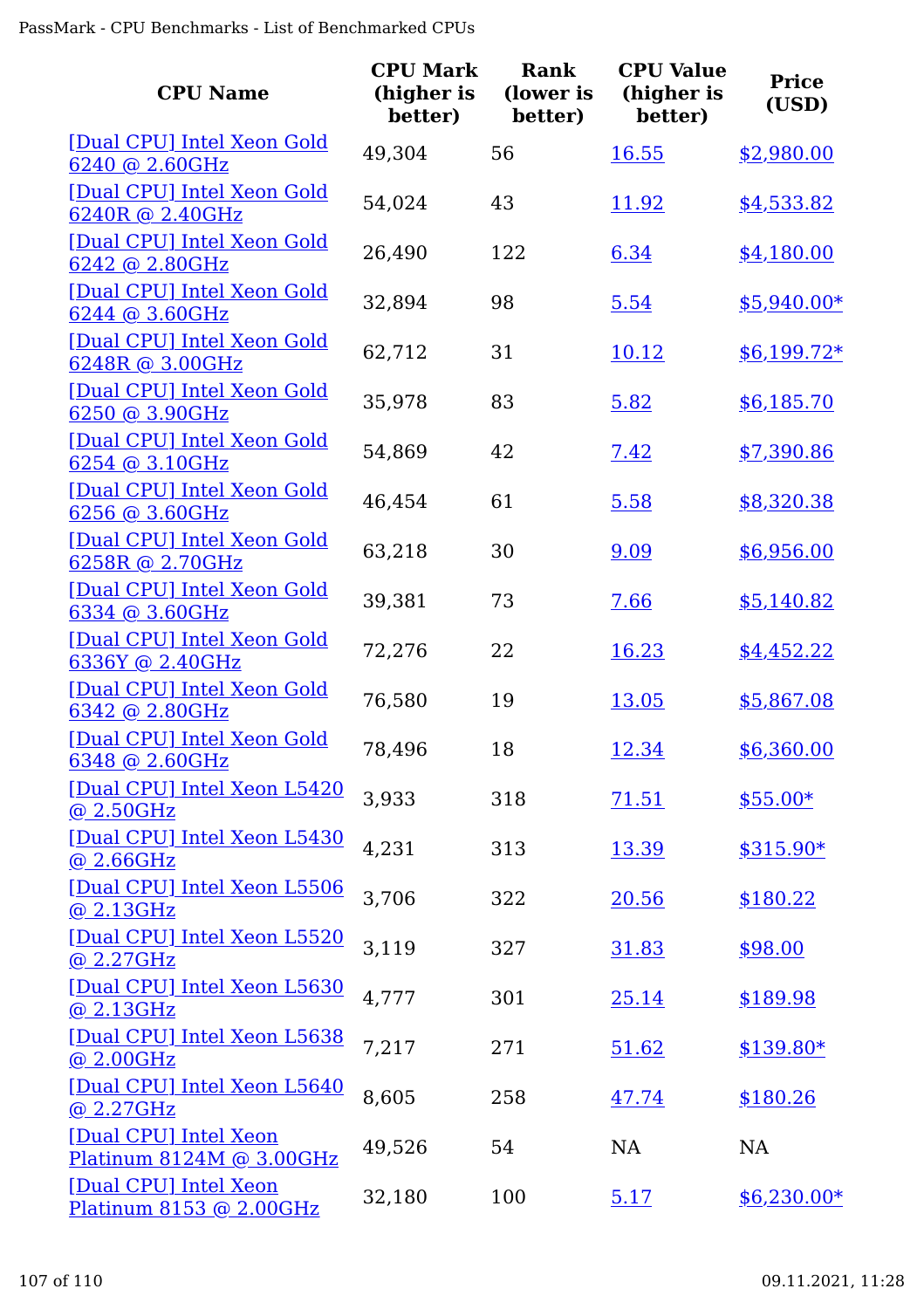| CPU Name | CPU Mark (higher is better) | Rank (lower is better) | CPU Value (higher is better) | Price (USD) |
|---|---|---|---|---|
| [Dual CPU] Intel Xeon Gold 6240 @ 2.60GHz | 49,304 | 56 | 16.55 | $2,980.00 |
| [Dual CPU] Intel Xeon Gold 6240R @ 2.40GHz | 54,024 | 43 | 11.92 | $4,533.82 |
| [Dual CPU] Intel Xeon Gold 6242 @ 2.80GHz | 26,490 | 122 | 6.34 | $4,180.00 |
| [Dual CPU] Intel Xeon Gold 6244 @ 3.60GHz | 32,894 | 98 | 5.54 | $5,940.00* |
| [Dual CPU] Intel Xeon Gold 6248R @ 3.00GHz | 62,712 | 31 | 10.12 | $6,199.72* |
| [Dual CPU] Intel Xeon Gold 6250 @ 3.90GHz | 35,978 | 83 | 5.82 | $6,185.70 |
| [Dual CPU] Intel Xeon Gold 6254 @ 3.10GHz | 54,869 | 42 | 7.42 | $7,390.86 |
| [Dual CPU] Intel Xeon Gold 6256 @ 3.60GHz | 46,454 | 61 | 5.58 | $8,320.38 |
| [Dual CPU] Intel Xeon Gold 6258R @ 2.70GHz | 63,218 | 30 | 9.09 | $6,956.00 |
| [Dual CPU] Intel Xeon Gold 6334 @ 3.60GHz | 39,381 | 73 | 7.66 | $5,140.82 |
| [Dual CPU] Intel Xeon Gold 6336Y @ 2.40GHz | 72,276 | 22 | 16.23 | $4,452.22 |
| [Dual CPU] Intel Xeon Gold 6342 @ 2.80GHz | 76,580 | 19 | 13.05 | $5,867.08 |
| [Dual CPU] Intel Xeon Gold 6348 @ 2.60GHz | 78,496 | 18 | 12.34 | $6,360.00 |
| [Dual CPU] Intel Xeon L5420 @ 2.50GHz | 3,933 | 318 | 71.51 | $55.00* |
| [Dual CPU] Intel Xeon L5430 @ 2.66GHz | 4,231 | 313 | 13.39 | $315.90* |
| [Dual CPU] Intel Xeon L5506 @ 2.13GHz | 3,706 | 322 | 20.56 | $180.22 |
| [Dual CPU] Intel Xeon L5520 @ 2.27GHz | 3,119 | 327 | 31.83 | $98.00 |
| [Dual CPU] Intel Xeon L5630 @ 2.13GHz | 4,777 | 301 | 25.14 | $189.98 |
| [Dual CPU] Intel Xeon L5638 @ 2.00GHz | 7,217 | 271 | 51.62 | $139.80* |
| [Dual CPU] Intel Xeon L5640 @ 2.27GHz | 8,605 | 258 | 47.74 | $180.26 |
| [Dual CPU] Intel Xeon Platinum 8124M @ 3.00GHz | 49,526 | 54 | NA | NA |
| [Dual CPU] Intel Xeon Platinum 8153 @ 2.00GHz | 32,180 | 100 | 5.17 | $6,230.00* |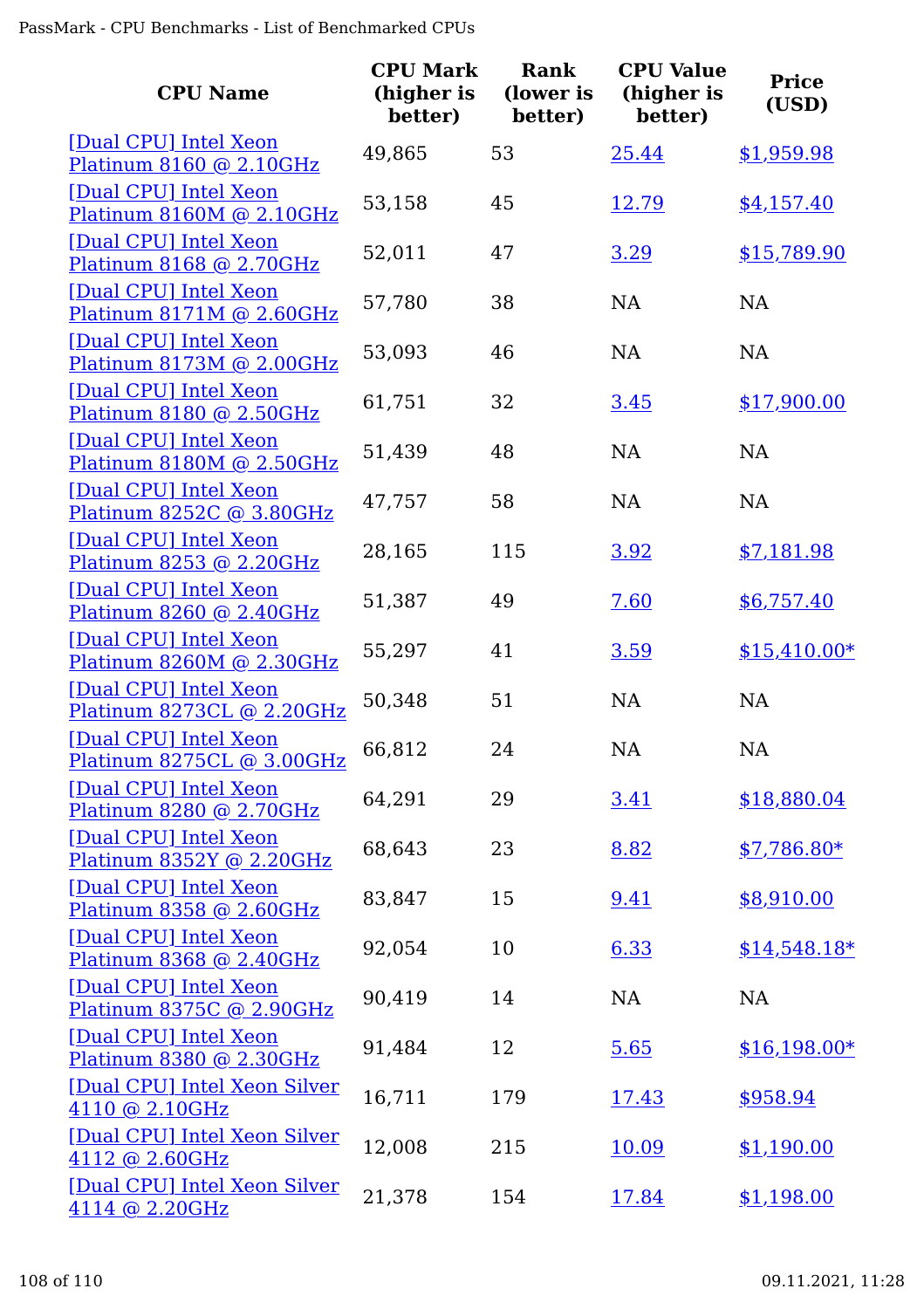| CPU Name | CPU Mark (higher is better) | Rank (lower is better) | CPU Value (higher is better) | Price (USD) |
|---|---|---|---|---|
| [Dual CPU] Intel Xeon Platinum 8160 @ 2.10GHz | 49,865 | 53 | 25.44 | $1,959.98 |
| [Dual CPU] Intel Xeon Platinum 8160M @ 2.10GHz | 53,158 | 45 | 12.79 | $4,157.40 |
| [Dual CPU] Intel Xeon Platinum 8168 @ 2.70GHz | 52,011 | 47 | 3.29 | $15,789.90 |
| [Dual CPU] Intel Xeon Platinum 8171M @ 2.60GHz | 57,780 | 38 | NA | NA |
| [Dual CPU] Intel Xeon Platinum 8173M @ 2.00GHz | 53,093 | 46 | NA | NA |
| [Dual CPU] Intel Xeon Platinum 8180 @ 2.50GHz | 61,751 | 32 | 3.45 | $17,900.00 |
| [Dual CPU] Intel Xeon Platinum 8180M @ 2.50GHz | 51,439 | 48 | NA | NA |
| [Dual CPU] Intel Xeon Platinum 8252C @ 3.80GHz | 47,757 | 58 | NA | NA |
| [Dual CPU] Intel Xeon Platinum 8253 @ 2.20GHz | 28,165 | 115 | 3.92 | $7,181.98 |
| [Dual CPU] Intel Xeon Platinum 8260 @ 2.40GHz | 51,387 | 49 | 7.60 | $6,757.40 |
| [Dual CPU] Intel Xeon Platinum 8260M @ 2.30GHz | 55,297 | 41 | 3.59 | $15,410.00* |
| [Dual CPU] Intel Xeon Platinum 8273CL @ 2.20GHz | 50,348 | 51 | NA | NA |
| [Dual CPU] Intel Xeon Platinum 8275CL @ 3.00GHz | 66,812 | 24 | NA | NA |
| [Dual CPU] Intel Xeon Platinum 8280 @ 2.70GHz | 64,291 | 29 | 3.41 | $18,880.04 |
| [Dual CPU] Intel Xeon Platinum 8352Y @ 2.20GHz | 68,643 | 23 | 8.82 | $7,786.80* |
| [Dual CPU] Intel Xeon Platinum 8358 @ 2.60GHz | 83,847 | 15 | 9.41 | $8,910.00 |
| [Dual CPU] Intel Xeon Platinum 8368 @ 2.40GHz | 92,054 | 10 | 6.33 | $14,548.18* |
| [Dual CPU] Intel Xeon Platinum 8375C @ 2.90GHz | 90,419 | 14 | NA | NA |
| [Dual CPU] Intel Xeon Platinum 8380 @ 2.30GHz | 91,484 | 12 | 5.65 | $16,198.00* |
| [Dual CPU] Intel Xeon Silver 4110 @ 2.10GHz | 16,711 | 179 | 17.43 | $958.94 |
| [Dual CPU] Intel Xeon Silver 4112 @ 2.60GHz | 12,008 | 215 | 10.09 | $1,190.00 |
| [Dual CPU] Intel Xeon Silver 4114 @ 2.20GHz | 21,378 | 154 | 17.84 | $1,198.00 |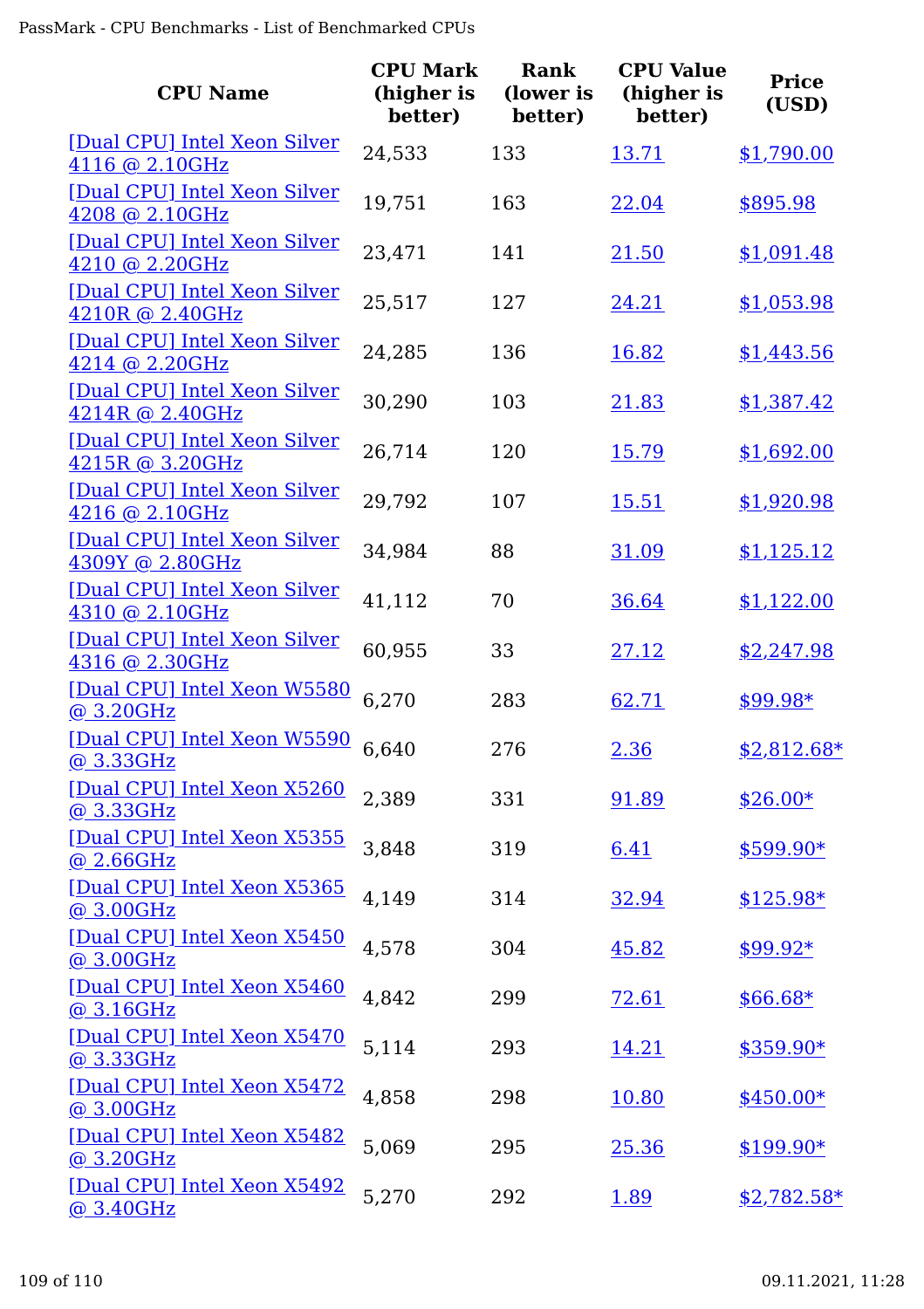| CPU Name | CPU Mark (higher is better) | Rank (lower is better) | CPU Value (higher is better) | Price (USD) |
|---|---|---|---|---|
| [Dual CPU] Intel Xeon Silver 4116 @ 2.10GHz | 24,533 | 133 | 13.71 | $1,790.00 |
| [Dual CPU] Intel Xeon Silver 4208 @ 2.10GHz | 19,751 | 163 | 22.04 | $895.98 |
| [Dual CPU] Intel Xeon Silver 4210 @ 2.20GHz | 23,471 | 141 | 21.50 | $1,091.48 |
| [Dual CPU] Intel Xeon Silver 4210R @ 2.40GHz | 25,517 | 127 | 24.21 | $1,053.98 |
| [Dual CPU] Intel Xeon Silver 4214 @ 2.20GHz | 24,285 | 136 | 16.82 | $1,443.56 |
| [Dual CPU] Intel Xeon Silver 4214R @ 2.40GHz | 30,290 | 103 | 21.83 | $1,387.42 |
| [Dual CPU] Intel Xeon Silver 4215R @ 3.20GHz | 26,714 | 120 | 15.79 | $1,692.00 |
| [Dual CPU] Intel Xeon Silver 4216 @ 2.10GHz | 29,792 | 107 | 15.51 | $1,920.98 |
| [Dual CPU] Intel Xeon Silver 4309Y @ 2.80GHz | 34,984 | 88 | 31.09 | $1,125.12 |
| [Dual CPU] Intel Xeon Silver 4310 @ 2.10GHz | 41,112 | 70 | 36.64 | $1,122.00 |
| [Dual CPU] Intel Xeon Silver 4316 @ 2.30GHz | 60,955 | 33 | 27.12 | $2,247.98 |
| [Dual CPU] Intel Xeon W5580 @ 3.20GHz | 6,270 | 283 | 62.71 | $99.98* |
| [Dual CPU] Intel Xeon W5590 @ 3.33GHz | 6,640 | 276 | 2.36 | $2,812.68* |
| [Dual CPU] Intel Xeon X5260 @ 3.33GHz | 2,389 | 331 | 91.89 | $26.00* |
| [Dual CPU] Intel Xeon X5355 @ 2.66GHz | 3,848 | 319 | 6.41 | $599.90* |
| [Dual CPU] Intel Xeon X5365 @ 3.00GHz | 4,149 | 314 | 32.94 | $125.98* |
| [Dual CPU] Intel Xeon X5450 @ 3.00GHz | 4,578 | 304 | 45.82 | $99.92* |
| [Dual CPU] Intel Xeon X5460 @ 3.16GHz | 4,842 | 299 | 72.61 | $66.68* |
| [Dual CPU] Intel Xeon X5470 @ 3.33GHz | 5,114 | 293 | 14.21 | $359.90* |
| [Dual CPU] Intel Xeon X5472 @ 3.00GHz | 4,858 | 298 | 10.80 | $450.00* |
| [Dual CPU] Intel Xeon X5482 @ 3.20GHz | 5,069 | 295 | 25.36 | $199.90* |
| [Dual CPU] Intel Xeon X5492 @ 3.40GHz | 5,270 | 292 | 1.89 | $2,782.58* |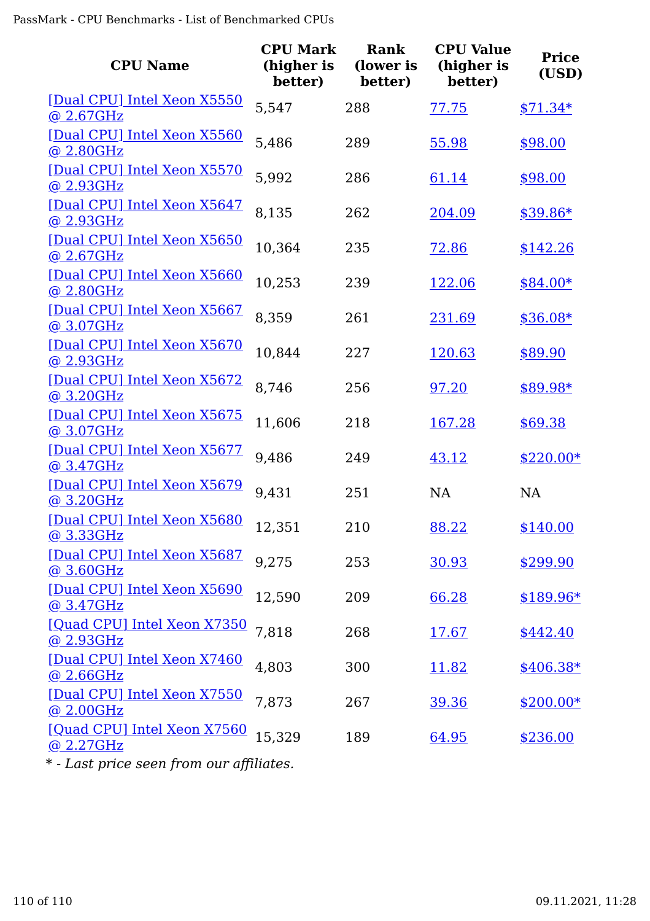| CPU Name | CPU Mark (higher is better) | Rank (lower is better) | CPU Value (higher is better) | Price (USD) |
|---|---|---|---|---|
| [Dual CPU] Intel Xeon X5550 @ 2.67GHz | 5,547 | 288 | 77.75 | $71.34* |
| [Dual CPU] Intel Xeon X5560 @ 2.80GHz | 5,486 | 289 | 55.98 | $98.00 |
| [Dual CPU] Intel Xeon X5570 @ 2.93GHz | 5,992 | 286 | 61.14 | $98.00 |
| [Dual CPU] Intel Xeon X5647 @ 2.93GHz | 8,135 | 262 | 204.09 | $39.86* |
| [Dual CPU] Intel Xeon X5650 @ 2.67GHz | 10,364 | 235 | 72.86 | $142.26 |
| [Dual CPU] Intel Xeon X5660 @ 2.80GHz | 10,253 | 239 | 122.06 | $84.00* |
| [Dual CPU] Intel Xeon X5667 @ 3.07GHz | 8,359 | 261 | 231.69 | $36.08* |
| [Dual CPU] Intel Xeon X5670 @ 2.93GHz | 10,844 | 227 | 120.63 | $89.90 |
| [Dual CPU] Intel Xeon X5672 @ 3.20GHz | 8,746 | 256 | 97.20 | $89.98* |
| [Dual CPU] Intel Xeon X5675 @ 3.07GHz | 11,606 | 218 | 167.28 | $69.38 |
| [Dual CPU] Intel Xeon X5677 @ 3.47GHz | 9,486 | 249 | 43.12 | $220.00* |
| [Dual CPU] Intel Xeon X5679 @ 3.20GHz | 9,431 | 251 | NA | NA |
| [Dual CPU] Intel Xeon X5680 @ 3.33GHz | 12,351 | 210 | 88.22 | $140.00 |
| [Dual CPU] Intel Xeon X5687 @ 3.60GHz | 9,275 | 253 | 30.93 | $299.90 |
| [Dual CPU] Intel Xeon X5690 @ 3.47GHz | 12,590 | 209 | 66.28 | $189.96* |
| [Quad CPU] Intel Xeon X7350 @ 2.93GHz | 7,818 | 268 | 17.67 | $442.40 |
| [Dual CPU] Intel Xeon X7460 @ 2.66GHz | 4,803 | 300 | 11.82 | $406.38* |
| [Dual CPU] Intel Xeon X7550 @ 2.00GHz | 7,873 | 267 | 39.36 | $200.00* |
| [Quad CPU] Intel Xeon X7560 @ 2.27GHz | 15,329 | 189 | 64.95 | $236.00 |

*\* - Last price seen from our affiliates.*